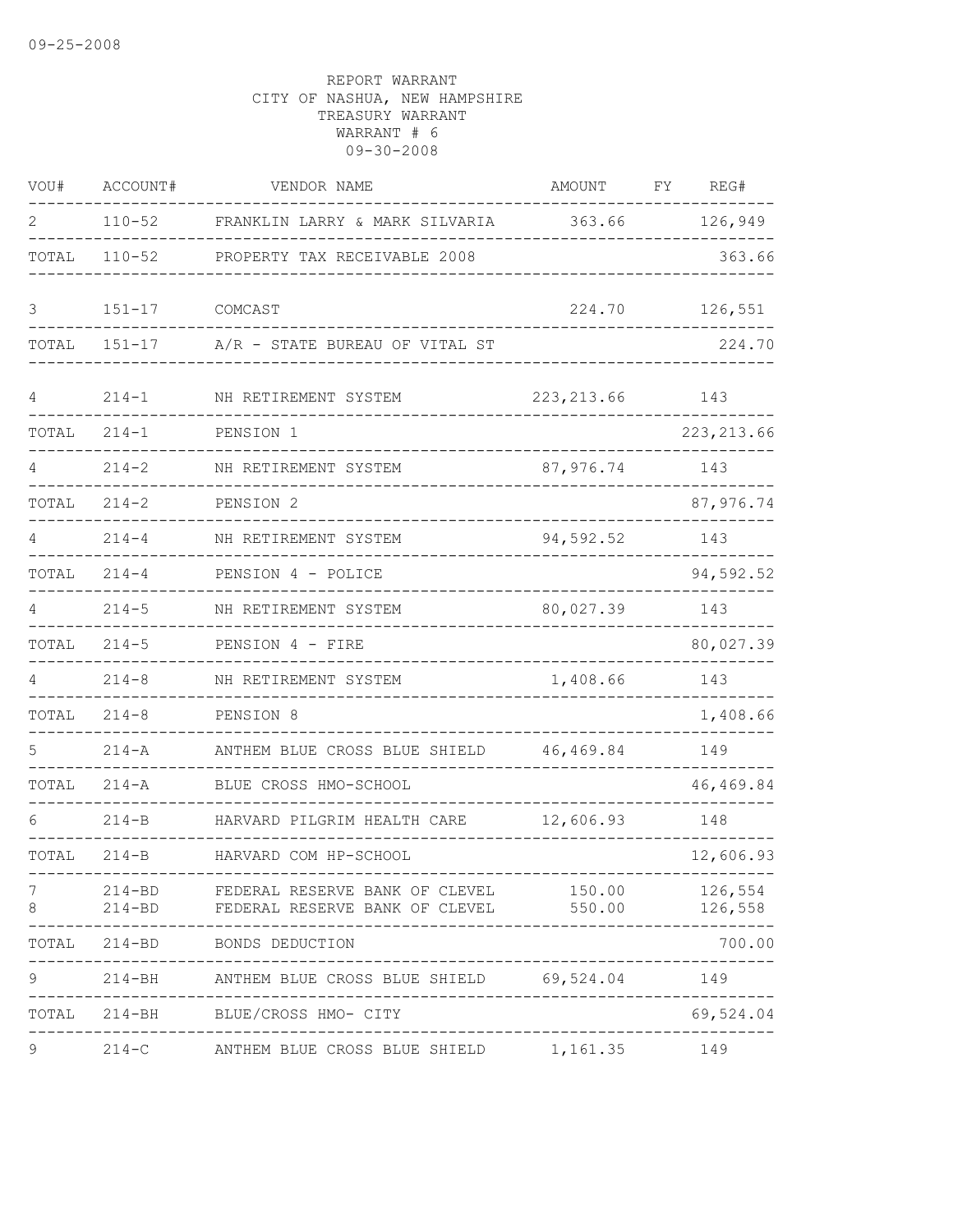09-25-2008

REPORT WARRANT
CITY OF NASHUA, NEW HAMPSHIRE
TREASURY WARRANT
WARRANT # 6
09-30-2008

| VOU# | ACCOUNT# | VENDOR NAME | AMOUNT | FY | REG# |
|---|---|---|---|---|---|
| 2 | 110-52 | FRANKLIN LARRY & MARK SILVARIA | 363.66 | | 126,949 |
| TOTAL | 110-52 | PROPERTY TAX RECEIVABLE 2008 | | | 363.66 |
| 3 | 151-17 | COMCAST | 224.70 | | 126,551 |
| TOTAL | 151-17 | A/R - STATE BUREAU OF VITAL ST | | | 224.70 |
| 4 | 214-1 | NH RETIREMENT SYSTEM | 223,213.66 | | 143 |
| TOTAL | 214-1 | PENSION 1 | | | 223,213.66 |
| 4 | 214-2 | NH RETIREMENT SYSTEM | 87,976.74 | | 143 |
| TOTAL | 214-2 | PENSION 2 | | | 87,976.74 |
| 4 | 214-4 | NH RETIREMENT SYSTEM | 94,592.52 | | 143 |
| TOTAL | 214-4 | PENSION 4 - POLICE | | | 94,592.52 |
| 4 | 214-5 | NH RETIREMENT SYSTEM | 80,027.39 | | 143 |
| TOTAL | 214-5 | PENSION 4 - FIRE | | | 80,027.39 |
| 4 | 214-8 | NH RETIREMENT SYSTEM | 1,408.66 | | 143 |
| TOTAL | 214-8 | PENSION 8 | | | 1,408.66 |
| 5 | 214-A | ANTHEM BLUE CROSS BLUE SHIELD | 46,469.84 | | 149 |
| TOTAL | 214-A | BLUE CROSS HMO-SCHOOL | | | 46,469.84 |
| 6 | 214-B | HARVARD PILGRIM HEALTH CARE | 12,606.93 | | 148 |
| TOTAL | 214-B | HARVARD COM HP-SCHOOL | | | 12,606.93 |
| 7 | 214-BD | FEDERAL RESERVE BANK OF CLEVEL | 150.00 | | 126,554 |
| 8 | 214-BD | FEDERAL RESERVE BANK OF CLEVEL | 550.00 | | 126,558 |
| TOTAL | 214-BD | BONDS DEDUCTION | | | 700.00 |
| 9 | 214-BH | ANTHEM BLUE CROSS BLUE SHIELD | 69,524.04 | | 149 |
| TOTAL | 214-BH | BLUE/CROSS HMO- CITY | | | 69,524.04 |
| 9 | 214-C | ANTHEM BLUE CROSS BLUE SHIELD | 1,161.35 | | 149 |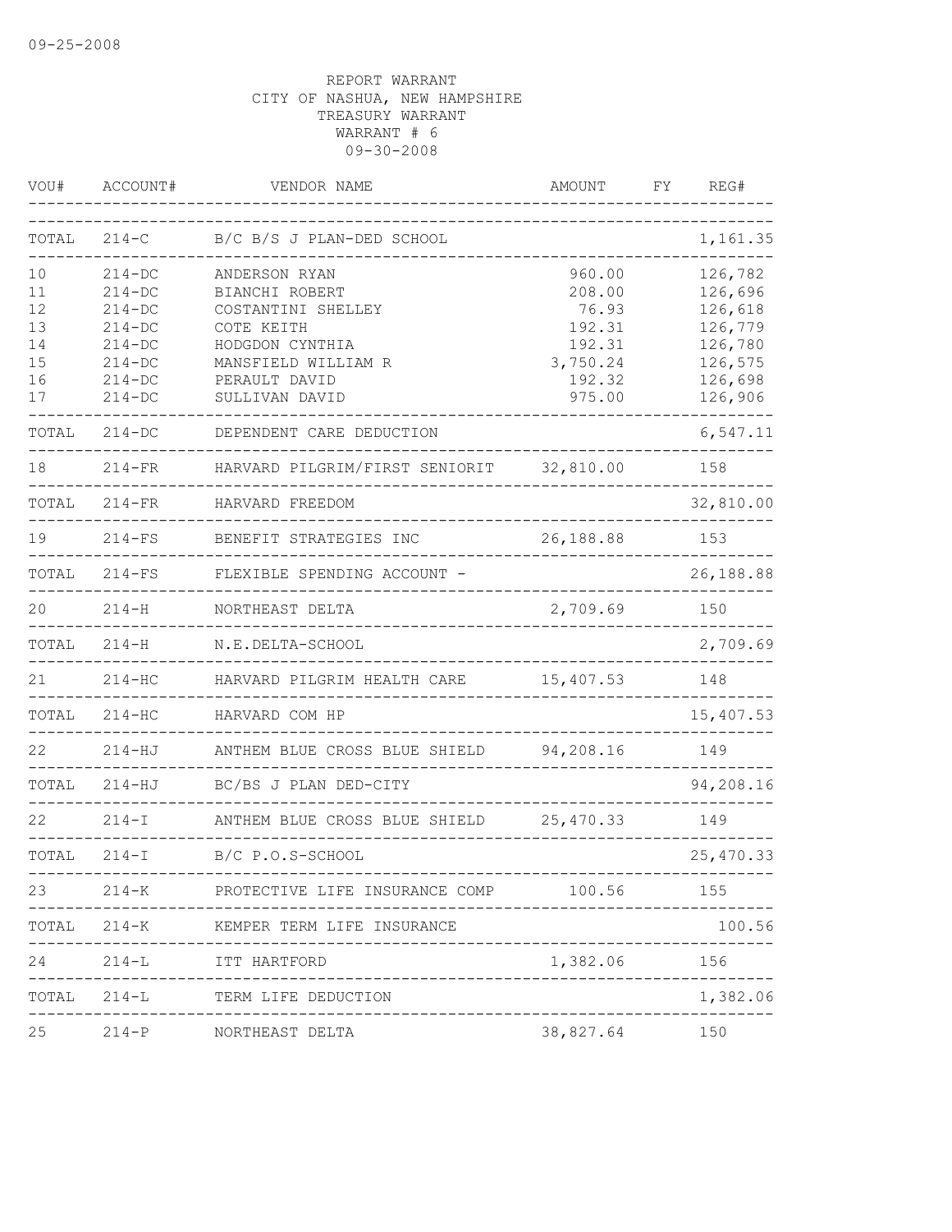09-25-2008

REPORT WARRANT
CITY OF NASHUA, NEW HAMPSHIRE
TREASURY WARRANT
WARRANT # 6
09-30-2008

| VOU# | ACCOUNT# | VENDOR NAME | AMOUNT | FY | REG# |
|---|---|---|---|---|---|
| TOTAL | 214-C | B/C B/S J PLAN-DED SCHOOL | | | 1,161.35 |
| 10 | 214-DC | ANDERSON RYAN | 960.00 | | 126,782 |
| 11 | 214-DC | BIANCHI ROBERT | 208.00 | | 126,696 |
| 12 | 214-DC | COSTANTINI SHELLEY | 76.93 | | 126,618 |
| 13 | 214-DC | COTE KEITH | 192.31 | | 126,779 |
| 14 | 214-DC | HODGDON CYNTHIA | 192.31 | | 126,780 |
| 15 | 214-DC | MANSFIELD WILLIAM R | 3,750.24 | | 126,575 |
| 16 | 214-DC | PERAULT DAVID | 192.32 | | 126,698 |
| 17 | 214-DC | SULLIVAN DAVID | 975.00 | | 126,906 |
| TOTAL | 214-DC | DEPENDENT CARE DEDUCTION | | | 6,547.11 |
| 18 | 214-FR | HARVARD PILGRIM/FIRST SENIORIT | 32,810.00 | | 158 |
| TOTAL | 214-FR | HARVARD FREEDOM | | | 32,810.00 |
| 19 | 214-FS | BENEFIT STRATEGIES INC | 26,188.88 | | 153 |
| TOTAL | 214-FS | FLEXIBLE SPENDING ACCOUNT - | | | 26,188.88 |
| 20 | 214-H | NORTHEAST DELTA | 2,709.69 | | 150 |
| TOTAL | 214-H | N.E.DELTA-SCHOOL | | | 2,709.69 |
| 21 | 214-HC | HARVARD PILGRIM HEALTH CARE | 15,407.53 | | 148 |
| TOTAL | 214-HC | HARVARD COM HP | | | 15,407.53 |
| 22 | 214-HJ | ANTHEM BLUE CROSS BLUE SHIELD | 94,208.16 | | 149 |
| TOTAL | 214-HJ | BC/BS J PLAN DED-CITY | | | 94,208.16 |
| 22 | 214-I | ANTHEM BLUE CROSS BLUE SHIELD | 25,470.33 | | 149 |
| TOTAL | 214-I | B/C P.O.S-SCHOOL | | | 25,470.33 |
| 23 | 214-K | PROTECTIVE LIFE INSURANCE COMP | 100.56 | | 155 |
| TOTAL | 214-K | KEMPER TERM LIFE INSURANCE | | | 100.56 |
| 24 | 214-L | ITT HARTFORD | 1,382.06 | | 156 |
| TOTAL | 214-L | TERM LIFE DEDUCTION | | | 1,382.06 |
| 25 | 214-P | NORTHEAST DELTA | 38,827.64 | | 150 |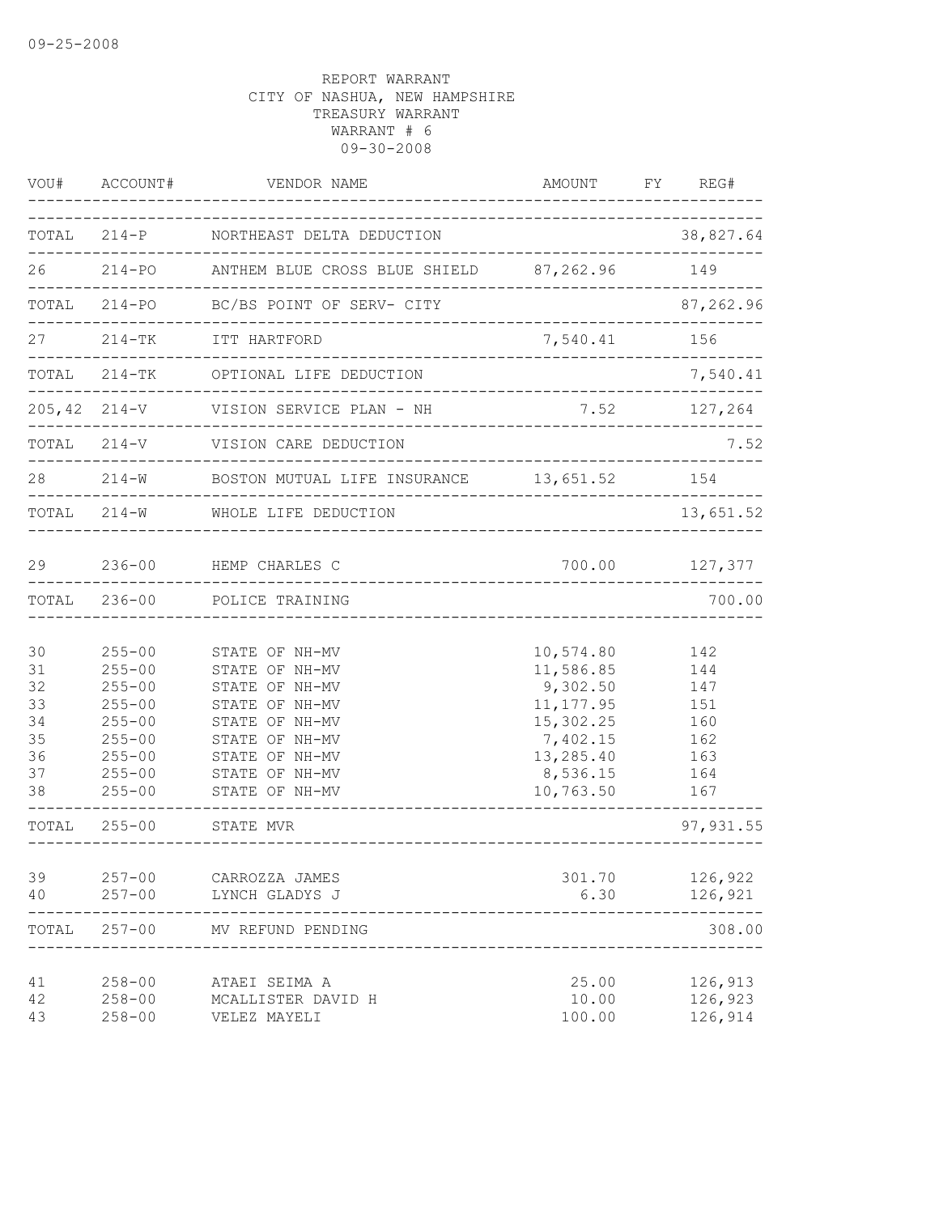09-25-2008

REPORT WARRANT
CITY OF NASHUA, NEW HAMPSHIRE
TREASURY WARRANT
WARRANT # 6
09-30-2008

| VOU# | ACCOUNT# | VENDOR NAME | AMOUNT | FY | REG# |
|---|---|---|---|---|---|
| TOTAL | 214-P | NORTHEAST DELTA DEDUCTION | | | 38,827.64 |
| 26 | 214-PO | ANTHEM BLUE CROSS BLUE SHIELD | 87,262.96 | | 149 |
| TOTAL | 214-PO | BC/BS POINT OF SERV- CITY | | | 87,262.96 |
| 27 | 214-TK | ITT HARTFORD | 7,540.41 | | 156 |
| TOTAL | 214-TK | OPTIONAL LIFE DEDUCTION | | | 7,540.41 |
| 205,42 | 214-V | VISION SERVICE PLAN - NH | 7.52 | | 127,264 |
| TOTAL | 214-V | VISION CARE DEDUCTION | | | 7.52 |
| 28 | 214-W | BOSTON MUTUAL LIFE INSURANCE | 13,651.52 | | 154 |
| TOTAL | 214-W | WHOLE LIFE DEDUCTION | | | 13,651.52 |
| 29 | 236-00 | HEMP CHARLES C | 700.00 | | 127,377 |
| TOTAL | 236-00 | POLICE TRAINING | | | 700.00 |
| 30 | 255-00 | STATE OF NH-MV | 10,574.80 | | 142 |
| 31 | 255-00 | STATE OF NH-MV | 11,586.85 | | 144 |
| 32 | 255-00 | STATE OF NH-MV | 9,302.50 | | 147 |
| 33 | 255-00 | STATE OF NH-MV | 11,177.95 | | 151 |
| 34 | 255-00 | STATE OF NH-MV | 15,302.25 | | 160 |
| 35 | 255-00 | STATE OF NH-MV | 7,402.15 | | 162 |
| 36 | 255-00 | STATE OF NH-MV | 13,285.40 | | 163 |
| 37 | 255-00 | STATE OF NH-MV | 8,536.15 | | 164 |
| 38 | 255-00 | STATE OF NH-MV | 10,763.50 | | 167 |
| TOTAL | 255-00 | STATE MVR | | | 97,931.55 |
| 39 | 257-00 | CARROZZA JAMES | 301.70 | | 126,922 |
| 40 | 257-00 | LYNCH GLADYS J | 6.30 | | 126,921 |
| TOTAL | 257-00 | MV REFUND PENDING | | | 308.00 |
| 41 | 258-00 | ATAEI SEIMA A | 25.00 | | 126,913 |
| 42 | 258-00 | MCALLISTER DAVID H | 10.00 | | 126,923 |
| 43 | 258-00 | VELEZ MAYELI | 100.00 | | 126,914 |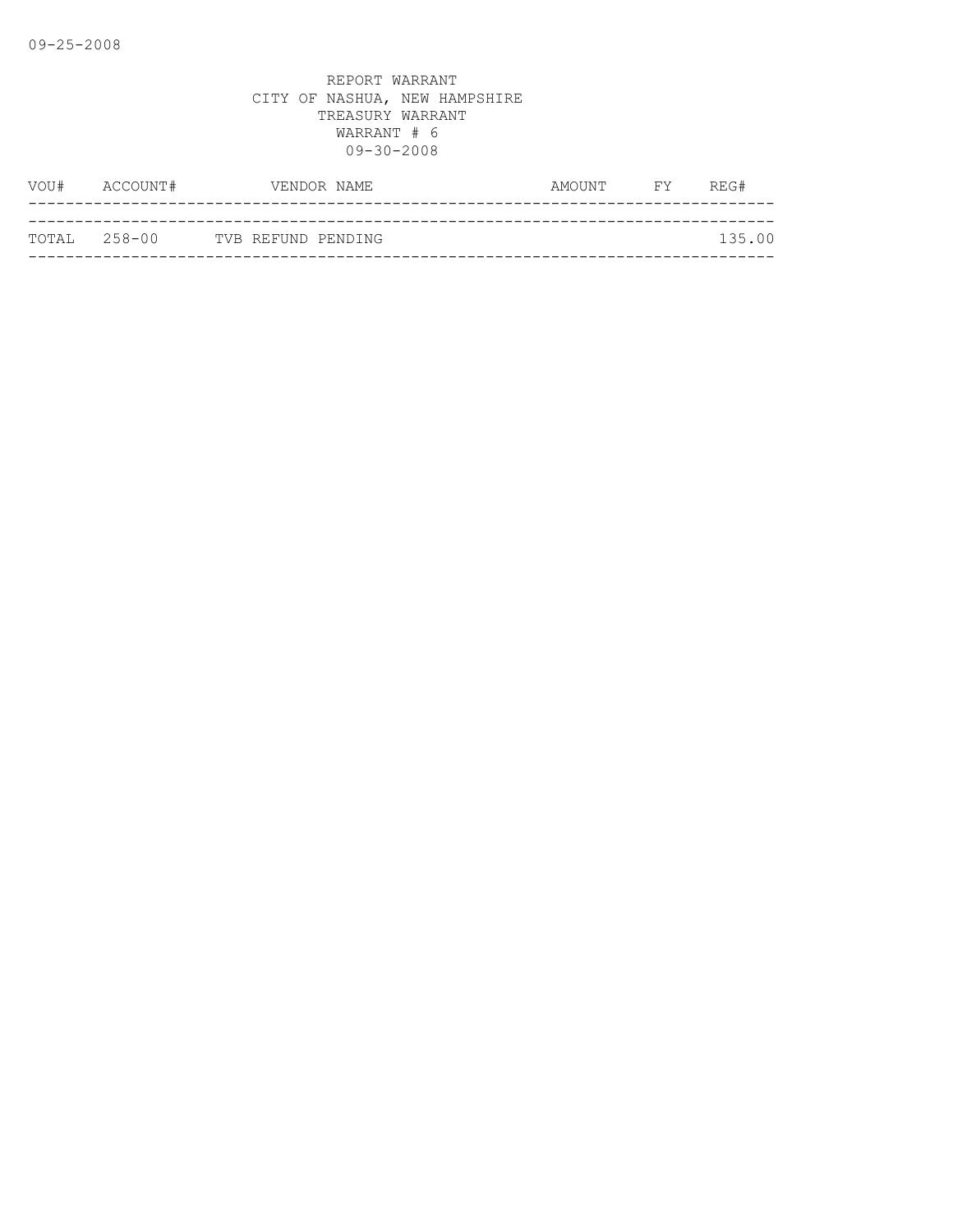09-25-2008

REPORT WARRANT
CITY OF NASHUA, NEW HAMPSHIRE
TREASURY WARRANT
WARRANT # 6
09-30-2008

| VOU# | ACCOUNT# | VENDOR NAME | AMOUNT | FY | REG# |
|---|---|---|---|---|---|
| TOTAL | 258-00 | TVB REFUND PENDING | | | 135.00 |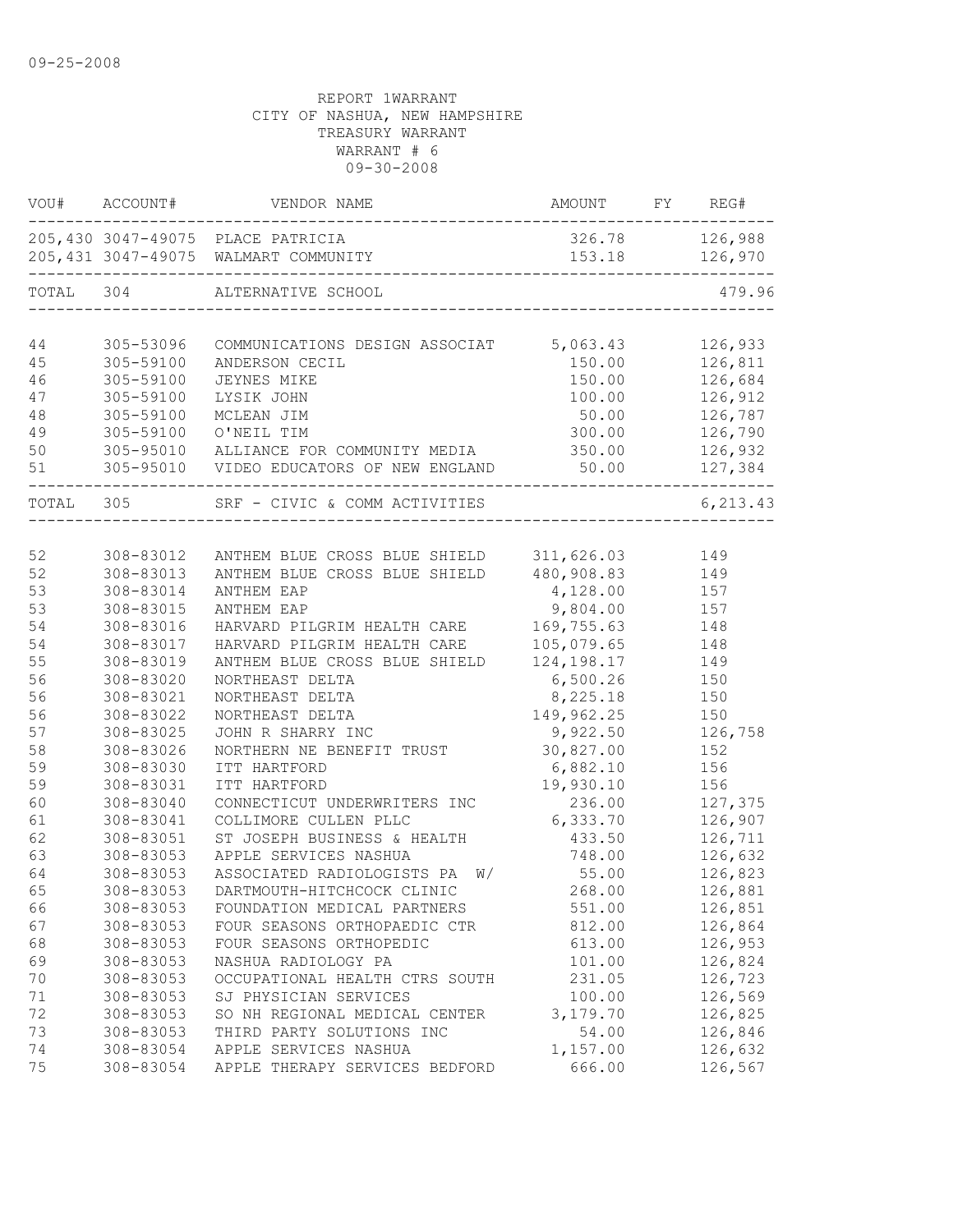09-25-2008

REPORT 1WARRANT
CITY OF NASHUA, NEW HAMPSHIRE
TREASURY WARRANT
WARRANT # 6
09-30-2008

| VOU# | ACCOUNT# | VENDOR NAME | AMOUNT | FY | REG# |
|---|---|---|---|---|---|
| 205,430 | 3047-49075 | PLACE PATRICIA | 326.78 | | 126,988 |
| 205,431 | 3047-49075 | WALMART COMMUNITY | 153.18 | | 126,970 |
| TOTAL | 304 | ALTERNATIVE SCHOOL | | | 479.96 |
| 44 | 305-53096 | COMMUNICATIONS DESIGN ASSOCIAT | 5,063.43 | | 126,933 |
| 45 | 305-59100 | ANDERSON CECIL | 150.00 | | 126,811 |
| 46 | 305-59100 | JEYNES MIKE | 150.00 | | 126,684 |
| 47 | 305-59100 | LYSIK JOHN | 100.00 | | 126,912 |
| 48 | 305-59100 | MCLEAN JIM | 50.00 | | 126,787 |
| 49 | 305-59100 | O'NEIL TIM | 300.00 | | 126,790 |
| 50 | 305-95010 | ALLIANCE FOR COMMUNITY MEDIA | 350.00 | | 126,932 |
| 51 | 305-95010 | VIDEO EDUCATORS OF NEW ENGLAND | 50.00 | | 127,384 |
| TOTAL | 305 | SRF - CIVIC & COMM ACTIVITIES | | | 6,213.43 |
| 52 | 308-83012 | ANTHEM BLUE CROSS BLUE SHIELD | 311,626.03 | | 149 |
| 52 | 308-83013 | ANTHEM BLUE CROSS BLUE SHIELD | 480,908.83 | | 149 |
| 53 | 308-83014 | ANTHEM EAP | 4,128.00 | | 157 |
| 53 | 308-83015 | ANTHEM EAP | 9,804.00 | | 157 |
| 54 | 308-83016 | HARVARD PILGRIM HEALTH CARE | 169,755.63 | | 148 |
| 54 | 308-83017 | HARVARD PILGRIM HEALTH CARE | 105,079.65 | | 148 |
| 55 | 308-83019 | ANTHEM BLUE CROSS BLUE SHIELD | 124,198.17 | | 149 |
| 56 | 308-83020 | NORTHEAST DELTA | 6,500.26 | | 150 |
| 56 | 308-83021 | NORTHEAST DELTA | 8,225.18 | | 150 |
| 56 | 308-83022 | NORTHEAST DELTA | 149,962.25 | | 150 |
| 57 | 308-83025 | JOHN R SHARRY INC | 9,922.50 | | 126,758 |
| 58 | 308-83026 | NORTHERN NE BENEFIT TRUST | 30,827.00 | | 152 |
| 59 | 308-83030 | ITT HARTFORD | 6,882.10 | | 156 |
| 59 | 308-83031 | ITT HARTFORD | 19,930.10 | | 156 |
| 60 | 308-83040 | CONNECTICUT UNDERWRITERS INC | 236.00 | | 127,375 |
| 61 | 308-83041 | COLLIMORE CULLEN PLLC | 6,333.70 | | 126,907 |
| 62 | 308-83051 | ST JOSEPH BUSINESS & HEALTH | 433.50 | | 126,711 |
| 63 | 308-83053 | APPLE SERVICES NASHUA | 748.00 | | 126,632 |
| 64 | 308-83053 | ASSOCIATED RADIOLOGISTS PA W/ | 55.00 | | 126,823 |
| 65 | 308-83053 | DARTMOUTH-HITCHCOCK CLINIC | 268.00 | | 126,881 |
| 66 | 308-83053 | FOUNDATION MEDICAL PARTNERS | 551.00 | | 126,851 |
| 67 | 308-83053 | FOUR SEASONS ORTHOPAEDIC CTR | 812.00 | | 126,864 |
| 68 | 308-83053 | FOUR SEASONS ORTHOPEDIC | 613.00 | | 126,953 |
| 69 | 308-83053 | NASHUA RADIOLOGY PA | 101.00 | | 126,824 |
| 70 | 308-83053 | OCCUPATIONAL HEALTH CTRS SOUTH | 231.05 | | 126,723 |
| 71 | 308-83053 | SJ PHYSICIAN SERVICES | 100.00 | | 126,569 |
| 72 | 308-83053 | SO NH REGIONAL MEDICAL CENTER | 3,179.70 | | 126,825 |
| 73 | 308-83053 | THIRD PARTY SOLUTIONS INC | 54.00 | | 126,846 |
| 74 | 308-83054 | APPLE SERVICES NASHUA | 1,157.00 | | 126,632 |
| 75 | 308-83054 | APPLE THERAPY SERVICES BEDFORD | 666.00 | | 126,567 |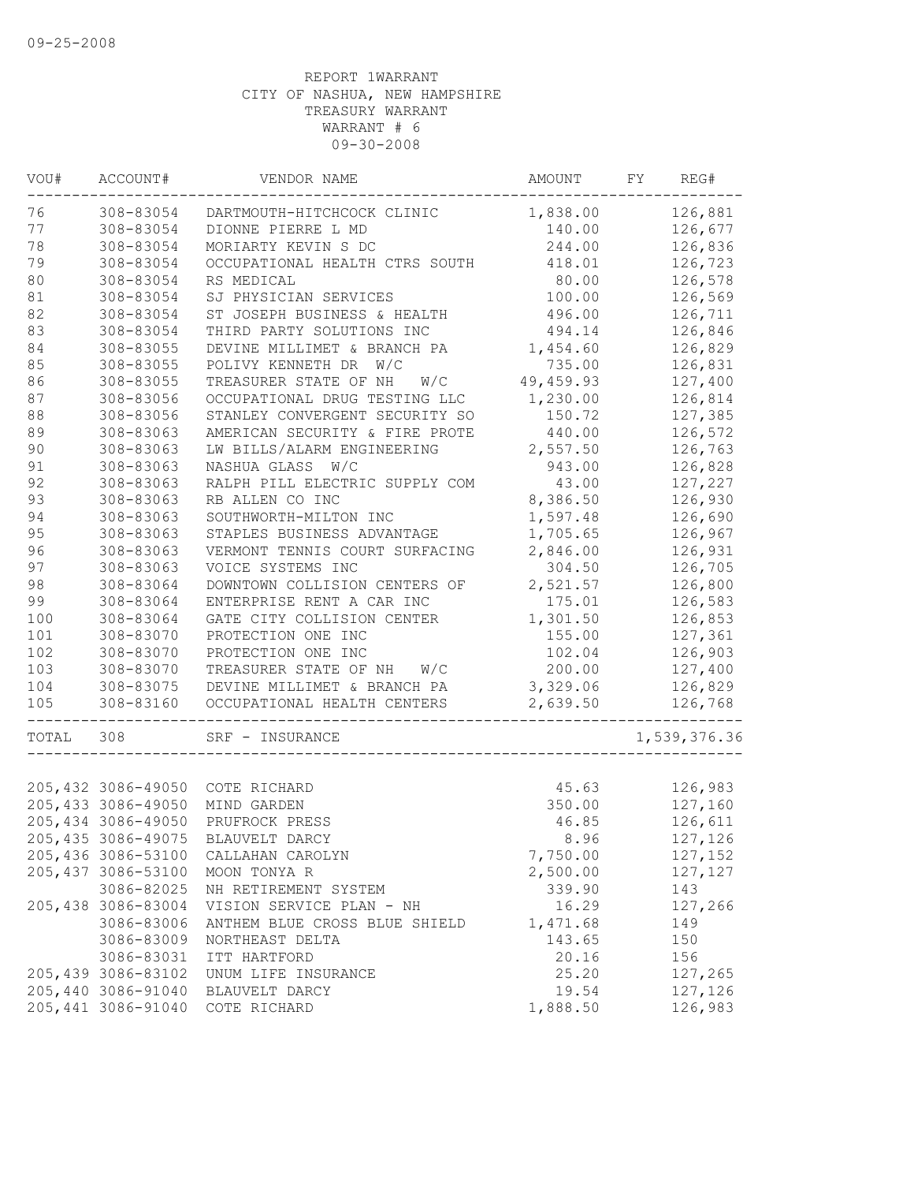09-25-2008

REPORT 1WARRANT
CITY OF NASHUA, NEW HAMPSHIRE
TREASURY WARRANT
WARRANT # 6
09-30-2008

| VOU# | ACCOUNT# | VENDOR NAME | AMOUNT | FY | REG# |
|---|---|---|---|---|---|
| 76 | 308-83054 | DARTMOUTH-HITCHCOCK CLINIC | 1,838.00 | | 126,881 |
| 77 | 308-83054 | DIONNE PIERRE L MD | 140.00 | | 126,677 |
| 78 | 308-83054 | MORIARTY KEVIN S DC | 244.00 | | 126,836 |
| 79 | 308-83054 | OCCUPATIONAL HEALTH CTRS SOUTH | 418.01 | | 126,723 |
| 80 | 308-83054 | RS MEDICAL | 80.00 | | 126,578 |
| 81 | 308-83054 | SJ PHYSICIAN SERVICES | 100.00 | | 126,569 |
| 82 | 308-83054 | ST JOSEPH BUSINESS & HEALTH | 496.00 | | 126,711 |
| 83 | 308-83054 | THIRD PARTY SOLUTIONS INC | 494.14 | | 126,846 |
| 84 | 308-83055 | DEVINE MILLIMET & BRANCH PA | 1,454.60 | | 126,829 |
| 85 | 308-83055 | POLIVY KENNETH DR W/C | 735.00 | | 126,831 |
| 86 | 308-83055 | TREASURER STATE OF NH W/C | 49,459.93 | | 127,400 |
| 87 | 308-83056 | OCCUPATIONAL DRUG TESTING LLC | 1,230.00 | | 126,814 |
| 88 | 308-83056 | STANLEY CONVERGENT SECURITY SO | 150.72 | | 127,385 |
| 89 | 308-83063 | AMERICAN SECURITY & FIRE PROTE | 440.00 | | 126,572 |
| 90 | 308-83063 | LW BILLS/ALARM ENGINEERING | 2,557.50 | | 126,763 |
| 91 | 308-83063 | NASHUA GLASS W/C | 943.00 | | 126,828 |
| 92 | 308-83063 | RALPH PILL ELECTRIC SUPPLY COM | 43.00 | | 127,227 |
| 93 | 308-83063 | RB ALLEN CO INC | 8,386.50 | | 126,930 |
| 94 | 308-83063 | SOUTHWORTH-MILTON INC | 1,597.48 | | 126,690 |
| 95 | 308-83063 | STAPLES BUSINESS ADVANTAGE | 1,705.65 | | 126,967 |
| 96 | 308-83063 | VERMONT TENNIS COURT SURFACING | 2,846.00 | | 126,931 |
| 97 | 308-83063 | VOICE SYSTEMS INC | 304.50 | | 126,705 |
| 98 | 308-83064 | DOWNTOWN COLLISION CENTERS OF | 2,521.57 | | 126,800 |
| 99 | 308-83064 | ENTERPRISE RENT A CAR INC | 175.01 | | 126,583 |
| 100 | 308-83064 | GATE CITY COLLISION CENTER | 1,301.50 | | 126,853 |
| 101 | 308-83070 | PROTECTION ONE INC | 155.00 | | 127,361 |
| 102 | 308-83070 | PROTECTION ONE INC | 102.04 | | 126,903 |
| 103 | 308-83070 | TREASURER STATE OF NH W/C | 200.00 | | 127,400 |
| 104 | 308-83075 | DEVINE MILLIMET & BRANCH PA | 3,329.06 | | 126,829 |
| 105 | 308-83160 | OCCUPATIONAL HEALTH CENTERS | 2,639.50 | | 126,768 |
| TOTAL | 308 | SRF - INSURANCE | | | 1,539,376.36 |

| VOU# | ACCOUNT# | VENDOR NAME | AMOUNT | FY | REG# |
|---|---|---|---|---|---|
| 205,432 | 3086-49050 | COTE RICHARD | 45.63 | | 126,983 |
| 205,433 | 3086-49050 | MIND GARDEN | 350.00 | | 127,160 |
| 205,434 | 3086-49050 | PRUFROCK PRESS | 46.85 | | 126,611 |
| 205,435 | 3086-49075 | BLAUVELT DARCY | 8.96 | | 127,126 |
| 205,436 | 3086-53100 | CALLAHAN CAROLYN | 7,750.00 | | 127,152 |
| 205,437 | 3086-53100 | MOON TONYA R | 2,500.00 | | 127,127 |
| | 3086-82025 | NH RETIREMENT SYSTEM | 339.90 | | 143 |
| 205,438 | 3086-83004 | VISION SERVICE PLAN - NH | 16.29 | | 127,266 |
| | 3086-83006 | ANTHEM BLUE CROSS BLUE SHIELD | 1,471.68 | | 149 |
| | 3086-83009 | NORTHEAST DELTA | 143.65 | | 150 |
| | 3086-83031 | ITT HARTFORD | 20.16 | | 156 |
| 205,439 | 3086-83102 | UNUM LIFE INSURANCE | 25.20 | | 127,265 |
| 205,440 | 3086-91040 | BLAUVELT DARCY | 19.54 | | 127,126 |
| 205,441 | 3086-91040 | COTE RICHARD | 1,888.50 | | 126,983 |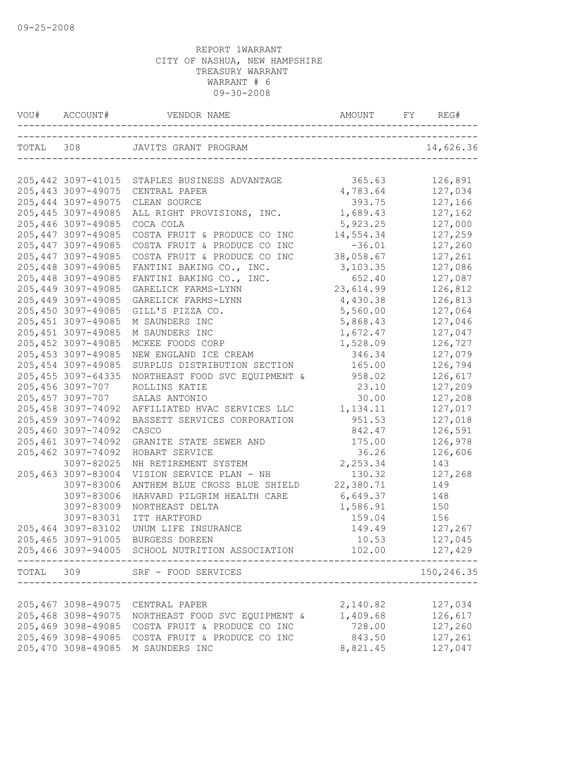09-25-2008

REPORT 1WARRANT
CITY OF NASHUA, NEW HAMPSHIRE
TREASURY WARRANT
WARRANT # 6
09-30-2008

| VOU# | ACCOUNT# | VENDOR NAME | AMOUNT | FY | REG# |
|---|---|---|---|---|---|
| TOTAL | 308 | JAVITS GRANT PROGRAM | | | 14,626.36 |
| 205,442 | 3097-41015 | STAPLES BUSINESS ADVANTAGE | 365.63 | | 126,891 |
| 205,443 | 3097-49075 | CENTRAL PAPER | 4,783.64 | | 127,034 |
| 205,444 | 3097-49075 | CLEAN SOURCE | 393.75 | | 127,166 |
| 205,445 | 3097-49085 | ALL RIGHT PROVISIONS, INC. | 1,689.43 | | 127,162 |
| 205,446 | 3097-49085 | COCA COLA | 5,923.25 | | 127,000 |
| 205,447 | 3097-49085 | COSTA FRUIT & PRODUCE CO INC | 14,554.34 | | 127,259 |
| 205,447 | 3097-49085 | COSTA FRUIT & PRODUCE CO INC | -36.01 | | 127,260 |
| 205,447 | 3097-49085 | COSTA FRUIT & PRODUCE CO INC | 38,058.67 | | 127,261 |
| 205,448 | 3097-49085 | FANTINI BAKING CO., INC. | 3,103.35 | | 127,086 |
| 205,448 | 3097-49085 | FANTINI BAKING CO., INC. | 652.40 | | 127,087 |
| 205,449 | 3097-49085 | GARELICK FARMS-LYNN | 23,614.99 | | 126,812 |
| 205,449 | 3097-49085 | GARELICK FARMS-LYNN | 4,430.38 | | 126,813 |
| 205,450 | 3097-49085 | GILL'S PIZZA CO. | 5,560.00 | | 127,064 |
| 205,451 | 3097-49085 | M SAUNDERS INC | 5,868.43 | | 127,046 |
| 205,451 | 3097-49085 | M SAUNDERS INC | 1,672.47 | | 127,047 |
| 205,452 | 3097-49085 | MCKEE FOODS CORP | 1,528.09 | | 126,727 |
| 205,453 | 3097-49085 | NEW ENGLAND ICE CREAM | 346.34 | | 127,079 |
| 205,454 | 3097-49085 | SURPLUS DISTRIBUTION SECTION | 165.00 | | 126,794 |
| 205,455 | 3097-64335 | NORTHEAST FOOD SVC EQUIPMENT & | 958.02 | | 126,617 |
| 205,456 | 3097-707 | ROLLINS KATIE | 23.10 | | 127,209 |
| 205,457 | 3097-707 | SALAS ANTONIO | 30.00 | | 127,208 |
| 205,458 | 3097-74092 | AFFILIATED HVAC SERVICES LLC | 1,134.11 | | 127,017 |
| 205,459 | 3097-74092 | BASSETT SERVICES CORPORATION | 951.53 | | 127,018 |
| 205,460 | 3097-74092 | CASCO | 842.47 | | 126,591 |
| 205,461 | 3097-74092 | GRANITE STATE SEWER AND | 175.00 | | 126,978 |
| 205,462 | 3097-74092 | HOBART SERVICE | 36.26 | | 126,606 |
| | 3097-82025 | NH RETIREMENT SYSTEM | 2,253.34 | | 143 |
| 205,463 | 3097-83004 | VISION SERVICE PLAN - NH | 130.32 | | 127,268 |
| | 3097-83006 | ANTHEM BLUE CROSS BLUE SHIELD | 22,380.71 | | 149 |
| | 3097-83006 | HARVARD PILGRIM HEALTH CARE | 6,649.37 | | 148 |
| | 3097-83009 | NORTHEAST DELTA | 1,586.91 | | 150 |
| | 3097-83031 | ITT HARTFORD | 159.04 | | 156 |
| 205,464 | 3097-83102 | UNUM LIFE INSURANCE | 149.49 | | 127,267 |
| 205,465 | 3097-91005 | BURGESS DOREEN | 10.53 | | 127,045 |
| 205,466 | 3097-94005 | SCHOOL NUTRITION ASSOCIATION | 102.00 | | 127,429 |
| TOTAL | 309 | SRF - FOOD SERVICES | | | 150,246.35 |
| 205,467 | 3098-49075 | CENTRAL PAPER | 2,140.82 | | 127,034 |
| 205,468 | 3098-49075 | NORTHEAST FOOD SVC EQUIPMENT & | 1,409.68 | | 126,617 |
| 205,469 | 3098-49085 | COSTA FRUIT & PRODUCE CO INC | 728.00 | | 127,260 |
| 205,469 | 3098-49085 | COSTA FRUIT & PRODUCE CO INC | 843.50 | | 127,261 |
| 205,470 | 3098-49085 | M SAUNDERS INC | 8,821.45 | | 127,047 |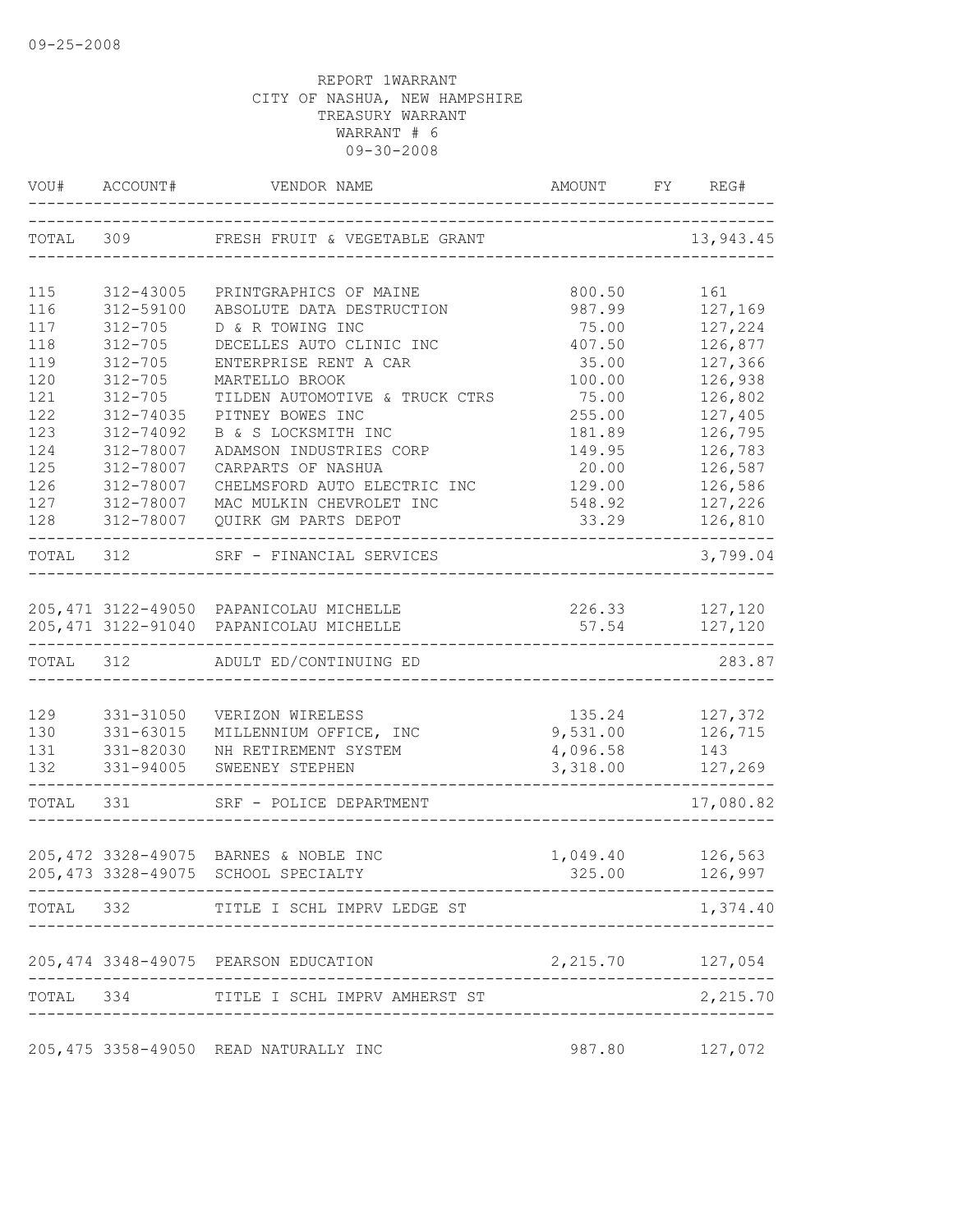09-25-2008

REPORT 1WARRANT
CITY OF NASHUA, NEW HAMPSHIRE
TREASURY WARRANT
WARRANT # 6
09-30-2008

| VOU# | ACCOUNT# | VENDOR NAME | AMOUNT | FY | REG# |
|---|---|---|---|---|---|
| TOTAL | 309 | FRESH FRUIT & VEGETABLE GRANT | | | 13,943.45 |
| 115 | 312-43005 | PRINTGRAPHICS OF MAINE | 800.50 | | 161 |
| 116 | 312-59100 | ABSOLUTE DATA DESTRUCTION | 987.99 | | 127,169 |
| 117 | 312-705 | D & R TOWING INC | 75.00 | | 127,224 |
| 118 | 312-705 | DECELLES AUTO CLINIC INC | 407.50 | | 126,877 |
| 119 | 312-705 | ENTERPRISE RENT A CAR | 35.00 | | 127,366 |
| 120 | 312-705 | MARTELLO BROOK | 100.00 | | 126,938 |
| 121 | 312-705 | TILDEN AUTOMOTIVE & TRUCK CTRS | 75.00 | | 126,802 |
| 122 | 312-74035 | PITNEY BOWES INC | 255.00 | | 127,405 |
| 123 | 312-74092 | B & S LOCKSMITH INC | 181.89 | | 126,795 |
| 124 | 312-78007 | ADAMSON INDUSTRIES CORP | 149.95 | | 126,783 |
| 125 | 312-78007 | CARPARTS OF NASHUA | 20.00 | | 126,587 |
| 126 | 312-78007 | CHELMSFORD AUTO ELECTRIC INC | 129.00 | | 126,586 |
| 127 | 312-78007 | MAC MULKIN CHEVROLET INC | 548.92 | | 127,226 |
| 128 | 312-78007 | QUIRK GM PARTS DEPOT | 33.29 | | 126,810 |
| TOTAL | 312 | SRF - FINANCIAL SERVICES | | | 3,799.04 |
| 205,471 | 3122-49050 | PAPANICOLAU MICHELLE | 226.33 | | 127,120 |
| 205,471 | 3122-91040 | PAPANICOLAU MICHELLE | 57.54 | | 127,120 |
| TOTAL | 312 | ADULT ED/CONTINUING ED | | | 283.87 |
| 129 | 331-31050 | VERIZON WIRELESS | 135.24 | | 127,372 |
| 130 | 331-63015 | MILLENNIUM OFFICE, INC | 9,531.00 | | 126,715 |
| 131 | 331-82030 | NH RETIREMENT SYSTEM | 4,096.58 | | 143 |
| 132 | 331-94005 | SWEENEY STEPHEN | 3,318.00 | | 127,269 |
| TOTAL | 331 | SRF - POLICE DEPARTMENT | | | 17,080.82 |
| 205,472 | 3328-49075 | BARNES & NOBLE INC | 1,049.40 | | 126,563 |
| 205,473 | 3328-49075 | SCHOOL SPECIALTY | 325.00 | | 126,997 |
| TOTAL | 332 | TITLE I SCHL IMPRV LEDGE ST | | | 1,374.40 |
| 205,474 | 3348-49075 | PEARSON EDUCATION | 2,215.70 | | 127,054 |
| TOTAL | 334 | TITLE I SCHL IMPRV AMHERST ST | | | 2,215.70 |
| 205,475 | 3358-49050 | READ NATURALLY INC | 987.80 | | 127,072 |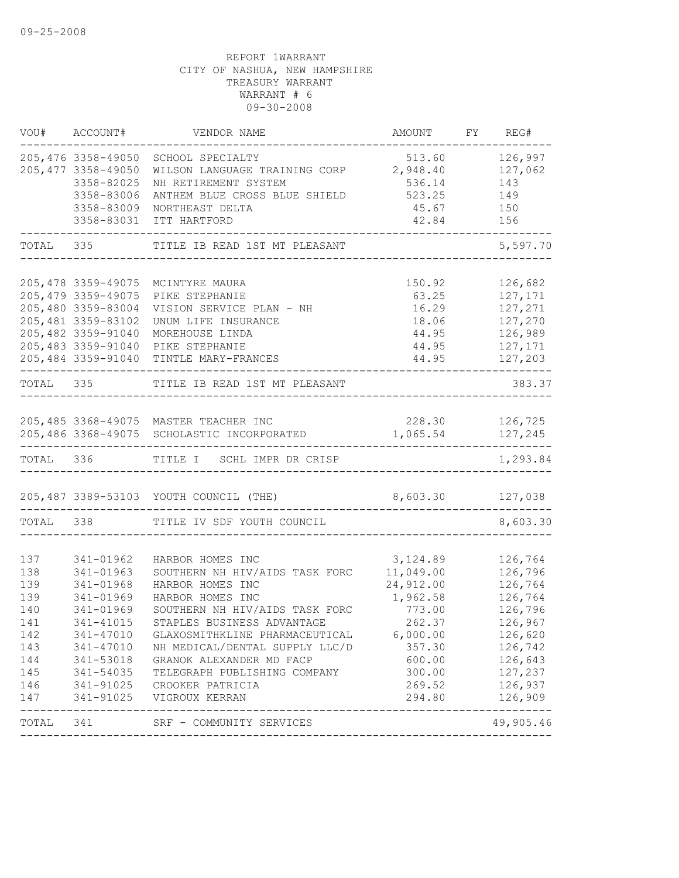09-25-2008

REPORT 1WARRANT
CITY OF NASHUA, NEW HAMPSHIRE
TREASURY WARRANT
WARRANT # 6
09-30-2008

| VOU# | ACCOUNT# | VENDOR NAME | AMOUNT | FY | REG# |
|---|---|---|---|---|---|
| 205,476 | 3358-49050 | SCHOOL SPECIALTY | 513.60 | | 126,997 |
| 205,477 | 3358-49050 | WILSON LANGUAGE TRAINING CORP | 2,948.40 | | 127,062 |
| | 3358-82025 | NH RETIREMENT SYSTEM | 536.14 | | 143 |
| | 3358-83006 | ANTHEM BLUE CROSS BLUE SHIELD | 523.25 | | 149 |
| | 3358-83009 | NORTHEAST DELTA | 45.67 | | 150 |
| | 3358-83031 | ITT HARTFORD | 42.84 | | 156 |
| TOTAL | 335 | TITLE IB READ 1ST MT PLEASANT | | | 5,597.70 |
| 205,478 | 3359-49075 | MCINTYRE MAURA | 150.92 | | 126,682 |
| 205,479 | 3359-49075 | PIKE STEPHANIE | 63.25 | | 127,171 |
| 205,480 | 3359-83004 | VISION SERVICE PLAN - NH | 16.29 | | 127,271 |
| 205,481 | 3359-83102 | UNUM LIFE INSURANCE | 18.06 | | 127,270 |
| 205,482 | 3359-91040 | MOREHOUSE LINDA | 44.95 | | 126,989 |
| 205,483 | 3359-91040 | PIKE STEPHANIE | 44.95 | | 127,171 |
| 205,484 | 3359-91040 | TINTLE MARY-FRANCES | 44.95 | | 127,203 |
| TOTAL | 335 | TITLE IB READ 1ST MT PLEASANT | | | 383.37 |
| 205,485 | 3368-49075 | MASTER TEACHER INC | 228.30 | | 126,725 |
| 205,486 | 3368-49075 | SCHOLASTIC INCORPORATED | 1,065.54 | | 127,245 |
| TOTAL | 336 | TITLE I SCHL IMPR DR CRISP | | | 1,293.84 |
| 205,487 | 3389-53103 | YOUTH COUNCIL (THE) | 8,603.30 | | 127,038 |
| TOTAL | 338 | TITLE IV SDF YOUTH COUNCIL | | | 8,603.30 |
| 137 | 341-01962 | HARBOR HOMES INC | 3,124.89 | | 126,764 |
| 138 | 341-01963 | SOUTHERN NH HIV/AIDS TASK FORC | 11,049.00 | | 126,796 |
| 139 | 341-01968 | HARBOR HOMES INC | 24,912.00 | | 126,764 |
| 139 | 341-01969 | HARBOR HOMES INC | 1,962.58 | | 126,764 |
| 140 | 341-01969 | SOUTHERN NH HIV/AIDS TASK FORC | 773.00 | | 126,796 |
| 141 | 341-41015 | STAPLES BUSINESS ADVANTAGE | 262.37 | | 126,967 |
| 142 | 341-47010 | GLAXOSMITHKLINE PHARMACEUTICAL | 6,000.00 | | 126,620 |
| 143 | 341-47010 | NH MEDICAL/DENTAL SUPPLY LLC/D | 357.30 | | 126,742 |
| 144 | 341-53018 | GRANOK ALEXANDER MD FACP | 600.00 | | 126,643 |
| 145 | 341-54035 | TELEGRAPH PUBLISHING COMPANY | 300.00 | | 127,237 |
| 146 | 341-91025 | CROOKER PATRICIA | 269.52 | | 126,937 |
| 147 | 341-91025 | VIGROUX KERRAN | 294.80 | | 126,909 |
| TOTAL | 341 | SRF - COMMUNITY SERVICES | | | 49,905.46 |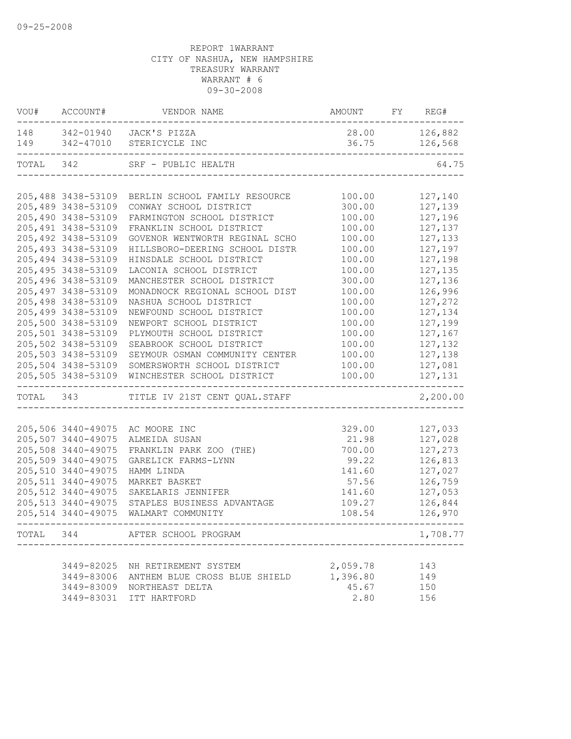09-25-2008

REPORT 1WARRANT
CITY OF NASHUA, NEW HAMPSHIRE
TREASURY WARRANT
WARRANT # 6
09-30-2008

| VOU# | ACCOUNT# | VENDOR NAME | AMOUNT | FY | REG# |
|---|---|---|---|---|---|
| 148 | 342-01940 | JACK'S PIZZA | 28.00 | | 126,882 |
| 149 | 342-47010 | STERICYCLE INC | 36.75 | | 126,568 |
| TOTAL | 342 | SRF - PUBLIC HEALTH | | | 64.75 |
| 205,488 | 3438-53109 | BERLIN SCHOOL FAMILY RESOURCE | 100.00 | | 127,140 |
| 205,489 | 3438-53109 | CONWAY SCHOOL DISTRICT | 300.00 | | 127,139 |
| 205,490 | 3438-53109 | FARMINGTON SCHOOL DISTRICT | 100.00 | | 127,196 |
| 205,491 | 3438-53109 | FRANKLIN SCHOOL DISTRICT | 100.00 | | 127,137 |
| 205,492 | 3438-53109 | GOVENOR WENTWORTH REGINAL SCHO | 100.00 | | 127,133 |
| 205,493 | 3438-53109 | HILLSBORO-DEERING SCHOOL DISTR | 100.00 | | 127,197 |
| 205,494 | 3438-53109 | HINSDALE SCHOOL DISTRICT | 100.00 | | 127,198 |
| 205,495 | 3438-53109 | LACONIA SCHOOL DISTRICT | 100.00 | | 127,135 |
| 205,496 | 3438-53109 | MANCHESTER SCHOOL DISTRICT | 300.00 | | 127,136 |
| 205,497 | 3438-53109 | MONADNOCK REGIONAL SCHOOL DIST | 100.00 | | 126,996 |
| 205,498 | 3438-53109 | NASHUA SCHOOL DISTRICT | 100.00 | | 127,272 |
| 205,499 | 3438-53109 | NEWFOUND SCHOOL DISTRICT | 100.00 | | 127,134 |
| 205,500 | 3438-53109 | NEWPORT SCHOOL DISTRICT | 100.00 | | 127,199 |
| 205,501 | 3438-53109 | PLYMOUTH SCHOOL DISTRICT | 100.00 | | 127,167 |
| 205,502 | 3438-53109 | SEABROOK SCHOOL DISTRICT | 100.00 | | 127,132 |
| 205,503 | 3438-53109 | SEYMOUR OSMAN COMMUNITY CENTER | 100.00 | | 127,138 |
| 205,504 | 3438-53109 | SOMERSWORTH SCHOOL DISTRICT | 100.00 | | 127,081 |
| 205,505 | 3438-53109 | WINCHESTER SCHOOL DISTRICT | 100.00 | | 127,131 |
| TOTAL | 343 | TITLE IV 21ST CENT QUAL.STAFF | | | 2,200.00 |
| 205,506 | 3440-49075 | AC MOORE INC | 329.00 | | 127,033 |
| 205,507 | 3440-49075 | ALMEIDA SUSAN | 21.98 | | 127,028 |
| 205,508 | 3440-49075 | FRANKLIN PARK ZOO (THE) | 700.00 | | 127,273 |
| 205,509 | 3440-49075 | GARELICK FARMS-LYNN | 99.22 | | 126,813 |
| 205,510 | 3440-49075 | HAMM LINDA | 141.60 | | 127,027 |
| 205,511 | 3440-49075 | MARKET BASKET | 57.56 | | 126,759 |
| 205,512 | 3440-49075 | SAKELARIS JENNIFER | 141.60 | | 127,053 |
| 205,513 | 3440-49075 | STAPLES BUSINESS ADVANTAGE | 109.27 | | 126,844 |
| 205,514 | 3440-49075 | WALMART COMMUNITY | 108.54 | | 126,970 |
| TOTAL | 344 | AFTER SCHOOL PROGRAM | | | 1,708.77 |
| | 3449-82025 | NH RETIREMENT SYSTEM | 2,059.78 | | 143 |
| | 3449-83006 | ANTHEM BLUE CROSS BLUE SHIELD | 1,396.80 | | 149 |
| | 3449-83009 | NORTHEAST DELTA | 45.67 | | 150 |
| | 3449-83031 | ITT HARTFORD | 2.80 | | 156 |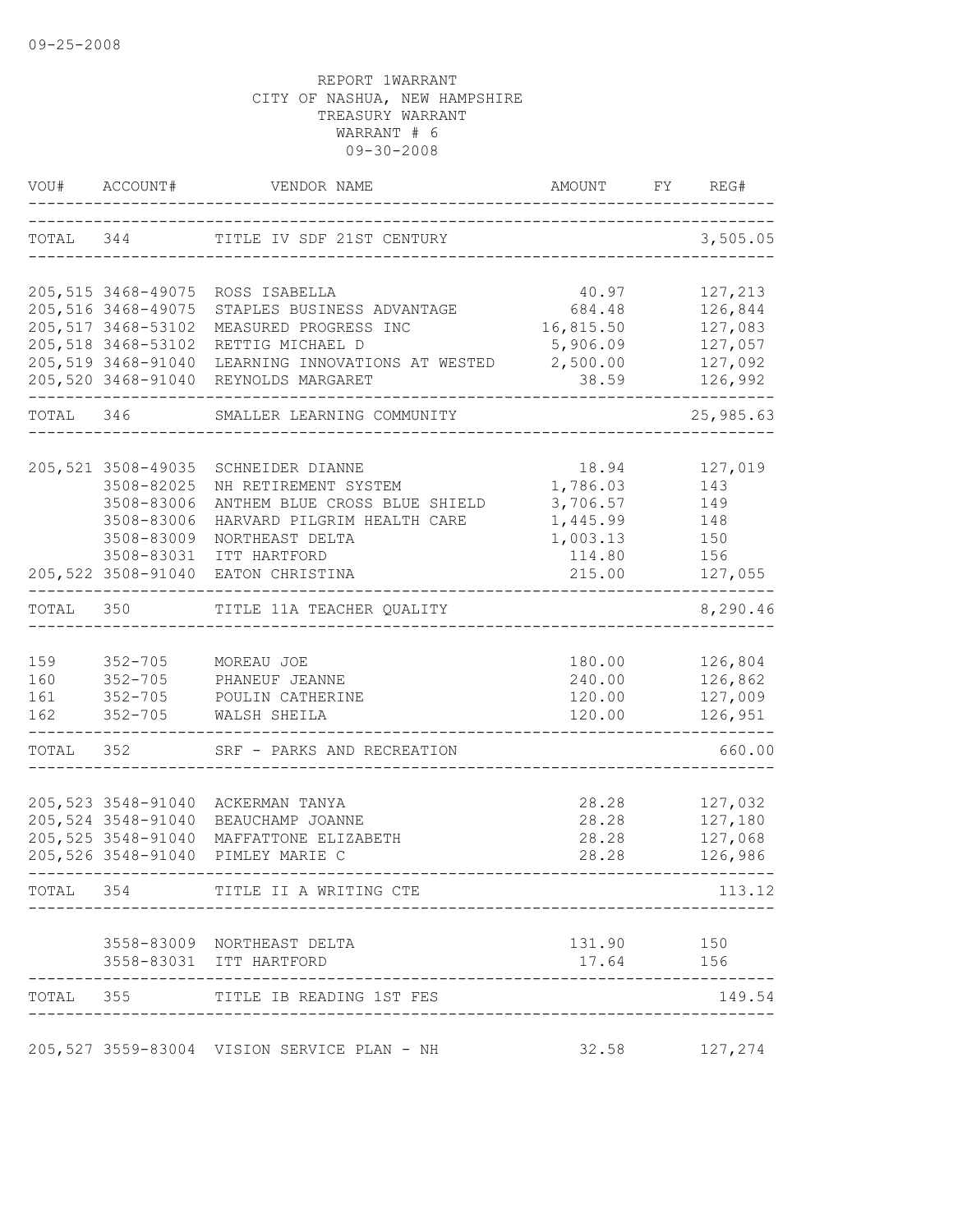09-25-2008

REPORT 1WARRANT
CITY OF NASHUA, NEW HAMPSHIRE
TREASURY WARRANT
WARRANT # 6
09-30-2008

| VOU# | ACCOUNT# | VENDOR NAME | AMOUNT | FY | REG# |
|---|---|---|---|---|---|
| TOTAL | 344 | TITLE IV SDF 21ST CENTURY | | | 3,505.05 |
| 205,515 | 3468-49075 | ROSS ISABELLA | 40.97 | | 127,213 |
| 205,516 | 3468-49075 | STAPLES BUSINESS ADVANTAGE | 684.48 | | 126,844 |
| 205,517 | 3468-53102 | MEASURED PROGRESS INC | 16,815.50 | | 127,083 |
| 205,518 | 3468-53102 | RETTIG MICHAEL D | 5,906.09 | | 127,057 |
| 205,519 | 3468-91040 | LEARNING INNOVATIONS AT WESTED | 2,500.00 | | 127,092 |
| 205,520 | 3468-91040 | REYNOLDS MARGARET | 38.59 | | 126,992 |
| TOTAL | 346 | SMALLER LEARNING COMMUNITY | | | 25,985.63 |
| 205,521 | 3508-49035 | SCHNEIDER DIANNE | 18.94 | | 127,019 |
| | 3508-82025 | NH RETIREMENT SYSTEM | 1,786.03 | | 143 |
| | 3508-83006 | ANTHEM BLUE CROSS BLUE SHIELD | 3,706.57 | | 149 |
| | 3508-83006 | HARVARD PILGRIM HEALTH CARE | 1,445.99 | | 148 |
| | 3508-83009 | NORTHEAST DELTA | 1,003.13 | | 150 |
| | 3508-83031 | ITT HARTFORD | 114.80 | | 156 |
| 205,522 | 3508-91040 | EATON CHRISTINA | 215.00 | | 127,055 |
| TOTAL | 350 | TITLE 11A TEACHER QUALITY | | | 8,290.46 |
| 159 | 352-705 | MOREAU JOE | 180.00 | | 126,804 |
| 160 | 352-705 | PHANEUF JEANNE | 240.00 | | 126,862 |
| 161 | 352-705 | POULIN CATHERINE | 120.00 | | 127,009 |
| 162 | 352-705 | WALSH SHEILA | 120.00 | | 126,951 |
| TOTAL | 352 | SRF - PARKS AND RECREATION | | | 660.00 |
| 205,523 | 3548-91040 | ACKERMAN TANYA | 28.28 | | 127,032 |
| 205,524 | 3548-91040 | BEAUCHAMP JOANNE | 28.28 | | 127,180 |
| 205,525 | 3548-91040 | MAFFATTONE ELIZABETH | 28.28 | | 127,068 |
| 205,526 | 3548-91040 | PIMLEY MARIE C | 28.28 | | 126,986 |
| TOTAL | 354 | TITLE II A WRITING CTE | | | 113.12 |
| | 3558-83009 | NORTHEAST DELTA | 131.90 | | 150 |
| | 3558-83031 | ITT HARTFORD | 17.64 | | 156 |
| TOTAL | 355 | TITLE IB READING 1ST FES | | | 149.54 |
| 205,527 | 3559-83004 | VISION SERVICE PLAN - NH | 32.58 | | 127,274 |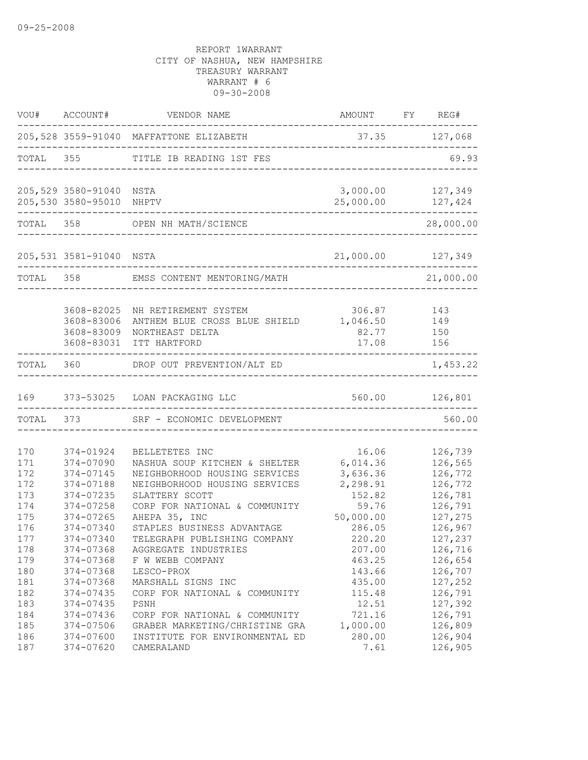09-25-2008

REPORT 1WARRANT
CITY OF NASHUA, NEW HAMPSHIRE
TREASURY WARRANT
WARRANT # 6
09-30-2008

| VOU# | ACCOUNT# | VENDOR NAME | AMOUNT | FY | REG# |
|---|---|---|---|---|---|
| 205,528 | 3559-91040 | MAFFATTONE ELIZABETH | 37.35 | | 127,068 |
| TOTAL | 355 | TITLE IB READING 1ST FES | | | 69.93 |
| 205,529 | 3580-91040 | NSTA | 3,000.00 | | 127,349 |
| 205,530 | 3580-95010 | NHPTV | 25,000.00 | | 127,424 |
| TOTAL | 358 | OPEN NH MATH/SCIENCE | | | 28,000.00 |
| 205,531 | 3581-91040 | NSTA | 21,000.00 | | 127,349 |
| TOTAL | 358 | EMSS CONTENT MENTORING/MATH | | | 21,000.00 |
| | 3608-82025 | NH RETIREMENT SYSTEM | 306.87 | | 143 |
| | 3608-83006 | ANTHEM BLUE CROSS BLUE SHIELD | 1,046.50 | | 149 |
| | 3608-83009 | NORTHEAST DELTA | 82.77 | | 150 |
| | 3608-83031 | ITT HARTFORD | 17.08 | | 156 |
| TOTAL | 360 | DROP OUT PREVENTION/ALT ED | | | 1,453.22 |
| 169 | 373-53025 | LOAN PACKAGING LLC | 560.00 | | 126,801 |
| TOTAL | 373 | SRF - ECONOMIC DEVELOPMENT | | | 560.00 |
| 170 | 374-01924 | BELLETETES INC | 16.06 | | 126,739 |
| 171 | 374-07090 | NASHUA SOUP KITCHEN & SHELTER | 6,014.36 | | 126,565 |
| 172 | 374-07145 | NEIGHBORHOOD HOUSING SERVICES | 3,636.36 | | 126,772 |
| 172 | 374-07188 | NEIGHBORHOOD HOUSING SERVICES | 2,298.91 | | 126,772 |
| 173 | 374-07235 | SLATTERY SCOTT | 152.82 | | 126,781 |
| 174 | 374-07258 | CORP FOR NATIONAL & COMMUNITY | 59.76 | | 126,791 |
| 175 | 374-07265 | AHEPA 35, INC | 50,000.00 | | 127,275 |
| 176 | 374-07340 | STAPLES BUSINESS ADVANTAGE | 286.05 | | 126,967 |
| 177 | 374-07340 | TELEGRAPH PUBLISHING COMPANY | 220.20 | | 127,237 |
| 178 | 374-07368 | AGGREGATE INDUSTRIES | 207.00 | | 126,716 |
| 179 | 374-07368 | F W WEBB COMPANY | 463.25 | | 126,654 |
| 180 | 374-07368 | LESCO-PROX | 143.66 | | 126,707 |
| 181 | 374-07368 | MARSHALL SIGNS INC | 435.00 | | 127,252 |
| 182 | 374-07435 | CORP FOR NATIONAL & COMMUNITY | 115.48 | | 126,791 |
| 183 | 374-07435 | PSNH | 12.51 | | 127,392 |
| 184 | 374-07436 | CORP FOR NATIONAL & COMMUNITY | 721.16 | | 126,791 |
| 185 | 374-07506 | GRABER MARKETING/CHRISTINE GRA | 1,000.00 | | 126,809 |
| 186 | 374-07600 | INSTITUTE FOR ENVIRONMENTAL ED | 280.00 | | 126,904 |
| 187 | 374-07620 | CAMERALAND | 7.61 | | 126,905 |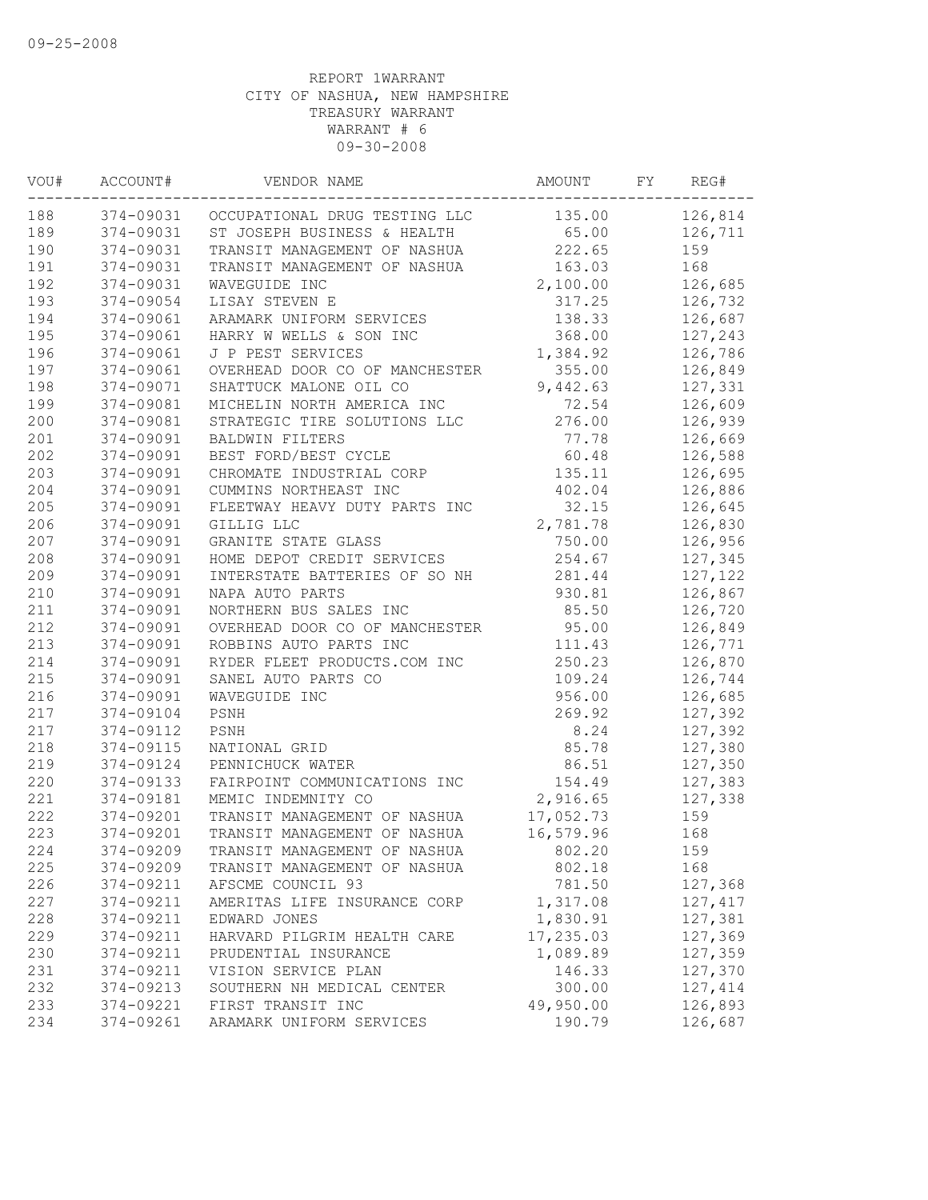09-25-2008

REPORT 1WARRANT
CITY OF NASHUA, NEW HAMPSHIRE
TREASURY WARRANT
WARRANT # 6
09-30-2008

| VOU# | ACCOUNT# | VENDOR NAME | AMOUNT | FY | REG# |
|---|---|---|---|---|---|
| 188 | 374-09031 | OCCUPATIONAL DRUG TESTING LLC | 135.00 | | 126,814 |
| 189 | 374-09031 | ST JOSEPH BUSINESS & HEALTH | 65.00 | | 126,711 |
| 190 | 374-09031 | TRANSIT MANAGEMENT OF NASHUA | 222.65 | | 159 |
| 191 | 374-09031 | TRANSIT MANAGEMENT OF NASHUA | 163.03 | | 168 |
| 192 | 374-09031 | WAVEGUIDE INC | 2,100.00 | | 126,685 |
| 193 | 374-09054 | LISAY STEVEN E | 317.25 | | 126,732 |
| 194 | 374-09061 | ARAMARK UNIFORM SERVICES | 138.33 | | 126,687 |
| 195 | 374-09061 | HARRY W WELLS & SON INC | 368.00 | | 127,243 |
| 196 | 374-09061 | J P PEST SERVICES | 1,384.92 | | 126,786 |
| 197 | 374-09061 | OVERHEAD DOOR CO OF MANCHESTER | 355.00 | | 126,849 |
| 198 | 374-09071 | SHATTUCK MALONE OIL CO | 9,442.63 | | 127,331 |
| 199 | 374-09081 | MICHELIN NORTH AMERICA INC | 72.54 | | 126,609 |
| 200 | 374-09081 | STRATEGIC TIRE SOLUTIONS LLC | 276.00 | | 126,939 |
| 201 | 374-09091 | BALDWIN FILTERS | 77.78 | | 126,669 |
| 202 | 374-09091 | BEST FORD/BEST CYCLE | 60.48 | | 126,588 |
| 203 | 374-09091 | CHROMATE INDUSTRIAL CORP | 135.11 | | 126,695 |
| 204 | 374-09091 | CUMMINS NORTHEAST INC | 402.04 | | 126,886 |
| 205 | 374-09091 | FLEETWAY HEAVY DUTY PARTS INC | 32.15 | | 126,645 |
| 206 | 374-09091 | GILLIG LLC | 2,781.78 | | 126,830 |
| 207 | 374-09091 | GRANITE STATE GLASS | 750.00 | | 126,956 |
| 208 | 374-09091 | HOME DEPOT CREDIT SERVICES | 254.67 | | 127,345 |
| 209 | 374-09091 | INTERSTATE BATTERIES OF SO NH | 281.44 | | 127,122 |
| 210 | 374-09091 | NAPA AUTO PARTS | 930.81 | | 126,867 |
| 211 | 374-09091 | NORTHERN BUS SALES INC | 85.50 | | 126,720 |
| 212 | 374-09091 | OVERHEAD DOOR CO OF MANCHESTER | 95.00 | | 126,849 |
| 213 | 374-09091 | ROBBINS AUTO PARTS INC | 111.43 | | 126,771 |
| 214 | 374-09091 | RYDER FLEET PRODUCTS.COM INC | 250.23 | | 126,870 |
| 215 | 374-09091 | SANEL AUTO PARTS CO | 109.24 | | 126,744 |
| 216 | 374-09091 | WAVEGUIDE INC | 956.00 | | 126,685 |
| 217 | 374-09104 | PSNH | 269.92 | | 127,392 |
| 217 | 374-09112 | PSNH | 8.24 | | 127,392 |
| 218 | 374-09115 | NATIONAL GRID | 85.78 | | 127,380 |
| 219 | 374-09124 | PENNICHUCK WATER | 86.51 | | 127,350 |
| 220 | 374-09133 | FAIRPOINT COMMUNICATIONS INC | 154.49 | | 127,383 |
| 221 | 374-09181 | MEMIC INDEMNITY CO | 2,916.65 | | 127,338 |
| 222 | 374-09201 | TRANSIT MANAGEMENT OF NASHUA | 17,052.73 | | 159 |
| 223 | 374-09201 | TRANSIT MANAGEMENT OF NASHUA | 16,579.96 | | 168 |
| 224 | 374-09209 | TRANSIT MANAGEMENT OF NASHUA | 802.20 | | 159 |
| 225 | 374-09209 | TRANSIT MANAGEMENT OF NASHUA | 802.18 | | 168 |
| 226 | 374-09211 | AFSCME COUNCIL 93 | 781.50 | | 127,368 |
| 227 | 374-09211 | AMERITAS LIFE INSURANCE CORP | 1,317.08 | | 127,417 |
| 228 | 374-09211 | EDWARD JONES | 1,830.91 | | 127,381 |
| 229 | 374-09211 | HARVARD PILGRIM HEALTH CARE | 17,235.03 | | 127,369 |
| 230 | 374-09211 | PRUDENTIAL INSURANCE | 1,089.89 | | 127,359 |
| 231 | 374-09211 | VISION SERVICE PLAN | 146.33 | | 127,370 |
| 232 | 374-09213 | SOUTHERN NH MEDICAL CENTER | 300.00 | | 127,414 |
| 233 | 374-09221 | FIRST TRANSIT INC | 49,950.00 | | 126,893 |
| 234 | 374-09261 | ARAMARK UNIFORM SERVICES | 190.79 | | 126,687 |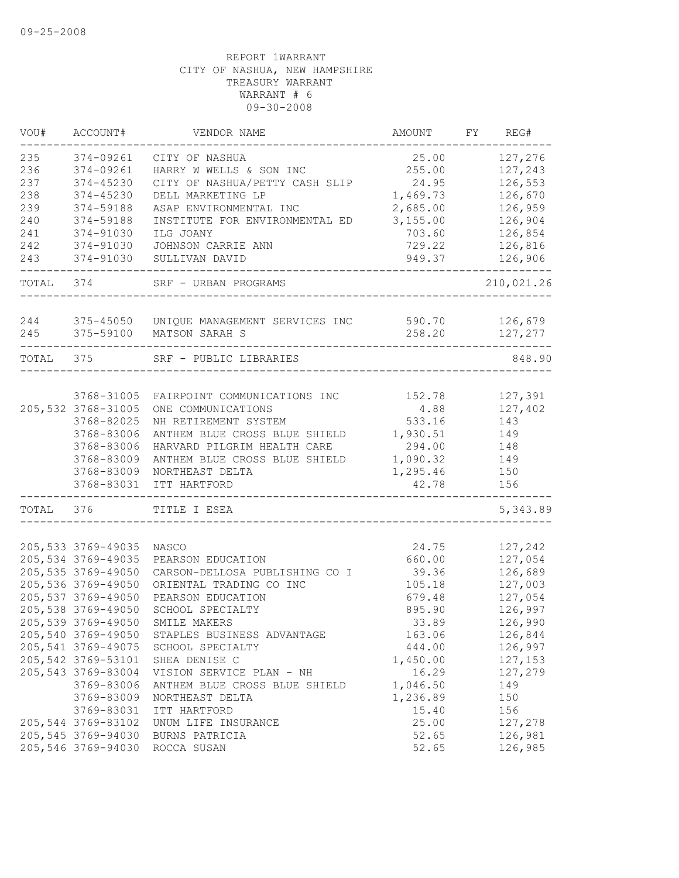09-25-2008

REPORT 1WARRANT
CITY OF NASHUA, NEW HAMPSHIRE
TREASURY WARRANT
WARRANT # 6
09-30-2008

| VOU# | ACCOUNT# | VENDOR NAME | AMOUNT | FY | REG# |
|---|---|---|---|---|---|
| 235 | 374-09261 | CITY OF NASHUA | 25.00 | | 127,276 |
| 236 | 374-09261 | HARRY W WELLS & SON INC | 255.00 | | 127,243 |
| 237 | 374-45230 | CITY OF NASHUA/PETTY CASH SLIP | 24.95 | | 126,553 |
| 238 | 374-45230 | DELL MARKETING LP | 1,469.73 | | 126,670 |
| 239 | 374-59188 | ASAP ENVIRONMENTAL INC | 2,685.00 | | 126,959 |
| 240 | 374-59188 | INSTITUTE FOR ENVIRONMENTAL ED | 3,155.00 | | 126,904 |
| 241 | 374-91030 | ILG JOANY | 703.60 | | 126,854 |
| 242 | 374-91030 | JOHNSON CARRIE ANN | 729.22 | | 126,816 |
| 243 | 374-91030 | SULLIVAN DAVID | 949.37 | | 126,906 |
| TOTAL | 374 | SRF - URBAN PROGRAMS | | | 210,021.26 |
| 244 | 375-45050 | UNIQUE MANAGEMENT SERVICES INC | 590.70 | | 126,679 |
| 245 | 375-59100 | MATSON SARAH S | 258.20 | | 127,277 |
| TOTAL | 375 | SRF - PUBLIC LIBRARIES | | | 848.90 |
| | 3768-31005 | FAIRPOINT COMMUNICATIONS INC | 152.78 | | 127,391 |
| 205,532 | 3768-31005 | ONE COMMUNICATIONS | 4.88 | | 127,402 |
| | 3768-82025 | NH RETIREMENT SYSTEM | 533.16 | | 143 |
| | 3768-83006 | ANTHEM BLUE CROSS BLUE SHIELD | 1,930.51 | | 149 |
| | 3768-83006 | HARVARD PILGRIM HEALTH CARE | 294.00 | | 148 |
| | 3768-83009 | ANTHEM BLUE CROSS BLUE SHIELD | 1,090.32 | | 149 |
| | 3768-83009 | NORTHEAST DELTA | 1,295.46 | | 150 |
| | 3768-83031 | ITT HARTFORD | 42.78 | | 156 |
| TOTAL | 376 | TITLE I ESEA | | | 5,343.89 |
| 205,533 | 3769-49035 | NASCO | 24.75 | | 127,242 |
| 205,534 | 3769-49035 | PEARSON EDUCATION | 660.00 | | 127,054 |
| 205,535 | 3769-49050 | CARSON-DELLOSA PUBLISHING CO I | 39.36 | | 126,689 |
| 205,536 | 3769-49050 | ORIENTAL TRADING CO INC | 105.18 | | 127,003 |
| 205,537 | 3769-49050 | PEARSON EDUCATION | 679.48 | | 127,054 |
| 205,538 | 3769-49050 | SCHOOL SPECIALTY | 895.90 | | 126,997 |
| 205,539 | 3769-49050 | SMILE MAKERS | 33.89 | | 126,990 |
| 205,540 | 3769-49050 | STAPLES BUSINESS ADVANTAGE | 163.06 | | 126,844 |
| 205,541 | 3769-49075 | SCHOOL SPECIALTY | 444.00 | | 126,997 |
| 205,542 | 3769-53101 | SHEA DENISE C | 1,450.00 | | 127,153 |
| 205,543 | 3769-83004 | VISION SERVICE PLAN - NH | 16.29 | | 127,279 |
| | 3769-83006 | ANTHEM BLUE CROSS BLUE SHIELD | 1,046.50 | | 149 |
| | 3769-83009 | NORTHEAST DELTA | 1,236.89 | | 150 |
| | 3769-83031 | ITT HARTFORD | 15.40 | | 156 |
| 205,544 | 3769-83102 | UNUM LIFE INSURANCE | 25.00 | | 127,278 |
| 205,545 | 3769-94030 | BURNS PATRICIA | 52.65 | | 126,981 |
| 205,546 | 3769-94030 | ROCCA SUSAN | 52.65 | | 126,985 |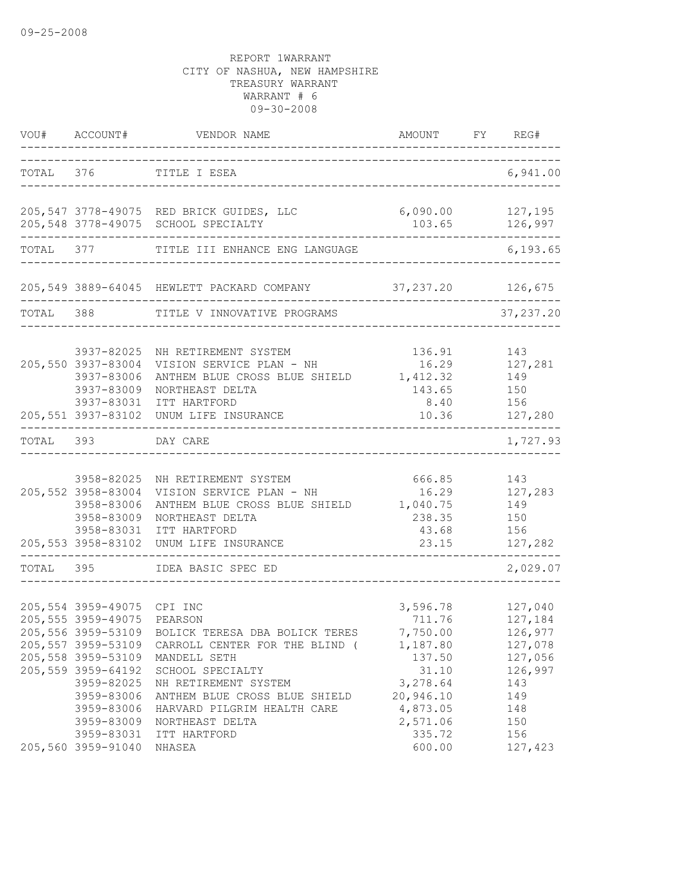09-25-2008

REPORT 1WARRANT
CITY OF NASHUA, NEW HAMPSHIRE
TREASURY WARRANT
WARRANT # 6
09-30-2008

| VOU# | ACCOUNT# | VENDOR NAME | AMOUNT | FY | REG# |
|---|---|---|---|---|---|
| TOTAL 376 | | TITLE I ESEA | | | 6,941.00 |
| 205,547 | 3778-49075 | RED BRICK GUIDES, LLC | 6,090.00 | | 127,195 |
| 205,548 | 3778-49075 | SCHOOL SPECIALTY | 103.65 | | 126,997 |
| TOTAL 377 | | TITLE III ENHANCE ENG LANGUAGE | | | 6,193.65 |
| 205,549 | 3889-64045 | HEWLETT PACKARD COMPANY | 37,237.20 | | 126,675 |
| TOTAL 388 | | TITLE V INNOVATIVE PROGRAMS | | | 37,237.20 |
| | 3937-82025 | NH RETIREMENT SYSTEM | 136.91 | | 143 |
| 205,550 | 3937-83004 | VISION SERVICE PLAN - NH | 16.29 | | 127,281 |
| | 3937-83006 | ANTHEM BLUE CROSS BLUE SHIELD | 1,412.32 | | 149 |
| | 3937-83009 | NORTHEAST DELTA | 143.65 | | 150 |
| | 3937-83031 | ITT HARTFORD | 8.40 | | 156 |
| 205,551 | 3937-83102 | UNUM LIFE INSURANCE | 10.36 | | 127,280 |
| TOTAL 393 | | DAY CARE | | | 1,727.93 |
| | 3958-82025 | NH RETIREMENT SYSTEM | 666.85 | | 143 |
| 205,552 | 3958-83004 | VISION SERVICE PLAN - NH | 16.29 | | 127,283 |
| | 3958-83006 | ANTHEM BLUE CROSS BLUE SHIELD | 1,040.75 | | 149 |
| | 3958-83009 | NORTHEAST DELTA | 238.35 | | 150 |
| | 3958-83031 | ITT HARTFORD | 43.68 | | 156 |
| 205,553 | 3958-83102 | UNUM LIFE INSURANCE | 23.15 | | 127,282 |
| TOTAL 395 | | IDEA BASIC SPEC ED | | | 2,029.07 |
| 205,554 | 3959-49075 | CPI INC | 3,596.78 | | 127,040 |
| 205,555 | 3959-49075 | PEARSON | 711.76 | | 127,184 |
| 205,556 | 3959-53109 | BOLICK TERESA DBA BOLICK TERES | 7,750.00 | | 126,977 |
| 205,557 | 3959-53109 | CARROLL CENTER FOR THE BLIND ( | 1,187.80 | | 127,078 |
| 205,558 | 3959-53109 | MANDELL SETH | 137.50 | | 127,056 |
| 205,559 | 3959-64192 | SCHOOL SPECIALTY | 31.10 | | 126,997 |
| | 3959-82025 | NH RETIREMENT SYSTEM | 3,278.64 | | 143 |
| | 3959-83006 | ANTHEM BLUE CROSS BLUE SHIELD | 20,946.10 | | 149 |
| | 3959-83006 | HARVARD PILGRIM HEALTH CARE | 4,873.05 | | 148 |
| | 3959-83009 | NORTHEAST DELTA | 2,571.06 | | 150 |
| | 3959-83031 | ITT HARTFORD | 335.72 | | 156 |
| 205,560 | 3959-91040 | NHASEA | 600.00 | | 127,423 |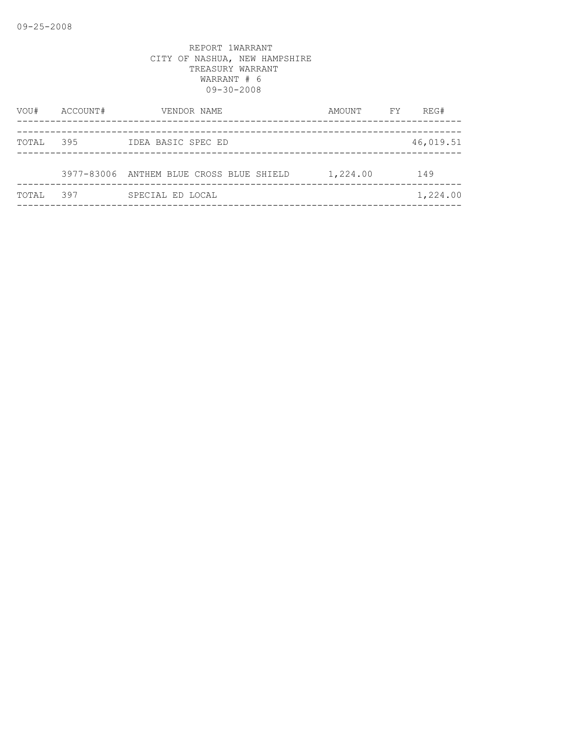REPORT 1WARRANT
CITY OF NASHUA, NEW HAMPSHIRE
TREASURY WARRANT
WARRANT # 6
09-30-2008

| VOU# | ACCOUNT# | VENDOR NAME | AMOUNT | FY | REG# |
|---|---|---|---|---|---|
| TOTAL | 395 | IDEA BASIC SPEC ED | | | 46,019.51 |
| | 3977-83006 | ANTHEM BLUE CROSS BLUE SHIELD | 1,224.00 | | 149 |
| TOTAL | 397 | SPECIAL ED LOCAL | | | 1,224.00 |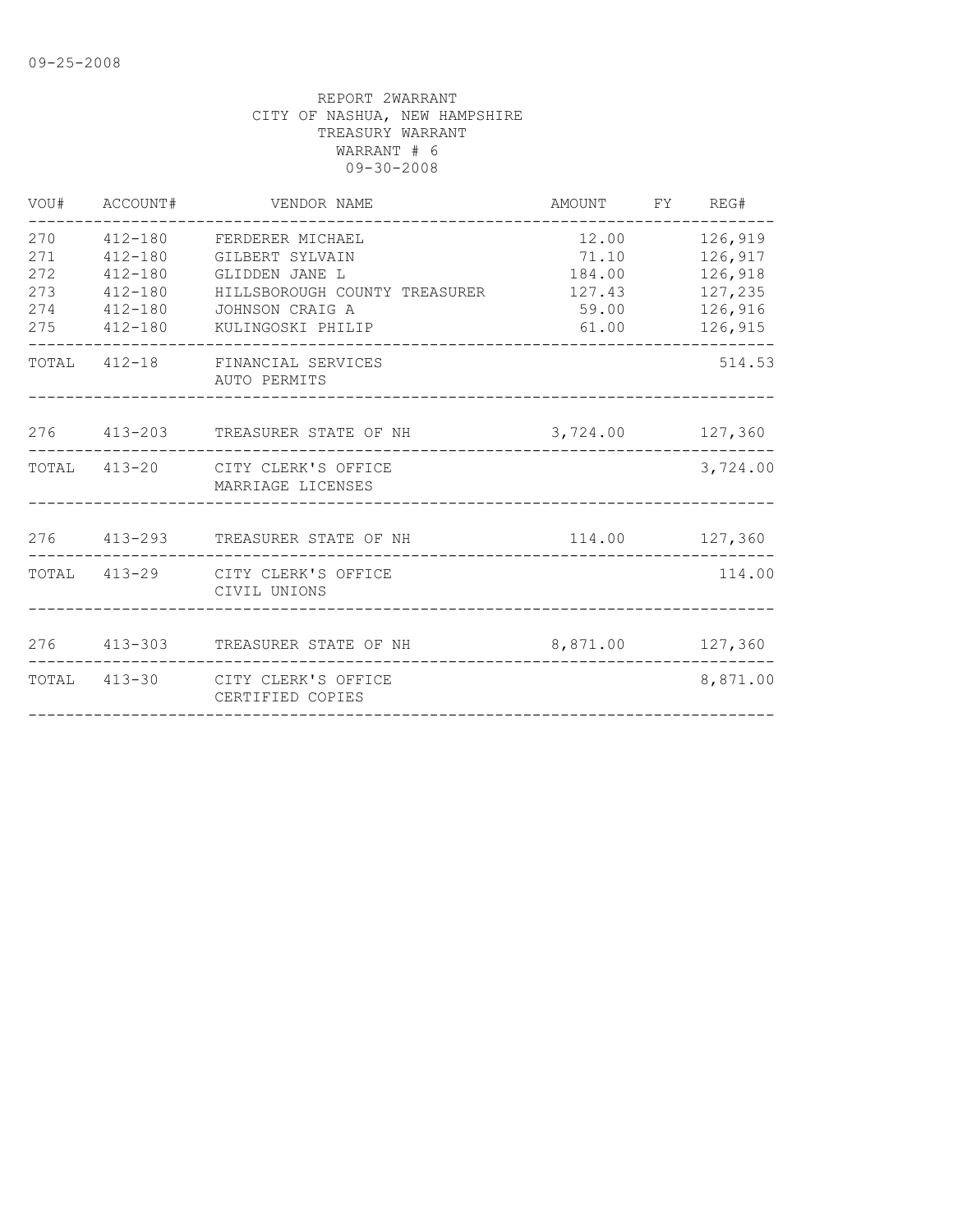09-25-2008

REPORT 2WARRANT
CITY OF NASHUA, NEW HAMPSHIRE
TREASURY WARRANT
WARRANT # 6
09-30-2008

| VOU# | ACCOUNT# | VENDOR NAME | AMOUNT | FY | REG# |
|---|---|---|---|---|---|
| 270 | 412-180 | FERDERER MICHAEL | 12.00 | | 126,919 |
| 271 | 412-180 | GILBERT SYLVAIN | 71.10 | | 126,917 |
| 272 | 412-180 | GLIDDEN JANE L | 184.00 | | 126,918 |
| 273 | 412-180 | HILLSBOROUGH COUNTY TREASURER | 127.43 | | 127,235 |
| 274 | 412-180 | JOHNSON CRAIG A | 59.00 | | 126,916 |
| 275 | 412-180 | KULINGOSKI PHILIP | 61.00 | | 126,915 |
| TOTAL | 412-18 | FINANCIAL SERVICES AUTO PERMITS | | | 514.53 |
| 276 | 413-203 | TREASURER STATE OF NH | 3,724.00 | | 127,360 |
| TOTAL | 413-20 | CITY CLERK'S OFFICE MARRIAGE LICENSES | | | 3,724.00 |
| 276 | 413-293 | TREASURER STATE OF NH | 114.00 | | 127,360 |
| TOTAL | 413-29 | CITY CLERK'S OFFICE CIVIL UNIONS | | | 114.00 |
| 276 | 413-303 | TREASURER STATE OF NH | 8,871.00 | | 127,360 |
| TOTAL | 413-30 | CITY CLERK'S OFFICE CERTIFIED COPIES | | | 8,871.00 |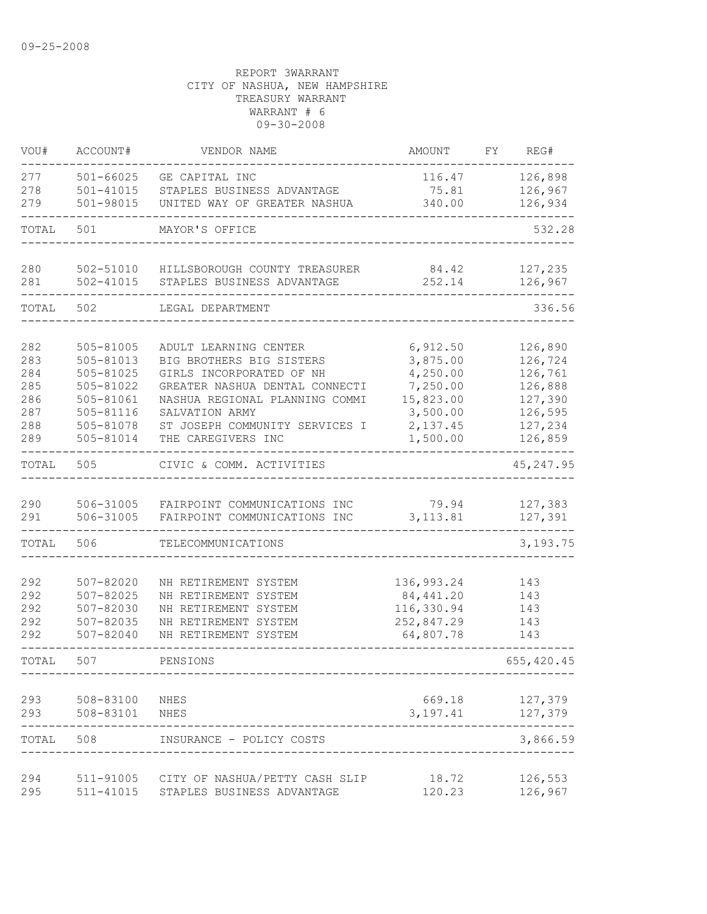09-25-2008

REPORT 3WARRANT
CITY OF NASHUA, NEW HAMPSHIRE
TREASURY WARRANT
WARRANT # 6
09-30-2008

| VOU# | ACCOUNT# | VENDOR NAME | AMOUNT | FY | REG# |
|---|---|---|---|---|---|
| 277 | 501-66025 | GE CAPITAL INC | 116.47 | | 126,898 |
| 278 | 501-41015 | STAPLES BUSINESS ADVANTAGE | 75.81 | | 126,967 |
| 279 | 501-98015 | UNITED WAY OF GREATER NASHUA | 340.00 | | 126,934 |
| TOTAL | 501 | MAYOR'S OFFICE | | | 532.28 |
| 280 | 502-51010 | HILLSBOROUGH COUNTY TREASURER | 84.42 | | 127,235 |
| 281 | 502-41015 | STAPLES BUSINESS ADVANTAGE | 252.14 | | 126,967 |
| TOTAL | 502 | LEGAL DEPARTMENT | | | 336.56 |
| 282 | 505-81005 | ADULT LEARNING CENTER | 6,912.50 | | 126,890 |
| 283 | 505-81013 | BIG BROTHERS BIG SISTERS | 3,875.00 | | 126,724 |
| 284 | 505-81025 | GIRLS INCORPORATED OF NH | 4,250.00 | | 126,761 |
| 285 | 505-81022 | GREATER NASHUA DENTAL CONNECTI | 7,250.00 | | 126,888 |
| 286 | 505-81061 | NASHUA REGIONAL PLANNING COMMI | 15,823.00 | | 127,390 |
| 287 | 505-81116 | SALVATION ARMY | 3,500.00 | | 126,595 |
| 288 | 505-81078 | ST JOSEPH COMMUNITY SERVICES I | 2,137.45 | | 127,234 |
| 289 | 505-81014 | THE CAREGIVERS INC | 1,500.00 | | 126,859 |
| TOTAL | 505 | CIVIC & COMM. ACTIVITIES | | | 45,247.95 |
| 290 | 506-31005 | FAIRPOINT COMMUNICATIONS INC | 79.94 | | 127,383 |
| 291 | 506-31005 | FAIRPOINT COMMUNICATIONS INC | 3,113.81 | | 127,391 |
| TOTAL | 506 | TELECOMMUNICATIONS | | | 3,193.75 |
| 292 | 507-82020 | NH RETIREMENT SYSTEM | 136,993.24 | | 143 |
| 292 | 507-82025 | NH RETIREMENT SYSTEM | 84,441.20 | | 143 |
| 292 | 507-82030 | NH RETIREMENT SYSTEM | 116,330.94 | | 143 |
| 292 | 507-82035 | NH RETIREMENT SYSTEM | 252,847.29 | | 143 |
| 292 | 507-82040 | NH RETIREMENT SYSTEM | 64,807.78 | | 143 |
| TOTAL | 507 | PENSIONS | | | 655,420.45 |
| 293 | 508-83100 | NHES | 669.18 | | 127,379 |
| 293 | 508-83101 | NHES | 3,197.41 | | 127,379 |
| TOTAL | 508 | INSURANCE - POLICY COSTS | | | 3,866.59 |
| 294 | 511-91005 | CITY OF NASHUA/PETTY CASH SLIP | 18.72 | | 126,553 |
| 295 | 511-41015 | STAPLES BUSINESS ADVANTAGE | 120.23 | | 126,967 |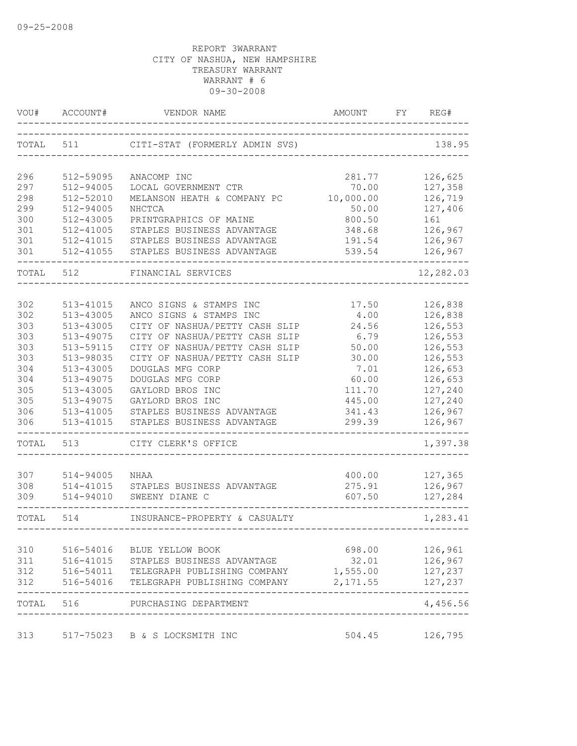REPORT 3WARRANT
CITY OF NASHUA, NEW HAMPSHIRE
TREASURY WARRANT
WARRANT # 6
09-30-2008

| VOU# | ACCOUNT# | VENDOR NAME | AMOUNT | FY | REG# |
|---|---|---|---|---|---|
| TOTAL | 511 | CITI-STAT (FORMERLY ADMIN SVS) | | | 138.95 |
| 296 | 512-59095 | ANACOMP INC | 281.77 | | 126,625 |
| 297 | 512-94005 | LOCAL GOVERNMENT CTR | 70.00 | | 127,358 |
| 298 | 512-52010 | MELANSON HEATH & COMPANY PC | 10,000.00 | | 126,719 |
| 299 | 512-94005 | NHCTCA | 50.00 | | 127,406 |
| 300 | 512-43005 | PRINTGRAPHICS OF MAINE | 800.50 | | 161 |
| 301 | 512-41005 | STAPLES BUSINESS ADVANTAGE | 348.68 | | 126,967 |
| 301 | 512-41015 | STAPLES BUSINESS ADVANTAGE | 191.54 | | 126,967 |
| 301 | 512-41055 | STAPLES BUSINESS ADVANTAGE | 539.54 | | 126,967 |
| TOTAL | 512 | FINANCIAL SERVICES | | | 12,282.03 |
| 302 | 513-41015 | ANCO SIGNS & STAMPS INC | 17.50 | | 126,838 |
| 302 | 513-43005 | ANCO SIGNS & STAMPS INC | 4.00 | | 126,838 |
| 303 | 513-43005 | CITY OF NASHUA/PETTY CASH SLIP | 24.56 | | 126,553 |
| 303 | 513-49075 | CITY OF NASHUA/PETTY CASH SLIP | 6.79 | | 126,553 |
| 303 | 513-59115 | CITY OF NASHUA/PETTY CASH SLIP | 50.00 | | 126,553 |
| 303 | 513-98035 | CITY OF NASHUA/PETTY CASH SLIP | 30.00 | | 126,553 |
| 304 | 513-43005 | DOUGLAS MFG CORP | 7.01 | | 126,653 |
| 304 | 513-49075 | DOUGLAS MFG CORP | 60.00 | | 126,653 |
| 305 | 513-43005 | GAYLORD BROS INC | 111.70 | | 127,240 |
| 305 | 513-49075 | GAYLORD BROS INC | 445.00 | | 127,240 |
| 306 | 513-41005 | STAPLES BUSINESS ADVANTAGE | 341.43 | | 126,967 |
| 306 | 513-41015 | STAPLES BUSINESS ADVANTAGE | 299.39 | | 126,967 |
| TOTAL | 513 | CITY CLERK'S OFFICE | | | 1,397.38 |
| 307 | 514-94005 | NHAA | 400.00 | | 127,365 |
| 308 | 514-41015 | STAPLES BUSINESS ADVANTAGE | 275.91 | | 126,967 |
| 309 | 514-94010 | SWEENY DIANE C | 607.50 | | 127,284 |
| TOTAL | 514 | INSURANCE-PROPERTY & CASUALTY | | | 1,283.41 |
| 310 | 516-54016 | BLUE YELLOW BOOK | 698.00 | | 126,961 |
| 311 | 516-41015 | STAPLES BUSINESS ADVANTAGE | 32.01 | | 126,967 |
| 312 | 516-54011 | TELEGRAPH PUBLISHING COMPANY | 1,555.00 | | 127,237 |
| 312 | 516-54016 | TELEGRAPH PUBLISHING COMPANY | 2,171.55 | | 127,237 |
| TOTAL | 516 | PURCHASING DEPARTMENT | | | 4,456.56 |
| 313 | 517-75023 | B & S LOCKSMITH INC | 504.45 | | 126,795 |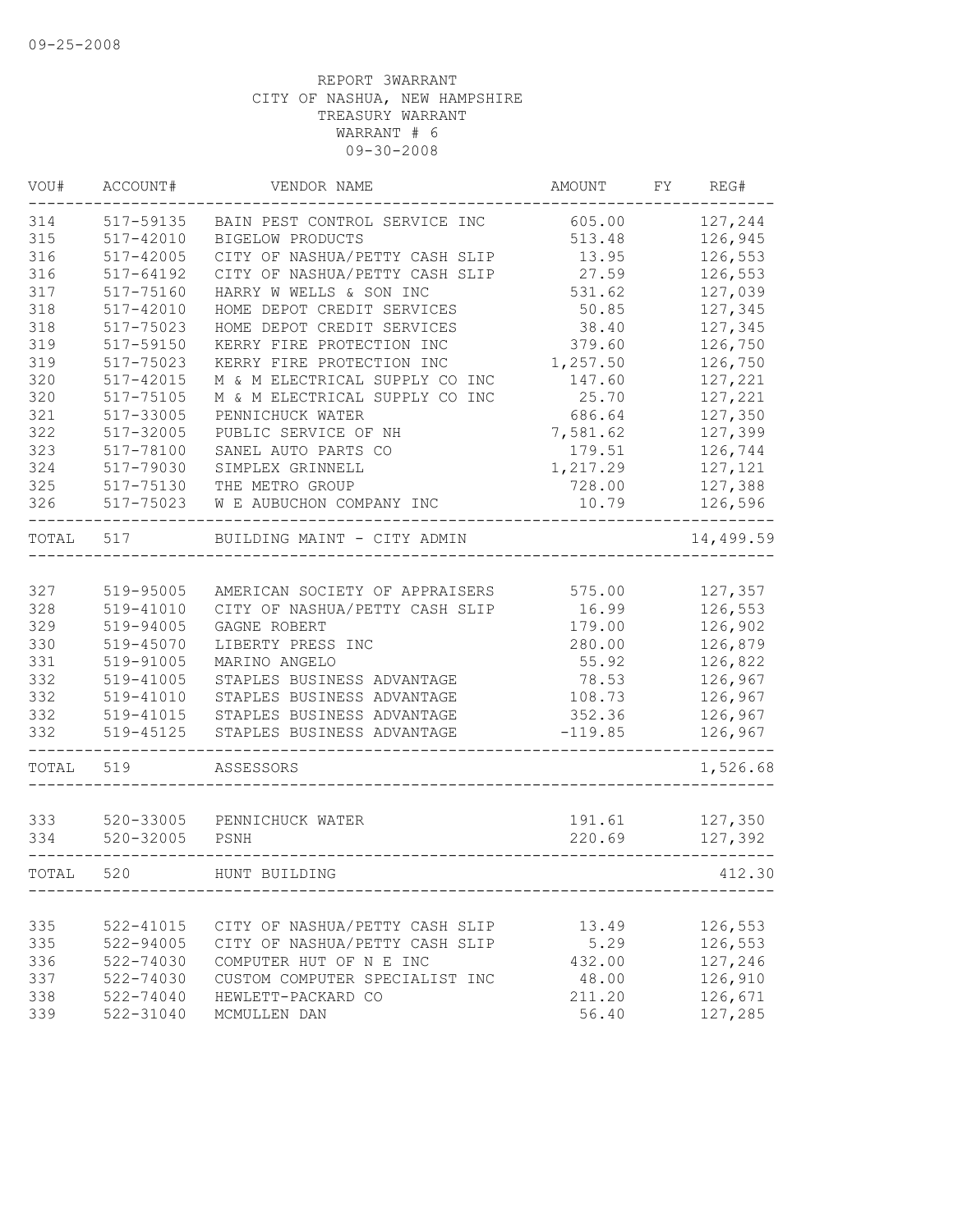09-25-2008

REPORT 3WARRANT
CITY OF NASHUA, NEW HAMPSHIRE
TREASURY WARRANT
WARRANT # 6
09-30-2008

| VOU# | ACCOUNT# | VENDOR NAME | AMOUNT | FY | REG# |
|---|---|---|---|---|---|
| 314 | 517-59135 | BAIN PEST CONTROL SERVICE INC | 605.00 | | 127,244 |
| 315 | 517-42010 | BIGELOW PRODUCTS | 513.48 | | 126,945 |
| 316 | 517-42005 | CITY OF NASHUA/PETTY CASH SLIP | 13.95 | | 126,553 |
| 316 | 517-64192 | CITY OF NASHUA/PETTY CASH SLIP | 27.59 | | 126,553 |
| 317 | 517-75160 | HARRY W WELLS & SON INC | 531.62 | | 127,039 |
| 318 | 517-42010 | HOME DEPOT CREDIT SERVICES | 50.85 | | 127,345 |
| 318 | 517-75023 | HOME DEPOT CREDIT SERVICES | 38.40 | | 127,345 |
| 319 | 517-59150 | KERRY FIRE PROTECTION INC | 379.60 | | 126,750 |
| 319 | 517-75023 | KERRY FIRE PROTECTION INC | 1,257.50 | | 126,750 |
| 320 | 517-42015 | M & M ELECTRICAL SUPPLY CO INC | 147.60 | | 127,221 |
| 320 | 517-75105 | M & M ELECTRICAL SUPPLY CO INC | 25.70 | | 127,221 |
| 321 | 517-33005 | PENNICHUCK WATER | 686.64 | | 127,350 |
| 322 | 517-32005 | PUBLIC SERVICE OF NH | 7,581.62 | | 127,399 |
| 323 | 517-78100 | SANEL AUTO PARTS CO | 179.51 | | 126,744 |
| 324 | 517-79030 | SIMPLEX GRINNELL | 1,217.29 | | 127,121 |
| 325 | 517-75130 | THE METRO GROUP | 728.00 | | 127,388 |
| 326 | 517-75023 | W E AUBUCHON COMPANY INC | 10.79 | | 126,596 |
| TOTAL | 517 | BUILDING MAINT - CITY ADMIN | | | 14,499.59 |
| 327 | 519-95005 | AMERICAN SOCIETY OF APPRAISERS | 575.00 | | 127,357 |
| 328 | 519-41010 | CITY OF NASHUA/PETTY CASH SLIP | 16.99 | | 126,553 |
| 329 | 519-94005 | GAGNE ROBERT | 179.00 | | 126,902 |
| 330 | 519-45070 | LIBERTY PRESS INC | 280.00 | | 126,879 |
| 331 | 519-91005 | MARINO ANGELO | 55.92 | | 126,822 |
| 332 | 519-41005 | STAPLES BUSINESS ADVANTAGE | 78.53 | | 126,967 |
| 332 | 519-41010 | STAPLES BUSINESS ADVANTAGE | 108.73 | | 126,967 |
| 332 | 519-41015 | STAPLES BUSINESS ADVANTAGE | 352.36 | | 126,967 |
| 332 | 519-45125 | STAPLES BUSINESS ADVANTAGE | -119.85 | | 126,967 |
| TOTAL | 519 | ASSESSORS | | | 1,526.68 |
| 333 | 520-33005 | PENNICHUCK WATER | 191.61 | | 127,350 |
| 334 | 520-32005 | PSNH | 220.69 | | 127,392 |
| TOTAL | 520 | HUNT BUILDING | | | 412.30 |
| 335 | 522-41015 | CITY OF NASHUA/PETTY CASH SLIP | 13.49 | | 126,553 |
| 335 | 522-94005 | CITY OF NASHUA/PETTY CASH SLIP | 5.29 | | 126,553 |
| 336 | 522-74030 | COMPUTER HUT OF N E INC | 432.00 | | 127,246 |
| 337 | 522-74030 | CUSTOM COMPUTER SPECIALIST INC | 48.00 | | 126,910 |
| 338 | 522-74040 | HEWLETT-PACKARD CO | 211.20 | | 126,671 |
| 339 | 522-31040 | MCMULLEN DAN | 56.40 | | 127,285 |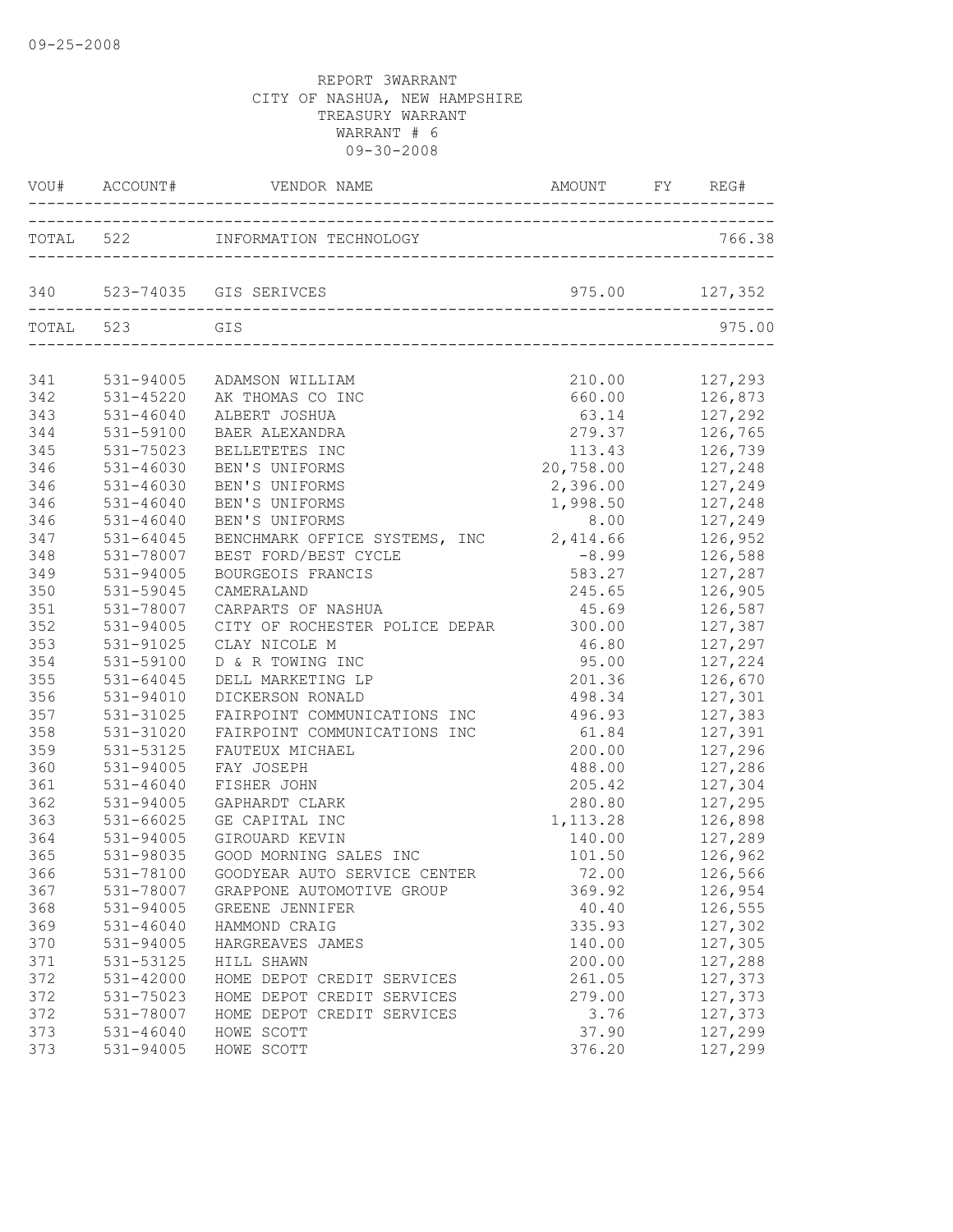09-25-2008

REPORT 3WARRANT
CITY OF NASHUA, NEW HAMPSHIRE
TREASURY WARRANT
WARRANT # 6
09-30-2008

| VOU# | ACCOUNT# | VENDOR NAME | AMOUNT | FY | REG# |
|---|---|---|---|---|---|
| TOTAL | 522 | INFORMATION TECHNOLOGY | | | 766.38 |
| 340 | 523-74035 | GIS SERIVCES | 975.00 | | 127,352 |
| TOTAL | 523 | GIS | | | 975.00 |
| 341 | 531-94005 | ADAMSON WILLIAM | 210.00 | | 127,293 |
| 342 | 531-45220 | AK THOMAS CO INC | 660.00 | | 126,873 |
| 343 | 531-46040 | ALBERT JOSHUA | 63.14 | | 127,292 |
| 344 | 531-59100 | BAER ALEXANDRA | 279.37 | | 126,765 |
| 345 | 531-75023 | BELLETETES INC | 113.43 | | 126,739 |
| 346 | 531-46030 | BEN'S UNIFORMS | 20,758.00 | | 127,248 |
| 346 | 531-46030 | BEN'S UNIFORMS | 2,396.00 | | 127,249 |
| 346 | 531-46040 | BEN'S UNIFORMS | 1,998.50 | | 127,248 |
| 346 | 531-46040 | BEN'S UNIFORMS | 8.00 | | 127,249 |
| 347 | 531-64045 | BENCHMARK OFFICE SYSTEMS, INC | 2,414.66 | | 126,952 |
| 348 | 531-78007 | BEST FORD/BEST CYCLE | -8.99 | | 126,588 |
| 349 | 531-94005 | BOURGEOIS FRANCIS | 583.27 | | 127,287 |
| 350 | 531-59045 | CAMERALAND | 245.65 | | 126,905 |
| 351 | 531-78007 | CARPARTS OF NASHUA | 45.69 | | 126,587 |
| 352 | 531-94005 | CITY OF ROCHESTER POLICE DEPAR | 300.00 | | 127,387 |
| 353 | 531-91025 | CLAY NICOLE M | 46.80 | | 127,297 |
| 354 | 531-59100 | D & R TOWING INC | 95.00 | | 127,224 |
| 355 | 531-64045 | DELL MARKETING LP | 201.36 | | 126,670 |
| 356 | 531-94010 | DICKERSON RONALD | 498.34 | | 127,301 |
| 357 | 531-31025 | FAIRPOINT COMMUNICATIONS INC | 496.93 | | 127,383 |
| 358 | 531-31020 | FAIRPOINT COMMUNICATIONS INC | 61.84 | | 127,391 |
| 359 | 531-53125 | FAUTEUX MICHAEL | 200.00 | | 127,296 |
| 360 | 531-94005 | FAY JOSEPH | 488.00 | | 127,286 |
| 361 | 531-46040 | FISHER JOHN | 205.42 | | 127,304 |
| 362 | 531-94005 | GAPHARDT CLARK | 280.80 | | 127,295 |
| 363 | 531-66025 | GE CAPITAL INC | 1,113.28 | | 126,898 |
| 364 | 531-94005 | GIROUARD KEVIN | 140.00 | | 127,289 |
| 365 | 531-98035 | GOOD MORNING SALES INC | 101.50 | | 126,962 |
| 366 | 531-78100 | GOODYEAR AUTO SERVICE CENTER | 72.00 | | 126,566 |
| 367 | 531-78007 | GRAPPONE AUTOMOTIVE GROUP | 369.92 | | 126,954 |
| 368 | 531-94005 | GREENE JENNIFER | 40.40 | | 126,555 |
| 369 | 531-46040 | HAMMOND CRAIG | 335.93 | | 127,302 |
| 370 | 531-94005 | HARGREAVES JAMES | 140.00 | | 127,305 |
| 371 | 531-53125 | HILL SHAWN | 200.00 | | 127,288 |
| 372 | 531-42000 | HOME DEPOT CREDIT SERVICES | 261.05 | | 127,373 |
| 372 | 531-75023 | HOME DEPOT CREDIT SERVICES | 279.00 | | 127,373 |
| 372 | 531-78007 | HOME DEPOT CREDIT SERVICES | 3.76 | | 127,373 |
| 373 | 531-46040 | HOWE SCOTT | 37.90 | | 127,299 |
| 373 | 531-94005 | HOWE SCOTT | 376.20 | | 127,299 |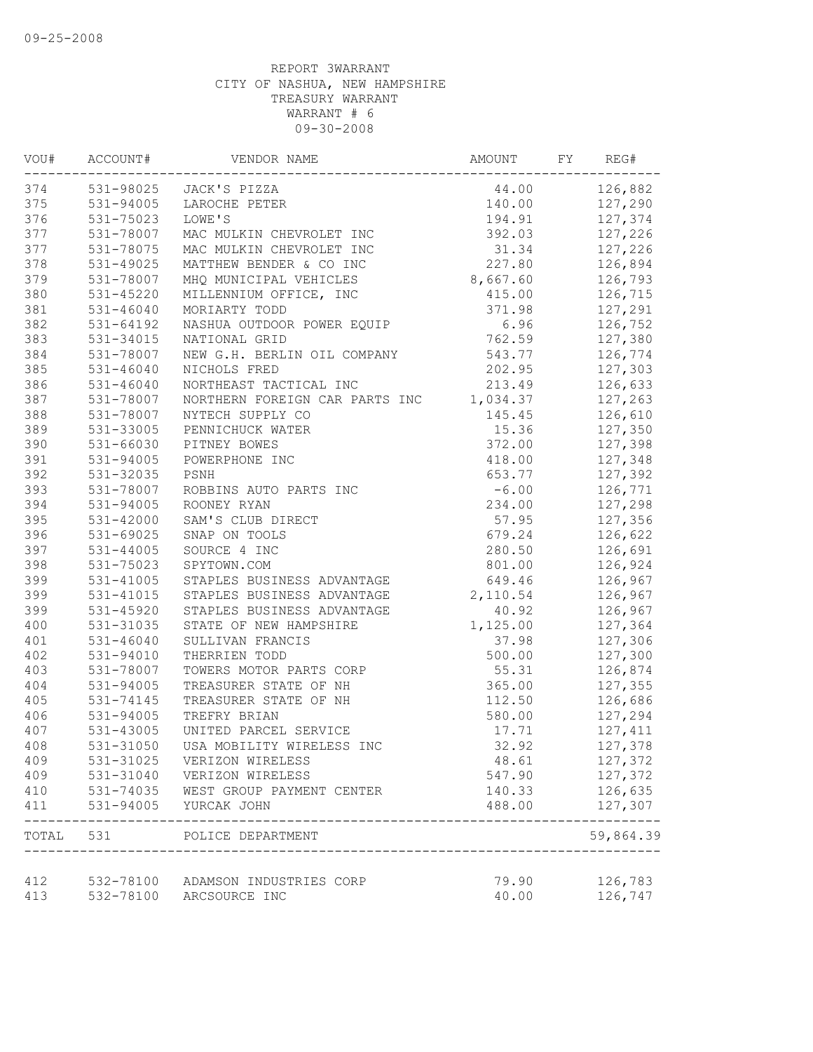09-25-2008

REPORT 3WARRANT
CITY OF NASHUA, NEW HAMPSHIRE
TREASURY WARRANT
WARRANT # 6
09-30-2008

| VOU# | ACCOUNT# | VENDOR NAME | AMOUNT | FY | REG# |
|---|---|---|---|---|---|
| 374 | 531-98025 | JACK'S PIZZA | 44.00 | | 126,882 |
| 375 | 531-94005 | LAROCHE PETER | 140.00 | | 127,290 |
| 376 | 531-75023 | LOWE'S | 194.91 | | 127,374 |
| 377 | 531-78007 | MAC MULKIN CHEVROLET INC | 392.03 | | 127,226 |
| 377 | 531-78075 | MAC MULKIN CHEVROLET INC | 31.34 | | 127,226 |
| 378 | 531-49025 | MATTHEW BENDER & CO INC | 227.80 | | 126,894 |
| 379 | 531-78007 | MHQ MUNICIPAL VEHICLES | 8,667.60 | | 126,793 |
| 380 | 531-45220 | MILLENNIUM OFFICE, INC | 415.00 | | 126,715 |
| 381 | 531-46040 | MORIARTY TODD | 371.98 | | 127,291 |
| 382 | 531-64192 | NASHUA OUTDOOR POWER EQUIP | 6.96 | | 126,752 |
| 383 | 531-34015 | NATIONAL GRID | 762.59 | | 127,380 |
| 384 | 531-78007 | NEW G.H. BERLIN OIL COMPANY | 543.77 | | 126,774 |
| 385 | 531-46040 | NICHOLS FRED | 202.95 | | 127,303 |
| 386 | 531-46040 | NORTHEAST TACTICAL INC | 213.49 | | 126,633 |
| 387 | 531-78007 | NORTHERN FOREIGN CAR PARTS INC | 1,034.37 | | 127,263 |
| 388 | 531-78007 | NYTECH SUPPLY CO | 145.45 | | 126,610 |
| 389 | 531-33005 | PENNICHUCK WATER | 15.36 | | 127,350 |
| 390 | 531-66030 | PITNEY BOWES | 372.00 | | 127,398 |
| 391 | 531-94005 | POWERPHONE INC | 418.00 | | 127,348 |
| 392 | 531-32035 | PSNH | 653.77 | | 127,392 |
| 393 | 531-78007 | ROBBINS AUTO PARTS INC | -6.00 | | 126,771 |
| 394 | 531-94005 | ROONEY RYAN | 234.00 | | 127,298 |
| 395 | 531-42000 | SAM'S CLUB DIRECT | 57.95 | | 127,356 |
| 396 | 531-69025 | SNAP ON TOOLS | 679.24 | | 126,622 |
| 397 | 531-44005 | SOURCE 4 INC | 280.50 | | 126,691 |
| 398 | 531-75023 | SPYTOWN.COM | 801.00 | | 126,924 |
| 399 | 531-41005 | STAPLES BUSINESS ADVANTAGE | 649.46 | | 126,967 |
| 399 | 531-41015 | STAPLES BUSINESS ADVANTAGE | 2,110.54 | | 126,967 |
| 399 | 531-45920 | STAPLES BUSINESS ADVANTAGE | 40.92 | | 126,967 |
| 400 | 531-31035 | STATE OF NEW HAMPSHIRE | 1,125.00 | | 127,364 |
| 401 | 531-46040 | SULLIVAN FRANCIS | 37.98 | | 127,306 |
| 402 | 531-94010 | THERRIEN TODD | 500.00 | | 127,300 |
| 403 | 531-78007 | TOWERS MOTOR PARTS CORP | 55.31 | | 126,874 |
| 404 | 531-94005 | TREASURER STATE OF NH | 365.00 | | 127,355 |
| 405 | 531-74145 | TREASURER STATE OF NH | 112.50 | | 126,686 |
| 406 | 531-94005 | TREFRY BRIAN | 580.00 | | 127,294 |
| 407 | 531-43005 | UNITED PARCEL SERVICE | 17.71 | | 127,411 |
| 408 | 531-31050 | USA MOBILITY WIRELESS INC | 32.92 | | 127,378 |
| 409 | 531-31025 | VERIZON WIRELESS | 48.61 | | 127,372 |
| 409 | 531-31040 | VERIZON WIRELESS | 547.90 | | 127,372 |
| 410 | 531-74035 | WEST GROUP PAYMENT CENTER | 140.33 | | 126,635 |
| 411 | 531-94005 | YURCAK JOHN | 488.00 | | 127,307 |
| TOTAL | 531 | POLICE DEPARTMENT | | | 59,864.39 |
| 412 | 532-78100 | ADAMSON INDUSTRIES CORP | 79.90 | | 126,783 |
| 413 | 532-78100 | ARCSOURCE INC | 40.00 | | 126,747 |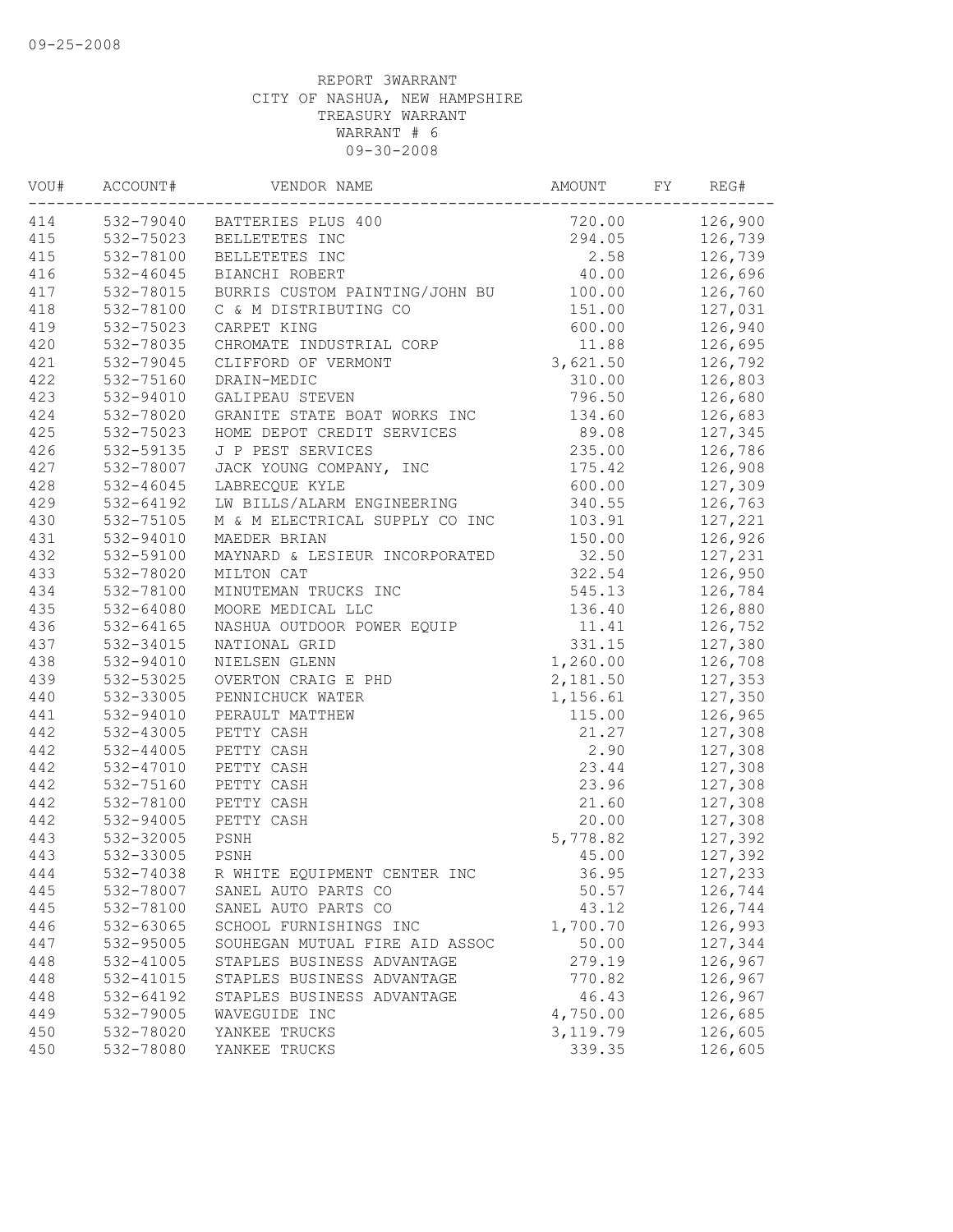09-25-2008

REPORT 3WARRANT
CITY OF NASHUA, NEW HAMPSHIRE
TREASURY WARRANT
WARRANT # 6
09-30-2008

| VOU# | ACCOUNT# | VENDOR NAME | AMOUNT | FY | REG# |
|---|---|---|---|---|---|
| 414 | 532-79040 | BATTERIES PLUS 400 | 720.00 | | 126,900 |
| 415 | 532-75023 | BELLETETES INC | 294.05 | | 126,739 |
| 415 | 532-78100 | BELLETETES INC | 2.58 | | 126,739 |
| 416 | 532-46045 | BIANCHI ROBERT | 40.00 | | 126,696 |
| 417 | 532-78015 | BURRIS CUSTOM PAINTING/JOHN BU | 100.00 | | 126,760 |
| 418 | 532-78100 | C & M DISTRIBUTING CO | 151.00 | | 127,031 |
| 419 | 532-75023 | CARPET KING | 600.00 | | 126,940 |
| 420 | 532-78035 | CHROMATE INDUSTRIAL CORP | 11.88 | | 126,695 |
| 421 | 532-79045 | CLIFFORD OF VERMONT | 3,621.50 | | 126,792 |
| 422 | 532-75160 | DRAIN-MEDIC | 310.00 | | 126,803 |
| 423 | 532-94010 | GALIPEAU STEVEN | 796.50 | | 126,680 |
| 424 | 532-78020 | GRANITE STATE BOAT WORKS INC | 134.60 | | 126,683 |
| 425 | 532-75023 | HOME DEPOT CREDIT SERVICES | 89.08 | | 127,345 |
| 426 | 532-59135 | J P PEST SERVICES | 235.00 | | 126,786 |
| 427 | 532-78007 | JACK YOUNG COMPANY, INC | 175.42 | | 126,908 |
| 428 | 532-46045 | LABRECQUE KYLE | 600.00 | | 127,309 |
| 429 | 532-64192 | LW BILLS/ALARM ENGINEERING | 340.55 | | 126,763 |
| 430 | 532-75105 | M & M ELECTRICAL SUPPLY CO INC | 103.91 | | 127,221 |
| 431 | 532-94010 | MAEDER BRIAN | 150.00 | | 126,926 |
| 432 | 532-59100 | MAYNARD & LESIEUR INCORPORATED | 32.50 | | 127,231 |
| 433 | 532-78020 | MILTON CAT | 322.54 | | 126,950 |
| 434 | 532-78100 | MINUTEMAN TRUCKS INC | 545.13 | | 126,784 |
| 435 | 532-64080 | MOORE MEDICAL LLC | 136.40 | | 126,880 |
| 436 | 532-64165 | NASHUA OUTDOOR POWER EQUIP | 11.41 | | 126,752 |
| 437 | 532-34015 | NATIONAL GRID | 331.15 | | 127,380 |
| 438 | 532-94010 | NIELSEN GLENN | 1,260.00 | | 126,708 |
| 439 | 532-53025 | OVERTON CRAIG E PHD | 2,181.50 | | 127,353 |
| 440 | 532-33005 | PENNICHUCK WATER | 1,156.61 | | 127,350 |
| 441 | 532-94010 | PERAULT MATTHEW | 115.00 | | 126,965 |
| 442 | 532-43005 | PETTY CASH | 21.27 | | 127,308 |
| 442 | 532-44005 | PETTY CASH | 2.90 | | 127,308 |
| 442 | 532-47010 | PETTY CASH | 23.44 | | 127,308 |
| 442 | 532-75160 | PETTY CASH | 23.96 | | 127,308 |
| 442 | 532-78100 | PETTY CASH | 21.60 | | 127,308 |
| 442 | 532-94005 | PETTY CASH | 20.00 | | 127,308 |
| 443 | 532-32005 | PSNH | 5,778.82 | | 127,392 |
| 443 | 532-33005 | PSNH | 45.00 | | 127,392 |
| 444 | 532-74038 | R WHITE EQUIPMENT CENTER INC | 36.95 | | 127,233 |
| 445 | 532-78007 | SANEL AUTO PARTS CO | 50.57 | | 126,744 |
| 445 | 532-78100 | SANEL AUTO PARTS CO | 43.12 | | 126,744 |
| 446 | 532-63065 | SCHOOL FURNISHINGS INC | 1,700.70 | | 126,993 |
| 447 | 532-95005 | SOUHEGAN MUTUAL FIRE AID ASSOC | 50.00 | | 127,344 |
| 448 | 532-41005 | STAPLES BUSINESS ADVANTAGE | 279.19 | | 126,967 |
| 448 | 532-41015 | STAPLES BUSINESS ADVANTAGE | 770.82 | | 126,967 |
| 448 | 532-64192 | STAPLES BUSINESS ADVANTAGE | 46.43 | | 126,967 |
| 449 | 532-79005 | WAVEGUIDE INC | 4,750.00 | | 126,685 |
| 450 | 532-78020 | YANKEE TRUCKS | 3,119.79 | | 126,605 |
| 450 | 532-78080 | YANKEE TRUCKS | 339.35 | | 126,605 |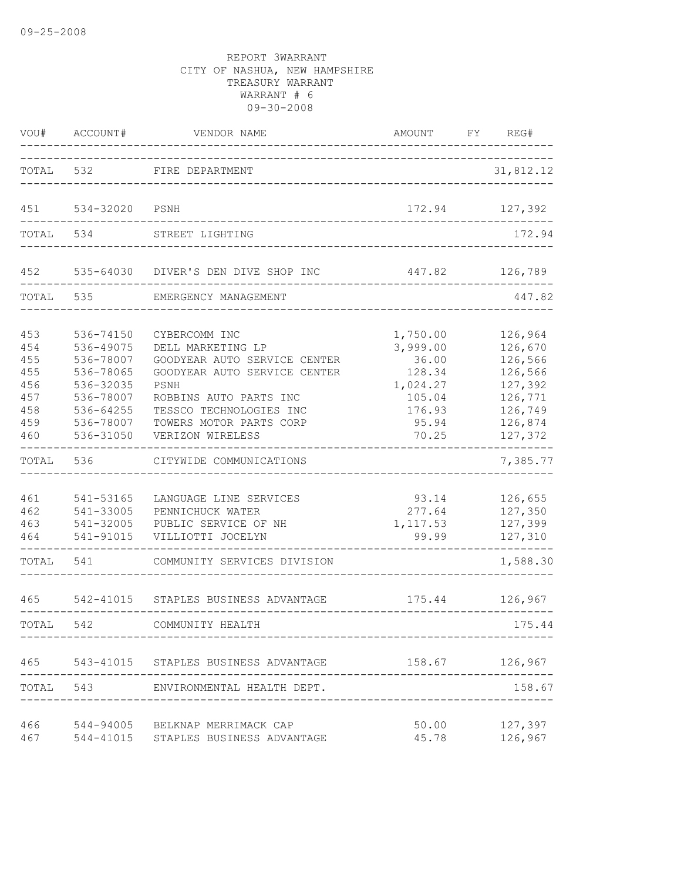REPORT 3WARRANT
CITY OF NASHUA, NEW HAMPSHIRE
TREASURY WARRANT
WARRANT # 6
09-30-2008

| VOU# | ACCOUNT# | VENDOR NAME | AMOUNT | FY | REG# |
|---|---|---|---|---|---|
| TOTAL | 532 | FIRE DEPARTMENT | | | 31,812.12 |
| 451 | 534-32020 | PSNH | 172.94 | | 127,392 |
| TOTAL | 534 | STREET LIGHTING | | | 172.94 |
| 452 | 535-64030 | DIVER'S DEN DIVE SHOP INC | 447.82 | | 126,789 |
| TOTAL | 535 | EMERGENCY MANAGEMENT | | | 447.82 |
| 453 | 536-74150 | CYBERCOMM INC | 1,750.00 | | 126,964 |
| 454 | 536-49075 | DELL MARKETING LP | 3,999.00 | | 126,670 |
| 455 | 536-78007 | GOODYEAR AUTO SERVICE CENTER | 36.00 | | 126,566 |
| 455 | 536-78065 | GOODYEAR AUTO SERVICE CENTER | 128.34 | | 126,566 |
| 456 | 536-32035 | PSNH | 1,024.27 | | 127,392 |
| 457 | 536-78007 | ROBBINS AUTO PARTS INC | 105.04 | | 126,771 |
| 458 | 536-64255 | TESSCO TECHNOLOGIES INC | 176.93 | | 126,749 |
| 459 | 536-78007 | TOWERS MOTOR PARTS CORP | 95.94 | | 126,874 |
| 460 | 536-31050 | VERIZON WIRELESS | 70.25 | | 127,372 |
| TOTAL | 536 | CITYWIDE COMMUNICATIONS | | | 7,385.77 |
| 461 | 541-53165 | LANGUAGE LINE SERVICES | 93.14 | | 126,655 |
| 462 | 541-33005 | PENNICHUCK WATER | 277.64 | | 127,350 |
| 463 | 541-32005 | PUBLIC SERVICE OF NH | 1,117.53 | | 127,399 |
| 464 | 541-91015 | VILLIOTTI JOCELYN | 99.99 | | 127,310 |
| TOTAL | 541 | COMMUNITY SERVICES DIVISION | | | 1,588.30 |
| 465 | 542-41015 | STAPLES BUSINESS ADVANTAGE | 175.44 | | 126,967 |
| TOTAL | 542 | COMMUNITY HEALTH | | | 175.44 |
| 465 | 543-41015 | STAPLES BUSINESS ADVANTAGE | 158.67 | | 126,967 |
| TOTAL | 543 | ENVIRONMENTAL HEALTH DEPT. | | | 158.67 |
| 466 | 544-94005 | BELKNAP MERRIMACK CAP | 50.00 | | 127,397 |
| 467 | 544-41015 | STAPLES BUSINESS ADVANTAGE | 45.78 | | 126,967 |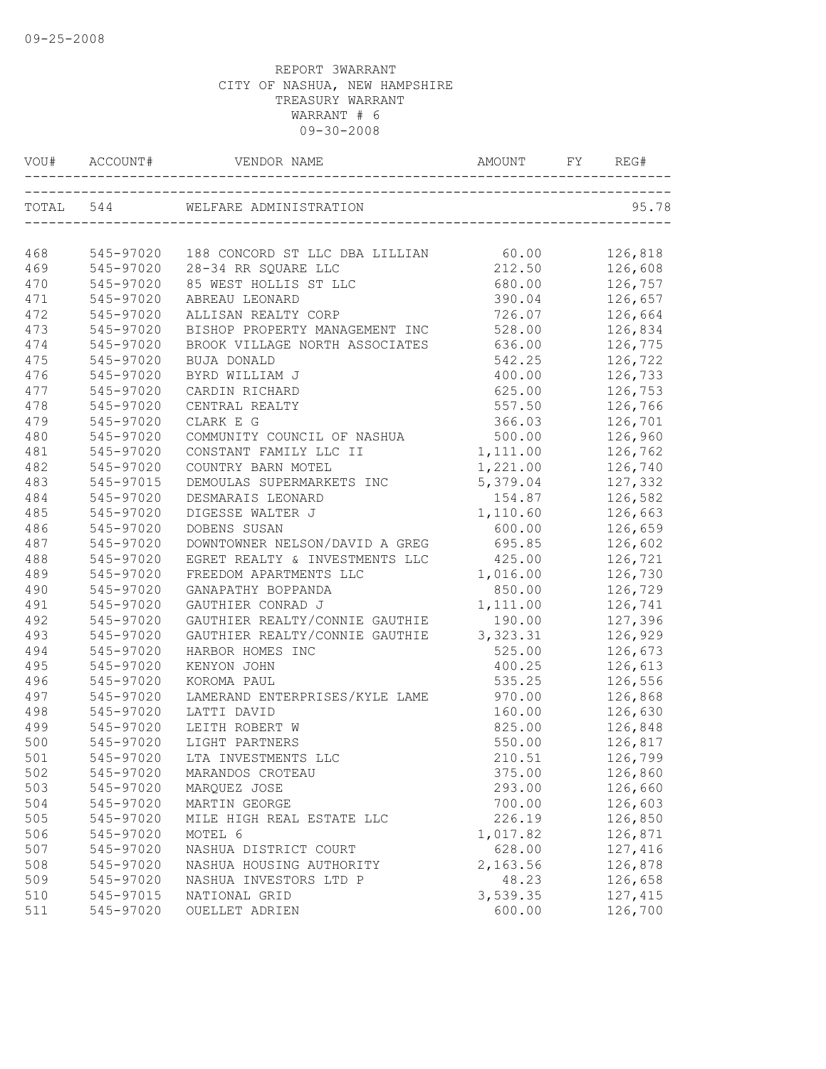09-25-2008

REPORT 3WARRANT
CITY OF NASHUA, NEW HAMPSHIRE
TREASURY WARRANT
WARRANT # 6
09-30-2008

| VOU# | ACCOUNT# | VENDOR NAME | AMOUNT | FY | REG# |
|---|---|---|---|---|---|
| TOTAL | 544 | WELFARE ADMINISTRATION | | | 95.78 |
| 468 | 545-97020 | 188 CONCORD ST LLC DBA LILLIAN | 60.00 | | 126,818 |
| 469 | 545-97020 | 28-34 RR SQUARE LLC | 212.50 | | 126,608 |
| 470 | 545-97020 | 85 WEST HOLLIS ST LLC | 680.00 | | 126,757 |
| 471 | 545-97020 | ABREAU LEONARD | 390.04 | | 126,657 |
| 472 | 545-97020 | ALLISAN REALTY CORP | 726.07 | | 126,664 |
| 473 | 545-97020 | BISHOP PROPERTY MANAGEMENT INC | 528.00 | | 126,834 |
| 474 | 545-97020 | BROOK VILLAGE NORTH ASSOCIATES | 636.00 | | 126,775 |
| 475 | 545-97020 | BUJA DONALD | 542.25 | | 126,722 |
| 476 | 545-97020 | BYRD WILLIAM J | 400.00 | | 126,733 |
| 477 | 545-97020 | CARDIN RICHARD | 625.00 | | 126,753 |
| 478 | 545-97020 | CENTRAL REALTY | 557.50 | | 126,766 |
| 479 | 545-97020 | CLARK E G | 366.03 | | 126,701 |
| 480 | 545-97020 | COMMUNITY COUNCIL OF NASHUA | 500.00 | | 126,960 |
| 481 | 545-97020 | CONSTANT FAMILY LLC II | 1,111.00 | | 126,762 |
| 482 | 545-97020 | COUNTRY BARN MOTEL | 1,221.00 | | 126,740 |
| 483 | 545-97015 | DEMOULAS SUPERMARKETS INC | 5,379.04 | | 127,332 |
| 484 | 545-97020 | DESMARAIS LEONARD | 154.87 | | 126,582 |
| 485 | 545-97020 | DIGESSE WALTER J | 1,110.60 | | 126,663 |
| 486 | 545-97020 | DOBENS SUSAN | 600.00 | | 126,659 |
| 487 | 545-97020 | DOWNTOWNER NELSON/DAVID A GREG | 695.85 | | 126,602 |
| 488 | 545-97020 | EGRET REALTY & INVESTMENTS LLC | 425.00 | | 126,721 |
| 489 | 545-97020 | FREEDOM APARTMENTS LLC | 1,016.00 | | 126,730 |
| 490 | 545-97020 | GANAPATHY BOPPANDA | 850.00 | | 126,729 |
| 491 | 545-97020 | GAUTHIER CONRAD J | 1,111.00 | | 126,741 |
| 492 | 545-97020 | GAUTHIER REALTY/CONNIE GAUTHIE | 190.00 | | 127,396 |
| 493 | 545-97020 | GAUTHIER REALTY/CONNIE GAUTHIE | 3,323.31 | | 126,929 |
| 494 | 545-97020 | HARBOR HOMES INC | 525.00 | | 126,673 |
| 495 | 545-97020 | KENYON JOHN | 400.25 | | 126,613 |
| 496 | 545-97020 | KOROMA PAUL | 535.25 | | 126,556 |
| 497 | 545-97020 | LAMERAND ENTERPRISES/KYLE LAME | 970.00 | | 126,868 |
| 498 | 545-97020 | LATTI DAVID | 160.00 | | 126,630 |
| 499 | 545-97020 | LEITH ROBERT W | 825.00 | | 126,848 |
| 500 | 545-97020 | LIGHT PARTNERS | 550.00 | | 126,817 |
| 501 | 545-97020 | LTA INVESTMENTS LLC | 210.51 | | 126,799 |
| 502 | 545-97020 | MARANDOS CROTEAU | 375.00 | | 126,860 |
| 503 | 545-97020 | MARQUEZ JOSE | 293.00 | | 126,660 |
| 504 | 545-97020 | MARTIN GEORGE | 700.00 | | 126,603 |
| 505 | 545-97020 | MILE HIGH REAL ESTATE LLC | 226.19 | | 126,850 |
| 506 | 545-97020 | MOTEL 6 | 1,017.82 | | 126,871 |
| 507 | 545-97020 | NASHUA DISTRICT COURT | 628.00 | | 127,416 |
| 508 | 545-97020 | NASHUA HOUSING AUTHORITY | 2,163.56 | | 126,878 |
| 509 | 545-97020 | NASHUA INVESTORS LTD P | 48.23 | | 126,658 |
| 510 | 545-97015 | NATIONAL GRID | 3,539.35 | | 127,415 |
| 511 | 545-97020 | OUELLET ADRIEN | 600.00 | | 126,700 |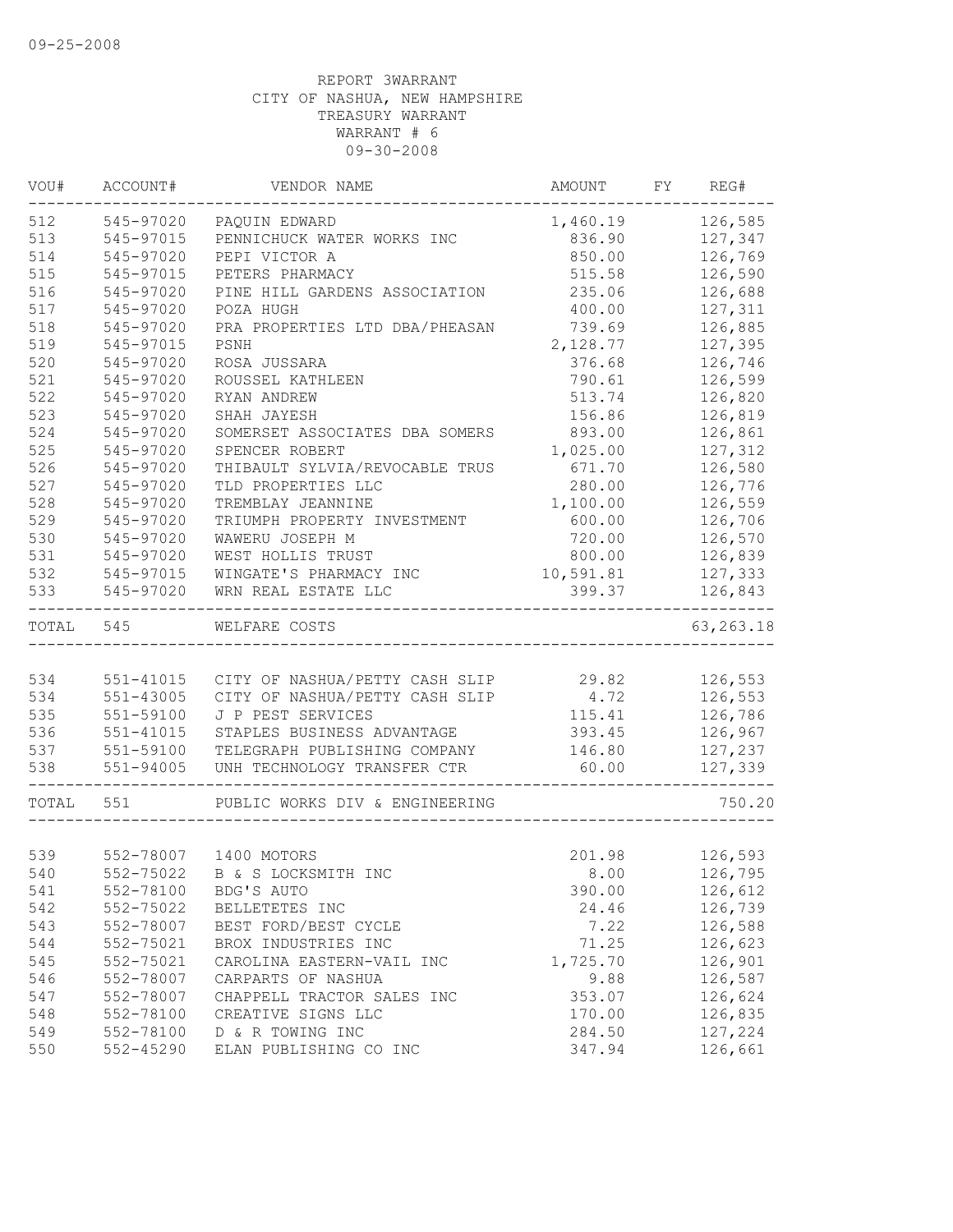09-25-2008

REPORT 3WARRANT
CITY OF NASHUA, NEW HAMPSHIRE
TREASURY WARRANT
WARRANT # 6
09-30-2008

| VOU# | ACCOUNT# | VENDOR NAME | AMOUNT | FY | REG# |
|---|---|---|---|---|---|
| 512 | 545-97020 | PAQUIN EDWARD | 1,460.19 | | 126,585 |
| 513 | 545-97015 | PENNICHUCK WATER WORKS INC | 836.90 | | 127,347 |
| 514 | 545-97020 | PEPI VICTOR A | 850.00 | | 126,769 |
| 515 | 545-97015 | PETERS PHARMACY | 515.58 | | 126,590 |
| 516 | 545-97020 | PINE HILL GARDENS ASSOCIATION | 235.06 | | 126,688 |
| 517 | 545-97020 | POZA HUGH | 400.00 | | 127,311 |
| 518 | 545-97020 | PRA PROPERTIES LTD DBA/PHEASAN | 739.69 | | 126,885 |
| 519 | 545-97015 | PSNH | 2,128.77 | | 127,395 |
| 520 | 545-97020 | ROSA JUSSARA | 376.68 | | 126,746 |
| 521 | 545-97020 | ROUSSEL KATHLEEN | 790.61 | | 126,599 |
| 522 | 545-97020 | RYAN ANDREW | 513.74 | | 126,820 |
| 523 | 545-97020 | SHAH JAYESH | 156.86 | | 126,819 |
| 524 | 545-97020 | SOMERSET ASSOCIATES DBA SOMERS | 893.00 | | 126,861 |
| 525 | 545-97020 | SPENCER ROBERT | 1,025.00 | | 127,312 |
| 526 | 545-97020 | THIBAULT SYLVIA/REVOCABLE TRUS | 671.70 | | 126,580 |
| 527 | 545-97020 | TLD PROPERTIES LLC | 280.00 | | 126,776 |
| 528 | 545-97020 | TREMBLAY JEANNINE | 1,100.00 | | 126,559 |
| 529 | 545-97020 | TRIUMPH PROPERTY INVESTMENT | 600.00 | | 126,706 |
| 530 | 545-97020 | WAWERU JOSEPH M | 720.00 | | 126,570 |
| 531 | 545-97020 | WEST HOLLIS TRUST | 800.00 | | 126,839 |
| 532 | 545-97015 | WINGATE'S PHARMACY INC | 10,591.81 | | 127,333 |
| 533 | 545-97020 | WRN REAL ESTATE LLC | 399.37 | | 126,843 |
| TOTAL | 545 | WELFARE COSTS | | | 63,263.18 |
| 534 | 551-41015 | CITY OF NASHUA/PETTY CASH SLIP | 29.82 | | 126,553 |
| 534 | 551-43005 | CITY OF NASHUA/PETTY CASH SLIP | 4.72 | | 126,553 |
| 535 | 551-59100 | J P PEST SERVICES | 115.41 | | 126,786 |
| 536 | 551-41015 | STAPLES BUSINESS ADVANTAGE | 393.45 | | 126,967 |
| 537 | 551-59100 | TELEGRAPH PUBLISHING COMPANY | 146.80 | | 127,237 |
| 538 | 551-94005 | UNH TECHNOLOGY TRANSFER CTR | 60.00 | | 127,339 |
| TOTAL | 551 | PUBLIC WORKS DIV & ENGINEERING | | | 750.20 |
| 539 | 552-78007 | 1400 MOTORS | 201.98 | | 126,593 |
| 540 | 552-75022 | B & S LOCKSMITH INC | 8.00 | | 126,795 |
| 541 | 552-78100 | BDG'S AUTO | 390.00 | | 126,612 |
| 542 | 552-75022 | BELLETETES INC | 24.46 | | 126,739 |
| 543 | 552-78007 | BEST FORD/BEST CYCLE | 7.22 | | 126,588 |
| 544 | 552-75021 | BROX INDUSTRIES INC | 71.25 | | 126,623 |
| 545 | 552-75021 | CAROLINA EASTERN-VAIL INC | 1,725.70 | | 126,901 |
| 546 | 552-78007 | CARPARTS OF NASHUA | 9.88 | | 126,587 |
| 547 | 552-78007 | CHAPPELL TRACTOR SALES INC | 353.07 | | 126,624 |
| 548 | 552-78100 | CREATIVE SIGNS LLC | 170.00 | | 126,835 |
| 549 | 552-78100 | D & R TOWING INC | 284.50 | | 127,224 |
| 550 | 552-45290 | ELAN PUBLISHING CO INC | 347.94 | | 126,661 |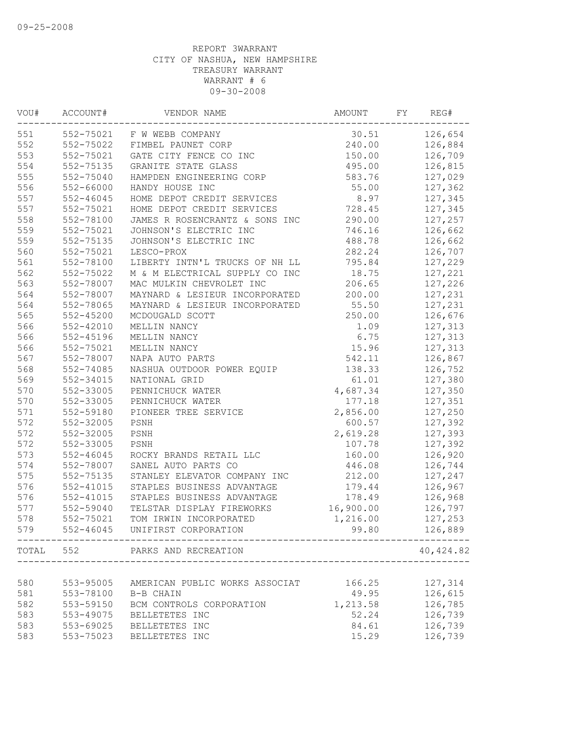09-25-2008

REPORT 3WARRANT
CITY OF NASHUA, NEW HAMPSHIRE
TREASURY WARRANT
WARRANT # 6
09-30-2008

| VOU# | ACCOUNT# | VENDOR NAME | AMOUNT | FY | REG# |
|---|---|---|---|---|---|
| 551 | 552-75021 | F W WEBB COMPANY | 30.51 | | 126,654 |
| 552 | 552-75022 | FIMBEL PAUNET CORP | 240.00 | | 126,884 |
| 553 | 552-75021 | GATE CITY FENCE CO INC | 150.00 | | 126,709 |
| 554 | 552-75135 | GRANITE STATE GLASS | 495.00 | | 126,815 |
| 555 | 552-75040 | HAMPDEN ENGINEERING CORP | 583.76 | | 127,029 |
| 556 | 552-66000 | HANDY HOUSE INC | 55.00 | | 127,362 |
| 557 | 552-46045 | HOME DEPOT CREDIT SERVICES | 8.97 | | 127,345 |
| 557 | 552-75021 | HOME DEPOT CREDIT SERVICES | 728.45 | | 127,345 |
| 558 | 552-78100 | JAMES R ROSENCRANTZ & SONS INC | 290.00 | | 127,257 |
| 559 | 552-75021 | JOHNSON'S ELECTRIC INC | 746.16 | | 126,662 |
| 559 | 552-75135 | JOHNSON'S ELECTRIC INC | 488.78 | | 126,662 |
| 560 | 552-75021 | LESCO-PROX | 282.24 | | 126,707 |
| 561 | 552-78100 | LIBERTY INTN'L TRUCKS OF NH LL | 795.84 | | 127,229 |
| 562 | 552-75022 | M & M ELECTRICAL SUPPLY CO INC | 18.75 | | 127,221 |
| 563 | 552-78007 | MAC MULKIN CHEVROLET INC | 206.65 | | 127,226 |
| 564 | 552-78007 | MAYNARD & LESIEUR INCORPORATED | 200.00 | | 127,231 |
| 564 | 552-78065 | MAYNARD & LESIEUR INCORPORATED | 55.50 | | 127,231 |
| 565 | 552-45200 | MCDOUGALD SCOTT | 250.00 | | 126,676 |
| 566 | 552-42010 | MELLIN NANCY | 1.09 | | 127,313 |
| 566 | 552-45196 | MELLIN NANCY | 6.75 | | 127,313 |
| 566 | 552-75021 | MELLIN NANCY | 15.96 | | 127,313 |
| 567 | 552-78007 | NAPA AUTO PARTS | 542.11 | | 126,867 |
| 568 | 552-74085 | NASHUA OUTDOOR POWER EQUIP | 138.33 | | 126,752 |
| 569 | 552-34015 | NATIONAL GRID | 61.01 | | 127,380 |
| 570 | 552-33005 | PENNICHUCK WATER | 4,687.34 | | 127,350 |
| 570 | 552-33005 | PENNICHUCK WATER | 177.18 | | 127,351 |
| 571 | 552-59180 | PIONEER TREE SERVICE | 2,856.00 | | 127,250 |
| 572 | 552-32005 | PSNH | 600.57 | | 127,392 |
| 572 | 552-32005 | PSNH | 2,619.28 | | 127,393 |
| 572 | 552-33005 | PSNH | 107.78 | | 127,392 |
| 573 | 552-46045 | ROCKY BRANDS RETAIL LLC | 160.00 | | 126,920 |
| 574 | 552-78007 | SANEL AUTO PARTS CO | 446.08 | | 126,744 |
| 575 | 552-75135 | STANLEY ELEVATOR COMPANY INC | 212.00 | | 127,247 |
| 576 | 552-41015 | STAPLES BUSINESS ADVANTAGE | 179.44 | | 126,967 |
| 576 | 552-41015 | STAPLES BUSINESS ADVANTAGE | 178.49 | | 126,968 |
| 577 | 552-59040 | TELSTAR DISPLAY FIREWORKS | 16,900.00 | | 126,797 |
| 578 | 552-75021 | TOM IRWIN INCORPORATED | 1,216.00 | | 127,253 |
| 579 | 552-46045 | UNIFIRST CORPORATION | 99.80 | | 126,889 |
| TOTAL | 552 | PARKS AND RECREATION | | | 40,424.82 |
| 580 | 553-95005 | AMERICAN PUBLIC WORKS ASSOCIAT | 166.25 | | 127,314 |
| 581 | 553-78100 | B-B CHAIN | 49.95 | | 126,615 |
| 582 | 553-59150 | BCM CONTROLS CORPORATION | 1,213.58 | | 126,785 |
| 583 | 553-49075 | BELLETETES INC | 52.24 | | 126,739 |
| 583 | 553-69025 | BELLETETES INC | 84.61 | | 126,739 |
| 583 | 553-75023 | BELLETETES INC | 15.29 | | 126,739 |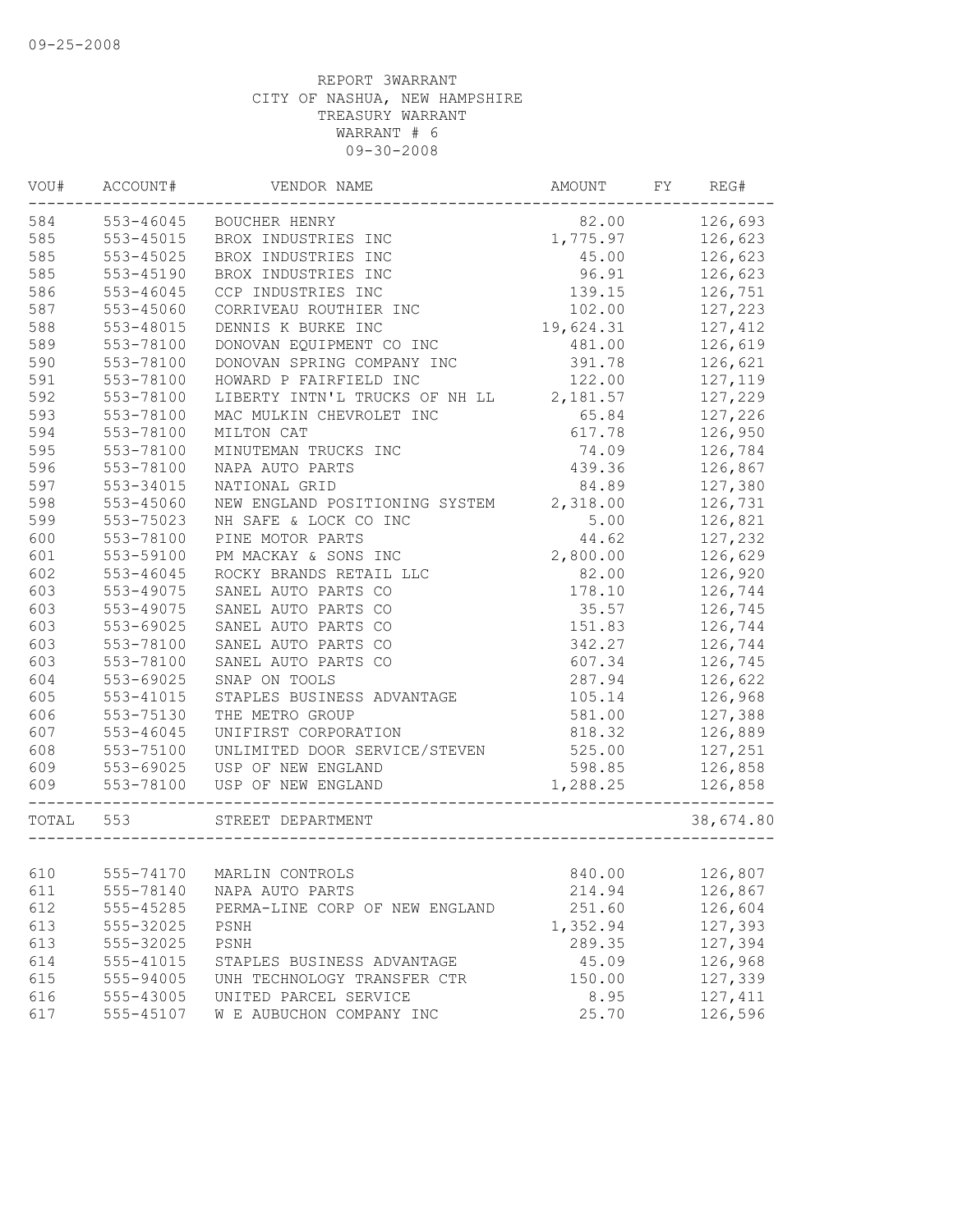09-25-2008

REPORT 3WARRANT
CITY OF NASHUA, NEW HAMPSHIRE
TREASURY WARRANT
WARRANT # 6
09-30-2008

| VOU# | ACCOUNT# | VENDOR NAME | AMOUNT | FY | REG# |
|---|---|---|---|---|---|
| 584 | 553-46045 | BOUCHER HENRY | 82.00 | | 126,693 |
| 585 | 553-45015 | BROX INDUSTRIES INC | 1,775.97 | | 126,623 |
| 585 | 553-45025 | BROX INDUSTRIES INC | 45.00 | | 126,623 |
| 585 | 553-45190 | BROX INDUSTRIES INC | 96.91 | | 126,623 |
| 586 | 553-46045 | CCP INDUSTRIES INC | 139.15 | | 126,751 |
| 587 | 553-45060 | CORRIVEAU ROUTHIER INC | 102.00 | | 127,223 |
| 588 | 553-48015 | DENNIS K BURKE INC | 19,624.31 | | 127,412 |
| 589 | 553-78100 | DONOVAN EQUIPMENT CO INC | 481.00 | | 126,619 |
| 590 | 553-78100 | DONOVAN SPRING COMPANY INC | 391.78 | | 126,621 |
| 591 | 553-78100 | HOWARD P FAIRFIELD INC | 122.00 | | 127,119 |
| 592 | 553-78100 | LIBERTY INTN'L TRUCKS OF NH LL | 2,181.57 | | 127,229 |
| 593 | 553-78100 | MAC MULKIN CHEVROLET INC | 65.84 | | 127,226 |
| 594 | 553-78100 | MILTON CAT | 617.78 | | 126,950 |
| 595 | 553-78100 | MINUTEMAN TRUCKS INC | 74.09 | | 126,784 |
| 596 | 553-78100 | NAPA AUTO PARTS | 439.36 | | 126,867 |
| 597 | 553-34015 | NATIONAL GRID | 84.89 | | 127,380 |
| 598 | 553-45060 | NEW ENGLAND POSITIONING SYSTEM | 2,318.00 | | 126,731 |
| 599 | 553-75023 | NH SAFE & LOCK CO INC | 5.00 | | 126,821 |
| 600 | 553-78100 | PINE MOTOR PARTS | 44.62 | | 127,232 |
| 601 | 553-59100 | PM MACKAY & SONS INC | 2,800.00 | | 126,629 |
| 602 | 553-46045 | ROCKY BRANDS RETAIL LLC | 82.00 | | 126,920 |
| 603 | 553-49075 | SANEL AUTO PARTS CO | 178.10 | | 126,744 |
| 603 | 553-49075 | SANEL AUTO PARTS CO | 35.57 | | 126,745 |
| 603 | 553-69025 | SANEL AUTO PARTS CO | 151.83 | | 126,744 |
| 603 | 553-78100 | SANEL AUTO PARTS CO | 342.27 | | 126,744 |
| 603 | 553-78100 | SANEL AUTO PARTS CO | 607.34 | | 126,745 |
| 604 | 553-69025 | SNAP ON TOOLS | 287.94 | | 126,622 |
| 605 | 553-41015 | STAPLES BUSINESS ADVANTAGE | 105.14 | | 126,968 |
| 606 | 553-75130 | THE METRO GROUP | 581.00 | | 127,388 |
| 607 | 553-46045 | UNIFIRST CORPORATION | 818.32 | | 126,889 |
| 608 | 553-75100 | UNLIMITED DOOR SERVICE/STEVEN | 525.00 | | 127,251 |
| 609 | 553-69025 | USP OF NEW ENGLAND | 598.85 | | 126,858 |
| 609 | 553-78100 | USP OF NEW ENGLAND | 1,288.25 | | 126,858 |
| TOTAL | 553 | STREET DEPARTMENT | | | 38,674.80 |
| 610 | 555-74170 | MARLIN CONTROLS | 840.00 | | 126,807 |
| 611 | 555-78140 | NAPA AUTO PARTS | 214.94 | | 126,867 |
| 612 | 555-45285 | PERMA-LINE CORP OF NEW ENGLAND | 251.60 | | 126,604 |
| 613 | 555-32025 | PSNH | 1,352.94 | | 127,393 |
| 613 | 555-32025 | PSNH | 289.35 | | 127,394 |
| 614 | 555-41015 | STAPLES BUSINESS ADVANTAGE | 45.09 | | 126,968 |
| 615 | 555-94005 | UNH TECHNOLOGY TRANSFER CTR | 150.00 | | 127,339 |
| 616 | 555-43005 | UNITED PARCEL SERVICE | 8.95 | | 127,411 |
| 617 | 555-45107 | W E AUBUCHON COMPANY INC | 25.70 | | 126,596 |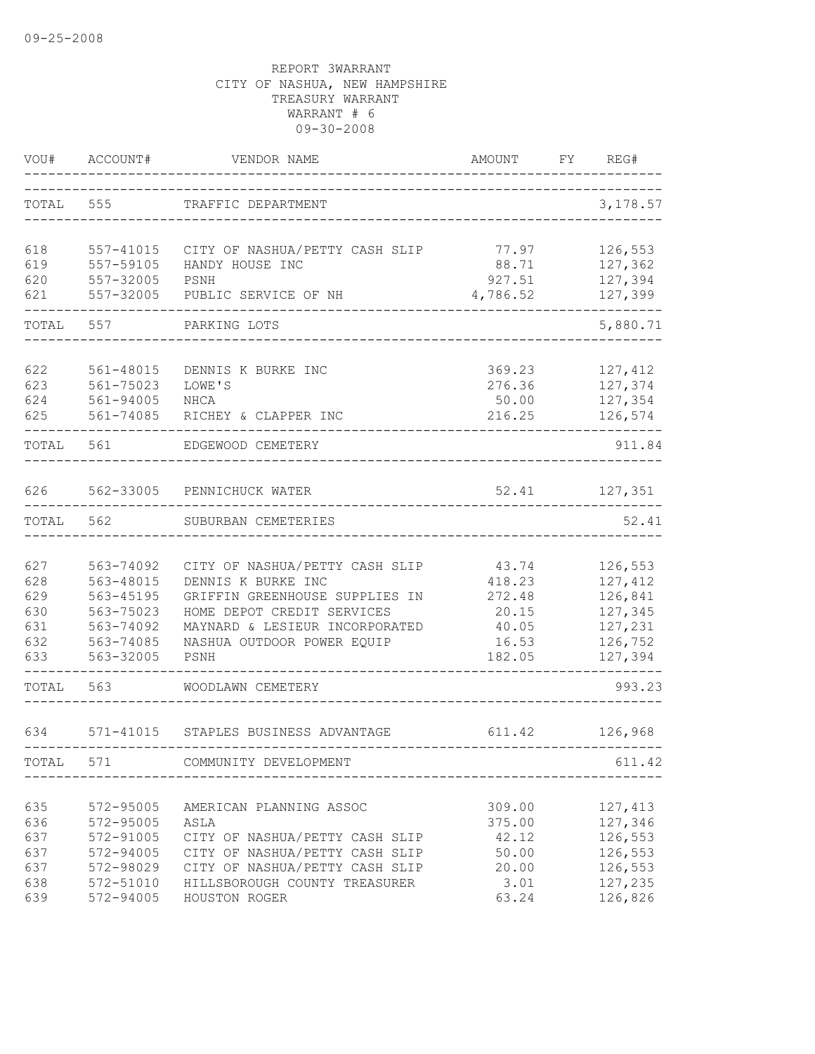09-25-2008

REPORT 3WARRANT
CITY OF NASHUA, NEW HAMPSHIRE
TREASURY WARRANT
WARRANT # 6
09-30-2008

| VOU# | ACCOUNT# | VENDOR NAME | AMOUNT | FY | REG# |
|---|---|---|---|---|---|
| TOTAL | 555 | TRAFFIC DEPARTMENT | | | 3,178.57 |
| 618 | 557-41015 | CITY OF NASHUA/PETTY CASH SLIP | 77.97 | | 126,553 |
| 619 | 557-59105 | HANDY HOUSE INC | 88.71 | | 127,362 |
| 620 | 557-32005 | PSNH | 927.51 | | 127,394 |
| 621 | 557-32005 | PUBLIC SERVICE OF NH | 4,786.52 | | 127,399 |
| TOTAL | 557 | PARKING LOTS | | | 5,880.71 |
| 622 | 561-48015 | DENNIS K BURKE INC | 369.23 | | 127,412 |
| 623 | 561-75023 | LOWE'S | 276.36 | | 127,374 |
| 624 | 561-94005 | NHCA | 50.00 | | 127,354 |
| 625 | 561-74085 | RICHEY & CLAPPER INC | 216.25 | | 126,574 |
| TOTAL | 561 | EDGEWOOD CEMETERY | | | 911.84 |
| 626 | 562-33005 | PENNICHUCK WATER | 52.41 | | 127,351 |
| TOTAL | 562 | SUBURBAN CEMETERIES | | | 52.41 |
| 627 | 563-74092 | CITY OF NASHUA/PETTY CASH SLIP | 43.74 | | 126,553 |
| 628 | 563-48015 | DENNIS K BURKE INC | 418.23 | | 127,412 |
| 629 | 563-45195 | GRIFFIN GREENHOUSE SUPPLIES IN | 272.48 | | 126,841 |
| 630 | 563-75023 | HOME DEPOT CREDIT SERVICES | 20.15 | | 127,345 |
| 631 | 563-74092 | MAYNARD & LESIEUR INCORPORATED | 40.05 | | 127,231 |
| 632 | 563-74085 | NASHUA OUTDOOR POWER EQUIP | 16.53 | | 126,752 |
| 633 | 563-32005 | PSNH | 182.05 | | 127,394 |
| TOTAL | 563 | WOODLAWN CEMETERY | | | 993.23 |
| 634 | 571-41015 | STAPLES BUSINESS ADVANTAGE | 611.42 | | 126,968 |
| TOTAL | 571 | COMMUNITY DEVELOPMENT | | | 611.42 |
| 635 | 572-95005 | AMERICAN PLANNING ASSOC | 309.00 | | 127,413 |
| 636 | 572-95005 | ASLA | 375.00 | | 127,346 |
| 637 | 572-91005 | CITY OF NASHUA/PETTY CASH SLIP | 42.12 | | 126,553 |
| 637 | 572-94005 | CITY OF NASHUA/PETTY CASH SLIP | 50.00 | | 126,553 |
| 637 | 572-98029 | CITY OF NASHUA/PETTY CASH SLIP | 20.00 | | 126,553 |
| 638 | 572-51010 | HILLSBOROUGH COUNTY TREASURER | 3.01 | | 127,235 |
| 639 | 572-94005 | HOUSTON ROGER | 63.24 | | 126,826 |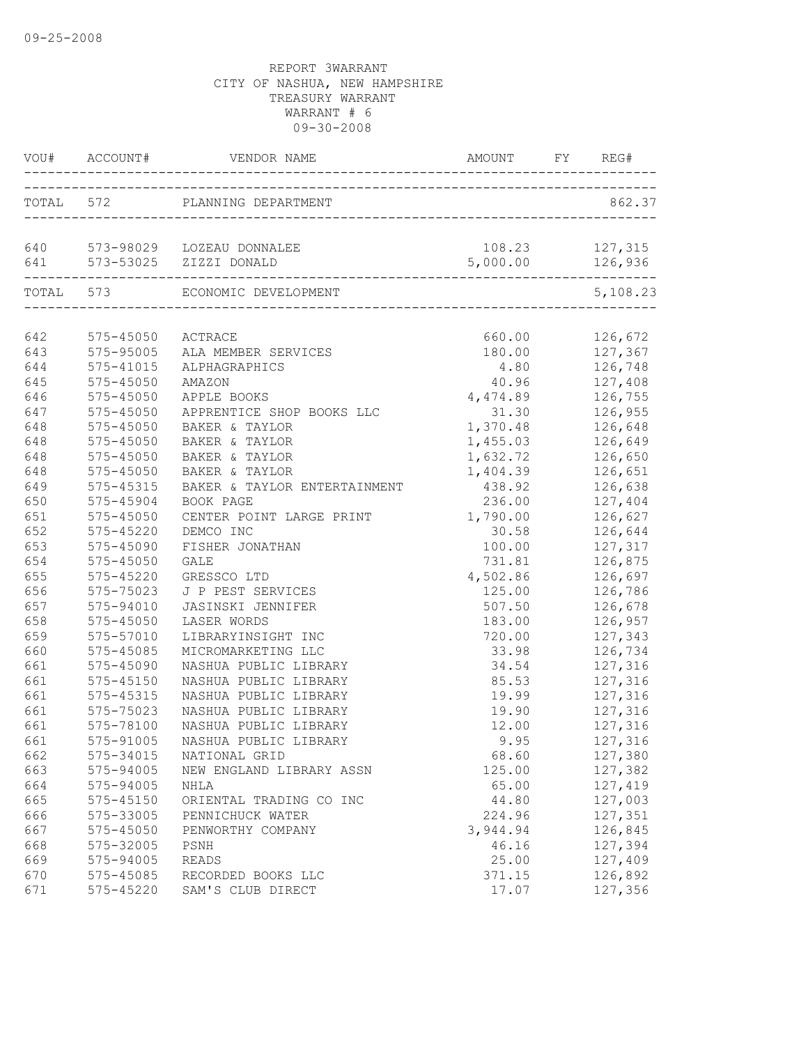REPORT 3WARRANT
CITY OF NASHUA, NEW HAMPSHIRE
TREASURY WARRANT
WARRANT # 6
09-30-2008

| VOU# | ACCOUNT# | VENDOR NAME | AMOUNT | FY | REG# |
|---|---|---|---|---|---|
| TOTAL | 572 | PLANNING DEPARTMENT | | | 862.37 |
| 640 | 573-98029 | LOZEAU DONNALEE | 108.23 | | 127,315 |
| 641 | 573-53025 | ZIZZI DONALD | 5,000.00 | | 126,936 |
| TOTAL | 573 | ECONOMIC DEVELOPMENT | | | 5,108.23 |
| 642 | 575-45050 | ACTRACE | 660.00 | | 126,672 |
| 643 | 575-95005 | ALA MEMBER SERVICES | 180.00 | | 127,367 |
| 644 | 575-41015 | ALPHAGRAPHICS | 4.80 | | 126,748 |
| 645 | 575-45050 | AMAZON | 40.96 | | 127,408 |
| 646 | 575-45050 | APPLE BOOKS | 4,474.89 | | 126,755 |
| 647 | 575-45050 | APPRENTICE SHOP BOOKS LLC | 31.30 | | 126,955 |
| 648 | 575-45050 | BAKER & TAYLOR | 1,370.48 | | 126,648 |
| 648 | 575-45050 | BAKER & TAYLOR | 1,455.03 | | 126,649 |
| 648 | 575-45050 | BAKER & TAYLOR | 1,632.72 | | 126,650 |
| 648 | 575-45050 | BAKER & TAYLOR | 1,404.39 | | 126,651 |
| 649 | 575-45315 | BAKER & TAYLOR ENTERTAINMENT | 438.92 | | 126,638 |
| 650 | 575-45904 | BOOK PAGE | 236.00 | | 127,404 |
| 651 | 575-45050 | CENTER POINT LARGE PRINT | 1,790.00 | | 126,627 |
| 652 | 575-45220 | DEMCO INC | 30.58 | | 126,644 |
| 653 | 575-45090 | FISHER JONATHAN | 100.00 | | 127,317 |
| 654 | 575-45050 | GALE | 731.81 | | 126,875 |
| 655 | 575-45220 | GRESSCO LTD | 4,502.86 | | 126,697 |
| 656 | 575-75023 | J P PEST SERVICES | 125.00 | | 126,786 |
| 657 | 575-94010 | JASINSKI JENNIFER | 507.50 | | 126,678 |
| 658 | 575-45050 | LASER WORDS | 183.00 | | 126,957 |
| 659 | 575-57010 | LIBRARYINSIGHT INC | 720.00 | | 127,343 |
| 660 | 575-45085 | MICROMARKETING LLC | 33.98 | | 126,734 |
| 661 | 575-45090 | NASHUA PUBLIC LIBRARY | 34.54 | | 127,316 |
| 661 | 575-45150 | NASHUA PUBLIC LIBRARY | 85.53 | | 127,316 |
| 661 | 575-45315 | NASHUA PUBLIC LIBRARY | 19.99 | | 127,316 |
| 661 | 575-75023 | NASHUA PUBLIC LIBRARY | 19.90 | | 127,316 |
| 661 | 575-78100 | NASHUA PUBLIC LIBRARY | 12.00 | | 127,316 |
| 661 | 575-91005 | NASHUA PUBLIC LIBRARY | 9.95 | | 127,316 |
| 662 | 575-34015 | NATIONAL GRID | 68.60 | | 127,380 |
| 663 | 575-94005 | NEW ENGLAND LIBRARY ASSN | 125.00 | | 127,382 |
| 664 | 575-94005 | NHLA | 65.00 | | 127,419 |
| 665 | 575-45150 | ORIENTAL TRADING CO INC | 44.80 | | 127,003 |
| 666 | 575-33005 | PENNICHUCK WATER | 224.96 | | 127,351 |
| 667 | 575-45050 | PENWORTHY COMPANY | 3,944.94 | | 126,845 |
| 668 | 575-32005 | PSNH | 46.16 | | 127,394 |
| 669 | 575-94005 | READS | 25.00 | | 127,409 |
| 670 | 575-45085 | RECORDED BOOKS LLC | 371.15 | | 126,892 |
| 671 | 575-45220 | SAM'S CLUB DIRECT | 17.07 | | 127,356 |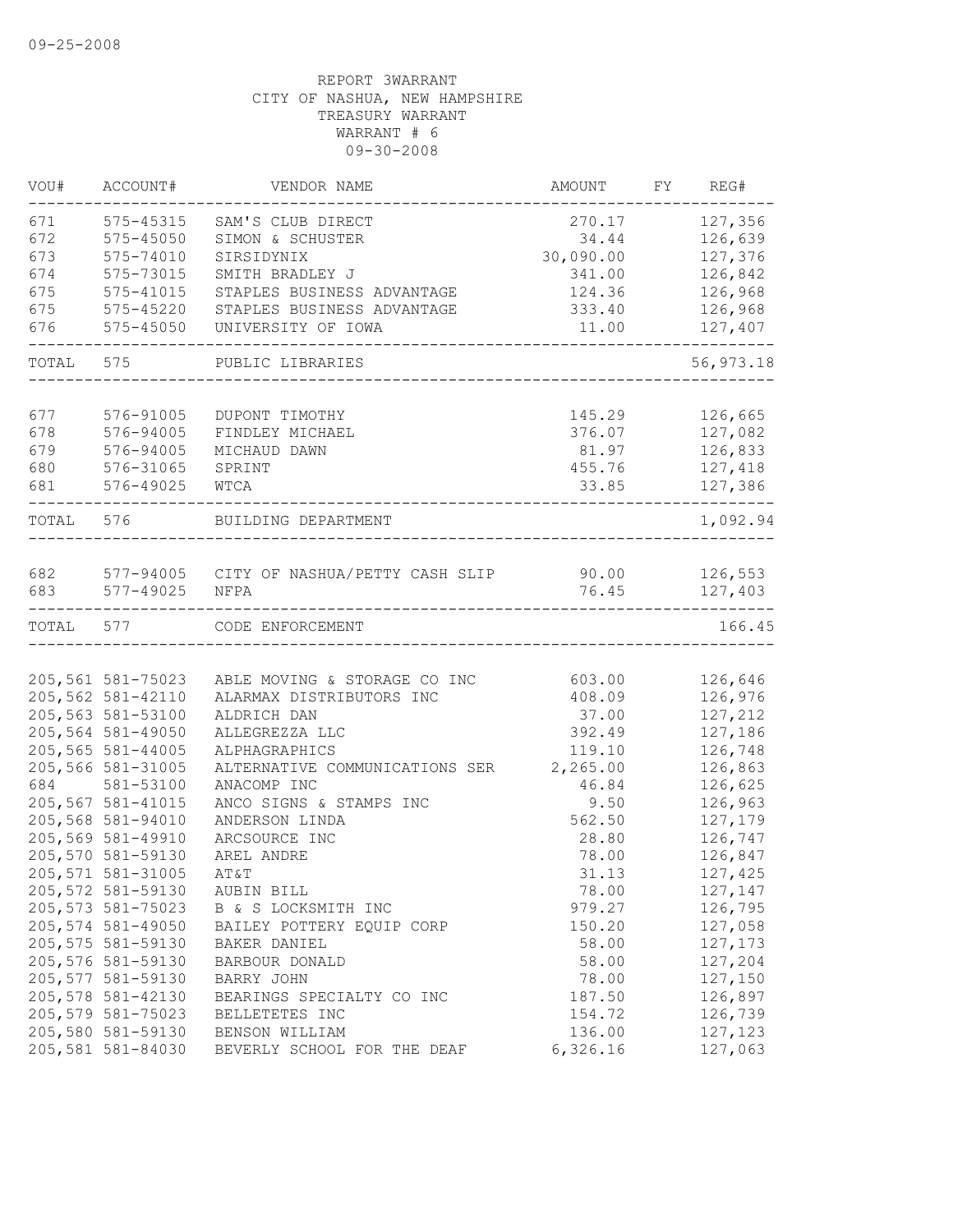09-25-2008

REPORT 3WARRANT
CITY OF NASHUA, NEW HAMPSHIRE
TREASURY WARRANT
WARRANT # 6
09-30-2008

| VOU# | ACCOUNT# | VENDOR NAME | AMOUNT | FY | REG# |
|---|---|---|---|---|---|
| 671 | 575-45315 | SAM'S CLUB DIRECT | 270.17 | | 127,356 |
| 672 | 575-45050 | SIMON & SCHUSTER | 34.44 | | 126,639 |
| 673 | 575-74010 | SIRSIDYNIX | 30,090.00 | | 127,376 |
| 674 | 575-73015 | SMITH BRADLEY J | 341.00 | | 126,842 |
| 675 | 575-41015 | STAPLES BUSINESS ADVANTAGE | 124.36 | | 126,968 |
| 675 | 575-45220 | STAPLES BUSINESS ADVANTAGE | 333.40 | | 126,968 |
| 676 | 575-45050 | UNIVERSITY OF IOWA | 11.00 | | 127,407 |
| TOTAL | 575 | PUBLIC LIBRARIES | | | 56,973.18 |
| 677 | 576-91005 | DUPONT TIMOTHY | 145.29 | | 126,665 |
| 678 | 576-94005 | FINDLEY MICHAEL | 376.07 | | 127,082 |
| 679 | 576-94005 | MICHAUD DAWN | 81.97 | | 126,833 |
| 680 | 576-31065 | SPRINT | 455.76 | | 127,418 |
| 681 | 576-49025 | WTCA | 33.85 | | 127,386 |
| TOTAL | 576 | BUILDING DEPARTMENT | | | 1,092.94 |
| 682 | 577-94005 | CITY OF NASHUA/PETTY CASH SLIP | 90.00 | | 126,553 |
| 683 | 577-49025 | NFPA | 76.45 | | 127,403 |
| TOTAL | 577 | CODE ENFORCEMENT | | | 166.45 |
| 205,561 | 581-75023 | ABLE MOVING & STORAGE CO INC | 603.00 | | 126,646 |
| 205,562 | 581-42110 | ALARMAX DISTRIBUTORS INC | 408.09 | | 126,976 |
| 205,563 | 581-53100 | ALDRICH DAN | 37.00 | | 127,212 |
| 205,564 | 581-49050 | ALLEGREZZA LLC | 392.49 | | 127,186 |
| 205,565 | 581-44005 | ALPHAGRAPHICS | 119.10 | | 126,748 |
| 205,566 | 581-31005 | ALTERNATIVE COMMUNICATIONS SER | 2,265.00 | | 126,863 |
| 684 | 581-53100 | ANACOMP INC | 46.84 | | 126,625 |
| 205,567 | 581-41015 | ANCO SIGNS & STAMPS INC | 9.50 | | 126,963 |
| 205,568 | 581-94010 | ANDERSON LINDA | 562.50 | | 127,179 |
| 205,569 | 581-49910 | ARCSOURCE INC | 28.80 | | 126,747 |
| 205,570 | 581-59130 | AREL ANDRE | 78.00 | | 126,847 |
| 205,571 | 581-31005 | AT&T | 31.13 | | 127,425 |
| 205,572 | 581-59130 | AUBIN BILL | 78.00 | | 127,147 |
| 205,573 | 581-75023 | B & S LOCKSMITH INC | 979.27 | | 126,795 |
| 205,574 | 581-49050 | BAILEY POTTERY EQUIP CORP | 150.20 | | 127,058 |
| 205,575 | 581-59130 | BAKER DANIEL | 58.00 | | 127,173 |
| 205,576 | 581-59130 | BARBOUR DONALD | 58.00 | | 127,204 |
| 205,577 | 581-59130 | BARRY JOHN | 78.00 | | 127,150 |
| 205,578 | 581-42130 | BEARINGS SPECIALTY CO INC | 187.50 | | 126,897 |
| 205,579 | 581-75023 | BELLETETES INC | 154.72 | | 126,739 |
| 205,580 | 581-59130 | BENSON WILLIAM | 136.00 | | 127,123 |
| 205,581 | 581-84030 | BEVERLY SCHOOL FOR THE DEAF | 6,326.16 | | 127,063 |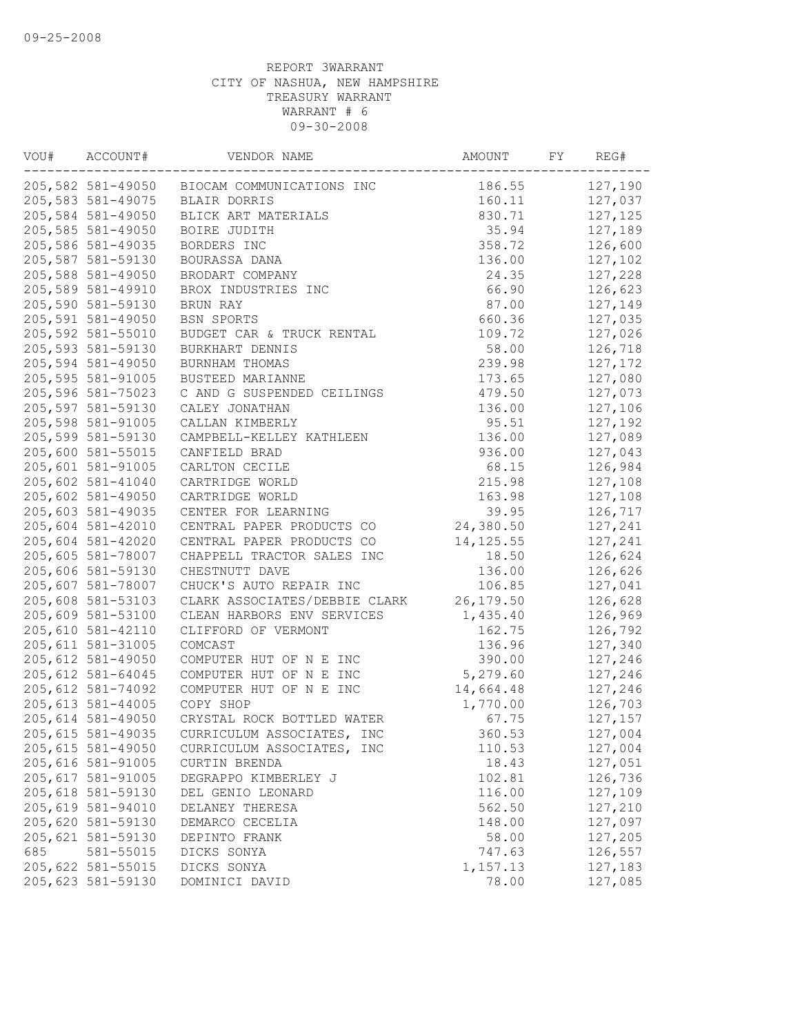09-25-2008

REPORT 3WARRANT
CITY OF NASHUA, NEW HAMPSHIRE
TREASURY WARRANT
WARRANT # 6
09-30-2008

| VOU# | ACCOUNT# | VENDOR NAME | AMOUNT | FY | REG# |
|---|---|---|---|---|---|
| 205,582 | 581-49050 | BIOCAM COMMUNICATIONS INC | 186.55 | | 127,190 |
| 205,583 | 581-49075 | BLAIR DORRIS | 160.11 | | 127,037 |
| 205,584 | 581-49050 | BLICK ART MATERIALS | 830.71 | | 127,125 |
| 205,585 | 581-49050 | BOIRE JUDITH | 35.94 | | 127,189 |
| 205,586 | 581-49035 | BORDERS INC | 358.72 | | 126,600 |
| 205,587 | 581-59130 | BOURASSA DANA | 136.00 | | 127,102 |
| 205,588 | 581-49050 | BRODART COMPANY | 24.35 | | 127,228 |
| 205,589 | 581-49910 | BROX INDUSTRIES INC | 66.90 | | 126,623 |
| 205,590 | 581-59130 | BRUN RAY | 87.00 | | 127,149 |
| 205,591 | 581-49050 | BSN SPORTS | 660.36 | | 127,035 |
| 205,592 | 581-55010 | BUDGET CAR & TRUCK RENTAL | 109.72 | | 127,026 |
| 205,593 | 581-59130 | BURKHART DENNIS | 58.00 | | 126,718 |
| 205,594 | 581-49050 | BURNHAM THOMAS | 239.98 | | 127,172 |
| 205,595 | 581-91005 | BUSTEED MARIANNE | 173.65 | | 127,080 |
| 205,596 | 581-75023 | C AND G SUSPENDED CEILINGS | 479.50 | | 127,073 |
| 205,597 | 581-59130 | CALEY JONATHAN | 136.00 | | 127,106 |
| 205,598 | 581-91005 | CALLAN KIMBERLY | 95.51 | | 127,192 |
| 205,599 | 581-59130 | CAMPBELL-KELLEY KATHLEEN | 136.00 | | 127,089 |
| 205,600 | 581-55015 | CANFIELD BRAD | 936.00 | | 127,043 |
| 205,601 | 581-91005 | CARLTON CECILE | 68.15 | | 126,984 |
| 205,602 | 581-41040 | CARTRIDGE WORLD | 215.98 | | 127,108 |
| 205,602 | 581-49050 | CARTRIDGE WORLD | 163.98 | | 127,108 |
| 205,603 | 581-49035 | CENTER FOR LEARNING | 39.95 | | 126,717 |
| 205,604 | 581-42010 | CENTRAL PAPER PRODUCTS CO | 24,380.50 | | 127,241 |
| 205,604 | 581-42020 | CENTRAL PAPER PRODUCTS CO | 14,125.55 | | 127,241 |
| 205,605 | 581-78007 | CHAPPELL TRACTOR SALES INC | 18.50 | | 126,624 |
| 205,606 | 581-59130 | CHESTNUTT DAVE | 136.00 | | 126,626 |
| 205,607 | 581-78007 | CHUCK'S AUTO REPAIR INC | 106.85 | | 127,041 |
| 205,608 | 581-53103 | CLARK ASSOCIATES/DEBBIE CLARK | 26,179.50 | | 126,628 |
| 205,609 | 581-53100 | CLEAN HARBORS ENV SERVICES | 1,435.40 | | 126,969 |
| 205,610 | 581-42110 | CLIFFORD OF VERMONT | 162.75 | | 126,792 |
| 205,611 | 581-31005 | COMCAST | 136.96 | | 127,340 |
| 205,612 | 581-49050 | COMPUTER HUT OF N E INC | 390.00 | | 127,246 |
| 205,612 | 581-64045 | COMPUTER HUT OF N E INC | 5,279.60 | | 127,246 |
| 205,612 | 581-74092 | COMPUTER HUT OF N E INC | 14,664.48 | | 127,246 |
| 205,613 | 581-44005 | COPY SHOP | 1,770.00 | | 126,703 |
| 205,614 | 581-49050 | CRYSTAL ROCK BOTTLED WATER | 67.75 | | 127,157 |
| 205,615 | 581-49035 | CURRICULUM ASSOCIATES, INC | 360.53 | | 127,004 |
| 205,615 | 581-49050 | CURRICULUM ASSOCIATES, INC | 110.53 | | 127,004 |
| 205,616 | 581-91005 | CURTIN BRENDA | 18.43 | | 127,051 |
| 205,617 | 581-91005 | DEGRAPPO KIMBERLEY J | 102.81 | | 126,736 |
| 205,618 | 581-59130 | DEL GENIO LEONARD | 116.00 | | 127,109 |
| 205,619 | 581-94010 | DELANEY THERESA | 562.50 | | 127,210 |
| 205,620 | 581-59130 | DEMARCO CECELIA | 148.00 | | 127,097 |
| 205,621 | 581-59130 | DEPINTO FRANK | 58.00 | | 127,205 |
| 685 | 581-55015 | DICKS SONYA | 747.63 | | 126,557 |
| 205,622 | 581-55015 | DICKS SONYA | 1,157.13 | | 127,183 |
| 205,623 | 581-59130 | DOMINICI DAVID | 78.00 | | 127,085 |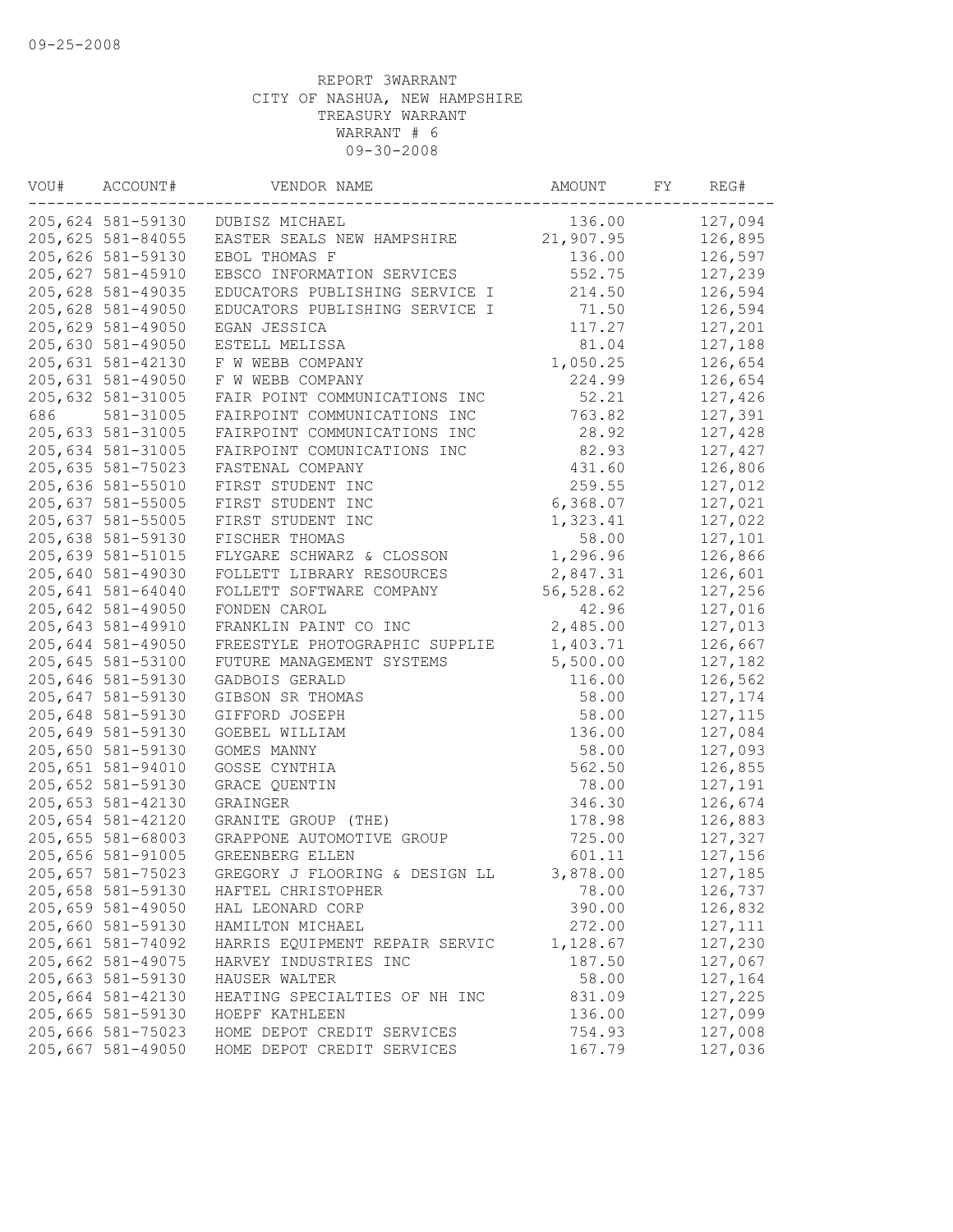09-25-2008

REPORT 3WARRANT
CITY OF NASHUA, NEW HAMPSHIRE
TREASURY WARRANT
WARRANT # 6
09-30-2008

| VOU# | ACCOUNT# | VENDOR NAME | AMOUNT | FY | REG# |
|---|---|---|---|---|---|
| 205,624 | 581-59130 | DUBISZ MICHAEL | 136.00 | | 127,094 |
| 205,625 | 581-84055 | EASTER SEALS NEW HAMPSHIRE | 21,907.95 | | 126,895 |
| 205,626 | 581-59130 | EBOL THOMAS F | 136.00 | | 126,597 |
| 205,627 | 581-45910 | EBSCO INFORMATION SERVICES | 552.75 | | 127,239 |
| 205,628 | 581-49035 | EDUCATORS PUBLISHING SERVICE I | 214.50 | | 126,594 |
| 205,628 | 581-49050 | EDUCATORS PUBLISHING SERVICE I | 71.50 | | 126,594 |
| 205,629 | 581-49050 | EGAN JESSICA | 117.27 | | 127,201 |
| 205,630 | 581-49050 | ESTELL MELISSA | 81.04 | | 127,188 |
| 205,631 | 581-42130 | F W WEBB COMPANY | 1,050.25 | | 126,654 |
| 205,631 | 581-49050 | F W WEBB COMPANY | 224.99 | | 126,654 |
| 205,632 | 581-31005 | FAIR POINT COMMUNICATIONS INC | 52.21 | | 127,426 |
| 686 | 581-31005 | FAIRPOINT COMMUNICATIONS INC | 763.82 | | 127,391 |
| 205,633 | 581-31005 | FAIRPOINT COMMUNICATIONS INC | 28.92 | | 127,428 |
| 205,634 | 581-31005 | FAIRPOINT COMUNICATIONS INC | 82.93 | | 127,427 |
| 205,635 | 581-75023 | FASTENAL COMPANY | 431.60 | | 126,806 |
| 205,636 | 581-55010 | FIRST STUDENT INC | 259.55 | | 127,012 |
| 205,637 | 581-55005 | FIRST STUDENT INC | 6,368.07 | | 127,021 |
| 205,637 | 581-55005 | FIRST STUDENT INC | 1,323.41 | | 127,022 |
| 205,638 | 581-59130 | FISCHER THOMAS | 58.00 | | 127,101 |
| 205,639 | 581-51015 | FLYGARE SCHWARZ & CLOSSON | 1,296.96 | | 126,866 |
| 205,640 | 581-49030 | FOLLETT LIBRARY RESOURCES | 2,847.31 | | 126,601 |
| 205,641 | 581-64040 | FOLLETT SOFTWARE COMPANY | 56,528.62 | | 127,256 |
| 205,642 | 581-49050 | FONDEN CAROL | 42.96 | | 127,016 |
| 205,643 | 581-49910 | FRANKLIN PAINT CO INC | 2,485.00 | | 127,013 |
| 205,644 | 581-49050 | FREESTYLE PHOTOGRAPHIC SUPPLIE | 1,403.71 | | 126,667 |
| 205,645 | 581-53100 | FUTURE MANAGEMENT SYSTEMS | 5,500.00 | | 127,182 |
| 205,646 | 581-59130 | GADBOIS GERALD | 116.00 | | 126,562 |
| 205,647 | 581-59130 | GIBSON SR THOMAS | 58.00 | | 127,174 |
| 205,648 | 581-59130 | GIFFORD JOSEPH | 58.00 | | 127,115 |
| 205,649 | 581-59130 | GOEBEL WILLIAM | 136.00 | | 127,084 |
| 205,650 | 581-59130 | GOMES MANNY | 58.00 | | 127,093 |
| 205,651 | 581-94010 | GOSSE CYNTHIA | 562.50 | | 126,855 |
| 205,652 | 581-59130 | GRACE QUENTIN | 78.00 | | 127,191 |
| 205,653 | 581-42130 | GRAINGER | 346.30 | | 126,674 |
| 205,654 | 581-42120 | GRANITE GROUP (THE) | 178.98 | | 126,883 |
| 205,655 | 581-68003 | GRAPPONE AUTOMOTIVE GROUP | 725.00 | | 127,327 |
| 205,656 | 581-91005 | GREENBERG ELLEN | 601.11 | | 127,156 |
| 205,657 | 581-75023 | GREGORY J FLOORING & DESIGN LL | 3,878.00 | | 127,185 |
| 205,658 | 581-59130 | HAFTEL CHRISTOPHER | 78.00 | | 126,737 |
| 205,659 | 581-49050 | HAL LEONARD CORP | 390.00 | | 126,832 |
| 205,660 | 581-59130 | HAMILTON MICHAEL | 272.00 | | 127,111 |
| 205,661 | 581-74092 | HARRIS EQUIPMENT REPAIR SERVIC | 1,128.67 | | 127,230 |
| 205,662 | 581-49075 | HARVEY INDUSTRIES INC | 187.50 | | 127,067 |
| 205,663 | 581-59130 | HAUSER WALTER | 58.00 | | 127,164 |
| 205,664 | 581-42130 | HEATING SPECIALTIES OF NH INC | 831.09 | | 127,225 |
| 205,665 | 581-59130 | HOEPF KATHLEEN | 136.00 | | 127,099 |
| 205,666 | 581-75023 | HOME DEPOT CREDIT SERVICES | 754.93 | | 127,008 |
| 205,667 | 581-49050 | HOME DEPOT CREDIT SERVICES | 167.79 | | 127,036 |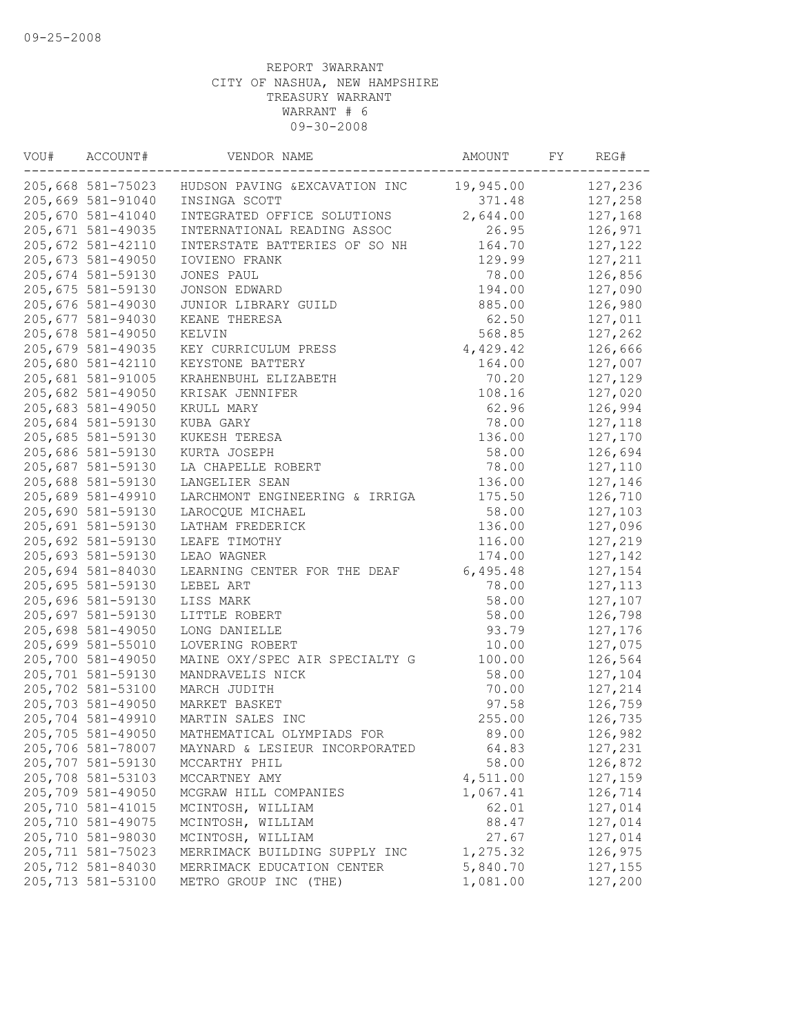09-25-2008

REPORT 3WARRANT
CITY OF NASHUA, NEW HAMPSHIRE
TREASURY WARRANT
WARRANT # 6
09-30-2008

| VOU# | ACCOUNT# | VENDOR NAME | AMOUNT | FY | REG# |
|---|---|---|---|---|---|
| 205,668 | 581-75023 | HUDSON PAVING &EXCAVATION INC | 19,945.00 | | 127,236 |
| 205,669 | 581-91040 | INSINGA SCOTT | 371.48 | | 127,258 |
| 205,670 | 581-41040 | INTEGRATED OFFICE SOLUTIONS | 2,644.00 | | 127,168 |
| 205,671 | 581-49035 | INTERNATIONAL READING ASSOC | 26.95 | | 126,971 |
| 205,672 | 581-42110 | INTERSTATE BATTERIES OF SO NH | 164.70 | | 127,122 |
| 205,673 | 581-49050 | IOVIENO FRANK | 129.99 | | 127,211 |
| 205,674 | 581-59130 | JONES PAUL | 78.00 | | 126,856 |
| 205,675 | 581-59130 | JONSON EDWARD | 194.00 | | 127,090 |
| 205,676 | 581-49030 | JUNIOR LIBRARY GUILD | 885.00 | | 126,980 |
| 205,677 | 581-94030 | KEANE THERESA | 62.50 | | 127,011 |
| 205,678 | 581-49050 | KELVIN | 568.85 | | 127,262 |
| 205,679 | 581-49035 | KEY CURRICULUM PRESS | 4,429.42 | | 126,666 |
| 205,680 | 581-42110 | KEYSTONE BATTERY | 164.00 | | 127,007 |
| 205,681 | 581-91005 | KRAHENBUHL ELIZABETH | 70.20 | | 127,129 |
| 205,682 | 581-49050 | KRISAK JENNIFER | 108.16 | | 127,020 |
| 205,683 | 581-49050 | KRULL MARY | 62.96 | | 126,994 |
| 205,684 | 581-59130 | KUBA GARY | 78.00 | | 127,118 |
| 205,685 | 581-59130 | KUKESH TERESA | 136.00 | | 127,170 |
| 205,686 | 581-59130 | KURTA JOSEPH | 58.00 | | 126,694 |
| 205,687 | 581-59130 | LA CHAPELLE ROBERT | 78.00 | | 127,110 |
| 205,688 | 581-59130 | LANGELIER SEAN | 136.00 | | 127,146 |
| 205,689 | 581-49910 | LARCHMONT ENGINEERING & IRRIGA | 175.50 | | 126,710 |
| 205,690 | 581-59130 | LAROCQUE MICHAEL | 58.00 | | 127,103 |
| 205,691 | 581-59130 | LATHAM FREDERICK | 136.00 | | 127,096 |
| 205,692 | 581-59130 | LEAFE TIMOTHY | 116.00 | | 127,219 |
| 205,693 | 581-59130 | LEAO WAGNER | 174.00 | | 127,142 |
| 205,694 | 581-84030 | LEARNING CENTER FOR THE DEAF | 6,495.48 | | 127,154 |
| 205,695 | 581-59130 | LEBEL ART | 78.00 | | 127,113 |
| 205,696 | 581-59130 | LISS MARK | 58.00 | | 127,107 |
| 205,697 | 581-59130 | LITTLE ROBERT | 58.00 | | 126,798 |
| 205,698 | 581-49050 | LONG DANIELLE | 93.79 | | 127,176 |
| 205,699 | 581-55010 | LOVERING ROBERT | 10.00 | | 127,075 |
| 205,700 | 581-49050 | MAINE OXY/SPEC AIR SPECIALTY G | 100.00 | | 126,564 |
| 205,701 | 581-59130 | MANDRAVELIS NICK | 58.00 | | 127,104 |
| 205,702 | 581-53100 | MARCH JUDITH | 70.00 | | 127,214 |
| 205,703 | 581-49050 | MARKET BASKET | 97.58 | | 126,759 |
| 205,704 | 581-49910 | MARTIN SALES INC | 255.00 | | 126,735 |
| 205,705 | 581-49050 | MATHEMATICAL OLYMPIADS FOR | 89.00 | | 126,982 |
| 205,706 | 581-78007 | MAYNARD & LESIEUR INCORPORATED | 64.83 | | 127,231 |
| 205,707 | 581-59130 | MCCARTHY PHIL | 58.00 | | 126,872 |
| 205,708 | 581-53103 | MCCARTNEY AMY | 4,511.00 | | 127,159 |
| 205,709 | 581-49050 | MCGRAW HILL COMPANIES | 1,067.41 | | 126,714 |
| 205,710 | 581-41015 | MCINTOSH, WILLIAM | 62.01 | | 127,014 |
| 205,710 | 581-49075 | MCINTOSH, WILLIAM | 88.47 | | 127,014 |
| 205,710 | 581-98030 | MCINTOSH, WILLIAM | 27.67 | | 127,014 |
| 205,711 | 581-75023 | MERRIMACK BUILDING SUPPLY INC | 1,275.32 | | 126,975 |
| 205,712 | 581-84030 | MERRIMACK EDUCATION CENTER | 5,840.70 | | 127,155 |
| 205,713 | 581-53100 | METRO GROUP INC (THE) | 1,081.00 | | 127,200 |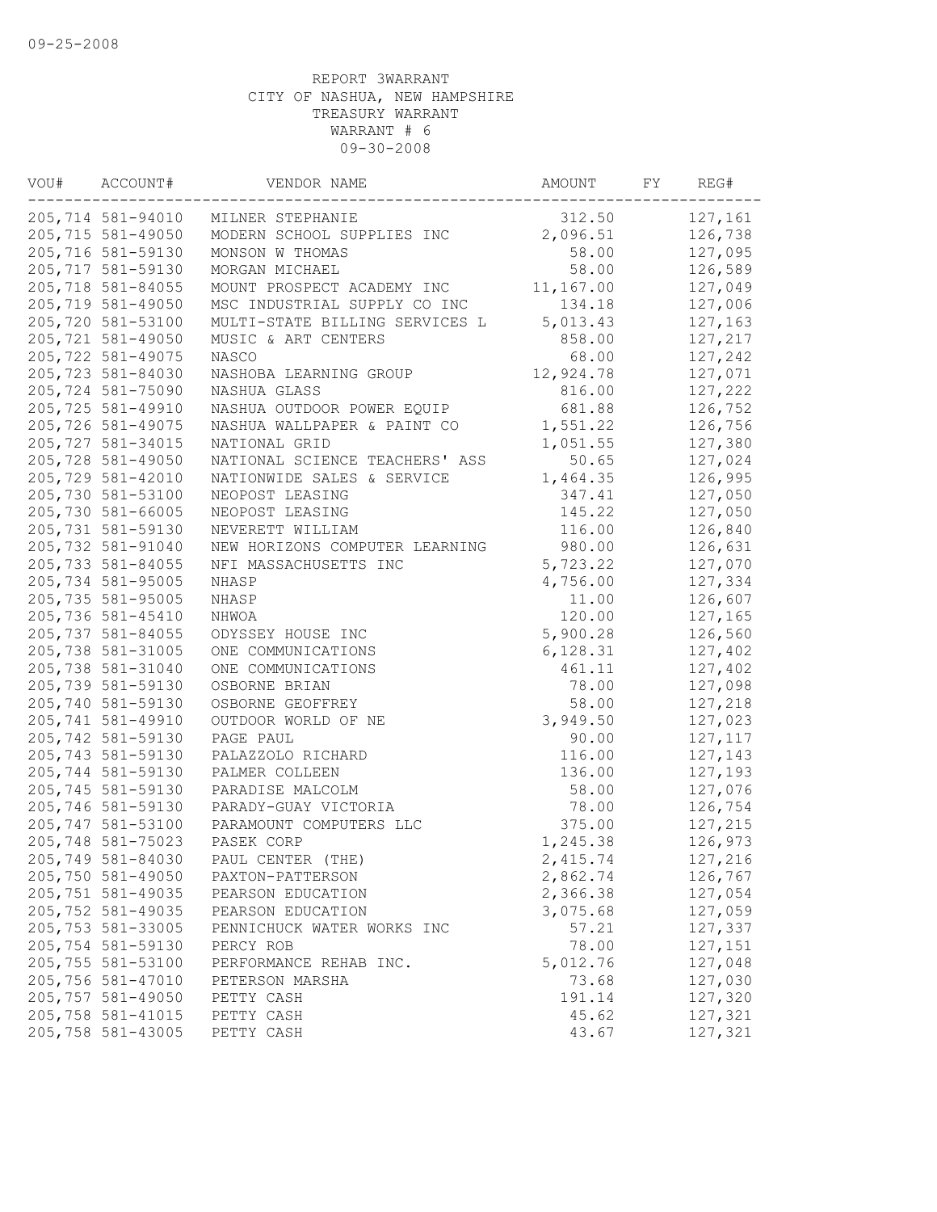09-25-2008

REPORT 3WARRANT
CITY OF NASHUA, NEW HAMPSHIRE
TREASURY WARRANT
WARRANT # 6
09-30-2008

| VOU# | ACCOUNT# | VENDOR NAME | AMOUNT | FY | REG# |
|---|---|---|---|---|---|
| 205,714 | 581-94010 | MILNER STEPHANIE | 312.50 | | 127,161 |
| 205,715 | 581-49050 | MODERN SCHOOL SUPPLIES INC | 2,096.51 | | 126,738 |
| 205,716 | 581-59130 | MONSON W THOMAS | 58.00 | | 127,095 |
| 205,717 | 581-59130 | MORGAN MICHAEL | 58.00 | | 126,589 |
| 205,718 | 581-84055 | MOUNT PROSPECT ACADEMY INC | 11,167.00 | | 127,049 |
| 205,719 | 581-49050 | MSC INDUSTRIAL SUPPLY CO INC | 134.18 | | 127,006 |
| 205,720 | 581-53100 | MULTI-STATE BILLING SERVICES L | 5,013.43 | | 127,163 |
| 205,721 | 581-49050 | MUSIC & ART CENTERS | 858.00 | | 127,217 |
| 205,722 | 581-49075 | NASCO | 68.00 | | 127,242 |
| 205,723 | 581-84030 | NASHOBA LEARNING GROUP | 12,924.78 | | 127,071 |
| 205,724 | 581-75090 | NASHUA GLASS | 816.00 | | 127,222 |
| 205,725 | 581-49910 | NASHUA OUTDOOR POWER EQUIP | 681.88 | | 126,752 |
| 205,726 | 581-49075 | NASHUA WALLPAPER & PAINT CO | 1,551.22 | | 126,756 |
| 205,727 | 581-34015 | NATIONAL GRID | 1,051.55 | | 127,380 |
| 205,728 | 581-49050 | NATIONAL SCIENCE TEACHERS' ASS | 50.65 | | 127,024 |
| 205,729 | 581-42010 | NATIONWIDE SALES & SERVICE | 1,464.35 | | 126,995 |
| 205,730 | 581-53100 | NEOPOST LEASING | 347.41 | | 127,050 |
| 205,730 | 581-66005 | NEOPOST LEASING | 145.22 | | 127,050 |
| 205,731 | 581-59130 | NEVERETT WILLIAM | 116.00 | | 126,840 |
| 205,732 | 581-91040 | NEW HORIZONS COMPUTER LEARNING | 980.00 | | 126,631 |
| 205,733 | 581-84055 | NFI MASSACHUSETTS INC | 5,723.22 | | 127,070 |
| 205,734 | 581-95005 | NHASP | 4,756.00 | | 127,334 |
| 205,735 | 581-95005 | NHASP | 11.00 | | 126,607 |
| 205,736 | 581-45410 | NHWOA | 120.00 | | 127,165 |
| 205,737 | 581-84055 | ODYSSEY HOUSE INC | 5,900.28 | | 126,560 |
| 205,738 | 581-31005 | ONE COMMUNICATIONS | 6,128.31 | | 127,402 |
| 205,738 | 581-31040 | ONE COMMUNICATIONS | 461.11 | | 127,402 |
| 205,739 | 581-59130 | OSBORNE BRIAN | 78.00 | | 127,098 |
| 205,740 | 581-59130 | OSBORNE GEOFFREY | 58.00 | | 127,218 |
| 205,741 | 581-49910 | OUTDOOR WORLD OF NE | 3,949.50 | | 127,023 |
| 205,742 | 581-59130 | PAGE PAUL | 90.00 | | 127,117 |
| 205,743 | 581-59130 | PALAZZOLO RICHARD | 116.00 | | 127,143 |
| 205,744 | 581-59130 | PALMER COLLEEN | 136.00 | | 127,193 |
| 205,745 | 581-59130 | PARADISE MALCOLM | 58.00 | | 127,076 |
| 205,746 | 581-59130 | PARADY-GUAY VICTORIA | 78.00 | | 126,754 |
| 205,747 | 581-53100 | PARAMOUNT COMPUTERS LLC | 375.00 | | 127,215 |
| 205,748 | 581-75023 | PASEK CORP | 1,245.38 | | 126,973 |
| 205,749 | 581-84030 | PAUL CENTER (THE) | 2,415.74 | | 127,216 |
| 205,750 | 581-49050 | PAXTON-PATTERSON | 2,862.74 | | 126,767 |
| 205,751 | 581-49035 | PEARSON EDUCATION | 2,366.38 | | 127,054 |
| 205,752 | 581-49035 | PEARSON EDUCATION | 3,075.68 | | 127,059 |
| 205,753 | 581-33005 | PENNICHUCK WATER WORKS INC | 57.21 | | 127,337 |
| 205,754 | 581-59130 | PERCY ROB | 78.00 | | 127,151 |
| 205,755 | 581-53100 | PERFORMANCE REHAB INC. | 5,012.76 | | 127,048 |
| 205,756 | 581-47010 | PETERSON MARSHA | 73.68 | | 127,030 |
| 205,757 | 581-49050 | PETTY CASH | 191.14 | | 127,320 |
| 205,758 | 581-41015 | PETTY CASH | 45.62 | | 127,321 |
| 205,758 | 581-43005 | PETTY CASH | 43.67 | | 127,321 |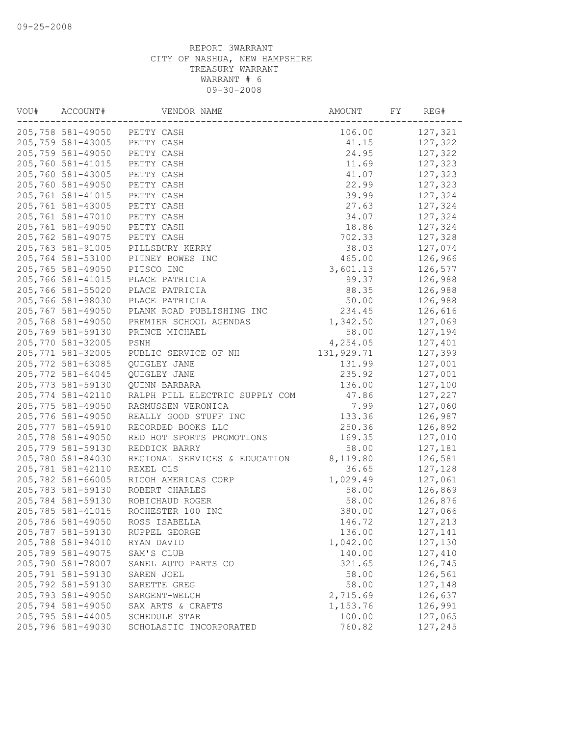REPORT 3WARRANT
CITY OF NASHUA, NEW HAMPSHIRE
TREASURY WARRANT
WARRANT # 6
09-30-2008

| VOU# | ACCOUNT# | VENDOR NAME | AMOUNT | FY | REG# |
|---|---|---|---|---|---|
| 205,758 | 581-49050 | PETTY CASH | 106.00 | | 127,321 |
| 205,759 | 581-43005 | PETTY CASH | 41.15 | | 127,322 |
| 205,759 | 581-49050 | PETTY CASH | 24.95 | | 127,322 |
| 205,760 | 581-41015 | PETTY CASH | 11.69 | | 127,323 |
| 205,760 | 581-43005 | PETTY CASH | 41.07 | | 127,323 |
| 205,760 | 581-49050 | PETTY CASH | 22.99 | | 127,323 |
| 205,761 | 581-41015 | PETTY CASH | 39.99 | | 127,324 |
| 205,761 | 581-43005 | PETTY CASH | 27.63 | | 127,324 |
| 205,761 | 581-47010 | PETTY CASH | 34.07 | | 127,324 |
| 205,761 | 581-49050 | PETTY CASH | 18.86 | | 127,324 |
| 205,762 | 581-49075 | PETTY CASH | 702.33 | | 127,328 |
| 205,763 | 581-91005 | PILLSBURY KERRY | 38.03 | | 127,074 |
| 205,764 | 581-53100 | PITNEY BOWES INC | 465.00 | | 126,966 |
| 205,765 | 581-49050 | PITSCO INC | 3,601.13 | | 126,577 |
| 205,766 | 581-41015 | PLACE PATRICIA | 99.37 | | 126,988 |
| 205,766 | 581-55020 | PLACE PATRICIA | 88.35 | | 126,988 |
| 205,766 | 581-98030 | PLACE PATRICIA | 50.00 | | 126,988 |
| 205,767 | 581-49050 | PLANK ROAD PUBLISHING INC | 234.45 | | 126,616 |
| 205,768 | 581-49050 | PREMIER SCHOOL AGENDAS | 1,342.50 | | 127,069 |
| 205,769 | 581-59130 | PRINCE MICHAEL | 58.00 | | 127,194 |
| 205,770 | 581-32005 | PSNH | 4,254.05 | | 127,401 |
| 205,771 | 581-32005 | PUBLIC SERVICE OF NH | 131,929.71 | | 127,399 |
| 205,772 | 581-63085 | QUIGLEY JANE | 131.99 | | 127,001 |
| 205,772 | 581-64045 | QUIGLEY JANE | 235.92 | | 127,001 |
| 205,773 | 581-59130 | QUINN BARBARA | 136.00 | | 127,100 |
| 205,774 | 581-42110 | RALPH PILL ELECTRIC SUPPLY COM | 47.86 | | 127,227 |
| 205,775 | 581-49050 | RASMUSSEN VERONICA | 7.99 | | 127,060 |
| 205,776 | 581-49050 | REALLY GOOD STUFF INC | 133.36 | | 126,987 |
| 205,777 | 581-45910 | RECORDED BOOKS LLC | 250.36 | | 126,892 |
| 205,778 | 581-49050 | RED HOT SPORTS PROMOTIONS | 169.35 | | 127,010 |
| 205,779 | 581-59130 | REDDICK BARRY | 58.00 | | 127,181 |
| 205,780 | 581-84030 | REGIONAL SERVICES & EDUCATION | 8,119.80 | | 126,581 |
| 205,781 | 581-42110 | REXEL CLS | 36.65 | | 127,128 |
| 205,782 | 581-66005 | RICOH AMERICAS CORP | 1,029.49 | | 127,061 |
| 205,783 | 581-59130 | ROBERT CHARLES | 58.00 | | 126,869 |
| 205,784 | 581-59130 | ROBICHAUD ROGER | 58.00 | | 126,876 |
| 205,785 | 581-41015 | ROCHESTER 100 INC | 380.00 | | 127,066 |
| 205,786 | 581-49050 | ROSS ISABELLA | 146.72 | | 127,213 |
| 205,787 | 581-59130 | RUPPEL GEORGE | 136.00 | | 127,141 |
| 205,788 | 581-94010 | RYAN DAVID | 1,042.00 | | 127,130 |
| 205,789 | 581-49075 | SAM'S CLUB | 140.00 | | 127,410 |
| 205,790 | 581-78007 | SANEL AUTO PARTS CO | 321.65 | | 126,745 |
| 205,791 | 581-59130 | SAREN JOEL | 58.00 | | 126,561 |
| 205,792 | 581-59130 | SARETTE GREG | 58.00 | | 127,148 |
| 205,793 | 581-49050 | SARGENT-WELCH | 2,715.69 | | 126,637 |
| 205,794 | 581-49050 | SAX ARTS & CRAFTS | 1,153.76 | | 126,991 |
| 205,795 | 581-44005 | SCHEDULE STAR | 100.00 | | 127,065 |
| 205,796 | 581-49030 | SCHOLASTIC INCORPORATED | 760.82 | | 127,245 |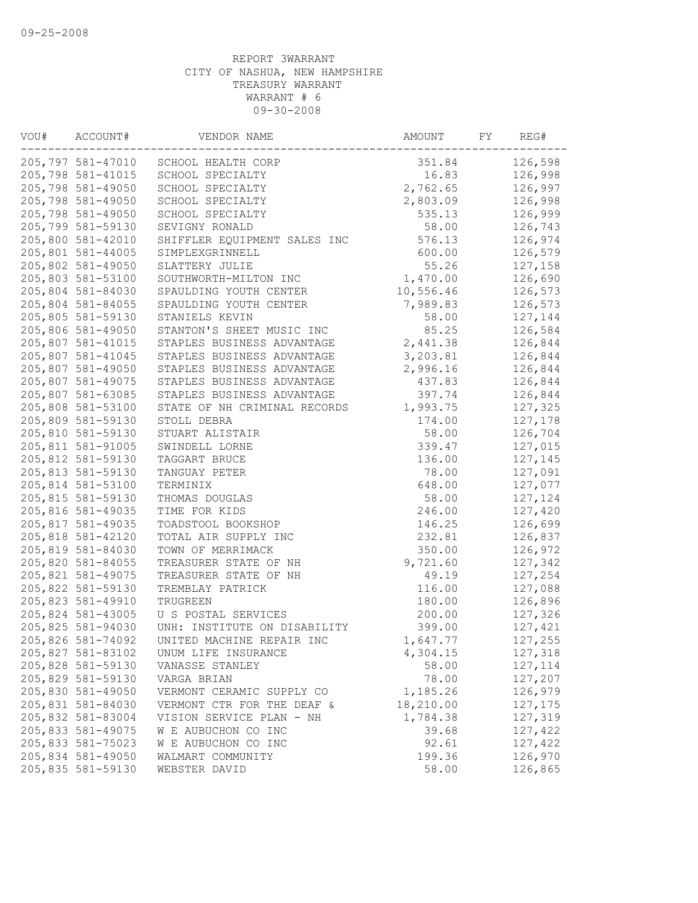09-25-2008

REPORT 3WARRANT
CITY OF NASHUA, NEW HAMPSHIRE
TREASURY WARRANT
WARRANT # 6
09-30-2008

| VOU# | ACCOUNT# | VENDOR NAME | AMOUNT | FY | REG# |
|---|---|---|---|---|---|
| 205,797 | 581-47010 | SCHOOL HEALTH CORP | 351.84 | | 126,598 |
| 205,798 | 581-41015 | SCHOOL SPECIALTY | 16.83 | | 126,998 |
| 205,798 | 581-49050 | SCHOOL SPECIALTY | 2,762.65 | | 126,997 |
| 205,798 | 581-49050 | SCHOOL SPECIALTY | 2,803.09 | | 126,998 |
| 205,798 | 581-49050 | SCHOOL SPECIALTY | 535.13 | | 126,999 |
| 205,799 | 581-59130 | SEVIGNY RONALD | 58.00 | | 126,743 |
| 205,800 | 581-42010 | SHIFFLER EQUIPMENT SALES INC | 576.13 | | 126,974 |
| 205,801 | 581-44005 | SIMPLEXGRINNELL | 600.00 | | 126,579 |
| 205,802 | 581-49050 | SLATTERY JULIE | 55.26 | | 127,158 |
| 205,803 | 581-53100 | SOUTHWORTH-MILTON INC | 1,470.00 | | 126,690 |
| 205,804 | 581-84030 | SPAULDING YOUTH CENTER | 10,556.46 | | 126,573 |
| 205,804 | 581-84055 | SPAULDING YOUTH CENTER | 7,989.83 | | 126,573 |
| 205,805 | 581-59130 | STANIELS KEVIN | 58.00 | | 127,144 |
| 205,806 | 581-49050 | STANTON'S SHEET MUSIC INC | 85.25 | | 126,584 |
| 205,807 | 581-41015 | STAPLES BUSINESS ADVANTAGE | 2,441.38 | | 126,844 |
| 205,807 | 581-41045 | STAPLES BUSINESS ADVANTAGE | 3,203.81 | | 126,844 |
| 205,807 | 581-49050 | STAPLES BUSINESS ADVANTAGE | 2,996.16 | | 126,844 |
| 205,807 | 581-49075 | STAPLES BUSINESS ADVANTAGE | 437.83 | | 126,844 |
| 205,807 | 581-63085 | STAPLES BUSINESS ADVANTAGE | 397.74 | | 126,844 |
| 205,808 | 581-53100 | STATE OF NH CRIMINAL RECORDS | 1,993.75 | | 127,325 |
| 205,809 | 581-59130 | STOLL DEBRA | 174.00 | | 127,178 |
| 205,810 | 581-59130 | STUART ALISTAIR | 58.00 | | 126,704 |
| 205,811 | 581-91005 | SWINDELL LORNE | 339.47 | | 127,015 |
| 205,812 | 581-59130 | TAGGART BRUCE | 136.00 | | 127,145 |
| 205,813 | 581-59130 | TANGUAY PETER | 78.00 | | 127,091 |
| 205,814 | 581-53100 | TERMINIX | 648.00 | | 127,077 |
| 205,815 | 581-59130 | THOMAS DOUGLAS | 58.00 | | 127,124 |
| 205,816 | 581-49035 | TIME FOR KIDS | 246.00 | | 127,420 |
| 205,817 | 581-49035 | TOADSTOOL BOOKSHOP | 146.25 | | 126,699 |
| 205,818 | 581-42120 | TOTAL AIR SUPPLY INC | 232.81 | | 126,837 |
| 205,819 | 581-84030 | TOWN OF MERRIMACK | 350.00 | | 126,972 |
| 205,820 | 581-84055 | TREASURER STATE OF NH | 9,721.60 | | 127,342 |
| 205,821 | 581-49075 | TREASURER STATE OF NH | 49.19 | | 127,254 |
| 205,822 | 581-59130 | TREMBLAY PATRICK | 116.00 | | 127,088 |
| 205,823 | 581-49910 | TRUGREEN | 180.00 | | 126,896 |
| 205,824 | 581-43005 | U S POSTAL SERVICES | 200.00 | | 127,326 |
| 205,825 | 581-94030 | UNH: INSTITUTE ON DISABILITY | 399.00 | | 127,421 |
| 205,826 | 581-74092 | UNITED MACHINE REPAIR INC | 1,647.77 | | 127,255 |
| 205,827 | 581-83102 | UNUM LIFE INSURANCE | 4,304.15 | | 127,318 |
| 205,828 | 581-59130 | VANASSE STANLEY | 58.00 | | 127,114 |
| 205,829 | 581-59130 | VARGA BRIAN | 78.00 | | 127,207 |
| 205,830 | 581-49050 | VERMONT CERAMIC SUPPLY CO | 1,185.26 | | 126,979 |
| 205,831 | 581-84030 | VERMONT CTR FOR THE DEAF & | 18,210.00 | | 127,175 |
| 205,832 | 581-83004 | VISION SERVICE PLAN - NH | 1,784.38 | | 127,319 |
| 205,833 | 581-49075 | W E AUBUCHON CO INC | 39.68 | | 127,422 |
| 205,833 | 581-75023 | W E AUBUCHON CO INC | 92.61 | | 127,422 |
| 205,834 | 581-49050 | WALMART COMMUNITY | 199.36 | | 126,970 |
| 205,835 | 581-59130 | WEBSTER DAVID | 58.00 | | 126,865 |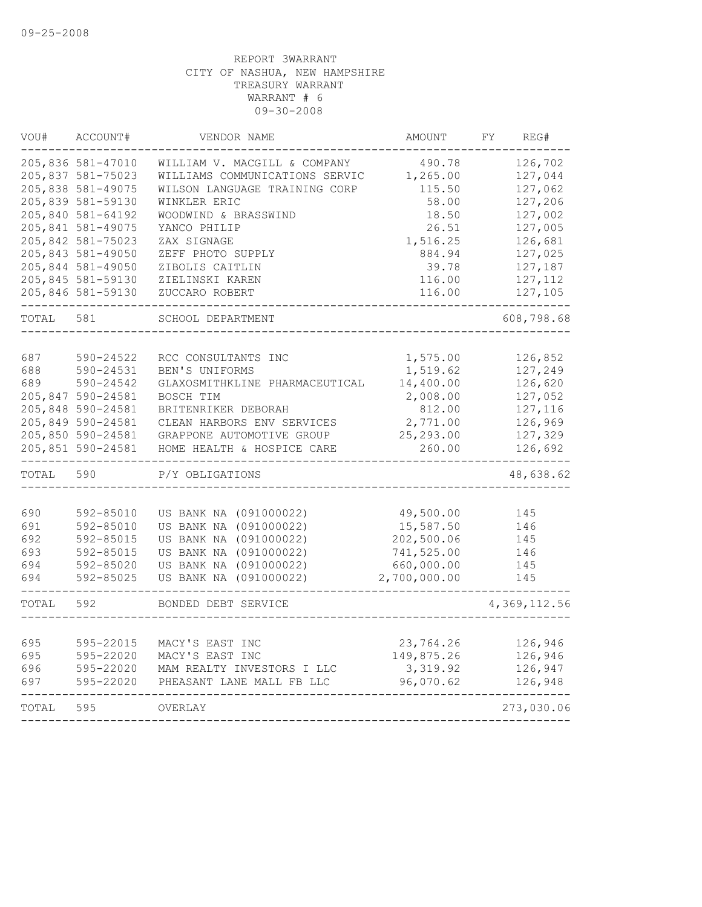09-25-2008

REPORT 3WARRANT
CITY OF NASHUA, NEW HAMPSHIRE
TREASURY WARRANT
WARRANT # 6
09-30-2008

| VOU# | ACCOUNT# | VENDOR NAME | AMOUNT | FY | REG# |
|---|---|---|---|---|---|
| 205,836 | 581-47010 | WILLIAM V. MACGILL & COMPANY | 490.78 | | 126,702 |
| 205,837 | 581-75023 | WILLIAMS COMMUNICATIONS SERVIC | 1,265.00 | | 127,044 |
| 205,838 | 581-49075 | WILSON LANGUAGE TRAINING CORP | 115.50 | | 127,062 |
| 205,839 | 581-59130 | WINKLER ERIC | 58.00 | | 127,206 |
| 205,840 | 581-64192 | WOODWIND & BRASSWIND | 18.50 | | 127,002 |
| 205,841 | 581-49075 | YANCO PHILIP | 26.51 | | 127,005 |
| 205,842 | 581-75023 | ZAX SIGNAGE | 1,516.25 | | 126,681 |
| 205,843 | 581-49050 | ZEFF PHOTO SUPPLY | 884.94 | | 127,025 |
| 205,844 | 581-49050 | ZIBOLIS CAITLIN | 39.78 | | 127,187 |
| 205,845 | 581-59130 | ZIELINSKI KAREN | 116.00 | | 127,112 |
| 205,846 | 581-59130 | ZUCCARO ROBERT | 116.00 | | 127,105 |
| TOTAL | 581 | SCHOOL DEPARTMENT | | | 608,798.68 |
| 687 | 590-24522 | RCC CONSULTANTS INC | 1,575.00 | | 126,852 |
| 688 | 590-24531 | BEN'S UNIFORMS | 1,519.62 | | 127,249 |
| 689 | 590-24542 | GLAXOSMITHKLINE PHARMACEUTICAL | 14,400.00 | | 126,620 |
| 205,847 | 590-24581 | BOSCH TIM | 2,008.00 | | 127,052 |
| 205,848 | 590-24581 | BRITENRIKER DEBORAH | 812.00 | | 127,116 |
| 205,849 | 590-24581 | CLEAN HARBORS ENV SERVICES | 2,771.00 | | 126,969 |
| 205,850 | 590-24581 | GRAPPONE AUTOMOTIVE GROUP | 25,293.00 | | 127,329 |
| 205,851 | 590-24581 | HOME HEALTH & HOSPICE CARE | 260.00 | | 126,692 |
| TOTAL | 590 | P/Y OBLIGATIONS | | | 48,638.62 |
| 690 | 592-85010 | US BANK NA (091000022) | 49,500.00 | | 145 |
| 691 | 592-85010 | US BANK NA (091000022) | 15,587.50 | | 146 |
| 692 | 592-85015 | US BANK NA (091000022) | 202,500.06 | | 145 |
| 693 | 592-85015 | US BANK NA (091000022) | 741,525.00 | | 146 |
| 694 | 592-85020 | US BANK NA (091000022) | 660,000.00 | | 145 |
| 694 | 592-85025 | US BANK NA (091000022) | 2,700,000.00 | | 145 |
| TOTAL | 592 | BONDED DEBT SERVICE | | | 4,369,112.56 |
| 695 | 595-22015 | MACY'S EAST INC | 23,764.26 | | 126,946 |
| 695 | 595-22020 | MACY'S EAST INC | 149,875.26 | | 126,946 |
| 696 | 595-22020 | MAM REALTY INVESTORS I LLC | 3,319.92 | | 126,947 |
| 697 | 595-22020 | PHEASANT LANE MALL FB LLC | 96,070.62 | | 126,948 |
| TOTAL | 595 | OVERLAY | | | 273,030.06 |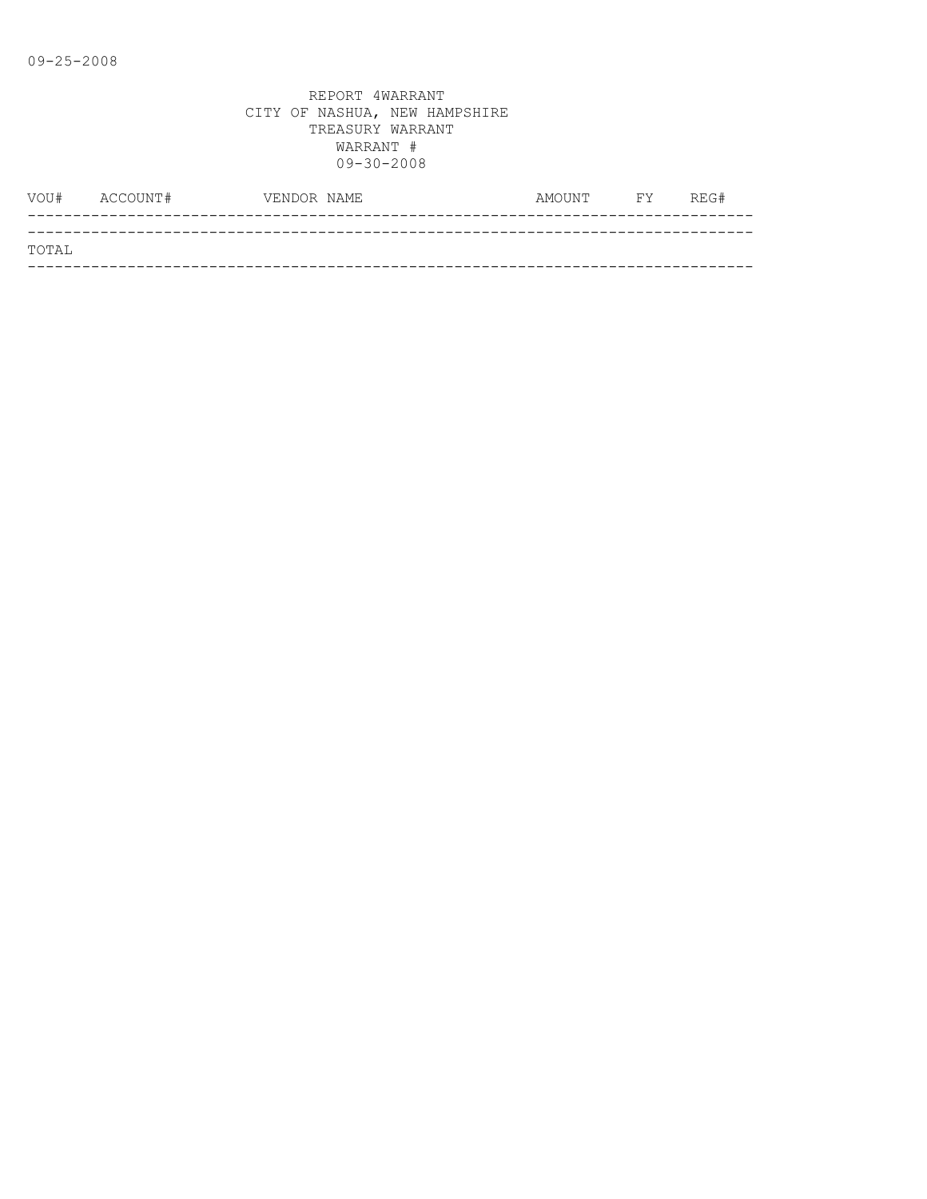09-25-2008

REPORT 4WARRANT
CITY OF NASHUA, NEW HAMPSHIRE
TREASURY WARRANT
WARRANT #
09-30-2008

| VOU# | ACCOUNT# | VENDOR NAME | AMOUNT | FY | REG# |
|---|---|---|---|---|---|
| TOTAL | | | | | |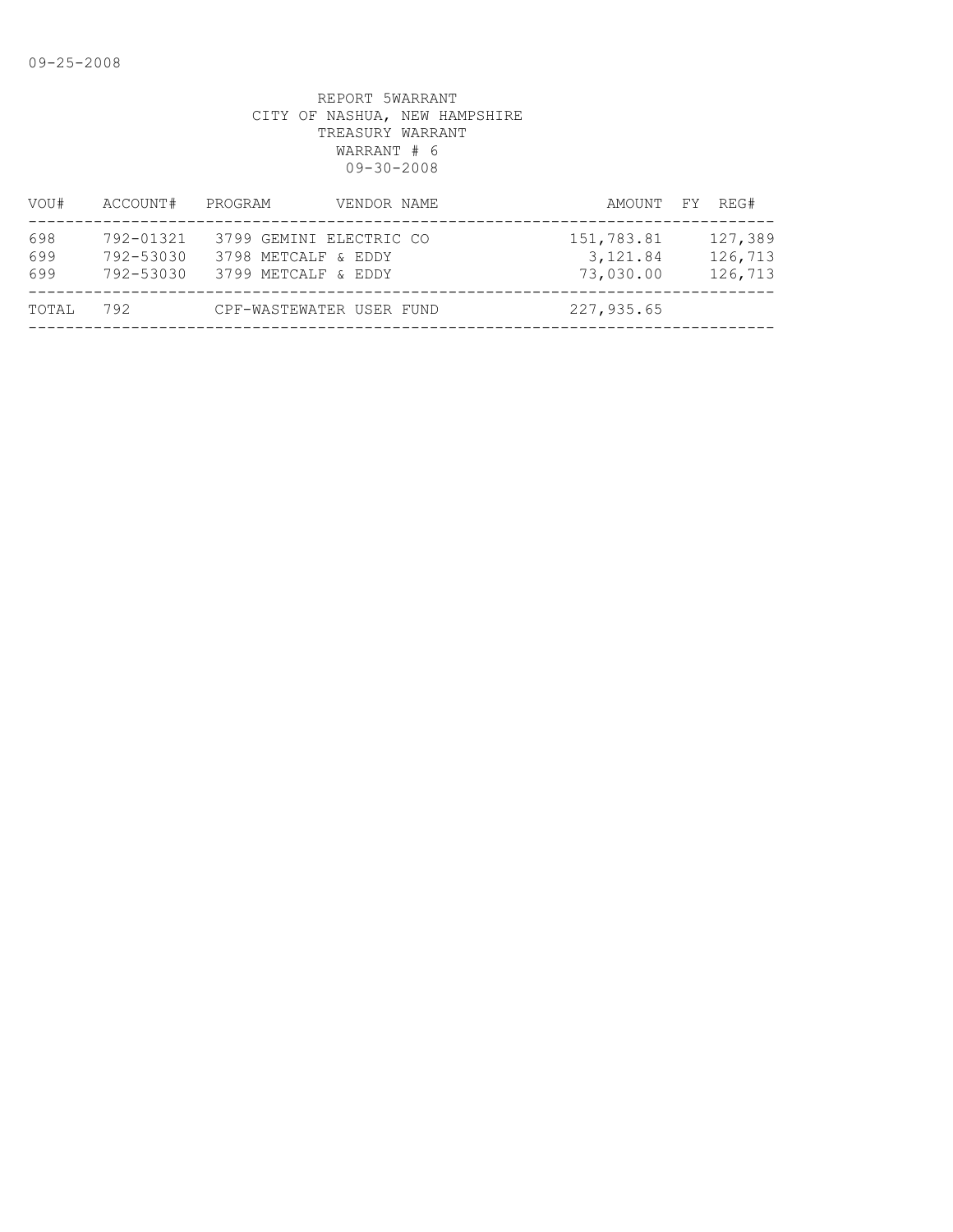09-25-2008

REPORT 5WARRANT
CITY OF NASHUA, NEW HAMPSHIRE
TREASURY WARRANT
WARRANT # 6
09-30-2008

| VOU# | ACCOUNT# | PROGRAM | VENDOR NAME | AMOUNT | FY | REG# |
|---|---|---|---|---|---|---|
| 698 | 792-01321 | 3799 | GEMINI ELECTRIC CO | 151,783.81 | | 127,389 |
| 699 | 792-53030 | 3798 | METCALF & EDDY | 3,121.84 | | 126,713 |
| 699 | 792-53030 | 3799 | METCALF & EDDY | 73,030.00 | | 126,713 |
| TOTAL | 792 | | CPF-WASTEWATER USER FUND | 227,935.65 | | |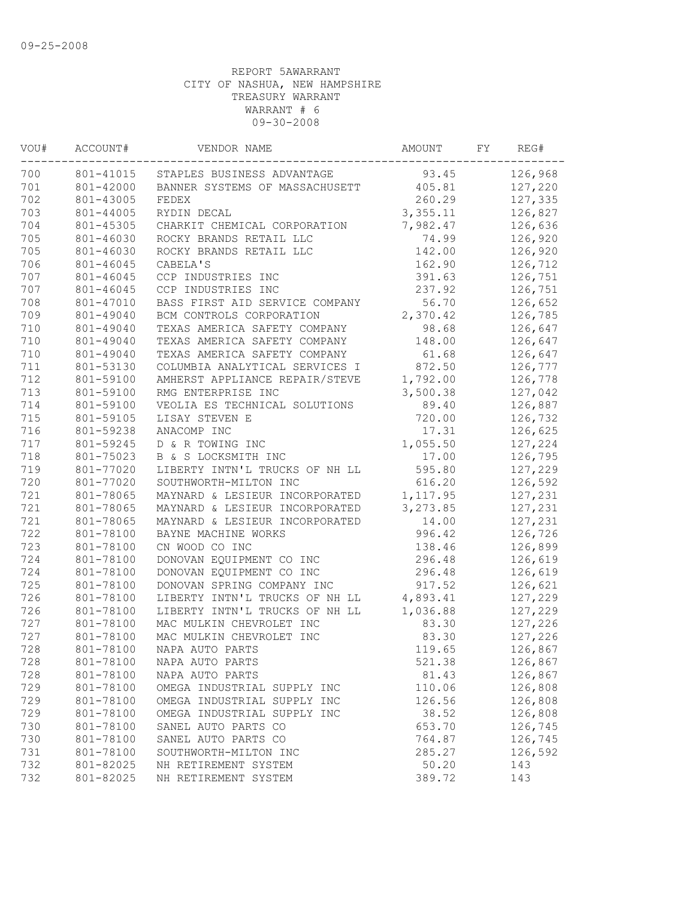09-25-2008

REPORT 5AWARRANT
CITY OF NASHUA, NEW HAMPSHIRE
TREASURY WARRANT
WARRANT # 6
09-30-2008

| VOU# | ACCOUNT# | VENDOR NAME | AMOUNT | FY | REG# |
|---|---|---|---|---|---|
| 700 | 801-41015 | STAPLES BUSINESS ADVANTAGE | 93.45 | | 126,968 |
| 701 | 801-42000 | BANNER SYSTEMS OF MASSACHUSETT | 405.81 | | 127,220 |
| 702 | 801-43005 | FEDEX | 260.29 | | 127,335 |
| 703 | 801-44005 | RYDIN DECAL | 3,355.11 | | 126,827 |
| 704 | 801-45305 | CHARKIT CHEMICAL CORPORATION | 7,982.47 | | 126,636 |
| 705 | 801-46030 | ROCKY BRANDS RETAIL LLC | 74.99 | | 126,920 |
| 705 | 801-46030 | ROCKY BRANDS RETAIL LLC | 142.00 | | 126,920 |
| 706 | 801-46045 | CABELA'S | 162.90 | | 126,712 |
| 707 | 801-46045 | CCP INDUSTRIES INC | 391.63 | | 126,751 |
| 707 | 801-46045 | CCP INDUSTRIES INC | 237.92 | | 126,751 |
| 708 | 801-47010 | BASS FIRST AID SERVICE COMPANY | 56.70 | | 126,652 |
| 709 | 801-49040 | BCM CONTROLS CORPORATION | 2,370.42 | | 126,785 |
| 710 | 801-49040 | TEXAS AMERICA SAFETY COMPANY | 98.68 | | 126,647 |
| 710 | 801-49040 | TEXAS AMERICA SAFETY COMPANY | 148.00 | | 126,647 |
| 710 | 801-49040 | TEXAS AMERICA SAFETY COMPANY | 61.68 | | 126,647 |
| 711 | 801-53130 | COLUMBIA ANALYTICAL SERVICES I | 872.50 | | 126,777 |
| 712 | 801-59100 | AMHERST APPLIANCE REPAIR/STEVE | 1,792.00 | | 126,778 |
| 713 | 801-59100 | RMG ENTERPRISE INC | 3,500.38 | | 127,042 |
| 714 | 801-59100 | VEOLIA ES TECHNICAL SOLUTIONS | 89.40 | | 126,887 |
| 715 | 801-59105 | LISAY STEVEN E | 720.00 | | 126,732 |
| 716 | 801-59238 | ANACOMP INC | 17.31 | | 126,625 |
| 717 | 801-59245 | D & R TOWING INC | 1,055.50 | | 127,224 |
| 718 | 801-75023 | B & S LOCKSMITH INC | 17.00 | | 126,795 |
| 719 | 801-77020 | LIBERTY INTN'L TRUCKS OF NH LL | 595.80 | | 127,229 |
| 720 | 801-77020 | SOUTHWORTH-MILTON INC | 616.20 | | 126,592 |
| 721 | 801-78065 | MAYNARD & LESIEUR INCORPORATED | 1,117.95 | | 127,231 |
| 721 | 801-78065 | MAYNARD & LESIEUR INCORPORATED | 3,273.85 | | 127,231 |
| 721 | 801-78065 | MAYNARD & LESIEUR INCORPORATED | 14.00 | | 127,231 |
| 722 | 801-78100 | BAYNE MACHINE WORKS | 996.42 | | 126,726 |
| 723 | 801-78100 | CN WOOD CO INC | 138.46 | | 126,899 |
| 724 | 801-78100 | DONOVAN EQUIPMENT CO INC | 296.48 | | 126,619 |
| 724 | 801-78100 | DONOVAN EQUIPMENT CO INC | 296.48 | | 126,619 |
| 725 | 801-78100 | DONOVAN SPRING COMPANY INC | 917.52 | | 126,621 |
| 726 | 801-78100 | LIBERTY INTN'L TRUCKS OF NH LL | 4,893.41 | | 127,229 |
| 726 | 801-78100 | LIBERTY INTN'L TRUCKS OF NH LL | 1,036.88 | | 127,229 |
| 727 | 801-78100 | MAC MULKIN CHEVROLET INC | 83.30 | | 127,226 |
| 727 | 801-78100 | MAC MULKIN CHEVROLET INC | 83.30 | | 127,226 |
| 728 | 801-78100 | NAPA AUTO PARTS | 119.65 | | 126,867 |
| 728 | 801-78100 | NAPA AUTO PARTS | 521.38 | | 126,867 |
| 728 | 801-78100 | NAPA AUTO PARTS | 81.43 | | 126,867 |
| 729 | 801-78100 | OMEGA INDUSTRIAL SUPPLY INC | 110.06 | | 126,808 |
| 729 | 801-78100 | OMEGA INDUSTRIAL SUPPLY INC | 126.56 | | 126,808 |
| 729 | 801-78100 | OMEGA INDUSTRIAL SUPPLY INC | 38.52 | | 126,808 |
| 730 | 801-78100 | SANEL AUTO PARTS CO | 653.70 | | 126,745 |
| 730 | 801-78100 | SANEL AUTO PARTS CO | 764.87 | | 126,745 |
| 731 | 801-78100 | SOUTHWORTH-MILTON INC | 285.27 | | 126,592 |
| 732 | 801-82025 | NH RETIREMENT SYSTEM | 50.20 | | 143 |
| 732 | 801-82025 | NH RETIREMENT SYSTEM | 389.72 | | 143 |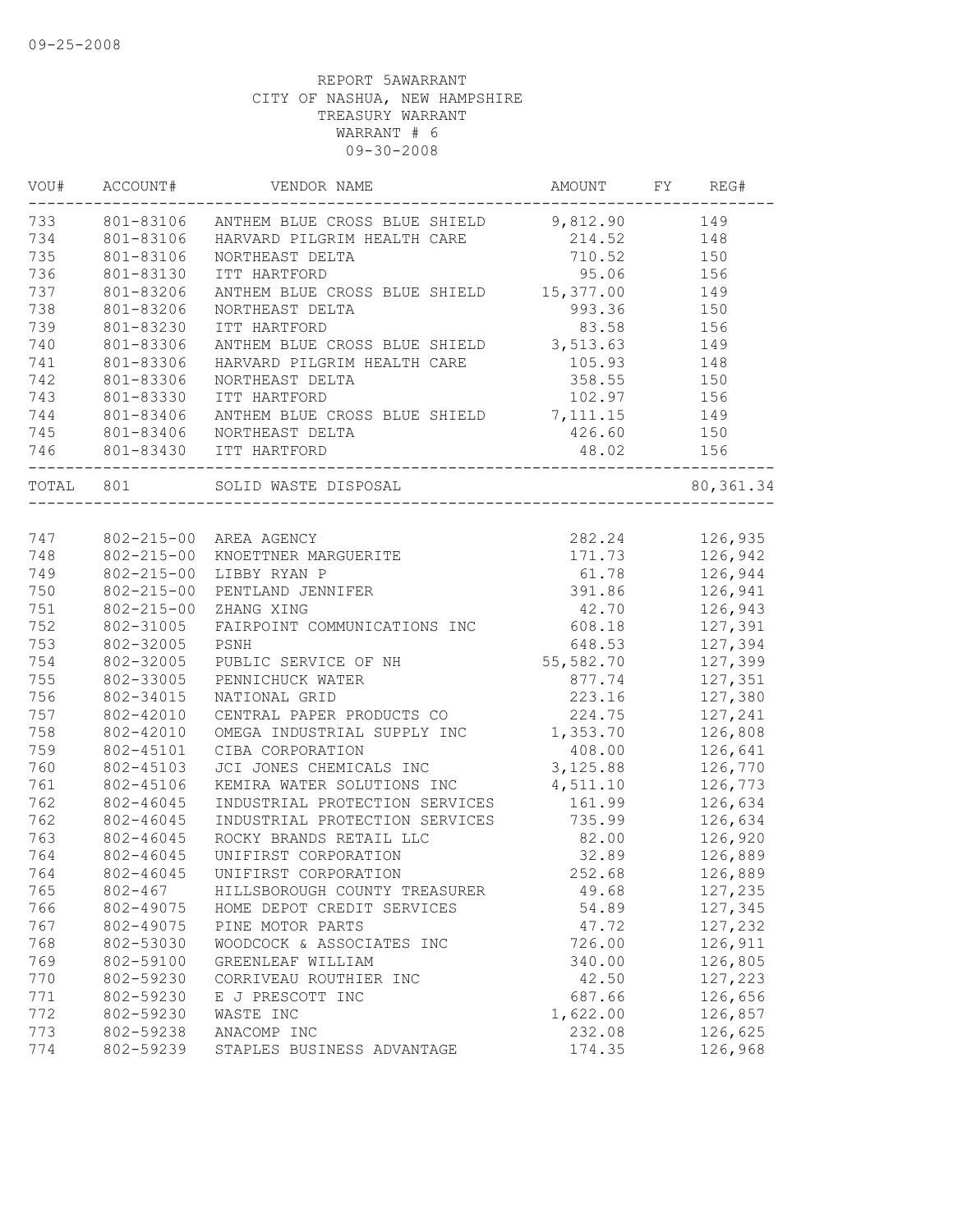09-25-2008

REPORT 5AWARRANT
CITY OF NASHUA, NEW HAMPSHIRE
TREASURY WARRANT
WARRANT # 6
09-30-2008

| VOU# | ACCOUNT# | VENDOR NAME | AMOUNT | FY | REG# |
|---|---|---|---|---|---|
| 733 | 801-83106 | ANTHEM BLUE CROSS BLUE SHIELD | 9,812.90 | | 149 |
| 734 | 801-83106 | HARVARD PILGRIM HEALTH CARE | 214.52 | | 148 |
| 735 | 801-83106 | NORTHEAST DELTA | 710.52 | | 150 |
| 736 | 801-83130 | ITT HARTFORD | 95.06 | | 156 |
| 737 | 801-83206 | ANTHEM BLUE CROSS BLUE SHIELD | 15,377.00 | | 149 |
| 738 | 801-83206 | NORTHEAST DELTA | 993.36 | | 150 |
| 739 | 801-83230 | ITT HARTFORD | 83.58 | | 156 |
| 740 | 801-83306 | ANTHEM BLUE CROSS BLUE SHIELD | 3,513.63 | | 149 |
| 741 | 801-83306 | HARVARD PILGRIM HEALTH CARE | 105.93 | | 148 |
| 742 | 801-83306 | NORTHEAST DELTA | 358.55 | | 150 |
| 743 | 801-83330 | ITT HARTFORD | 102.97 | | 156 |
| 744 | 801-83406 | ANTHEM BLUE CROSS BLUE SHIELD | 7,111.15 | | 149 |
| 745 | 801-83406 | NORTHEAST DELTA | 426.60 | | 150 |
| 746 | 801-83430 | ITT HARTFORD | 48.02 | | 156 |
| TOTAL | 801 | SOLID WASTE DISPOSAL | | | 80,361.34 |
| 747 | 802-215-00 | AREA AGENCY | 282.24 | | 126,935 |
| 748 | 802-215-00 | KNOETTNER MARGUERITE | 171.73 | | 126,942 |
| 749 | 802-215-00 | LIBBY RYAN P | 61.78 | | 126,944 |
| 750 | 802-215-00 | PENTLAND JENNIFER | 391.86 | | 126,941 |
| 751 | 802-215-00 | ZHANG XING | 42.70 | | 126,943 |
| 752 | 802-31005 | FAIRPOINT COMMUNICATIONS INC | 608.18 | | 127,391 |
| 753 | 802-32005 | PSNH | 648.53 | | 127,394 |
| 754 | 802-32005 | PUBLIC SERVICE OF NH | 55,582.70 | | 127,399 |
| 755 | 802-33005 | PENNICHUCK WATER | 877.74 | | 127,351 |
| 756 | 802-34015 | NATIONAL GRID | 223.16 | | 127,380 |
| 757 | 802-42010 | CENTRAL PAPER PRODUCTS CO | 224.75 | | 127,241 |
| 758 | 802-42010 | OMEGA INDUSTRIAL SUPPLY INC | 1,353.70 | | 126,808 |
| 759 | 802-45101 | CIBA CORPORATION | 408.00 | | 126,641 |
| 760 | 802-45103 | JCI JONES CHEMICALS INC | 3,125.88 | | 126,770 |
| 761 | 802-45106 | KEMIRA WATER SOLUTIONS INC | 4,511.10 | | 126,773 |
| 762 | 802-46045 | INDUSTRIAL PROTECTION SERVICES | 161.99 | | 126,634 |
| 762 | 802-46045 | INDUSTRIAL PROTECTION SERVICES | 735.99 | | 126,634 |
| 763 | 802-46045 | ROCKY BRANDS RETAIL LLC | 82.00 | | 126,920 |
| 764 | 802-46045 | UNIFIRST CORPORATION | 32.89 | | 126,889 |
| 764 | 802-46045 | UNIFIRST CORPORATION | 252.68 | | 126,889 |
| 765 | 802-467 | HILLSBOROUGH COUNTY TREASURER | 49.68 | | 127,235 |
| 766 | 802-49075 | HOME DEPOT CREDIT SERVICES | 54.89 | | 127,345 |
| 767 | 802-49075 | PINE MOTOR PARTS | 47.72 | | 127,232 |
| 768 | 802-53030 | WOODCOCK & ASSOCIATES INC | 726.00 | | 126,911 |
| 769 | 802-59100 | GREENLEAF WILLIAM | 340.00 | | 126,805 |
| 770 | 802-59230 | CORRIVEAU ROUTHIER INC | 42.50 | | 127,223 |
| 771 | 802-59230 | E J PRESCOTT INC | 687.66 | | 126,656 |
| 772 | 802-59230 | WASTE INC | 1,622.00 | | 126,857 |
| 773 | 802-59238 | ANACOMP INC | 232.08 | | 126,625 |
| 774 | 802-59239 | STAPLES BUSINESS ADVANTAGE | 174.35 | | 126,968 |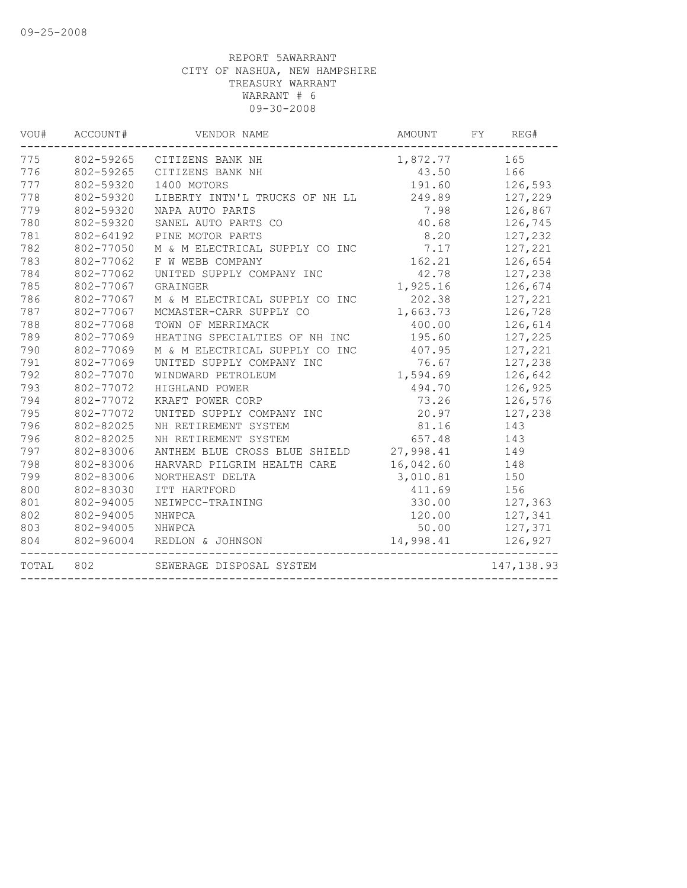09-25-2008

REPORT 5AWARRANT
CITY OF NASHUA, NEW HAMPSHIRE
TREASURY WARRANT
WARRANT # 6
09-30-2008

| VOU# | ACCOUNT# | VENDOR NAME | AMOUNT | FY | REG# |
|---|---|---|---|---|---|
| 775 | 802-59265 | CITIZENS BANK NH | 1,872.77 | | 165 |
| 776 | 802-59265 | CITIZENS BANK NH | 43.50 | | 166 |
| 777 | 802-59320 | 1400 MOTORS | 191.60 | | 126,593 |
| 778 | 802-59320 | LIBERTY INTN'L TRUCKS OF NH LL | 249.89 | | 127,229 |
| 779 | 802-59320 | NAPA AUTO PARTS | 7.98 | | 126,867 |
| 780 | 802-59320 | SANEL AUTO PARTS CO | 40.68 | | 126,745 |
| 781 | 802-64192 | PINE MOTOR PARTS | 8.20 | | 127,232 |
| 782 | 802-77050 | M & M ELECTRICAL SUPPLY CO INC | 7.17 | | 127,221 |
| 783 | 802-77062 | F W WEBB COMPANY | 162.21 | | 126,654 |
| 784 | 802-77062 | UNITED SUPPLY COMPANY INC | 42.78 | | 127,238 |
| 785 | 802-77067 | GRAINGER | 1,925.16 | | 126,674 |
| 786 | 802-77067 | M & M ELECTRICAL SUPPLY CO INC | 202.38 | | 127,221 |
| 787 | 802-77067 | MCMASTER-CARR SUPPLY CO | 1,663.73 | | 126,728 |
| 788 | 802-77068 | TOWN OF MERRIMACK | 400.00 | | 126,614 |
| 789 | 802-77069 | HEATING SPECIALTIES OF NH INC | 195.60 | | 127,225 |
| 790 | 802-77069 | M & M ELECTRICAL SUPPLY CO INC | 407.95 | | 127,221 |
| 791 | 802-77069 | UNITED SUPPLY COMPANY INC | 76.67 | | 127,238 |
| 792 | 802-77070 | WINDWARD PETROLEUM | 1,594.69 | | 126,642 |
| 793 | 802-77072 | HIGHLAND POWER | 494.70 | | 126,925 |
| 794 | 802-77072 | KRAFT POWER CORP | 73.26 | | 126,576 |
| 795 | 802-77072 | UNITED SUPPLY COMPANY INC | 20.97 | | 127,238 |
| 796 | 802-82025 | NH RETIREMENT SYSTEM | 81.16 | | 143 |
| 796 | 802-82025 | NH RETIREMENT SYSTEM | 657.48 | | 143 |
| 797 | 802-83006 | ANTHEM BLUE CROSS BLUE SHIELD | 27,998.41 | | 149 |
| 798 | 802-83006 | HARVARD PILGRIM HEALTH CARE | 16,042.60 | | 148 |
| 799 | 802-83006 | NORTHEAST DELTA | 3,010.81 | | 150 |
| 800 | 802-83030 | ITT HARTFORD | 411.69 | | 156 |
| 801 | 802-94005 | NEIWPCC-TRAINING | 330.00 | | 127,363 |
| 802 | 802-94005 | NHWPCA | 120.00 | | 127,341 |
| 803 | 802-94005 | NHWPCA | 50.00 | | 127,371 |
| 804 | 802-96004 | REDLON & JOHNSON | 14,998.41 | | 126,927 |
| TOTAL | 802 | SEWERAGE DISPOSAL SYSTEM | | | 147,138.93 |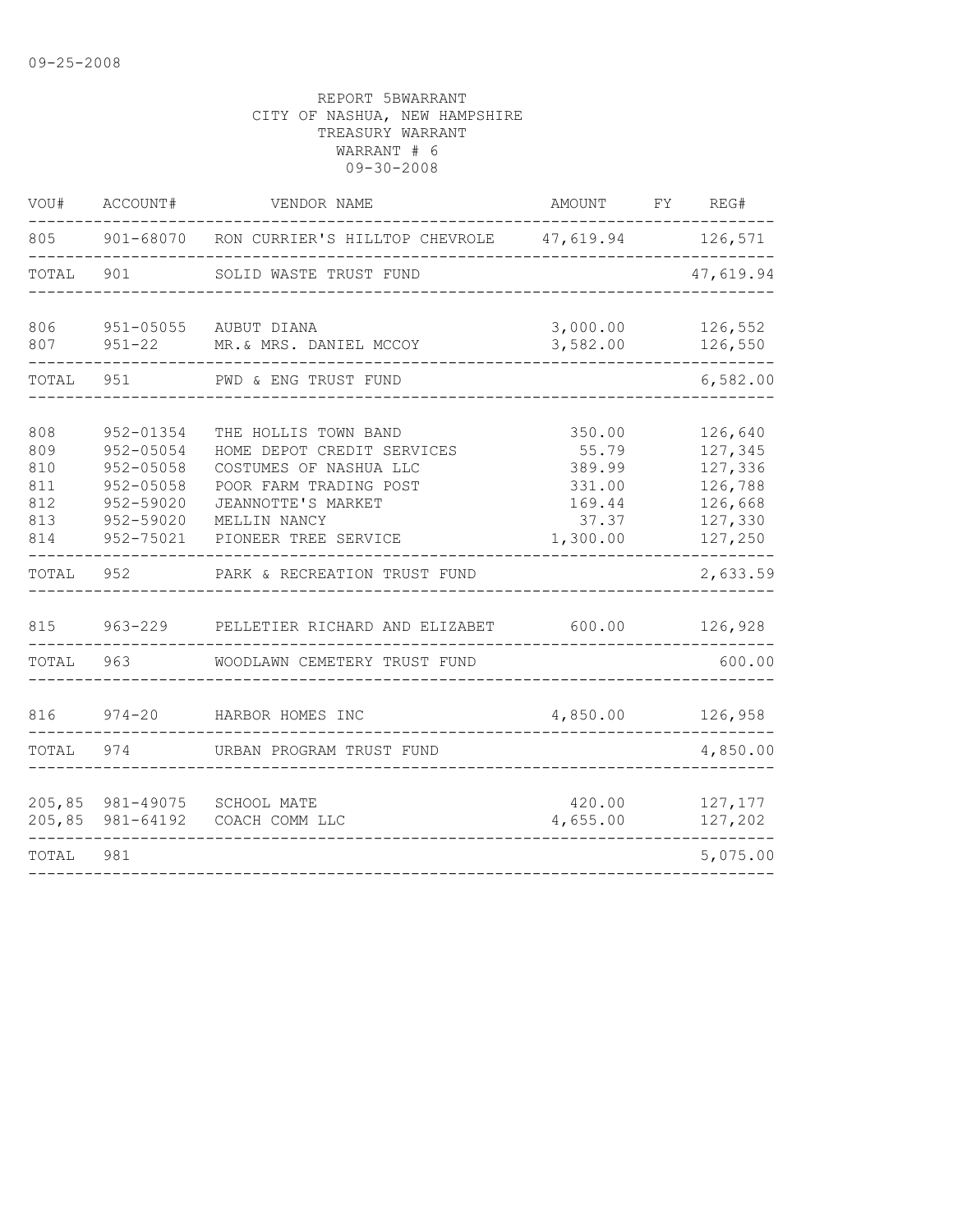09-25-2008

REPORT 5BWARRANT
CITY OF NASHUA, NEW HAMPSHIRE
TREASURY WARRANT
WARRANT # 6
09-30-2008

| VOU# | ACCOUNT# | VENDOR NAME | AMOUNT | FY | REG# |
|---|---|---|---|---|---|
| 805 | 901-68070 | RON CURRIER'S HILLTOP CHEVROLE | 47,619.94 | | 126,571 |
| TOTAL | 901 | SOLID WASTE TRUST FUND | | | 47,619.94 |
| 806 | 951-05055 | AUBUT DIANA | 3,000.00 | | 126,552 |
| 807 | 951-22 | MR.& MRS. DANIEL MCCOY | 3,582.00 | | 126,550 |
| TOTAL | 951 | PWD & ENG TRUST FUND | | | 6,582.00 |
| 808 | 952-01354 | THE HOLLIS TOWN BAND | 350.00 | | 126,640 |
| 809 | 952-05054 | HOME DEPOT CREDIT SERVICES | 55.79 | | 127,345 |
| 810 | 952-05058 | COSTUMES OF NASHUA LLC | 389.99 | | 127,336 |
| 811 | 952-05058 | POOR FARM TRADING POST | 331.00 | | 126,788 |
| 812 | 952-59020 | JEANNOTTE'S MARKET | 169.44 | | 126,668 |
| 813 | 952-59020 | MELLIN NANCY | 37.37 | | 127,330 |
| 814 | 952-75021 | PIONEER TREE SERVICE | 1,300.00 | | 127,250 |
| TOTAL | 952 | PARK & RECREATION TRUST FUND | | | 2,633.59 |
| 815 | 963-229 | PELLETIER RICHARD AND ELIZABET | 600.00 | | 126,928 |
| TOTAL | 963 | WOODLAWN CEMETERY TRUST FUND | | | 600.00 |
| 816 | 974-20 | HARBOR HOMES INC | 4,850.00 | | 126,958 |
| TOTAL | 974 | URBAN PROGRAM TRUST FUND | | | 4,850.00 |
| 205,85 | 981-49075 | SCHOOL MATE | 420.00 | | 127,177 |
| 205,85 | 981-64192 | COACH COMM LLC | 4,655.00 | | 127,202 |
| TOTAL | 981 | | | | 5,075.00 |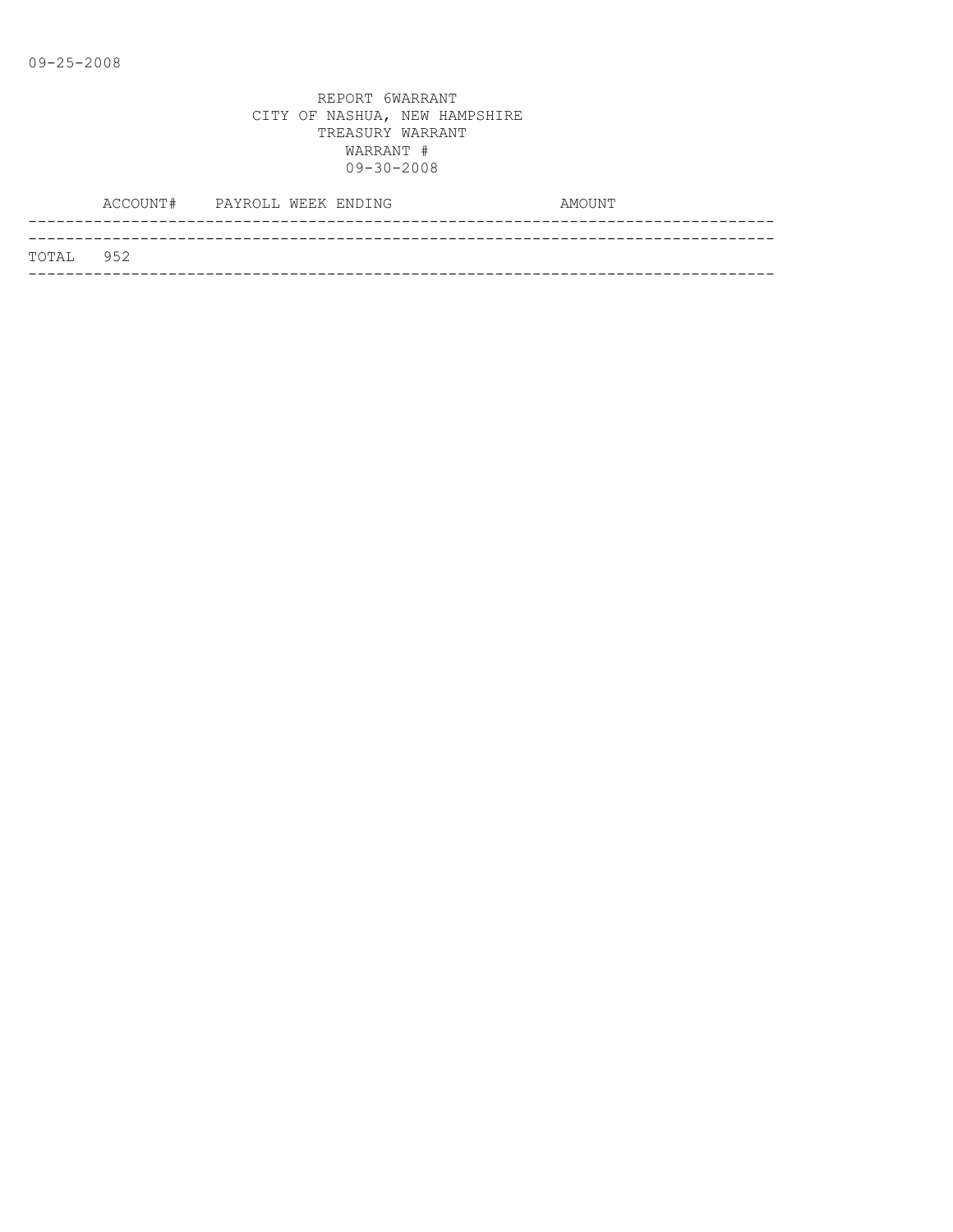09-25-2008

REPORT 6WARRANT
CITY OF NASHUA, NEW HAMPSHIRE
TREASURY WARRANT
WARRANT #
09-30-2008

| ACCOUNT# | PAYROLL WEEK ENDING | AMOUNT |
|---|---|---|
| TOTAL 952 | | |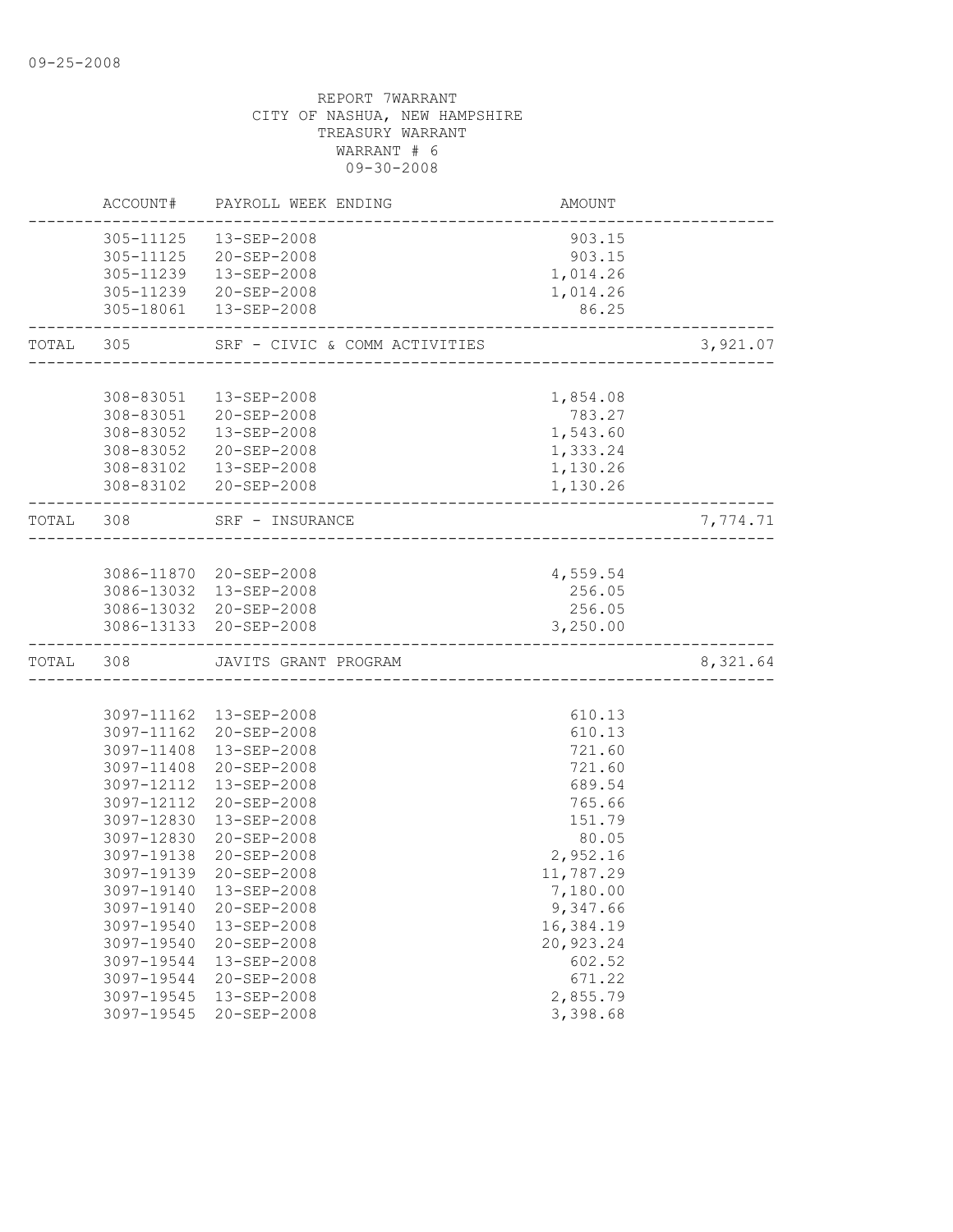09-25-2008

REPORT 7WARRANT
CITY OF NASHUA, NEW HAMPSHIRE
TREASURY WARRANT
WARRANT # 6
09-30-2008

| | ACCOUNT# | PAYROLL WEEK ENDING | AMOUNT | |
|---|---|---|---|---|
| | 305-11125 | 13-SEP-2008 | 903.15 | |
| | 305-11125 | 20-SEP-2008 | 903.15 | |
| | 305-11239 | 13-SEP-2008 | 1,014.26 | |
| | 305-11239 | 20-SEP-2008 | 1,014.26 | |
| | 305-18061 | 13-SEP-2008 | 86.25 | |
| TOTAL | 305 | SRF - CIVIC & COMM ACTIVITIES | | 3,921.07 |
| | 308-83051 | 13-SEP-2008 | 1,854.08 | |
| | 308-83051 | 20-SEP-2008 | 783.27 | |
| | 308-83052 | 13-SEP-2008 | 1,543.60 | |
| | 308-83052 | 20-SEP-2008 | 1,333.24 | |
| | 308-83102 | 13-SEP-2008 | 1,130.26 | |
| | 308-83102 | 20-SEP-2008 | 1,130.26 | |
| TOTAL | 308 | SRF - INSURANCE | | 7,774.71 |
| | 3086-11870 | 20-SEP-2008 | 4,559.54 | |
| | 3086-13032 | 13-SEP-2008 | 256.05 | |
| | 3086-13032 | 20-SEP-2008 | 256.05 | |
| | 3086-13133 | 20-SEP-2008 | 3,250.00 | |
| TOTAL | 308 | JAVITS GRANT PROGRAM | | 8,321.64 |
| | 3097-11162 | 13-SEP-2008 | 610.13 | |
| | 3097-11162 | 20-SEP-2008 | 610.13 | |
| | 3097-11408 | 13-SEP-2008 | 721.60 | |
| | 3097-11408 | 20-SEP-2008 | 721.60 | |
| | 3097-12112 | 13-SEP-2008 | 689.54 | |
| | 3097-12112 | 20-SEP-2008 | 765.66 | |
| | 3097-12830 | 13-SEP-2008 | 151.79 | |
| | 3097-12830 | 20-SEP-2008 | 80.05 | |
| | 3097-19138 | 20-SEP-2008 | 2,952.16 | |
| | 3097-19139 | 20-SEP-2008 | 11,787.29 | |
| | 3097-19140 | 13-SEP-2008 | 7,180.00 | |
| | 3097-19140 | 20-SEP-2008 | 9,347.66 | |
| | 3097-19540 | 13-SEP-2008 | 16,384.19 | |
| | 3097-19540 | 20-SEP-2008 | 20,923.24 | |
| | 3097-19544 | 13-SEP-2008 | 602.52 | |
| | 3097-19544 | 20-SEP-2008 | 671.22 | |
| | 3097-19545 | 13-SEP-2008 | 2,855.79 | |
| | 3097-19545 | 20-SEP-2008 | 3,398.68 | |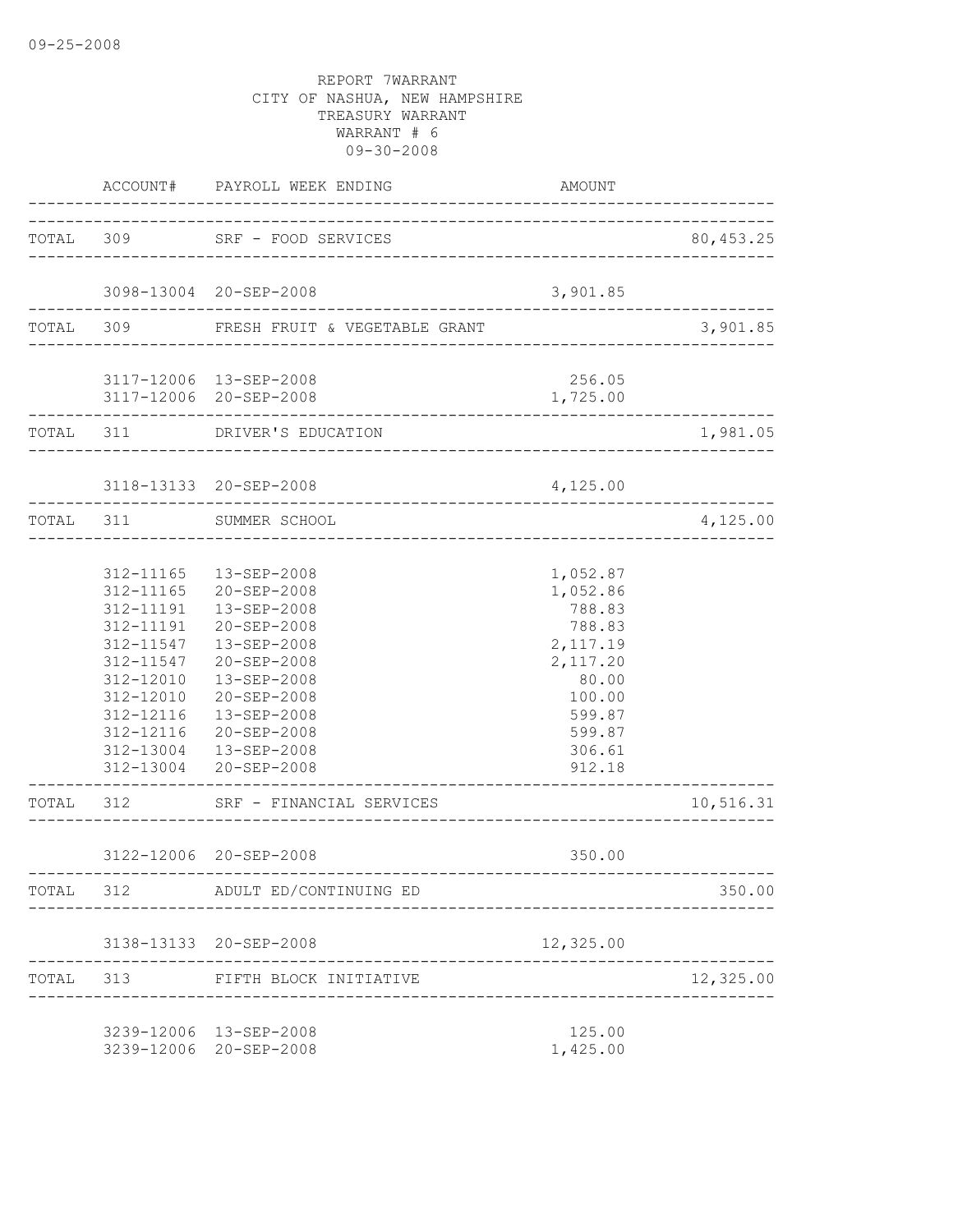09-25-2008

REPORT 7WARRANT
CITY OF NASHUA, NEW HAMPSHIRE
TREASURY WARRANT
WARRANT # 6
09-30-2008

| | ACCOUNT# | PAYROLL WEEK ENDING | AMOUNT | |
|---|---|---|---|---|
| TOTAL | 309 | SRF - FOOD SERVICES | | 80,453.25 |
| | 3098-13004 | 20-SEP-2008 | 3,901.85 | |
| TOTAL | 309 | FRESH FRUIT & VEGETABLE GRANT | | 3,901.85 |
| | 3117-12006 | 13-SEP-2008 | 256.05 | |
| | 3117-12006 | 20-SEP-2008 | 1,725.00 | |
| TOTAL | 311 | DRIVER'S EDUCATION | | 1,981.05 |
| | 3118-13133 | 20-SEP-2008 | 4,125.00 | |
| TOTAL | 311 | SUMMER SCHOOL | | 4,125.00 |
| | 312-11165 | 13-SEP-2008 | 1,052.87 | |
| | 312-11165 | 20-SEP-2008 | 1,052.86 | |
| | 312-11191 | 13-SEP-2008 | 788.83 | |
| | 312-11191 | 20-SEP-2008 | 788.83 | |
| | 312-11547 | 13-SEP-2008 | 2,117.19 | |
| | 312-11547 | 20-SEP-2008 | 2,117.20 | |
| | 312-12010 | 13-SEP-2008 | 80.00 | |
| | 312-12010 | 20-SEP-2008 | 100.00 | |
| | 312-12116 | 13-SEP-2008 | 599.87 | |
| | 312-12116 | 20-SEP-2008 | 599.87 | |
| | 312-13004 | 13-SEP-2008 | 306.61 | |
| | 312-13004 | 20-SEP-2008 | 912.18 | |
| TOTAL | 312 | SRF - FINANCIAL SERVICES | | 10,516.31 |
| | 3122-12006 | 20-SEP-2008 | 350.00 | |
| TOTAL | 312 | ADULT ED/CONTINUING ED | | 350.00 |
| | 3138-13133 | 20-SEP-2008 | 12,325.00 | |
| TOTAL | 313 | FIFTH BLOCK INITIATIVE | | 12,325.00 |
| | 3239-12006 | 13-SEP-2008 | 125.00 | |
| | 3239-12006 | 20-SEP-2008 | 1,425.00 | |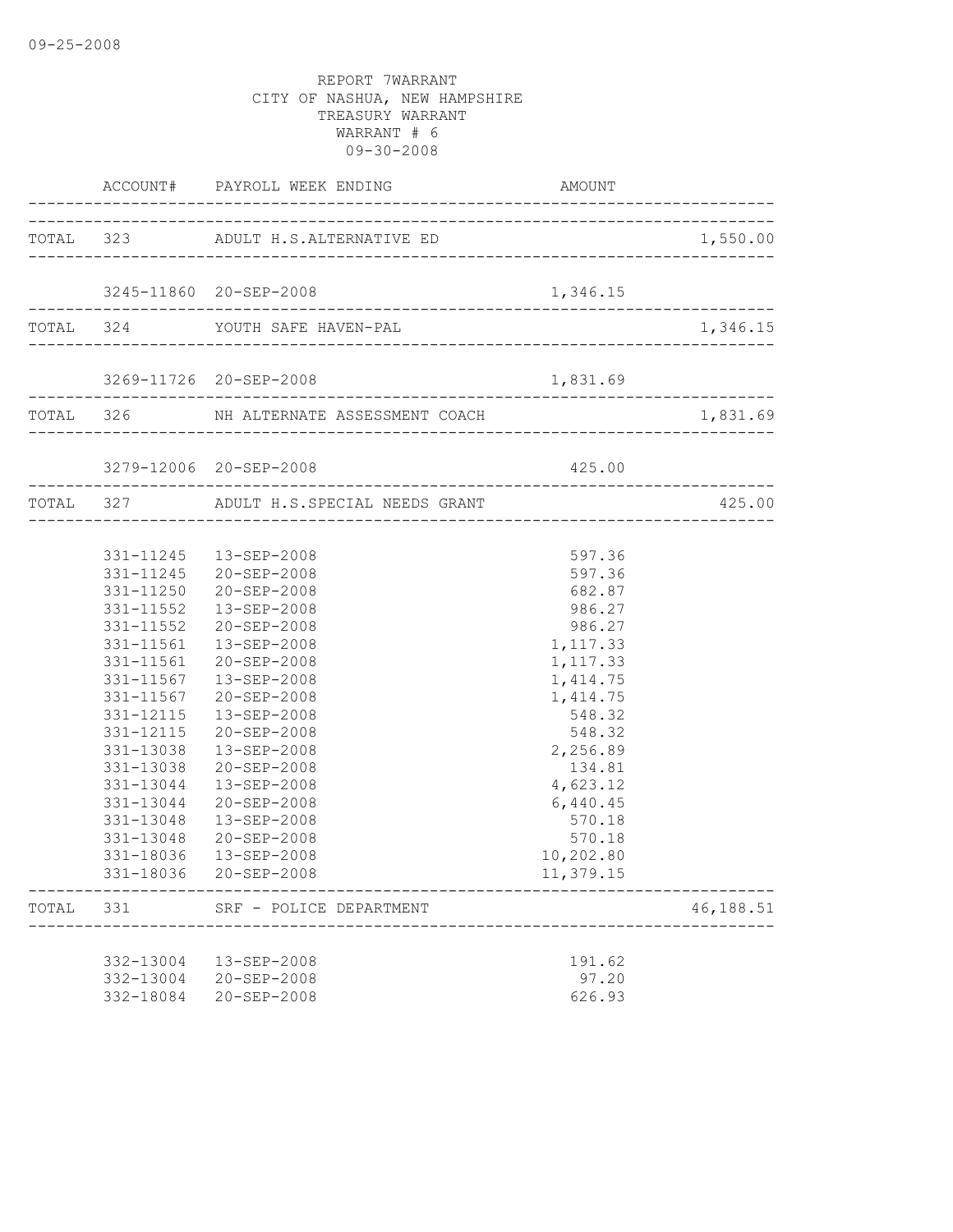09-25-2008

REPORT 7WARRANT
CITY OF NASHUA, NEW HAMPSHIRE
TREASURY WARRANT
WARRANT # 6
09-30-2008

| | ACCOUNT# | PAYROLL WEEK ENDING | AMOUNT | |
|---|---|---|---|---|
| TOTAL | 323 | ADULT H.S.ALTERNATIVE ED | | 1,550.00 |
| | 3245-11860 | 20-SEP-2008 | 1,346.15 | |
| TOTAL | 324 | YOUTH SAFE HAVEN-PAL | | 1,346.15 |
| | 3269-11726 | 20-SEP-2008 | 1,831.69 | |
| TOTAL | 326 | NH ALTERNATE ASSESSMENT COACH | | 1,831.69 |
| | 3279-12006 | 20-SEP-2008 | 425.00 | |
| TOTAL | 327 | ADULT H.S.SPECIAL NEEDS GRANT | | 425.00 |
| | 331-11245 | 13-SEP-2008 | 597.36 | |
| | 331-11245 | 20-SEP-2008 | 597.36 | |
| | 331-11250 | 20-SEP-2008 | 682.87 | |
| | 331-11552 | 13-SEP-2008 | 986.27 | |
| | 331-11552 | 20-SEP-2008 | 986.27 | |
| | 331-11561 | 13-SEP-2008 | 1,117.33 | |
| | 331-11561 | 20-SEP-2008 | 1,117.33 | |
| | 331-11567 | 13-SEP-2008 | 1,414.75 | |
| | 331-11567 | 20-SEP-2008 | 1,414.75 | |
| | 331-12115 | 13-SEP-2008 | 548.32 | |
| | 331-12115 | 20-SEP-2008 | 548.32 | |
| | 331-13038 | 13-SEP-2008 | 2,256.89 | |
| | 331-13038 | 20-SEP-2008 | 134.81 | |
| | 331-13044 | 13-SEP-2008 | 4,623.12 | |
| | 331-13044 | 20-SEP-2008 | 6,440.45 | |
| | 331-13048 | 13-SEP-2008 | 570.18 | |
| | 331-13048 | 20-SEP-2008 | 570.18 | |
| | 331-18036 | 13-SEP-2008 | 10,202.80 | |
| | 331-18036 | 20-SEP-2008 | 11,379.15 | |
| TOTAL | 331 | SRF - POLICE DEPARTMENT | | 46,188.51 |
| | 332-13004 | 13-SEP-2008 | 191.62 | |
| | 332-13004 | 20-SEP-2008 | 97.20 | |
| | 332-18084 | 20-SEP-2008 | 626.93 | |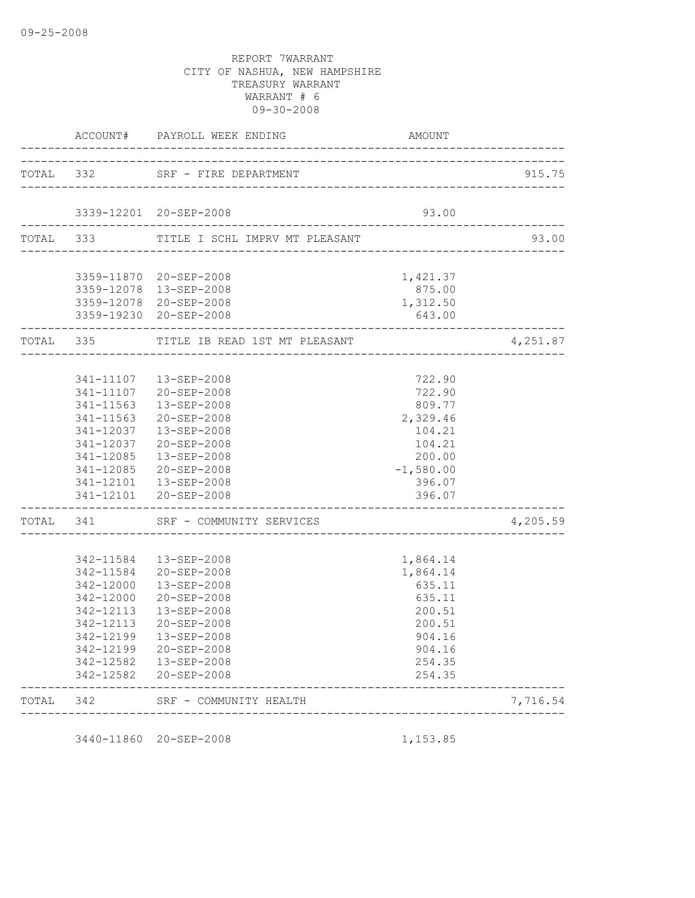09-25-2008

REPORT 7WARRANT
CITY OF NASHUA, NEW HAMPSHIRE
TREASURY WARRANT
WARRANT # 6
09-30-2008

| | ACCOUNT# | PAYROLL WEEK ENDING | AMOUNT | |
|---|---|---|---|---|
| TOTAL | 332 | SRF - FIRE DEPARTMENT | | 915.75 |
| | 3339-12201 | 20-SEP-2008 | 93.00 | |
| TOTAL | 333 | TITLE I SCHL IMPRV MT PLEASANT | | 93.00 |
| | 3359-11870 | 20-SEP-2008 | 1,421.37 | |
| | 3359-12078 | 13-SEP-2008 | 875.00 | |
| | 3359-12078 | 20-SEP-2008 | 1,312.50 | |
| | 3359-19230 | 20-SEP-2008 | 643.00 | |
| TOTAL | 335 | TITLE IB READ 1ST MT PLEASANT | | 4,251.87 |
| | 341-11107 | 13-SEP-2008 | 722.90 | |
| | 341-11107 | 20-SEP-2008 | 722.90 | |
| | 341-11563 | 13-SEP-2008 | 809.77 | |
| | 341-11563 | 20-SEP-2008 | 2,329.46 | |
| | 341-12037 | 13-SEP-2008 | 104.21 | |
| | 341-12037 | 20-SEP-2008 | 104.21 | |
| | 341-12085 | 13-SEP-2008 | 200.00 | |
| | 341-12085 | 20-SEP-2008 | -1,580.00 | |
| | 341-12101 | 13-SEP-2008 | 396.07 | |
| | 341-12101 | 20-SEP-2008 | 396.07 | |
| TOTAL | 341 | SRF - COMMUNITY SERVICES | | 4,205.59 |
| | 342-11584 | 13-SEP-2008 | 1,864.14 | |
| | 342-11584 | 20-SEP-2008 | 1,864.14 | |
| | 342-12000 | 13-SEP-2008 | 635.11 | |
| | 342-12000 | 20-SEP-2008 | 635.11 | |
| | 342-12113 | 13-SEP-2008 | 200.51 | |
| | 342-12113 | 20-SEP-2008 | 200.51 | |
| | 342-12199 | 13-SEP-2008 | 904.16 | |
| | 342-12199 | 20-SEP-2008 | 904.16 | |
| | 342-12582 | 13-SEP-2008 | 254.35 | |
| | 342-12582 | 20-SEP-2008 | 254.35 | |
| TOTAL | 342 | SRF - COMMUNITY HEALTH | | 7,716.54 |
| | 3440-11860 | 20-SEP-2008 | 1,153.85 | |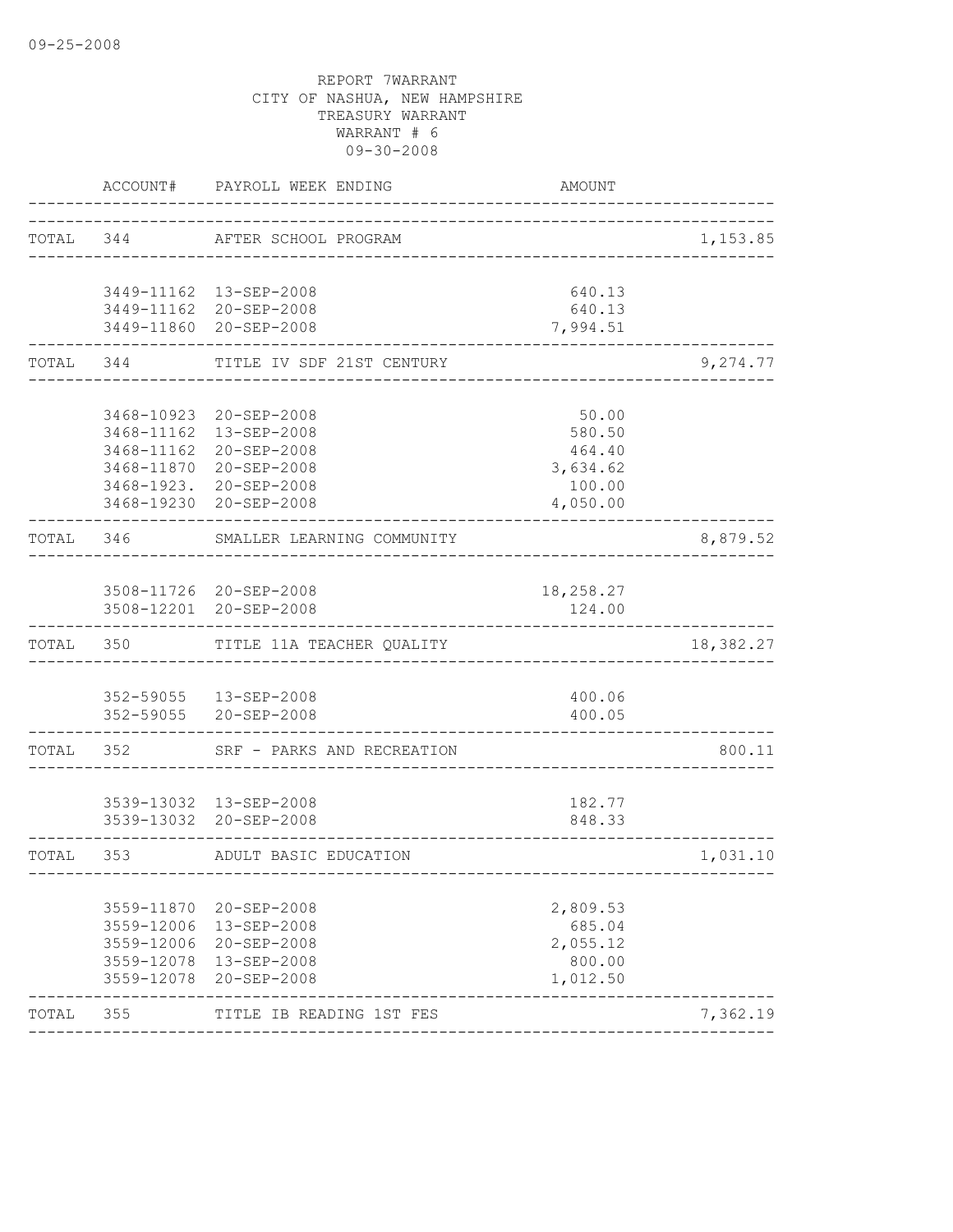09-25-2008

REPORT 7WARRANT
CITY OF NASHUA, NEW HAMPSHIRE
TREASURY WARRANT
WARRANT # 6
09-30-2008

| | ACCOUNT# | PAYROLL WEEK ENDING | AMOUNT | |
|---|---|---|---|---|
| TOTAL | 344 | AFTER SCHOOL PROGRAM | | 1,153.85 |
| | 3449-11162 | 13-SEP-2008 | 640.13 | |
| | 3449-11162 | 20-SEP-2008 | 640.13 | |
| | 3449-11860 | 20-SEP-2008 | 7,994.51 | |
| TOTAL | 344 | TITLE IV SDF 21ST CENTURY | | 9,274.77 |
| | 3468-10923 | 20-SEP-2008 | 50.00 | |
| | 3468-11162 | 13-SEP-2008 | 580.50 | |
| | 3468-11162 | 20-SEP-2008 | 464.40 | |
| | 3468-11870 | 20-SEP-2008 | 3,634.62 | |
| | 3468-1923. | 20-SEP-2008 | 100.00 | |
| | 3468-19230 | 20-SEP-2008 | 4,050.00 | |
| TOTAL | 346 | SMALLER LEARNING COMMUNITY | | 8,879.52 |
| | 3508-11726 | 20-SEP-2008 | 18,258.27 | |
| | 3508-12201 | 20-SEP-2008 | 124.00 | |
| TOTAL | 350 | TITLE 11A TEACHER QUALITY | | 18,382.27 |
| | 352-59055 | 13-SEP-2008 | 400.06 | |
| | 352-59055 | 20-SEP-2008 | 400.05 | |
| TOTAL | 352 | SRF - PARKS AND RECREATION | | 800.11 |
| | 3539-13032 | 13-SEP-2008 | 182.77 | |
| | 3539-13032 | 20-SEP-2008 | 848.33 | |
| TOTAL | 353 | ADULT BASIC EDUCATION | | 1,031.10 |
| | 3559-11870 | 20-SEP-2008 | 2,809.53 | |
| | 3559-12006 | 13-SEP-2008 | 685.04 | |
| | 3559-12006 | 20-SEP-2008 | 2,055.12 | |
| | 3559-12078 | 13-SEP-2008 | 800.00 | |
| | 3559-12078 | 20-SEP-2008 | 1,012.50 | |
| TOTAL | 355 | TITLE IB READING 1ST FES | | 7,362.19 |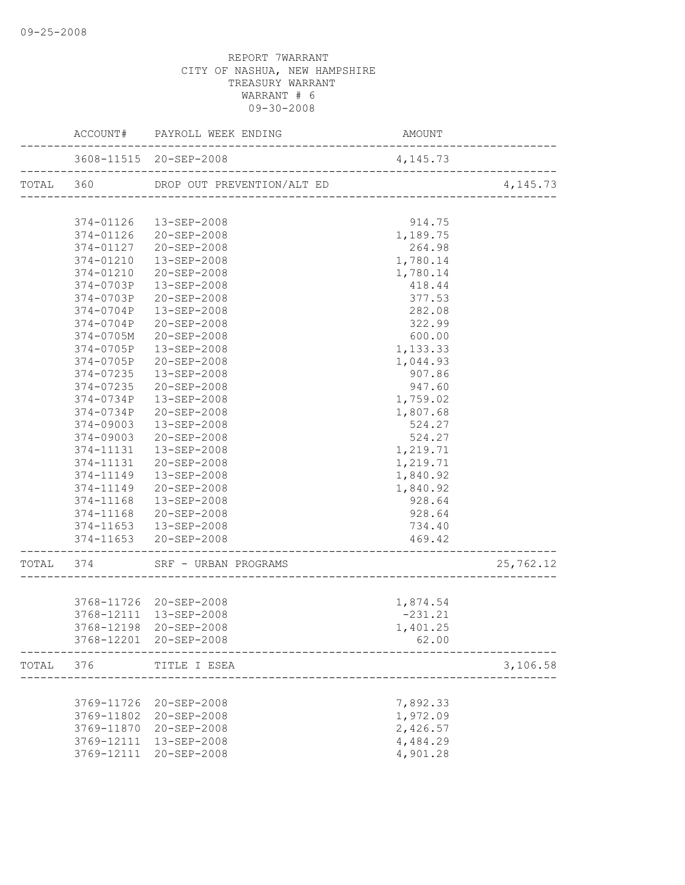REPORT 7WARRANT
CITY OF NASHUA, NEW HAMPSHIRE
TREASURY WARRANT
WARRANT # 6
09-30-2008

| | ACCOUNT# | PAYROLL WEEK ENDING | AMOUNT | |
|---|---|---|---|---|
| | 3608-11515 | 20-SEP-2008 | 4,145.73 | |
| TOTAL | 360 | DROP OUT PREVENTION/ALT ED | | 4,145.73 |
| | 374-01126 | 13-SEP-2008 | 914.75 | |
| | 374-01126 | 20-SEP-2008 | 1,189.75 | |
| | 374-01127 | 20-SEP-2008 | 264.98 | |
| | 374-01210 | 13-SEP-2008 | 1,780.14 | |
| | 374-01210 | 20-SEP-2008 | 1,780.14 | |
| | 374-0703P | 13-SEP-2008 | 418.44 | |
| | 374-0703P | 20-SEP-2008 | 377.53 | |
| | 374-0704P | 13-SEP-2008 | 282.08 | |
| | 374-0704P | 20-SEP-2008 | 322.99 | |
| | 374-0705M | 20-SEP-2008 | 600.00 | |
| | 374-0705P | 13-SEP-2008 | 1,133.33 | |
| | 374-0705P | 20-SEP-2008 | 1,044.93 | |
| | 374-07235 | 13-SEP-2008 | 907.86 | |
| | 374-07235 | 20-SEP-2008 | 947.60 | |
| | 374-0734P | 13-SEP-2008 | 1,759.02 | |
| | 374-0734P | 20-SEP-2008 | 1,807.68 | |
| | 374-09003 | 13-SEP-2008 | 524.27 | |
| | 374-09003 | 20-SEP-2008 | 524.27 | |
| | 374-11131 | 13-SEP-2008 | 1,219.71 | |
| | 374-11131 | 20-SEP-2008 | 1,219.71 | |
| | 374-11149 | 13-SEP-2008 | 1,840.92 | |
| | 374-11149 | 20-SEP-2008 | 1,840.92 | |
| | 374-11168 | 13-SEP-2008 | 928.64 | |
| | 374-11168 | 20-SEP-2008 | 928.64 | |
| | 374-11653 | 13-SEP-2008 | 734.40 | |
| | 374-11653 | 20-SEP-2008 | 469.42 | |
| TOTAL | 374 | SRF - URBAN PROGRAMS | | 25,762.12 |
| | 3768-11726 | 20-SEP-2008 | 1,874.54 | |
| | 3768-12111 | 13-SEP-2008 | -231.21 | |
| | 3768-12198 | 20-SEP-2008 | 1,401.25 | |
| | 3768-12201 | 20-SEP-2008 | 62.00 | |
| TOTAL | 376 | TITLE I ESEA | | 3,106.58 |
| | 3769-11726 | 20-SEP-2008 | 7,892.33 | |
| | 3769-11802 | 20-SEP-2008 | 1,972.09 | |
| | 3769-11870 | 20-SEP-2008 | 2,426.57 | |
| | 3769-12111 | 13-SEP-2008 | 4,484.29 | |
| | 3769-12111 | 20-SEP-2008 | 4,901.28 | |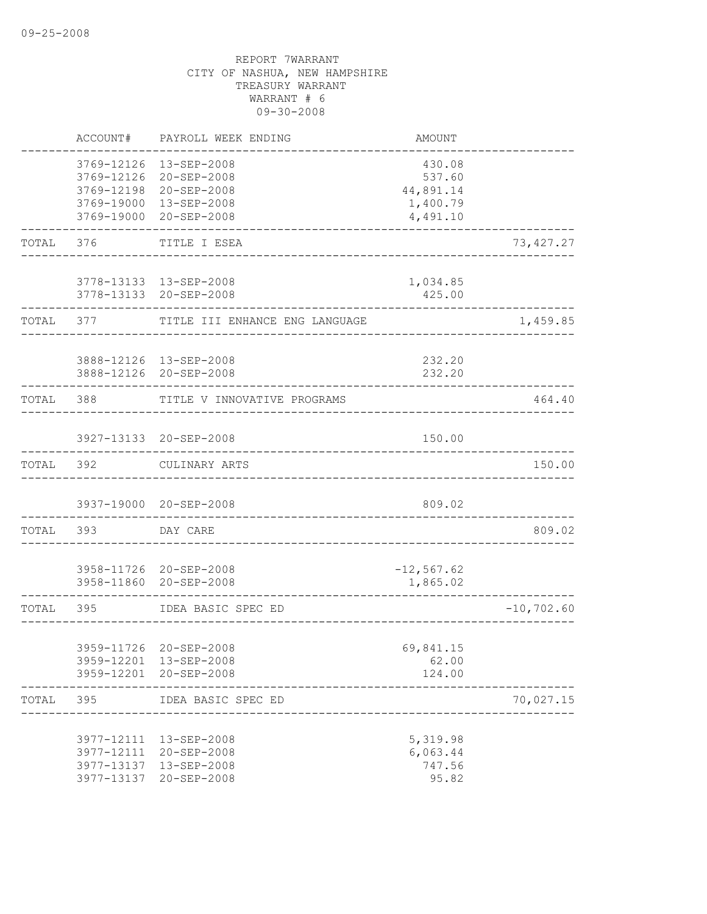09-25-2008

REPORT 7WARRANT
CITY OF NASHUA, NEW HAMPSHIRE
TREASURY WARRANT
WARRANT # 6
09-30-2008

| | ACCOUNT# | PAYROLL WEEK ENDING | AMOUNT | |
|---|---|---|---|---|
| | 3769-12126 | 13-SEP-2008 | 430.08 | |
| | 3769-12126 | 20-SEP-2008 | 537.60 | |
| | 3769-12198 | 20-SEP-2008 | 44,891.14 | |
| | 3769-19000 | 13-SEP-2008 | 1,400.79 | |
| | 3769-19000 | 20-SEP-2008 | 4,491.10 | |
| TOTAL | 376 | TITLE I ESEA | | 73,427.27 |
| | 3778-13133 | 13-SEP-2008 | 1,034.85 | |
| | 3778-13133 | 20-SEP-2008 | 425.00 | |
| TOTAL | 377 | TITLE III ENHANCE ENG LANGUAGE | | 1,459.85 |
| | 3888-12126 | 13-SEP-2008 | 232.20 | |
| | 3888-12126 | 20-SEP-2008 | 232.20 | |
| TOTAL | 388 | TITLE V INNOVATIVE PROGRAMS | | 464.40 |
| | 3927-13133 | 20-SEP-2008 | 150.00 | |
| TOTAL | 392 | CULINARY ARTS | | 150.00 |
| | 3937-19000 | 20-SEP-2008 | 809.02 | |
| TOTAL | 393 | DAY CARE | | 809.02 |
| | 3958-11726 | 20-SEP-2008 | -12,567.62 | |
| | 3958-11860 | 20-SEP-2008 | 1,865.02 | |
| TOTAL | 395 | IDEA BASIC SPEC ED | | -10,702.60 |
| | 3959-11726 | 20-SEP-2008 | 69,841.15 | |
| | 3959-12201 | 13-SEP-2008 | 62.00 | |
| | 3959-12201 | 20-SEP-2008 | 124.00 | |
| TOTAL | 395 | IDEA BASIC SPEC ED | | 70,027.15 |
| | 3977-12111 | 13-SEP-2008 | 5,319.98 | |
| | 3977-12111 | 20-SEP-2008 | 6,063.44 | |
| | 3977-13137 | 13-SEP-2008 | 747.56 | |
| | 3977-13137 | 20-SEP-2008 | 95.82 | |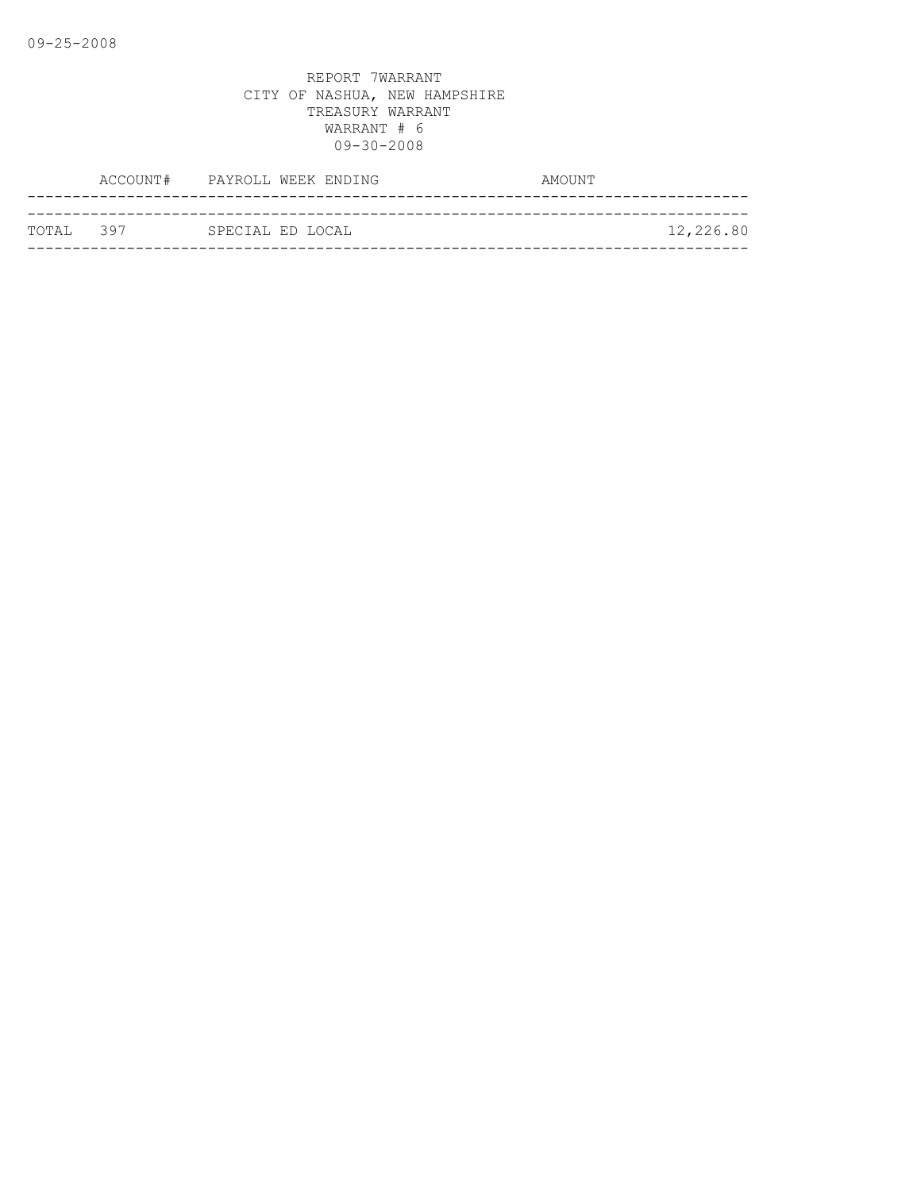REPORT 7WARRANT
CITY OF NASHUA, NEW HAMPSHIRE
TREASURY WARRANT
WARRANT # 6
09-30-2008

| | ACCOUNT# | PAYROLL WEEK ENDING | AMOUNT |
|---|---|---|---|
| TOTAL | 397 | SPECIAL ED LOCAL | 12,226.80 |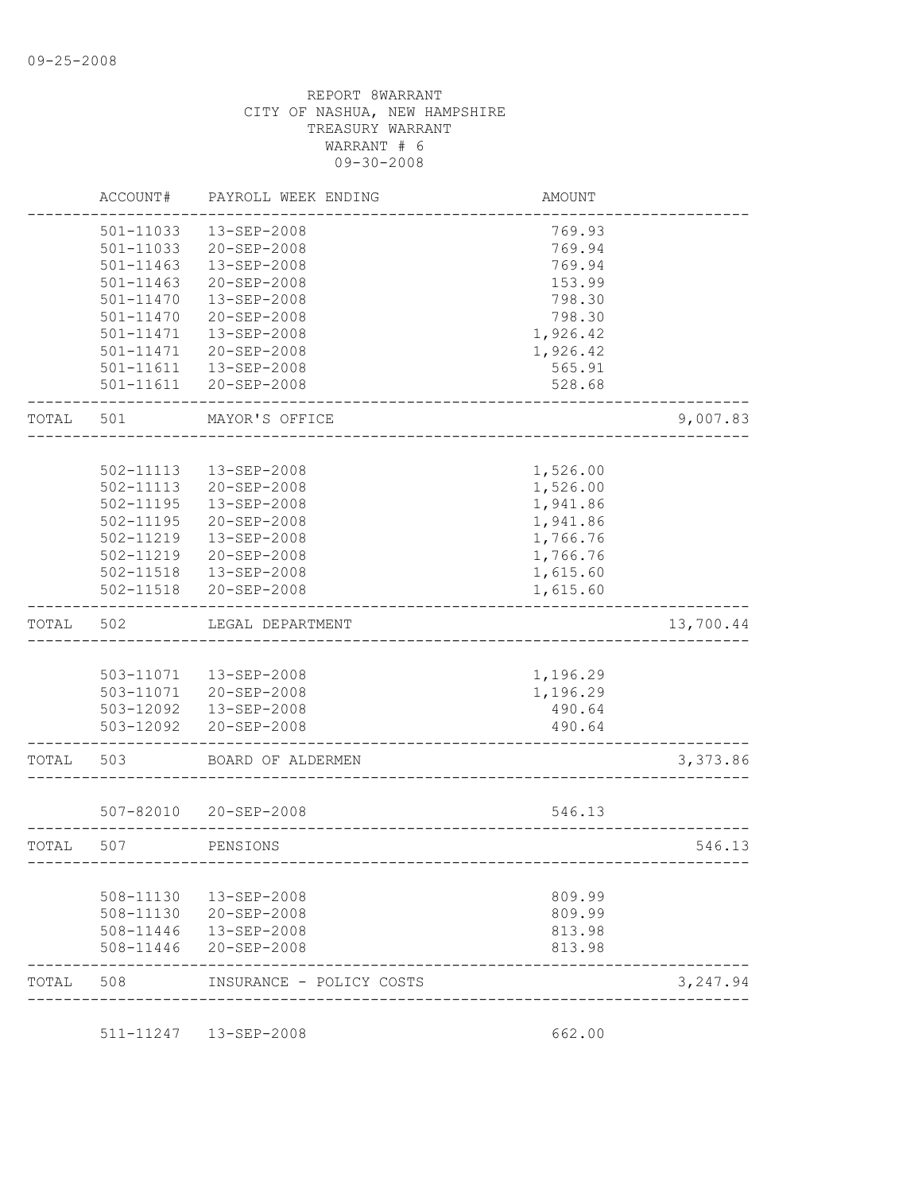09-25-2008

REPORT 8WARRANT
CITY OF NASHUA, NEW HAMPSHIRE
TREASURY WARRANT
WARRANT # 6
09-30-2008

| | ACCOUNT# | PAYROLL WEEK ENDING | AMOUNT | |
|---|---|---|---|---|
| | 501-11033 | 13-SEP-2008 | 769.93 | |
| | 501-11033 | 20-SEP-2008 | 769.94 | |
| | 501-11463 | 13-SEP-2008 | 769.94 | |
| | 501-11463 | 20-SEP-2008 | 153.99 | |
| | 501-11470 | 13-SEP-2008 | 798.30 | |
| | 501-11470 | 20-SEP-2008 | 798.30 | |
| | 501-11471 | 13-SEP-2008 | 1,926.42 | |
| | 501-11471 | 20-SEP-2008 | 1,926.42 | |
| | 501-11611 | 13-SEP-2008 | 565.91 | |
| | 501-11611 | 20-SEP-2008 | 528.68 | |
| TOTAL | 501 | MAYOR'S OFFICE | | 9,007.83 |
| | 502-11113 | 13-SEP-2008 | 1,526.00 | |
| | 502-11113 | 20-SEP-2008 | 1,526.00 | |
| | 502-11195 | 13-SEP-2008 | 1,941.86 | |
| | 502-11195 | 20-SEP-2008 | 1,941.86 | |
| | 502-11219 | 13-SEP-2008 | 1,766.76 | |
| | 502-11219 | 20-SEP-2008 | 1,766.76 | |
| | 502-11518 | 13-SEP-2008 | 1,615.60 | |
| | 502-11518 | 20-SEP-2008 | 1,615.60 | |
| TOTAL | 502 | LEGAL DEPARTMENT | | 13,700.44 |
| | 503-11071 | 13-SEP-2008 | 1,196.29 | |
| | 503-11071 | 20-SEP-2008 | 1,196.29 | |
| | 503-12092 | 13-SEP-2008 | 490.64 | |
| | 503-12092 | 20-SEP-2008 | 490.64 | |
| TOTAL | 503 | BOARD OF ALDERMEN | | 3,373.86 |
| | 507-82010 | 20-SEP-2008 | 546.13 | |
| TOTAL | 507 | PENSIONS | | 546.13 |
| | 508-11130 | 13-SEP-2008 | 809.99 | |
| | 508-11130 | 20-SEP-2008 | 809.99 | |
| | 508-11446 | 13-SEP-2008 | 813.98 | |
| | 508-11446 | 20-SEP-2008 | 813.98 | |
| TOTAL | 508 | INSURANCE - POLICY COSTS | | 3,247.94 |
| | 511-11247 | 13-SEP-2008 | 662.00 | |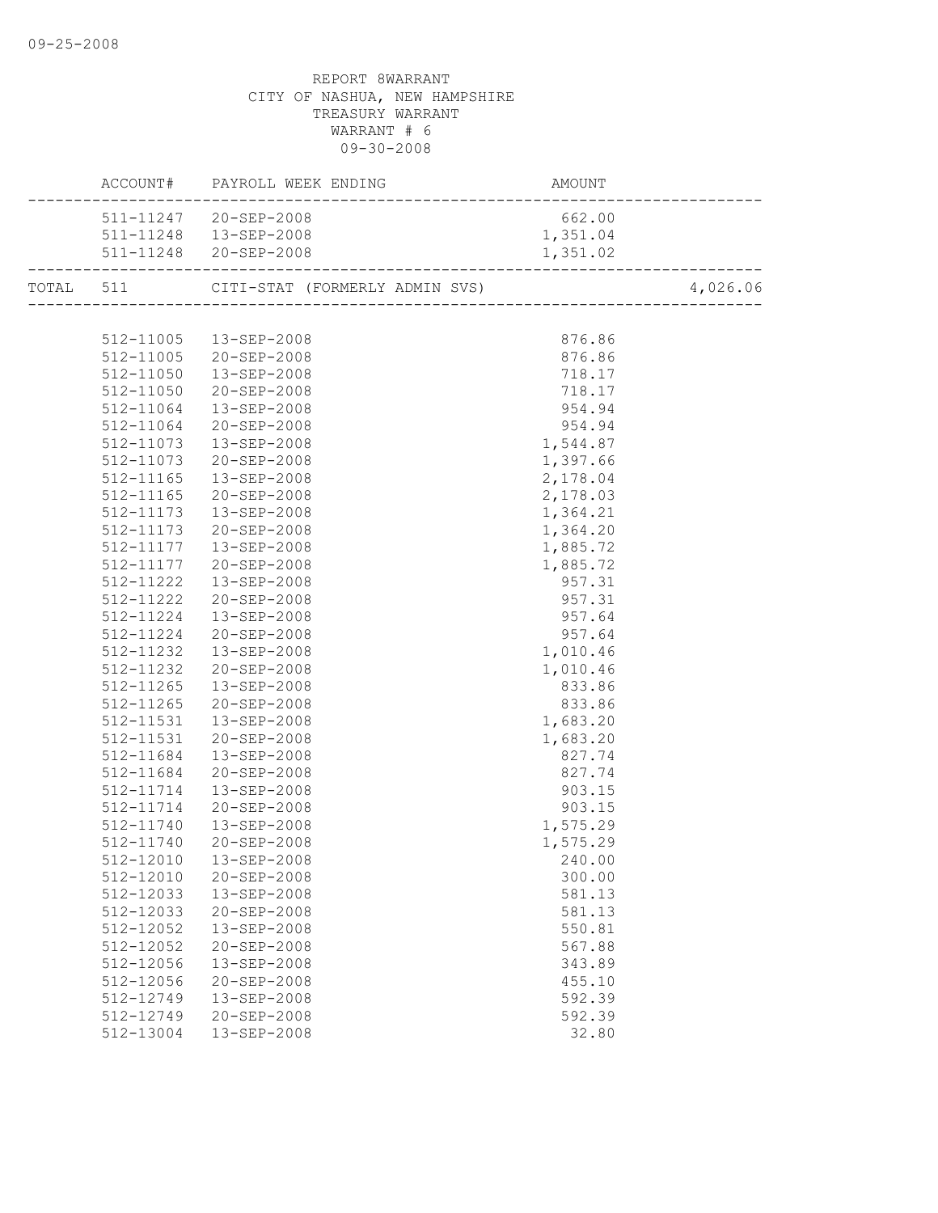REPORT 8WARRANT
CITY OF NASHUA, NEW HAMPSHIRE
TREASURY WARRANT
WARRANT # 6
09-30-2008

| | ACCOUNT# | PAYROLL WEEK ENDING | AMOUNT | |
|---|---|---|---|---|
| | 511-11247 | 20-SEP-2008 | 662.00 | |
| | 511-11248 | 13-SEP-2008 | 1,351.04 | |
| | 511-11248 | 20-SEP-2008 | 1,351.02 | |
| TOTAL | 511 | CITI-STAT (FORMERLY ADMIN SVS) | | 4,026.06 |
| | 512-11005 | 13-SEP-2008 | 876.86 | |
| | 512-11005 | 20-SEP-2008 | 876.86 | |
| | 512-11050 | 13-SEP-2008 | 718.17 | |
| | 512-11050 | 20-SEP-2008 | 718.17 | |
| | 512-11064 | 13-SEP-2008 | 954.94 | |
| | 512-11064 | 20-SEP-2008 | 954.94 | |
| | 512-11073 | 13-SEP-2008 | 1,544.87 | |
| | 512-11073 | 20-SEP-2008 | 1,397.66 | |
| | 512-11165 | 13-SEP-2008 | 2,178.04 | |
| | 512-11165 | 20-SEP-2008 | 2,178.03 | |
| | 512-11173 | 13-SEP-2008 | 1,364.21 | |
| | 512-11173 | 20-SEP-2008 | 1,364.20 | |
| | 512-11177 | 13-SEP-2008 | 1,885.72 | |
| | 512-11177 | 20-SEP-2008 | 1,885.72 | |
| | 512-11222 | 13-SEP-2008 | 957.31 | |
| | 512-11222 | 20-SEP-2008 | 957.31 | |
| | 512-11224 | 13-SEP-2008 | 957.64 | |
| | 512-11224 | 20-SEP-2008 | 957.64 | |
| | 512-11232 | 13-SEP-2008 | 1,010.46 | |
| | 512-11232 | 20-SEP-2008 | 1,010.46 | |
| | 512-11265 | 13-SEP-2008 | 833.86 | |
| | 512-11265 | 20-SEP-2008 | 833.86 | |
| | 512-11531 | 13-SEP-2008 | 1,683.20 | |
| | 512-11531 | 20-SEP-2008 | 1,683.20 | |
| | 512-11684 | 13-SEP-2008 | 827.74 | |
| | 512-11684 | 20-SEP-2008 | 827.74 | |
| | 512-11714 | 13-SEP-2008 | 903.15 | |
| | 512-11714 | 20-SEP-2008 | 903.15 | |
| | 512-11740 | 13-SEP-2008 | 1,575.29 | |
| | 512-11740 | 20-SEP-2008 | 1,575.29 | |
| | 512-12010 | 13-SEP-2008 | 240.00 | |
| | 512-12010 | 20-SEP-2008 | 300.00 | |
| | 512-12033 | 13-SEP-2008 | 581.13 | |
| | 512-12033 | 20-SEP-2008 | 581.13 | |
| | 512-12052 | 13-SEP-2008 | 550.81 | |
| | 512-12052 | 20-SEP-2008 | 567.88 | |
| | 512-12056 | 13-SEP-2008 | 343.89 | |
| | 512-12056 | 20-SEP-2008 | 455.10 | |
| | 512-12749 | 13-SEP-2008 | 592.39 | |
| | 512-12749 | 20-SEP-2008 | 592.39 | |
| | 512-13004 | 13-SEP-2008 | 32.80 | |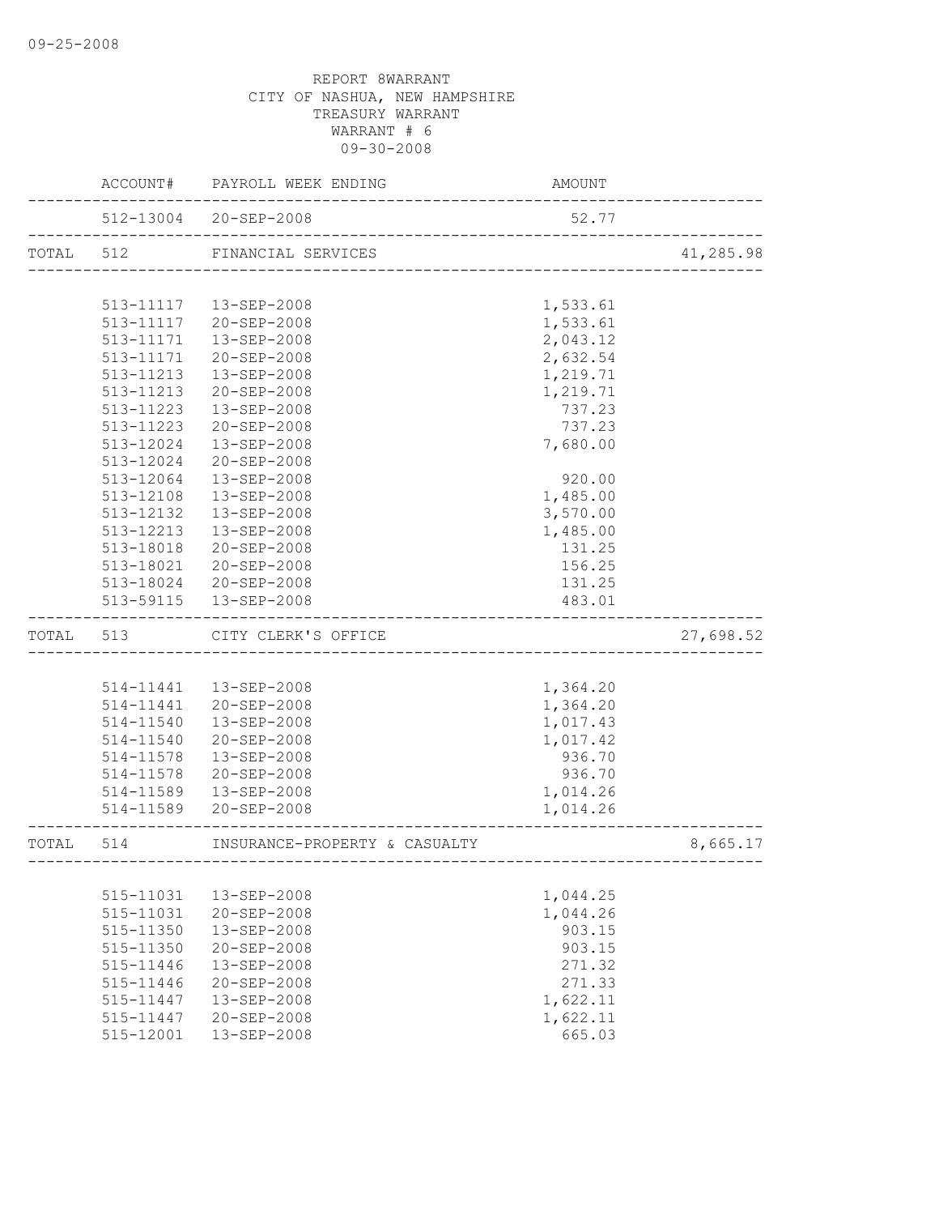09-25-2008

REPORT 8WARRANT
CITY OF NASHUA, NEW HAMPSHIRE
TREASURY WARRANT
WARRANT # 6
09-30-2008

| | ACCOUNT# | PAYROLL WEEK ENDING | AMOUNT | |
|---|---|---|---|---|
| | 512-13004 | 20-SEP-2008 | 52.77 | |
| TOTAL | 512 | FINANCIAL SERVICES | | 41,285.98 |
| | 513-11117 | 13-SEP-2008 | 1,533.61 | |
| | 513-11117 | 20-SEP-2008 | 1,533.61 | |
| | 513-11171 | 13-SEP-2008 | 2,043.12 | |
| | 513-11171 | 20-SEP-2008 | 2,632.54 | |
| | 513-11213 | 13-SEP-2008 | 1,219.71 | |
| | 513-11213 | 20-SEP-2008 | 1,219.71 | |
| | 513-11223 | 13-SEP-2008 | 737.23 | |
| | 513-11223 | 20-SEP-2008 | 737.23 | |
| | 513-12024 | 13-SEP-2008 | 7,680.00 | |
| | 513-12024 | 20-SEP-2008 | | |
| | 513-12064 | 13-SEP-2008 | 920.00 | |
| | 513-12108 | 13-SEP-2008 | 1,485.00 | |
| | 513-12132 | 13-SEP-2008 | 3,570.00 | |
| | 513-12213 | 13-SEP-2008 | 1,485.00 | |
| | 513-18018 | 20-SEP-2008 | 131.25 | |
| | 513-18021 | 20-SEP-2008 | 156.25 | |
| | 513-18024 | 20-SEP-2008 | 131.25 | |
| | 513-59115 | 13-SEP-2008 | 483.01 | |
| TOTAL | 513 | CITY CLERK'S OFFICE | | 27,698.52 |
| | 514-11441 | 13-SEP-2008 | 1,364.20 | |
| | 514-11441 | 20-SEP-2008 | 1,364.20 | |
| | 514-11540 | 13-SEP-2008 | 1,017.43 | |
| | 514-11540 | 20-SEP-2008 | 1,017.42 | |
| | 514-11578 | 13-SEP-2008 | 936.70 | |
| | 514-11578 | 20-SEP-2008 | 936.70 | |
| | 514-11589 | 13-SEP-2008 | 1,014.26 | |
| | 514-11589 | 20-SEP-2008 | 1,014.26 | |
| TOTAL | 514 | INSURANCE-PROPERTY & CASUALTY | | 8,665.17 |
| | 515-11031 | 13-SEP-2008 | 1,044.25 | |
| | 515-11031 | 20-SEP-2008 | 1,044.26 | |
| | 515-11350 | 13-SEP-2008 | 903.15 | |
| | 515-11350 | 20-SEP-2008 | 903.15 | |
| | 515-11446 | 13-SEP-2008 | 271.32 | |
| | 515-11446 | 20-SEP-2008 | 271.33 | |
| | 515-11447 | 13-SEP-2008 | 1,622.11 | |
| | 515-11447 | 20-SEP-2008 | 1,622.11 | |
| | 515-12001 | 13-SEP-2008 | 665.03 | |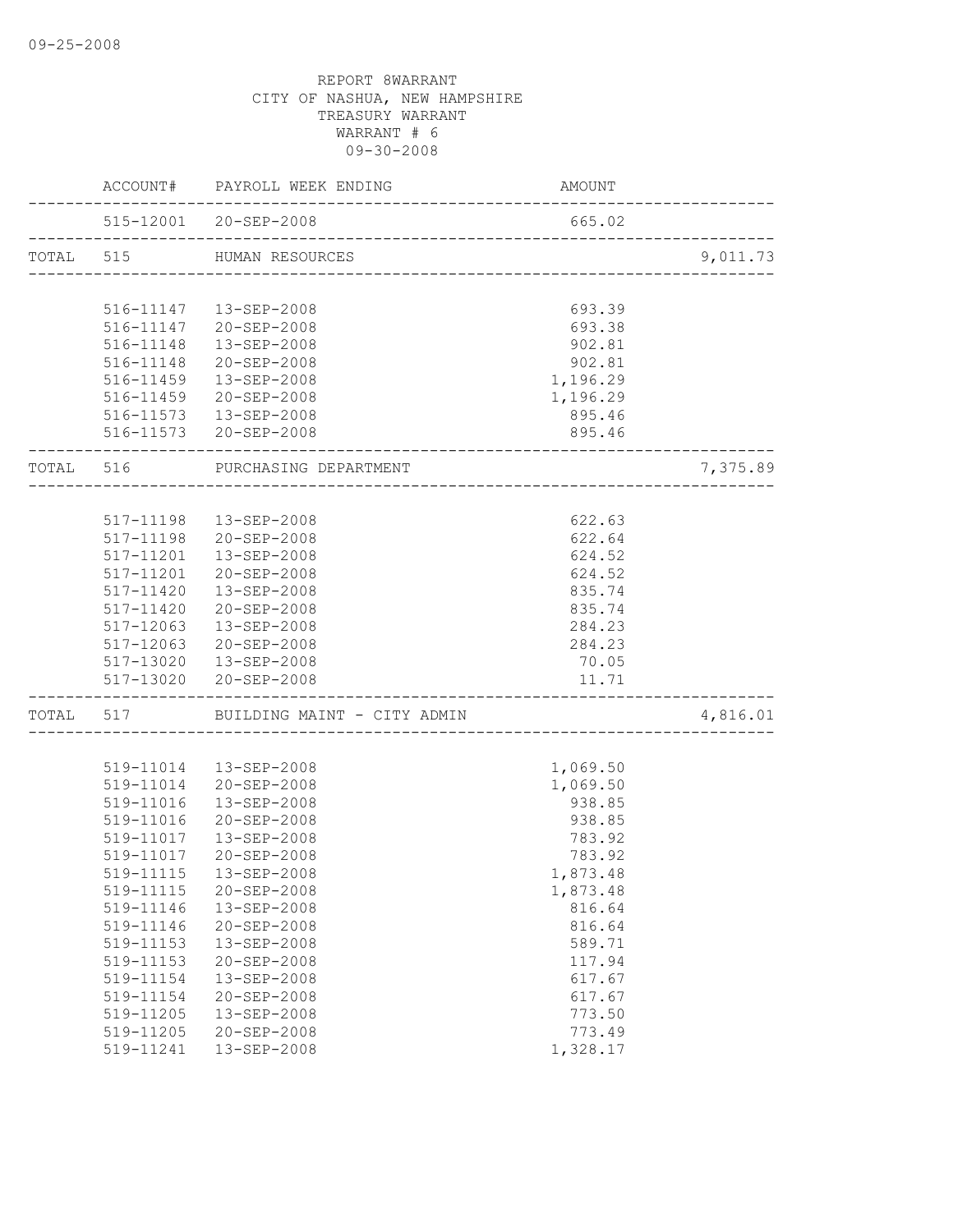09-25-2008

REPORT 8WARRANT
CITY OF NASHUA, NEW HAMPSHIRE
TREASURY WARRANT
WARRANT # 6
09-30-2008

| | ACCOUNT# | PAYROLL WEEK ENDING | AMOUNT | |
|---|---|---|---|---|
| | 515-12001 | 20-SEP-2008 | 665.02 | |
| TOTAL | 515 | HUMAN RESOURCES | | 9,011.73 |
| | 516-11147 | 13-SEP-2008 | 693.39 | |
| | 516-11147 | 20-SEP-2008 | 693.38 | |
| | 516-11148 | 13-SEP-2008 | 902.81 | |
| | 516-11148 | 20-SEP-2008 | 902.81 | |
| | 516-11459 | 13-SEP-2008 | 1,196.29 | |
| | 516-11459 | 20-SEP-2008 | 1,196.29 | |
| | 516-11573 | 13-SEP-2008 | 895.46 | |
| | 516-11573 | 20-SEP-2008 | 895.46 | |
| TOTAL | 516 | PURCHASING DEPARTMENT | | 7,375.89 |
| | 517-11198 | 13-SEP-2008 | 622.63 | |
| | 517-11198 | 20-SEP-2008 | 622.64 | |
| | 517-11201 | 13-SEP-2008 | 624.52 | |
| | 517-11201 | 20-SEP-2008 | 624.52 | |
| | 517-11420 | 13-SEP-2008 | 835.74 | |
| | 517-11420 | 20-SEP-2008 | 835.74 | |
| | 517-12063 | 13-SEP-2008 | 284.23 | |
| | 517-12063 | 20-SEP-2008 | 284.23 | |
| | 517-13020 | 13-SEP-2008 | 70.05 | |
| | 517-13020 | 20-SEP-2008 | 11.71 | |
| TOTAL | 517 | BUILDING MAINT - CITY ADMIN | | 4,816.01 |
| | 519-11014 | 13-SEP-2008 | 1,069.50 | |
| | 519-11014 | 20-SEP-2008 | 1,069.50 | |
| | 519-11016 | 13-SEP-2008 | 938.85 | |
| | 519-11016 | 20-SEP-2008 | 938.85 | |
| | 519-11017 | 13-SEP-2008 | 783.92 | |
| | 519-11017 | 20-SEP-2008 | 783.92 | |
| | 519-11115 | 13-SEP-2008 | 1,873.48 | |
| | 519-11115 | 20-SEP-2008 | 1,873.48 | |
| | 519-11146 | 13-SEP-2008 | 816.64 | |
| | 519-11146 | 20-SEP-2008 | 816.64 | |
| | 519-11153 | 13-SEP-2008 | 589.71 | |
| | 519-11153 | 20-SEP-2008 | 117.94 | |
| | 519-11154 | 13-SEP-2008 | 617.67 | |
| | 519-11154 | 20-SEP-2008 | 617.67 | |
| | 519-11205 | 13-SEP-2008 | 773.50 | |
| | 519-11205 | 20-SEP-2008 | 773.49 | |
| | 519-11241 | 13-SEP-2008 | 1,328.17 | |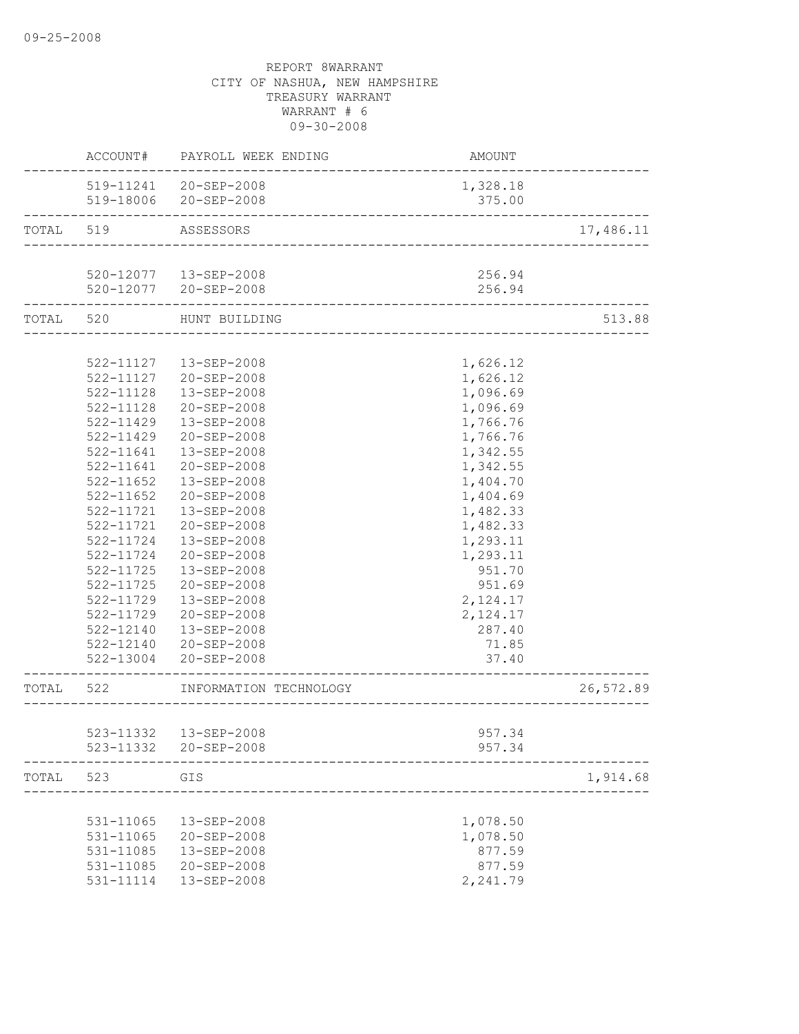09-25-2008

REPORT 8WARRANT
CITY OF NASHUA, NEW HAMPSHIRE
TREASURY WARRANT
WARRANT # 6
09-30-2008

| | ACCOUNT# | PAYROLL WEEK ENDING | AMOUNT | |
|---|---|---|---|---|
| | 519-11241 | 20-SEP-2008 | 1,328.18 | |
| | 519-18006 | 20-SEP-2008 | 375.00 | |
| TOTAL | 519 | ASSESSORS | | 17,486.11 |
| | 520-12077 | 13-SEP-2008 | 256.94 | |
| | 520-12077 | 20-SEP-2008 | 256.94 | |
| TOTAL | 520 | HUNT BUILDING | | 513.88 |
| | 522-11127 | 13-SEP-2008 | 1,626.12 | |
| | 522-11127 | 20-SEP-2008 | 1,626.12 | |
| | 522-11128 | 13-SEP-2008 | 1,096.69 | |
| | 522-11128 | 20-SEP-2008 | 1,096.69 | |
| | 522-11429 | 13-SEP-2008 | 1,766.76 | |
| | 522-11429 | 20-SEP-2008 | 1,766.76 | |
| | 522-11641 | 13-SEP-2008 | 1,342.55 | |
| | 522-11641 | 20-SEP-2008 | 1,342.55 | |
| | 522-11652 | 13-SEP-2008 | 1,404.70 | |
| | 522-11652 | 20-SEP-2008 | 1,404.69 | |
| | 522-11721 | 13-SEP-2008 | 1,482.33 | |
| | 522-11721 | 20-SEP-2008 | 1,482.33 | |
| | 522-11724 | 13-SEP-2008 | 1,293.11 | |
| | 522-11724 | 20-SEP-2008 | 1,293.11 | |
| | 522-11725 | 13-SEP-2008 | 951.70 | |
| | 522-11725 | 20-SEP-2008 | 951.69 | |
| | 522-11729 | 13-SEP-2008 | 2,124.17 | |
| | 522-11729 | 20-SEP-2008 | 2,124.17 | |
| | 522-12140 | 13-SEP-2008 | 287.40 | |
| | 522-12140 | 20-SEP-2008 | 71.85 | |
| | 522-13004 | 20-SEP-2008 | 37.40 | |
| TOTAL | 522 | INFORMATION TECHNOLOGY | | 26,572.89 |
| | 523-11332 | 13-SEP-2008 | 957.34 | |
| | 523-11332 | 20-SEP-2008 | 957.34 | |
| TOTAL | 523 | GIS | | 1,914.68 |
| | 531-11065 | 13-SEP-2008 | 1,078.50 | |
| | 531-11065 | 20-SEP-2008 | 1,078.50 | |
| | 531-11085 | 13-SEP-2008 | 877.59 | |
| | 531-11085 | 20-SEP-2008 | 877.59 | |
| | 531-11114 | 13-SEP-2008 | 2,241.79 | |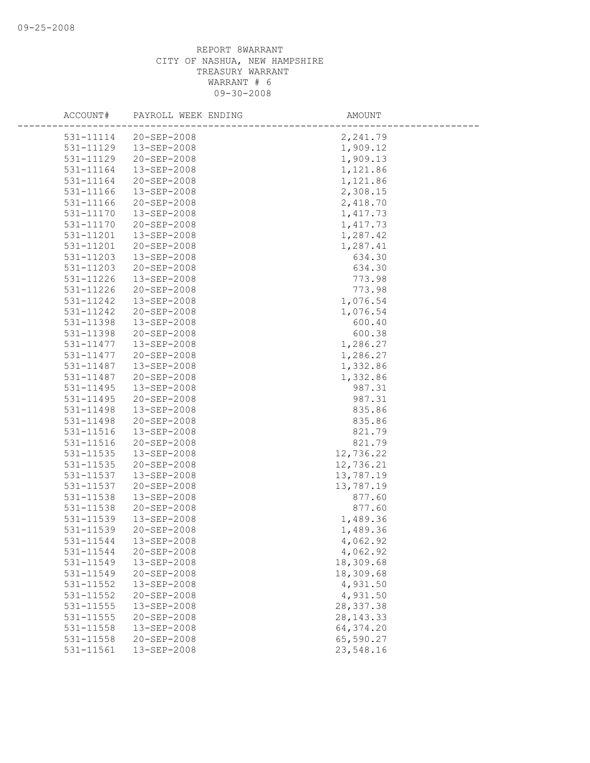REPORT 8WARRANT
CITY OF NASHUA, NEW HAMPSHIRE
TREASURY WARRANT
WARRANT # 6
09-30-2008

| ACCOUNT# | PAYROLL WEEK ENDING | AMOUNT |
|---|---|---|
| 531-11114 | 20-SEP-2008 | 2,241.79 |
| 531-11129 | 13-SEP-2008 | 1,909.12 |
| 531-11129 | 20-SEP-2008 | 1,909.13 |
| 531-11164 | 13-SEP-2008 | 1,121.86 |
| 531-11164 | 20-SEP-2008 | 1,121.86 |
| 531-11166 | 13-SEP-2008 | 2,308.15 |
| 531-11166 | 20-SEP-2008 | 2,418.70 |
| 531-11170 | 13-SEP-2008 | 1,417.73 |
| 531-11170 | 20-SEP-2008 | 1,417.73 |
| 531-11201 | 13-SEP-2008 | 1,287.42 |
| 531-11201 | 20-SEP-2008 | 1,287.41 |
| 531-11203 | 13-SEP-2008 | 634.30 |
| 531-11203 | 20-SEP-2008 | 634.30 |
| 531-11226 | 13-SEP-2008 | 773.98 |
| 531-11226 | 20-SEP-2008 | 773.98 |
| 531-11242 | 13-SEP-2008 | 1,076.54 |
| 531-11242 | 20-SEP-2008 | 1,076.54 |
| 531-11398 | 13-SEP-2008 | 600.40 |
| 531-11398 | 20-SEP-2008 | 600.38 |
| 531-11477 | 13-SEP-2008 | 1,286.27 |
| 531-11477 | 20-SEP-2008 | 1,286.27 |
| 531-11487 | 13-SEP-2008 | 1,332.86 |
| 531-11487 | 20-SEP-2008 | 1,332.86 |
| 531-11495 | 13-SEP-2008 | 987.31 |
| 531-11495 | 20-SEP-2008 | 987.31 |
| 531-11498 | 13-SEP-2008 | 835.86 |
| 531-11498 | 20-SEP-2008 | 835.86 |
| 531-11516 | 13-SEP-2008 | 821.79 |
| 531-11516 | 20-SEP-2008 | 821.79 |
| 531-11535 | 13-SEP-2008 | 12,736.22 |
| 531-11535 | 20-SEP-2008 | 12,736.21 |
| 531-11537 | 13-SEP-2008 | 13,787.19 |
| 531-11537 | 20-SEP-2008 | 13,787.19 |
| 531-11538 | 13-SEP-2008 | 877.60 |
| 531-11538 | 20-SEP-2008 | 877.60 |
| 531-11539 | 13-SEP-2008 | 1,489.36 |
| 531-11539 | 20-SEP-2008 | 1,489.36 |
| 531-11544 | 13-SEP-2008 | 4,062.92 |
| 531-11544 | 20-SEP-2008 | 4,062.92 |
| 531-11549 | 13-SEP-2008 | 18,309.68 |
| 531-11549 | 20-SEP-2008 | 18,309.68 |
| 531-11552 | 13-SEP-2008 | 4,931.50 |
| 531-11552 | 20-SEP-2008 | 4,931.50 |
| 531-11555 | 13-SEP-2008 | 28,337.38 |
| 531-11555 | 20-SEP-2008 | 28,143.33 |
| 531-11558 | 13-SEP-2008 | 64,374.20 |
| 531-11558 | 20-SEP-2008 | 65,590.27 |
| 531-11561 | 13-SEP-2008 | 23,548.16 |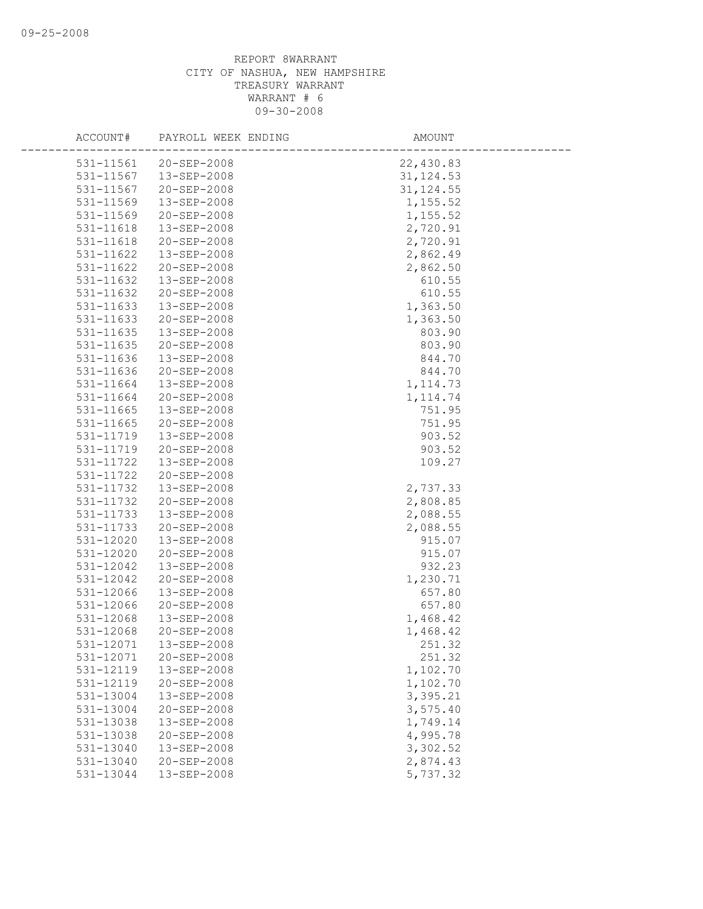REPORT 8WARRANT
CITY OF NASHUA, NEW HAMPSHIRE
TREASURY WARRANT
WARRANT # 6
09-30-2008

| ACCOUNT# | PAYROLL WEEK ENDING | AMOUNT |
|---|---|---|
| 531-11561 | 20-SEP-2008 | 22,430.83 |
| 531-11567 | 13-SEP-2008 | 31,124.53 |
| 531-11567 | 20-SEP-2008 | 31,124.55 |
| 531-11569 | 13-SEP-2008 | 1,155.52 |
| 531-11569 | 20-SEP-2008 | 1,155.52 |
| 531-11618 | 13-SEP-2008 | 2,720.91 |
| 531-11618 | 20-SEP-2008 | 2,720.91 |
| 531-11622 | 13-SEP-2008 | 2,862.49 |
| 531-11622 | 20-SEP-2008 | 2,862.50 |
| 531-11632 | 13-SEP-2008 | 610.55 |
| 531-11632 | 20-SEP-2008 | 610.55 |
| 531-11633 | 13-SEP-2008 | 1,363.50 |
| 531-11633 | 20-SEP-2008 | 1,363.50 |
| 531-11635 | 13-SEP-2008 | 803.90 |
| 531-11635 | 20-SEP-2008 | 803.90 |
| 531-11636 | 13-SEP-2008 | 844.70 |
| 531-11636 | 20-SEP-2008 | 844.70 |
| 531-11664 | 13-SEP-2008 | 1,114.73 |
| 531-11664 | 20-SEP-2008 | 1,114.74 |
| 531-11665 | 13-SEP-2008 | 751.95 |
| 531-11665 | 20-SEP-2008 | 751.95 |
| 531-11719 | 13-SEP-2008 | 903.52 |
| 531-11719 | 20-SEP-2008 | 903.52 |
| 531-11722 | 13-SEP-2008 | 109.27 |
| 531-11722 | 20-SEP-2008 | |
| 531-11732 | 13-SEP-2008 | 2,737.33 |
| 531-11732 | 20-SEP-2008 | 2,808.85 |
| 531-11733 | 13-SEP-2008 | 2,088.55 |
| 531-11733 | 20-SEP-2008 | 2,088.55 |
| 531-12020 | 13-SEP-2008 | 915.07 |
| 531-12020 | 20-SEP-2008 | 915.07 |
| 531-12042 | 13-SEP-2008 | 932.23 |
| 531-12042 | 20-SEP-2008 | 1,230.71 |
| 531-12066 | 13-SEP-2008 | 657.80 |
| 531-12066 | 20-SEP-2008 | 657.80 |
| 531-12068 | 13-SEP-2008 | 1,468.42 |
| 531-12068 | 20-SEP-2008 | 1,468.42 |
| 531-12071 | 13-SEP-2008 | 251.32 |
| 531-12071 | 20-SEP-2008 | 251.32 |
| 531-12119 | 13-SEP-2008 | 1,102.70 |
| 531-12119 | 20-SEP-2008 | 1,102.70 |
| 531-13004 | 13-SEP-2008 | 3,395.21 |
| 531-13004 | 20-SEP-2008 | 3,575.40 |
| 531-13038 | 13-SEP-2008 | 1,749.14 |
| 531-13038 | 20-SEP-2008 | 4,995.78 |
| 531-13040 | 13-SEP-2008 | 3,302.52 |
| 531-13040 | 20-SEP-2008 | 2,874.43 |
| 531-13044 | 13-SEP-2008 | 5,737.32 |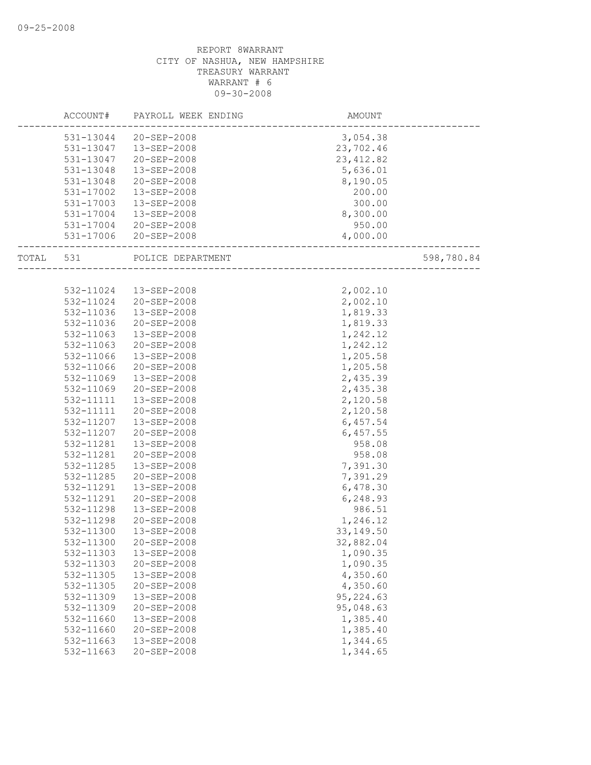REPORT 8WARRANT
CITY OF NASHUA, NEW HAMPSHIRE
TREASURY WARRANT
WARRANT # 6
09-30-2008

| | ACCOUNT# | PAYROLL WEEK ENDING | AMOUNT | |
|---|---|---|---|---|
| | 531-13044 | 20-SEP-2008 | 3,054.38 | |
| | 531-13047 | 13-SEP-2008 | 23,702.46 | |
| | 531-13047 | 20-SEP-2008 | 23,412.82 | |
| | 531-13048 | 13-SEP-2008 | 5,636.01 | |
| | 531-13048 | 20-SEP-2008 | 8,190.05 | |
| | 531-17002 | 13-SEP-2008 | 200.00 | |
| | 531-17003 | 13-SEP-2008 | 300.00 | |
| | 531-17004 | 13-SEP-2008 | 8,300.00 | |
| | 531-17004 | 20-SEP-2008 | 950.00 | |
| | 531-17006 | 20-SEP-2008 | 4,000.00 | |
| TOTAL | 531 | POLICE DEPARTMENT | | 598,780.84 |
| | 532-11024 | 13-SEP-2008 | 2,002.10 | |
| | 532-11024 | 20-SEP-2008 | 2,002.10 | |
| | 532-11036 | 13-SEP-2008 | 1,819.33 | |
| | 532-11036 | 20-SEP-2008 | 1,819.33 | |
| | 532-11063 | 13-SEP-2008 | 1,242.12 | |
| | 532-11063 | 20-SEP-2008 | 1,242.12 | |
| | 532-11066 | 13-SEP-2008 | 1,205.58 | |
| | 532-11066 | 20-SEP-2008 | 1,205.58 | |
| | 532-11069 | 13-SEP-2008 | 2,435.39 | |
| | 532-11069 | 20-SEP-2008 | 2,435.38 | |
| | 532-11111 | 13-SEP-2008 | 2,120.58 | |
| | 532-11111 | 20-SEP-2008 | 2,120.58 | |
| | 532-11207 | 13-SEP-2008 | 6,457.54 | |
| | 532-11207 | 20-SEP-2008 | 6,457.55 | |
| | 532-11281 | 13-SEP-2008 | 958.08 | |
| | 532-11281 | 20-SEP-2008 | 958.08 | |
| | 532-11285 | 13-SEP-2008 | 7,391.30 | |
| | 532-11285 | 20-SEP-2008 | 7,391.29 | |
| | 532-11291 | 13-SEP-2008 | 6,478.30 | |
| | 532-11291 | 20-SEP-2008 | 6,248.93 | |
| | 532-11298 | 13-SEP-2008 | 986.51 | |
| | 532-11298 | 20-SEP-2008 | 1,246.12 | |
| | 532-11300 | 13-SEP-2008 | 33,149.50 | |
| | 532-11300 | 20-SEP-2008 | 32,882.04 | |
| | 532-11303 | 13-SEP-2008 | 1,090.35 | |
| | 532-11303 | 20-SEP-2008 | 1,090.35 | |
| | 532-11305 | 13-SEP-2008 | 4,350.60 | |
| | 532-11305 | 20-SEP-2008 | 4,350.60 | |
| | 532-11309 | 13-SEP-2008 | 95,224.63 | |
| | 532-11309 | 20-SEP-2008 | 95,048.63 | |
| | 532-11660 | 13-SEP-2008 | 1,385.40 | |
| | 532-11660 | 20-SEP-2008 | 1,385.40 | |
| | 532-11663 | 13-SEP-2008 | 1,344.65 | |
| | 532-11663 | 20-SEP-2008 | 1,344.65 | |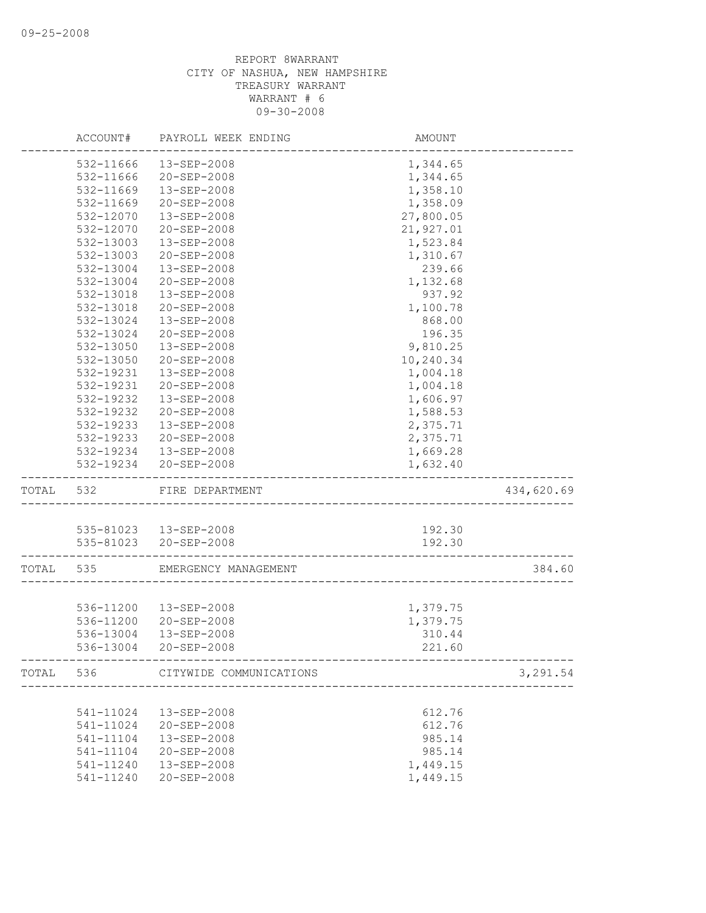REPORT 8WARRANT
CITY OF NASHUA, NEW HAMPSHIRE
TREASURY WARRANT
WARRANT # 6
09-30-2008

| | ACCOUNT# | PAYROLL WEEK ENDING | AMOUNT | |
|---|---|---|---|---|
| | 532-11666 | 13-SEP-2008 | 1,344.65 | |
| | 532-11666 | 20-SEP-2008 | 1,344.65 | |
| | 532-11669 | 13-SEP-2008 | 1,358.10 | |
| | 532-11669 | 20-SEP-2008 | 1,358.09 | |
| | 532-12070 | 13-SEP-2008 | 27,800.05 | |
| | 532-12070 | 20-SEP-2008 | 21,927.01 | |
| | 532-13003 | 13-SEP-2008 | 1,523.84 | |
| | 532-13003 | 20-SEP-2008 | 1,310.67 | |
| | 532-13004 | 13-SEP-2008 | 239.66 | |
| | 532-13004 | 20-SEP-2008 | 1,132.68 | |
| | 532-13018 | 13-SEP-2008 | 937.92 | |
| | 532-13018 | 20-SEP-2008 | 1,100.78 | |
| | 532-13024 | 13-SEP-2008 | 868.00 | |
| | 532-13024 | 20-SEP-2008 | 196.35 | |
| | 532-13050 | 13-SEP-2008 | 9,810.25 | |
| | 532-13050 | 20-SEP-2008 | 10,240.34 | |
| | 532-19231 | 13-SEP-2008 | 1,004.18 | |
| | 532-19231 | 20-SEP-2008 | 1,004.18 | |
| | 532-19232 | 13-SEP-2008 | 1,606.97 | |
| | 532-19232 | 20-SEP-2008 | 1,588.53 | |
| | 532-19233 | 13-SEP-2008 | 2,375.71 | |
| | 532-19233 | 20-SEP-2008 | 2,375.71 | |
| | 532-19234 | 13-SEP-2008 | 1,669.28 | |
| | 532-19234 | 20-SEP-2008 | 1,632.40 | |
| TOTAL | 532 | FIRE DEPARTMENT | | 434,620.69 |
| | 535-81023 | 13-SEP-2008 | 192.30 | |
| | 535-81023 | 20-SEP-2008 | 192.30 | |
| TOTAL | 535 | EMERGENCY MANAGEMENT | | 384.60 |
| | 536-11200 | 13-SEP-2008 | 1,379.75 | |
| | 536-11200 | 20-SEP-2008 | 1,379.75 | |
| | 536-13004 | 13-SEP-2008 | 310.44 | |
| | 536-13004 | 20-SEP-2008 | 221.60 | |
| TOTAL | 536 | CITYWIDE COMMUNICATIONS | | 3,291.54 |
| | 541-11024 | 13-SEP-2008 | 612.76 | |
| | 541-11024 | 20-SEP-2008 | 612.76 | |
| | 541-11104 | 13-SEP-2008 | 985.14 | |
| | 541-11104 | 20-SEP-2008 | 985.14 | |
| | 541-11240 | 13-SEP-2008 | 1,449.15 | |
| | 541-11240 | 20-SEP-2008 | 1,449.15 | |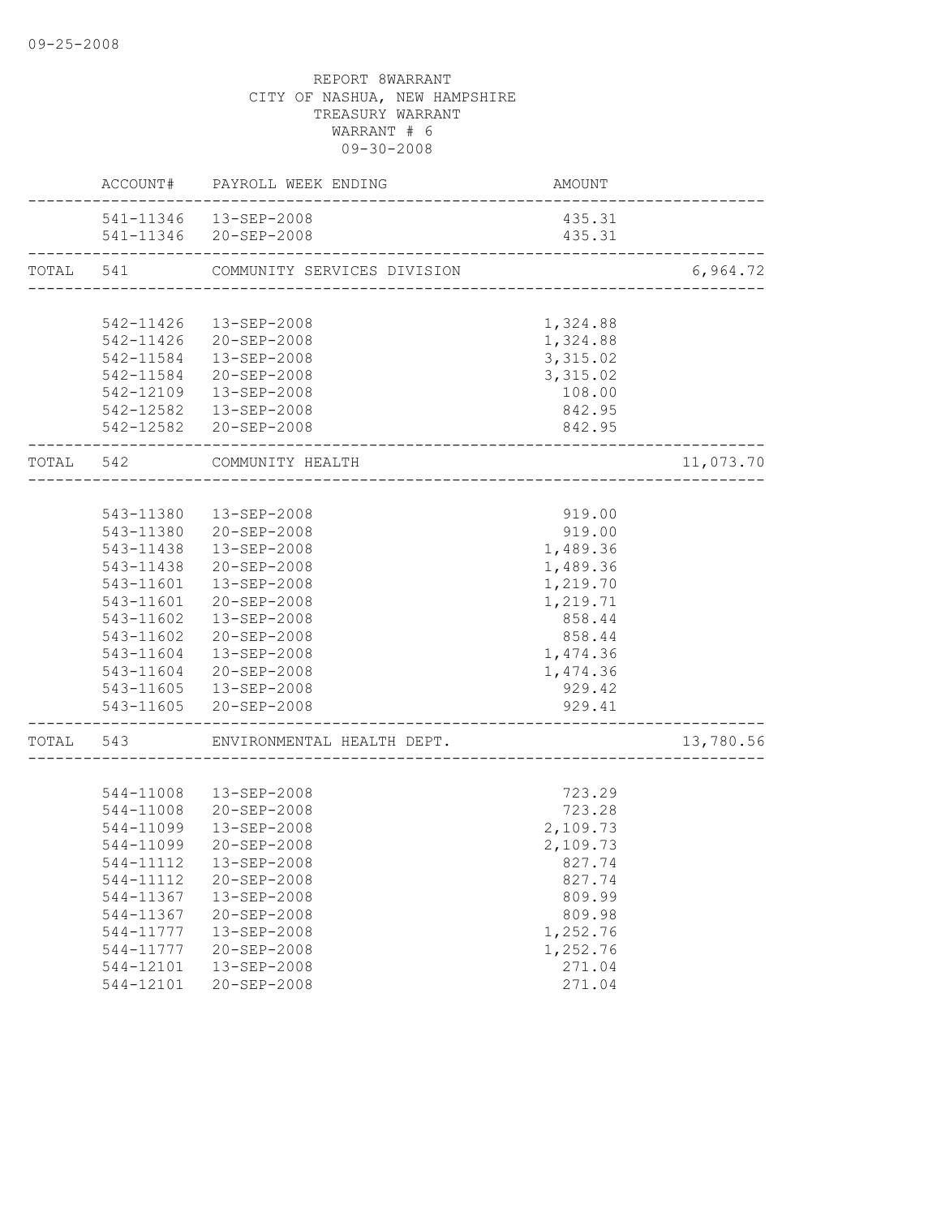09-25-2008

REPORT 8WARRANT
CITY OF NASHUA, NEW HAMPSHIRE
TREASURY WARRANT
WARRANT # 6
09-30-2008

| | ACCOUNT# | PAYROLL WEEK ENDING | AMOUNT | |
|---|---|---|---|---|
| | 541-11346 | 13-SEP-2008 | 435.31 | |
| | 541-11346 | 20-SEP-2008 | 435.31 | |
| TOTAL | 541 | COMMUNITY SERVICES DIVISION | | 6,964.72 |
| | 542-11426 | 13-SEP-2008 | 1,324.88 | |
| | 542-11426 | 20-SEP-2008 | 1,324.88 | |
| | 542-11584 | 13-SEP-2008 | 3,315.02 | |
| | 542-11584 | 20-SEP-2008 | 3,315.02 | |
| | 542-12109 | 13-SEP-2008 | 108.00 | |
| | 542-12582 | 13-SEP-2008 | 842.95 | |
| | 542-12582 | 20-SEP-2008 | 842.95 | |
| TOTAL | 542 | COMMUNITY HEALTH | | 11,073.70 |
| | 543-11380 | 13-SEP-2008 | 919.00 | |
| | 543-11380 | 20-SEP-2008 | 919.00 | |
| | 543-11438 | 13-SEP-2008 | 1,489.36 | |
| | 543-11438 | 20-SEP-2008 | 1,489.36 | |
| | 543-11601 | 13-SEP-2008 | 1,219.70 | |
| | 543-11601 | 20-SEP-2008 | 1,219.71 | |
| | 543-11602 | 13-SEP-2008 | 858.44 | |
| | 543-11602 | 20-SEP-2008 | 858.44 | |
| | 543-11604 | 13-SEP-2008 | 1,474.36 | |
| | 543-11604 | 20-SEP-2008 | 1,474.36 | |
| | 543-11605 | 13-SEP-2008 | 929.42 | |
| | 543-11605 | 20-SEP-2008 | 929.41 | |
| TOTAL | 543 | ENVIRONMENTAL HEALTH DEPT. | | 13,780.56 |
| | 544-11008 | 13-SEP-2008 | 723.29 | |
| | 544-11008 | 20-SEP-2008 | 723.28 | |
| | 544-11099 | 13-SEP-2008 | 2,109.73 | |
| | 544-11099 | 20-SEP-2008 | 2,109.73 | |
| | 544-11112 | 13-SEP-2008 | 827.74 | |
| | 544-11112 | 20-SEP-2008 | 827.74 | |
| | 544-11367 | 13-SEP-2008 | 809.99 | |
| | 544-11367 | 20-SEP-2008 | 809.98 | |
| | 544-11777 | 13-SEP-2008 | 1,252.76 | |
| | 544-11777 | 20-SEP-2008 | 1,252.76 | |
| | 544-12101 | 13-SEP-2008 | 271.04 | |
| | 544-12101 | 20-SEP-2008 | 271.04 | |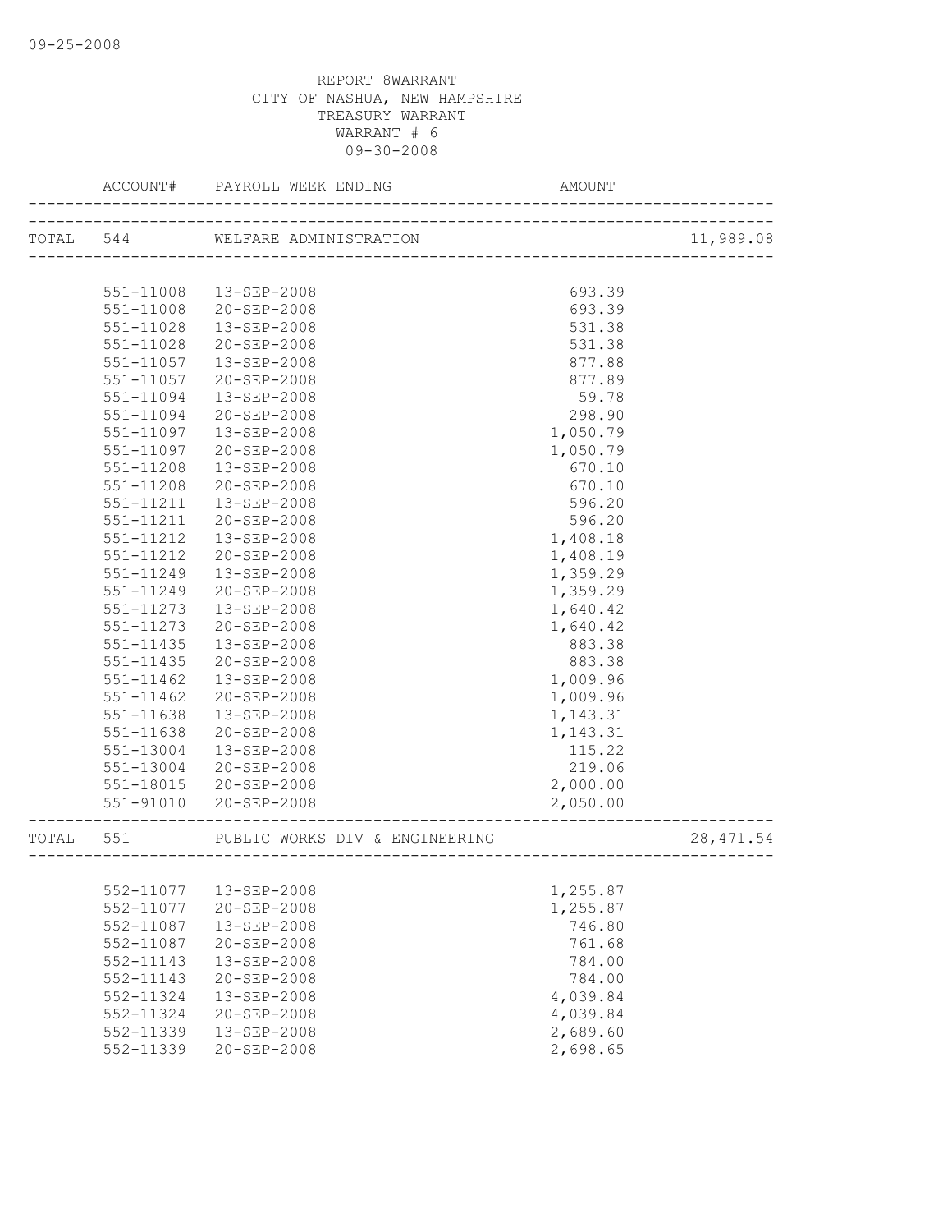REPORT 8WARRANT
CITY OF NASHUA, NEW HAMPSHIRE
TREASURY WARRANT
WARRANT # 6
09-30-2008

| | ACCOUNT# | PAYROLL WEEK ENDING | AMOUNT | |
|---|---|---|---|---|
| TOTAL | 544 | WELFARE ADMINISTRATION | | 11,989.08 |
| | 551-11008 | 13-SEP-2008 | 693.39 | |
| | 551-11008 | 20-SEP-2008 | 693.39 | |
| | 551-11028 | 13-SEP-2008 | 531.38 | |
| | 551-11028 | 20-SEP-2008 | 531.38 | |
| | 551-11057 | 13-SEP-2008 | 877.88 | |
| | 551-11057 | 20-SEP-2008 | 877.89 | |
| | 551-11094 | 13-SEP-2008 | 59.78 | |
| | 551-11094 | 20-SEP-2008 | 298.90 | |
| | 551-11097 | 13-SEP-2008 | 1,050.79 | |
| | 551-11097 | 20-SEP-2008 | 1,050.79 | |
| | 551-11208 | 13-SEP-2008 | 670.10 | |
| | 551-11208 | 20-SEP-2008 | 670.10 | |
| | 551-11211 | 13-SEP-2008 | 596.20 | |
| | 551-11211 | 20-SEP-2008 | 596.20 | |
| | 551-11212 | 13-SEP-2008 | 1,408.18 | |
| | 551-11212 | 20-SEP-2008 | 1,408.19 | |
| | 551-11249 | 13-SEP-2008 | 1,359.29 | |
| | 551-11249 | 20-SEP-2008 | 1,359.29 | |
| | 551-11273 | 13-SEP-2008 | 1,640.42 | |
| | 551-11273 | 20-SEP-2008 | 1,640.42 | |
| | 551-11435 | 13-SEP-2008 | 883.38 | |
| | 551-11435 | 20-SEP-2008 | 883.38 | |
| | 551-11462 | 13-SEP-2008 | 1,009.96 | |
| | 551-11462 | 20-SEP-2008 | 1,009.96 | |
| | 551-11638 | 13-SEP-2008 | 1,143.31 | |
| | 551-11638 | 20-SEP-2008 | 1,143.31 | |
| | 551-13004 | 13-SEP-2008 | 115.22 | |
| | 551-13004 | 20-SEP-2008 | 219.06 | |
| | 551-18015 | 20-SEP-2008 | 2,000.00 | |
| | 551-91010 | 20-SEP-2008 | 2,050.00 | |
| TOTAL | 551 | PUBLIC WORKS DIV & ENGINEERING | | 28,471.54 |
| | 552-11077 | 13-SEP-2008 | 1,255.87 | |
| | 552-11077 | 20-SEP-2008 | 1,255.87 | |
| | 552-11087 | 13-SEP-2008 | 746.80 | |
| | 552-11087 | 20-SEP-2008 | 761.68 | |
| | 552-11143 | 13-SEP-2008 | 784.00 | |
| | 552-11143 | 20-SEP-2008 | 784.00 | |
| | 552-11324 | 13-SEP-2008 | 4,039.84 | |
| | 552-11324 | 20-SEP-2008 | 4,039.84 | |
| | 552-11339 | 13-SEP-2008 | 2,689.60 | |
| | 552-11339 | 20-SEP-2008 | 2,698.65 | |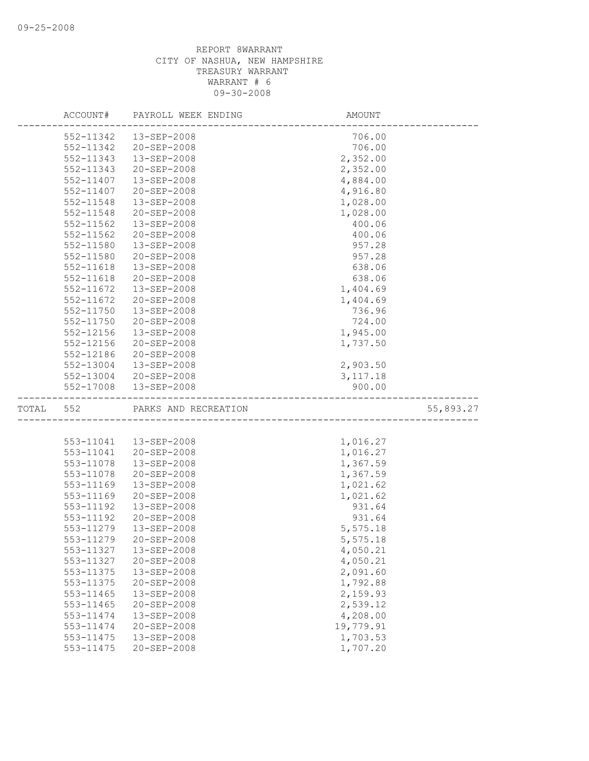REPORT 8WARRANT
CITY OF NASHUA, NEW HAMPSHIRE
TREASURY WARRANT
WARRANT # 6
09-30-2008

| | ACCOUNT# | PAYROLL WEEK ENDING | AMOUNT | |
|---|---|---|---|---|
| | 552-11342 | 13-SEP-2008 | 706.00 | |
| | 552-11342 | 20-SEP-2008 | 706.00 | |
| | 552-11343 | 13-SEP-2008 | 2,352.00 | |
| | 552-11343 | 20-SEP-2008 | 2,352.00 | |
| | 552-11407 | 13-SEP-2008 | 4,884.00 | |
| | 552-11407 | 20-SEP-2008 | 4,916.80 | |
| | 552-11548 | 13-SEP-2008 | 1,028.00 | |
| | 552-11548 | 20-SEP-2008 | 1,028.00 | |
| | 552-11562 | 13-SEP-2008 | 400.06 | |
| | 552-11562 | 20-SEP-2008 | 400.06 | |
| | 552-11580 | 13-SEP-2008 | 957.28 | |
| | 552-11580 | 20-SEP-2008 | 957.28 | |
| | 552-11618 | 13-SEP-2008 | 638.06 | |
| | 552-11618 | 20-SEP-2008 | 638.06 | |
| | 552-11672 | 13-SEP-2008 | 1,404.69 | |
| | 552-11672 | 20-SEP-2008 | 1,404.69 | |
| | 552-11750 | 13-SEP-2008 | 736.96 | |
| | 552-11750 | 20-SEP-2008 | 724.00 | |
| | 552-12156 | 13-SEP-2008 | 1,945.00 | |
| | 552-12156 | 20-SEP-2008 | 1,737.50 | |
| | 552-12186 | 20-SEP-2008 | | |
| | 552-13004 | 13-SEP-2008 | 2,903.50 | |
| | 552-13004 | 20-SEP-2008 | 3,117.18 | |
| | 552-17008 | 13-SEP-2008 | 900.00 | |
| TOTAL | 552 | PARKS AND RECREATION | | 55,893.27 |
| | 553-11041 | 13-SEP-2008 | 1,016.27 | |
| | 553-11041 | 20-SEP-2008 | 1,016.27 | |
| | 553-11078 | 13-SEP-2008 | 1,367.59 | |
| | 553-11078 | 20-SEP-2008 | 1,367.59 | |
| | 553-11169 | 13-SEP-2008 | 1,021.62 | |
| | 553-11169 | 20-SEP-2008 | 1,021.62 | |
| | 553-11192 | 13-SEP-2008 | 931.64 | |
| | 553-11192 | 20-SEP-2008 | 931.64 | |
| | 553-11279 | 13-SEP-2008 | 5,575.18 | |
| | 553-11279 | 20-SEP-2008 | 5,575.18 | |
| | 553-11327 | 13-SEP-2008 | 4,050.21 | |
| | 553-11327 | 20-SEP-2008 | 4,050.21 | |
| | 553-11375 | 13-SEP-2008 | 2,091.60 | |
| | 553-11375 | 20-SEP-2008 | 1,792.88 | |
| | 553-11465 | 13-SEP-2008 | 2,159.93 | |
| | 553-11465 | 20-SEP-2008 | 2,539.12 | |
| | 553-11474 | 13-SEP-2008 | 4,208.00 | |
| | 553-11474 | 20-SEP-2008 | 19,779.91 | |
| | 553-11475 | 13-SEP-2008 | 1,703.53 | |
| | 553-11475 | 20-SEP-2008 | 1,707.20 | |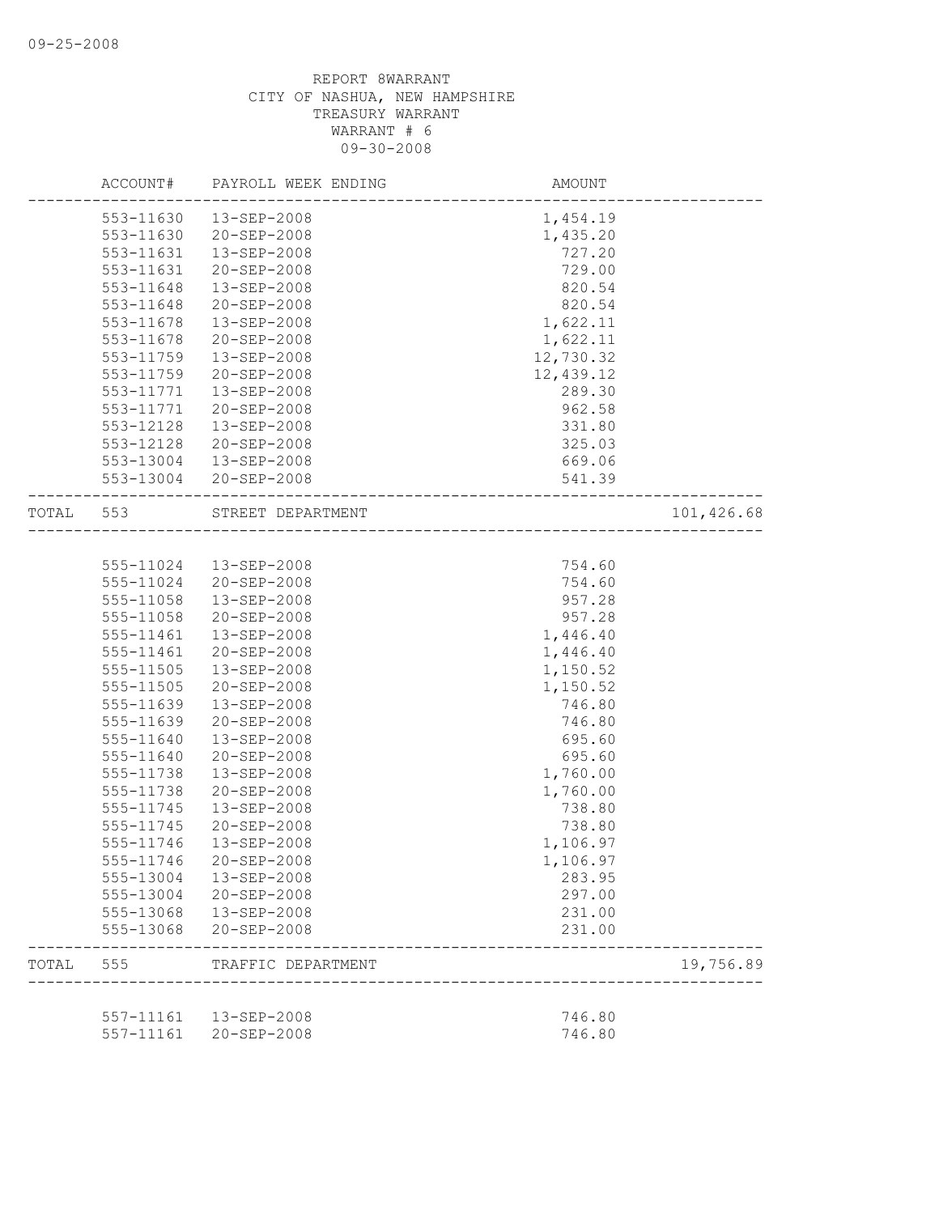REPORT 8WARRANT
CITY OF NASHUA, NEW HAMPSHIRE
TREASURY WARRANT
WARRANT # 6
09-30-2008

| ACCOUNT# | PAYROLL WEEK ENDING | AMOUNT | |
|---|---|---|---|
| 553-11630 | 13-SEP-2008 | 1,454.19 | |
| 553-11630 | 20-SEP-2008 | 1,435.20 | |
| 553-11631 | 13-SEP-2008 | 727.20 | |
| 553-11631 | 20-SEP-2008 | 729.00 | |
| 553-11648 | 13-SEP-2008 | 820.54 | |
| 553-11648 | 20-SEP-2008 | 820.54 | |
| 553-11678 | 13-SEP-2008 | 1,622.11 | |
| 553-11678 | 20-SEP-2008 | 1,622.11 | |
| 553-11759 | 13-SEP-2008 | 12,730.32 | |
| 553-11759 | 20-SEP-2008 | 12,439.12 | |
| 553-11771 | 13-SEP-2008 | 289.30 | |
| 553-11771 | 20-SEP-2008 | 962.58 | |
| 553-12128 | 13-SEP-2008 | 331.80 | |
| 553-12128 | 20-SEP-2008 | 325.03 | |
| 553-13004 | 13-SEP-2008 | 669.06 | |
| 553-13004 | 20-SEP-2008 | 541.39 | |
| TOTAL 553 | STREET DEPARTMENT | | 101,426.68 |
| 555-11024 | 13-SEP-2008 | 754.60 | |
| 555-11024 | 20-SEP-2008 | 754.60 | |
| 555-11058 | 13-SEP-2008 | 957.28 | |
| 555-11058 | 20-SEP-2008 | 957.28 | |
| 555-11461 | 13-SEP-2008 | 1,446.40 | |
| 555-11461 | 20-SEP-2008 | 1,446.40 | |
| 555-11505 | 13-SEP-2008 | 1,150.52 | |
| 555-11505 | 20-SEP-2008 | 1,150.52 | |
| 555-11639 | 13-SEP-2008 | 746.80 | |
| 555-11639 | 20-SEP-2008 | 746.80 | |
| 555-11640 | 13-SEP-2008 | 695.60 | |
| 555-11640 | 20-SEP-2008 | 695.60 | |
| 555-11738 | 13-SEP-2008 | 1,760.00 | |
| 555-11738 | 20-SEP-2008 | 1,760.00 | |
| 555-11745 | 13-SEP-2008 | 738.80 | |
| 555-11745 | 20-SEP-2008 | 738.80 | |
| 555-11746 | 13-SEP-2008 | 1,106.97 | |
| 555-11746 | 20-SEP-2008 | 1,106.97 | |
| 555-13004 | 13-SEP-2008 | 283.95 | |
| 555-13004 | 20-SEP-2008 | 297.00 | |
| 555-13068 | 13-SEP-2008 | 231.00 | |
| 555-13068 | 20-SEP-2008 | 231.00 | |
| TOTAL 555 | TRAFFIC DEPARTMENT | | 19,756.89 |
| 557-11161 | 13-SEP-2008 | 746.80 | |
| 557-11161 | 20-SEP-2008 | 746.80 | |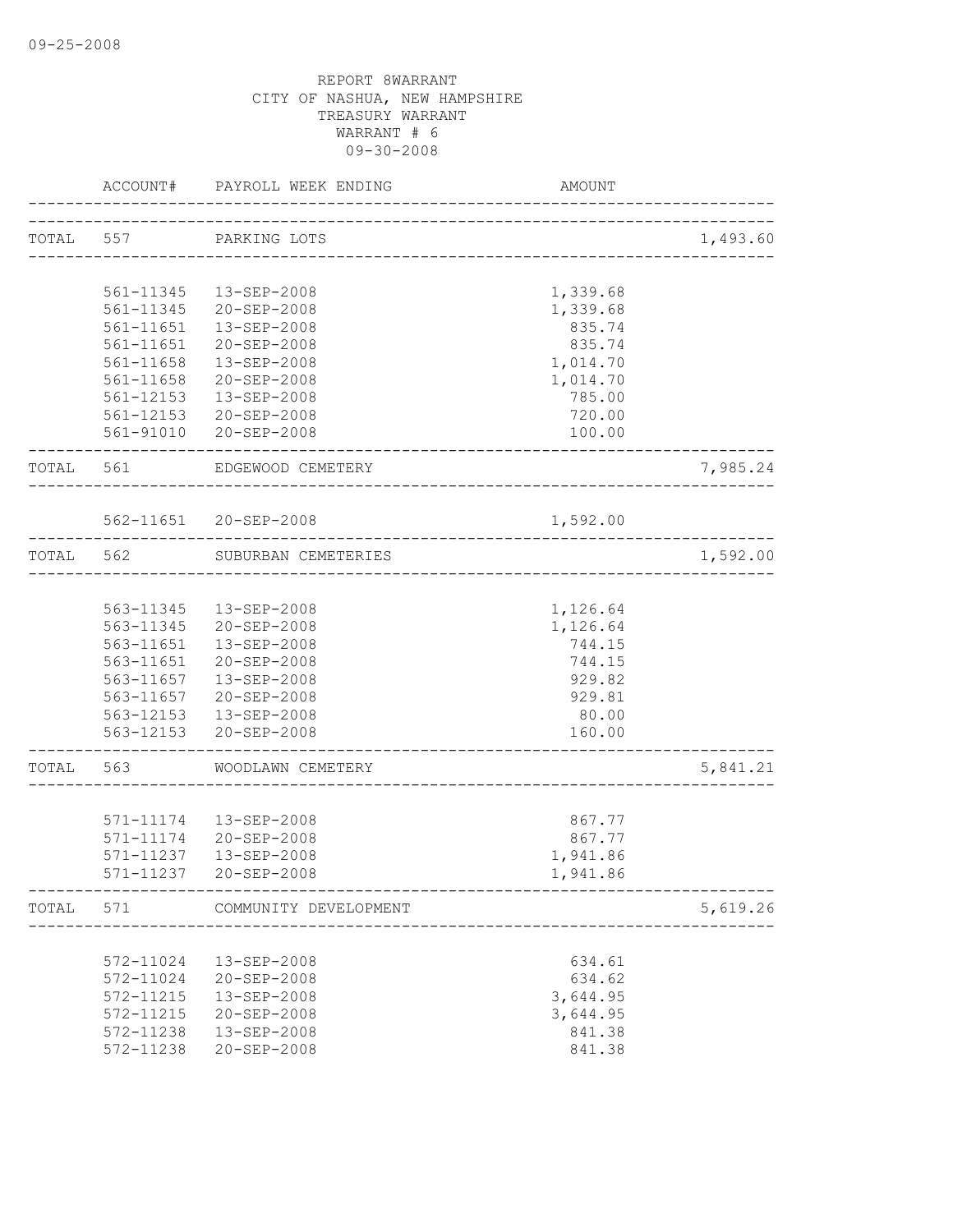REPORT 8WARRANT
CITY OF NASHUA, NEW HAMPSHIRE
TREASURY WARRANT
WARRANT # 6
09-30-2008

| | ACCOUNT# | PAYROLL WEEK ENDING | AMOUNT | |
|---|---|---|---|---|
| TOTAL | 557 | PARKING LOTS | | 1,493.60 |
| | 561-11345 | 13-SEP-2008 | 1,339.68 | |
| | 561-11345 | 20-SEP-2008 | 1,339.68 | |
| | 561-11651 | 13-SEP-2008 | 835.74 | |
| | 561-11651 | 20-SEP-2008 | 835.74 | |
| | 561-11658 | 13-SEP-2008 | 1,014.70 | |
| | 561-11658 | 20-SEP-2008 | 1,014.70 | |
| | 561-12153 | 13-SEP-2008 | 785.00 | |
| | 561-12153 | 20-SEP-2008 | 720.00 | |
| | 561-91010 | 20-SEP-2008 | 100.00 | |
| TOTAL | 561 | EDGEWOOD CEMETERY | | 7,985.24 |
| | 562-11651 | 20-SEP-2008 | 1,592.00 | |
| TOTAL | 562 | SUBURBAN CEMETERIES | | 1,592.00 |
| | 563-11345 | 13-SEP-2008 | 1,126.64 | |
| | 563-11345 | 20-SEP-2008 | 1,126.64 | |
| | 563-11651 | 13-SEP-2008 | 744.15 | |
| | 563-11651 | 20-SEP-2008 | 744.15 | |
| | 563-11657 | 13-SEP-2008 | 929.82 | |
| | 563-11657 | 20-SEP-2008 | 929.81 | |
| | 563-12153 | 13-SEP-2008 | 80.00 | |
| | 563-12153 | 20-SEP-2008 | 160.00 | |
| TOTAL | 563 | WOODLAWN CEMETERY | | 5,841.21 |
| | 571-11174 | 13-SEP-2008 | 867.77 | |
| | 571-11174 | 20-SEP-2008 | 867.77 | |
| | 571-11237 | 13-SEP-2008 | 1,941.86 | |
| | 571-11237 | 20-SEP-2008 | 1,941.86 | |
| TOTAL | 571 | COMMUNITY DEVELOPMENT | | 5,619.26 |
| | 572-11024 | 13-SEP-2008 | 634.61 | |
| | 572-11024 | 20-SEP-2008 | 634.62 | |
| | 572-11215 | 13-SEP-2008 | 3,644.95 | |
| | 572-11215 | 20-SEP-2008 | 3,644.95 | |
| | 572-11238 | 13-SEP-2008 | 841.38 | |
| | 572-11238 | 20-SEP-2008 | 841.38 | |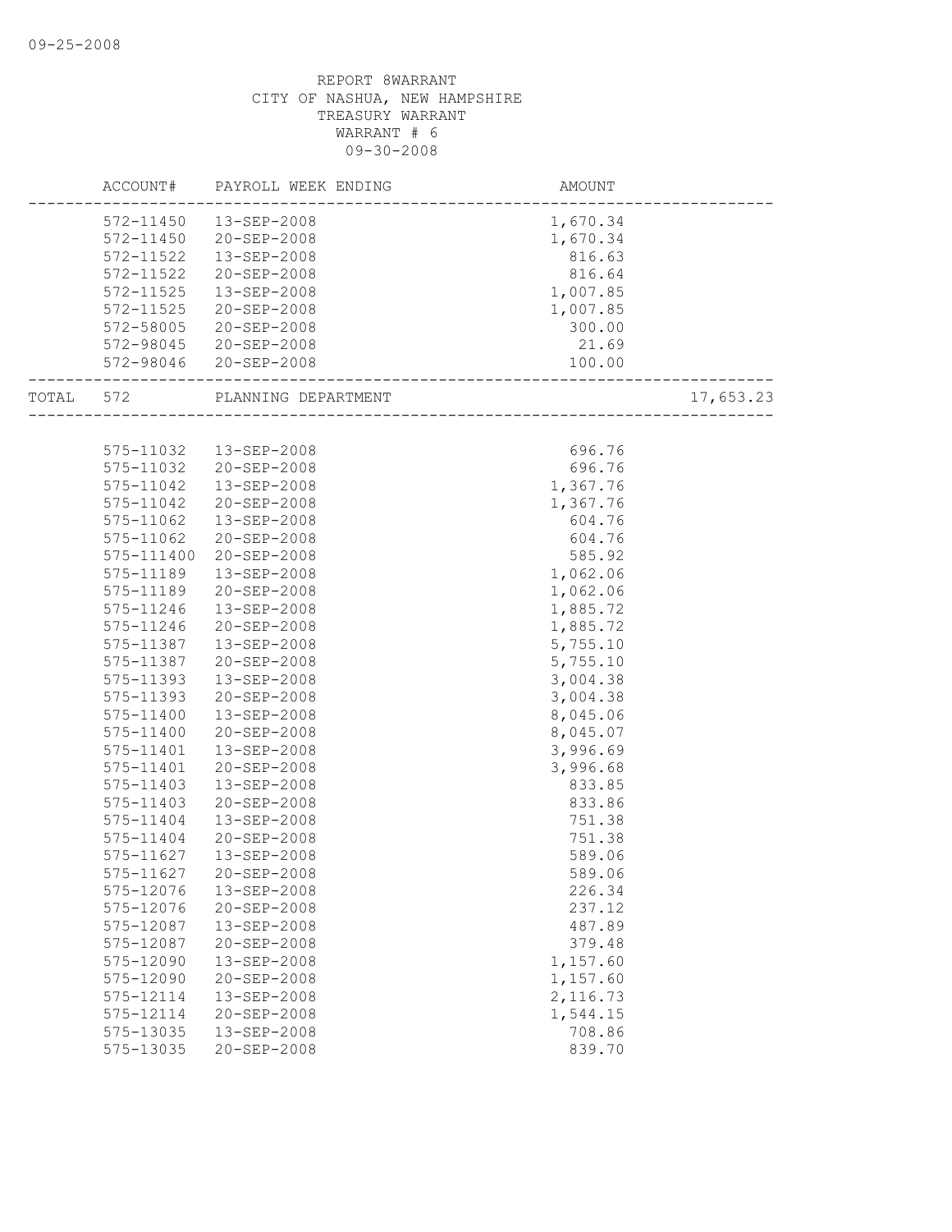REPORT 8WARRANT
CITY OF NASHUA, NEW HAMPSHIRE
TREASURY WARRANT
WARRANT # 6
09-30-2008

| | ACCOUNT# | PAYROLL WEEK ENDING | AMOUNT | |
|---|---|---|---|---|
| | 572-11450 | 13-SEP-2008 | 1,670.34 | |
| | 572-11450 | 20-SEP-2008 | 1,670.34 | |
| | 572-11522 | 13-SEP-2008 | 816.63 | |
| | 572-11522 | 20-SEP-2008 | 816.64 | |
| | 572-11525 | 13-SEP-2008 | 1,007.85 | |
| | 572-11525 | 20-SEP-2008 | 1,007.85 | |
| | 572-58005 | 20-SEP-2008 | 300.00 | |
| | 572-98045 | 20-SEP-2008 | 21.69 | |
| | 572-98046 | 20-SEP-2008 | 100.00 | |
| TOTAL | 572 | PLANNING DEPARTMENT | | 17,653.23 |
| | 575-11032 | 13-SEP-2008 | 696.76 | |
| | 575-11032 | 20-SEP-2008 | 696.76 | |
| | 575-11042 | 13-SEP-2008 | 1,367.76 | |
| | 575-11042 | 20-SEP-2008 | 1,367.76 | |
| | 575-11062 | 13-SEP-2008 | 604.76 | |
| | 575-11062 | 20-SEP-2008 | 604.76 | |
| | 575-111400 | 20-SEP-2008 | 585.92 | |
| | 575-11189 | 13-SEP-2008 | 1,062.06 | |
| | 575-11189 | 20-SEP-2008 | 1,062.06 | |
| | 575-11246 | 13-SEP-2008 | 1,885.72 | |
| | 575-11246 | 20-SEP-2008 | 1,885.72 | |
| | 575-11387 | 13-SEP-2008 | 5,755.10 | |
| | 575-11387 | 20-SEP-2008 | 5,755.10 | |
| | 575-11393 | 13-SEP-2008 | 3,004.38 | |
| | 575-11393 | 20-SEP-2008 | 3,004.38 | |
| | 575-11400 | 13-SEP-2008 | 8,045.06 | |
| | 575-11400 | 20-SEP-2008 | 8,045.07 | |
| | 575-11401 | 13-SEP-2008 | 3,996.69 | |
| | 575-11401 | 20-SEP-2008 | 3,996.68 | |
| | 575-11403 | 13-SEP-2008 | 833.85 | |
| | 575-11403 | 20-SEP-2008 | 833.86 | |
| | 575-11404 | 13-SEP-2008 | 751.38 | |
| | 575-11404 | 20-SEP-2008 | 751.38 | |
| | 575-11627 | 13-SEP-2008 | 589.06 | |
| | 575-11627 | 20-SEP-2008 | 589.06 | |
| | 575-12076 | 13-SEP-2008 | 226.34 | |
| | 575-12076 | 20-SEP-2008 | 237.12 | |
| | 575-12087 | 13-SEP-2008 | 487.89 | |
| | 575-12087 | 20-SEP-2008 | 379.48 | |
| | 575-12090 | 13-SEP-2008 | 1,157.60 | |
| | 575-12090 | 20-SEP-2008 | 1,157.60 | |
| | 575-12114 | 13-SEP-2008 | 2,116.73 | |
| | 575-12114 | 20-SEP-2008 | 1,544.15 | |
| | 575-13035 | 13-SEP-2008 | 708.86 | |
| | 575-13035 | 20-SEP-2008 | 839.70 | |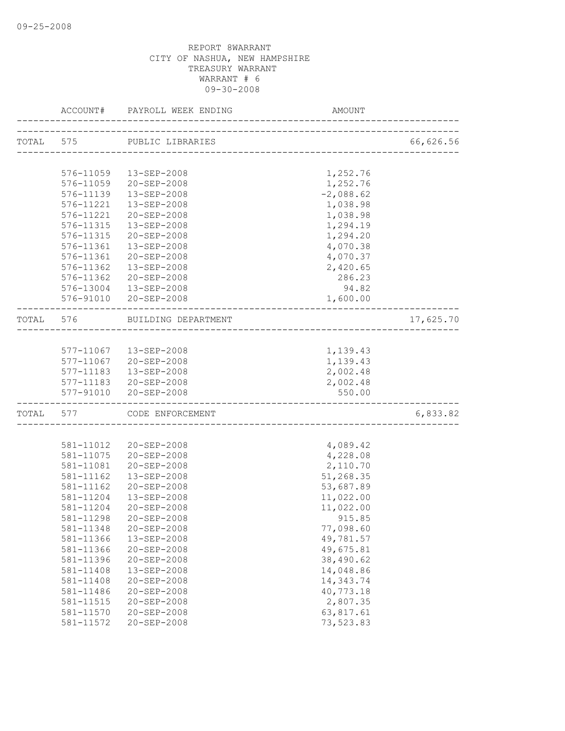09-25-2008

REPORT 8WARRANT
CITY OF NASHUA, NEW HAMPSHIRE
TREASURY WARRANT
WARRANT # 6
09-30-2008

| | ACCOUNT# | PAYROLL WEEK ENDING | AMOUNT | |
|---|---|---|---|---|
| TOTAL | 575 | PUBLIC LIBRARIES | | 66,626.56 |
| | 576-11059 | 13-SEP-2008 | 1,252.76 | |
| | 576-11059 | 20-SEP-2008 | 1,252.76 | |
| | 576-11139 | 13-SEP-2008 | -2,088.62 | |
| | 576-11221 | 13-SEP-2008 | 1,038.98 | |
| | 576-11221 | 20-SEP-2008 | 1,038.98 | |
| | 576-11315 | 13-SEP-2008 | 1,294.19 | |
| | 576-11315 | 20-SEP-2008 | 1,294.20 | |
| | 576-11361 | 13-SEP-2008 | 4,070.38 | |
| | 576-11361 | 20-SEP-2008 | 4,070.37 | |
| | 576-11362 | 13-SEP-2008 | 2,420.65 | |
| | 576-11362 | 20-SEP-2008 | 286.23 | |
| | 576-13004 | 13-SEP-2008 | 94.82 | |
| | 576-91010 | 20-SEP-2008 | 1,600.00 | |
| TOTAL | 576 | BUILDING DEPARTMENT | | 17,625.70 |
| | 577-11067 | 13-SEP-2008 | 1,139.43 | |
| | 577-11067 | 20-SEP-2008 | 1,139.43 | |
| | 577-11183 | 13-SEP-2008 | 2,002.48 | |
| | 577-11183 | 20-SEP-2008 | 2,002.48 | |
| | 577-91010 | 20-SEP-2008 | 550.00 | |
| TOTAL | 577 | CODE ENFORCEMENT | | 6,833.82 |
| | 581-11012 | 20-SEP-2008 | 4,089.42 | |
| | 581-11075 | 20-SEP-2008 | 4,228.08 | |
| | 581-11081 | 20-SEP-2008 | 2,110.70 | |
| | 581-11162 | 13-SEP-2008 | 51,268.35 | |
| | 581-11162 | 20-SEP-2008 | 53,687.89 | |
| | 581-11204 | 13-SEP-2008 | 11,022.00 | |
| | 581-11204 | 20-SEP-2008 | 11,022.00 | |
| | 581-11298 | 20-SEP-2008 | 915.85 | |
| | 581-11348 | 20-SEP-2008 | 77,098.60 | |
| | 581-11366 | 13-SEP-2008 | 49,781.57 | |
| | 581-11366 | 20-SEP-2008 | 49,675.81 | |
| | 581-11396 | 20-SEP-2008 | 38,490.62 | |
| | 581-11408 | 13-SEP-2008 | 14,048.86 | |
| | 581-11408 | 20-SEP-2008 | 14,343.74 | |
| | 581-11486 | 20-SEP-2008 | 40,773.18 | |
| | 581-11515 | 20-SEP-2008 | 2,807.35 | |
| | 581-11570 | 20-SEP-2008 | 63,817.61 | |
| | 581-11572 | 20-SEP-2008 | 73,523.83 | |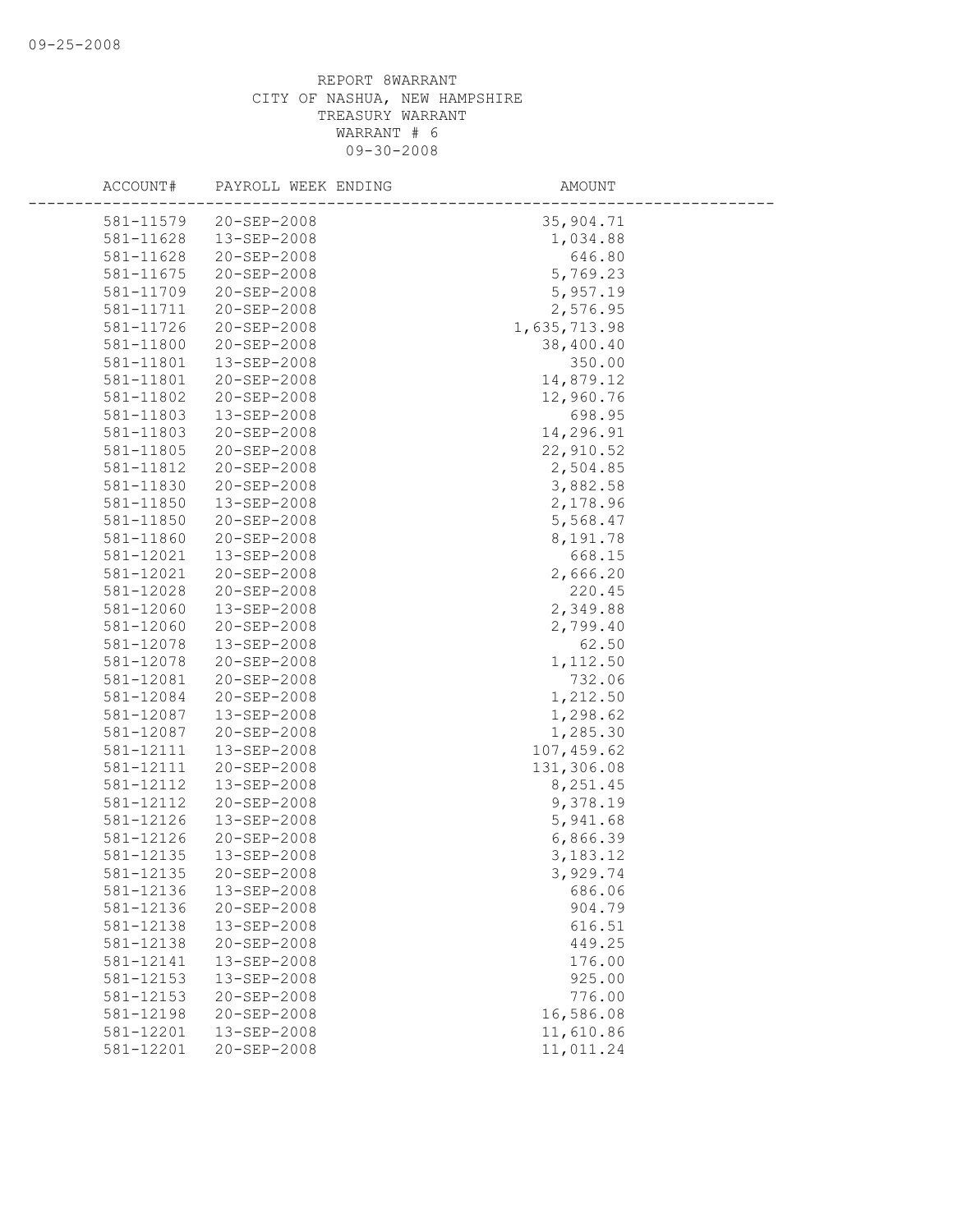REPORT 8WARRANT
CITY OF NASHUA, NEW HAMPSHIRE
TREASURY WARRANT
WARRANT # 6
09-30-2008

| ACCOUNT# | PAYROLL WEEK ENDING | AMOUNT |
|---|---|---|
| 581-11579 | 20-SEP-2008 | 35,904.71 |
| 581-11628 | 13-SEP-2008 | 1,034.88 |
| 581-11628 | 20-SEP-2008 | 646.80 |
| 581-11675 | 20-SEP-2008 | 5,769.23 |
| 581-11709 | 20-SEP-2008 | 5,957.19 |
| 581-11711 | 20-SEP-2008 | 2,576.95 |
| 581-11726 | 20-SEP-2008 | 1,635,713.98 |
| 581-11800 | 20-SEP-2008 | 38,400.40 |
| 581-11801 | 13-SEP-2008 | 350.00 |
| 581-11801 | 20-SEP-2008 | 14,879.12 |
| 581-11802 | 20-SEP-2008 | 12,960.76 |
| 581-11803 | 13-SEP-2008 | 698.95 |
| 581-11803 | 20-SEP-2008 | 14,296.91 |
| 581-11805 | 20-SEP-2008 | 22,910.52 |
| 581-11812 | 20-SEP-2008 | 2,504.85 |
| 581-11830 | 20-SEP-2008 | 3,882.58 |
| 581-11850 | 13-SEP-2008 | 2,178.96 |
| 581-11850 | 20-SEP-2008 | 5,568.47 |
| 581-11860 | 20-SEP-2008 | 8,191.78 |
| 581-12021 | 13-SEP-2008 | 668.15 |
| 581-12021 | 20-SEP-2008 | 2,666.20 |
| 581-12028 | 20-SEP-2008 | 220.45 |
| 581-12060 | 13-SEP-2008 | 2,349.88 |
| 581-12060 | 20-SEP-2008 | 2,799.40 |
| 581-12078 | 13-SEP-2008 | 62.50 |
| 581-12078 | 20-SEP-2008 | 1,112.50 |
| 581-12081 | 20-SEP-2008 | 732.06 |
| 581-12084 | 20-SEP-2008 | 1,212.50 |
| 581-12087 | 13-SEP-2008 | 1,298.62 |
| 581-12087 | 20-SEP-2008 | 1,285.30 |
| 581-12111 | 13-SEP-2008 | 107,459.62 |
| 581-12111 | 20-SEP-2008 | 131,306.08 |
| 581-12112 | 13-SEP-2008 | 8,251.45 |
| 581-12112 | 20-SEP-2008 | 9,378.19 |
| 581-12126 | 13-SEP-2008 | 5,941.68 |
| 581-12126 | 20-SEP-2008 | 6,866.39 |
| 581-12135 | 13-SEP-2008 | 3,183.12 |
| 581-12135 | 20-SEP-2008 | 3,929.74 |
| 581-12136 | 13-SEP-2008 | 686.06 |
| 581-12136 | 20-SEP-2008 | 904.79 |
| 581-12138 | 13-SEP-2008 | 616.51 |
| 581-12138 | 20-SEP-2008 | 449.25 |
| 581-12141 | 13-SEP-2008 | 176.00 |
| 581-12153 | 13-SEP-2008 | 925.00 |
| 581-12153 | 20-SEP-2008 | 776.00 |
| 581-12198 | 20-SEP-2008 | 16,586.08 |
| 581-12201 | 13-SEP-2008 | 11,610.86 |
| 581-12201 | 20-SEP-2008 | 11,011.24 |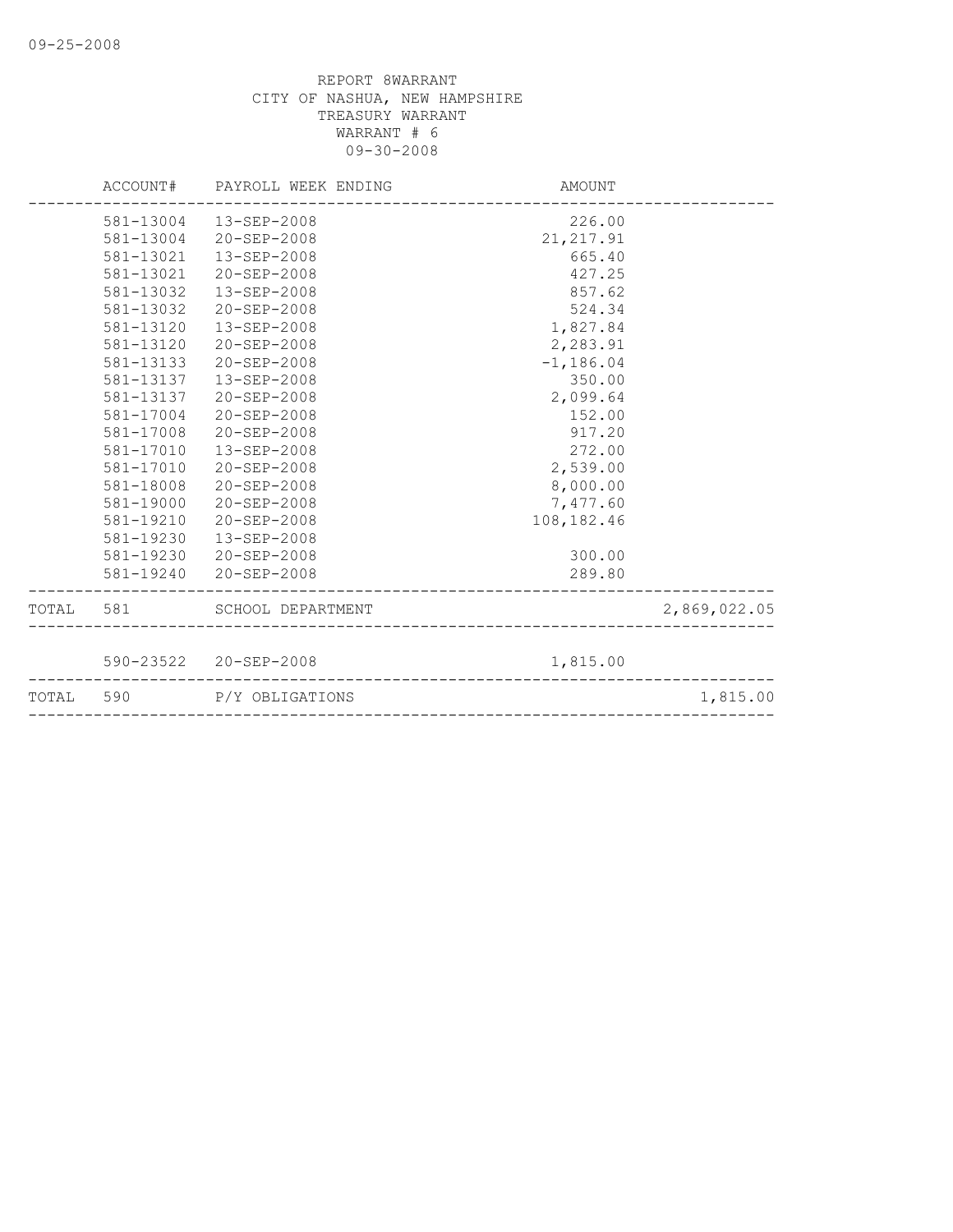09-25-2008

REPORT 8WARRANT
CITY OF NASHUA, NEW HAMPSHIRE
TREASURY WARRANT
WARRANT # 6
09-30-2008

| | ACCOUNT# | PAYROLL WEEK ENDING | AMOUNT | |
|---|---|---|---|---|
| | 581-13004 | 13-SEP-2008 | 226.00 | |
| | 581-13004 | 20-SEP-2008 | 21,217.91 | |
| | 581-13021 | 13-SEP-2008 | 665.40 | |
| | 581-13021 | 20-SEP-2008 | 427.25 | |
| | 581-13032 | 13-SEP-2008 | 857.62 | |
| | 581-13032 | 20-SEP-2008 | 524.34 | |
| | 581-13120 | 13-SEP-2008 | 1,827.84 | |
| | 581-13120 | 20-SEP-2008 | 2,283.91 | |
| | 581-13133 | 20-SEP-2008 | -1,186.04 | |
| | 581-13137 | 13-SEP-2008 | 350.00 | |
| | 581-13137 | 20-SEP-2008 | 2,099.64 | |
| | 581-17004 | 20-SEP-2008 | 152.00 | |
| | 581-17008 | 20-SEP-2008 | 917.20 | |
| | 581-17010 | 13-SEP-2008 | 272.00 | |
| | 581-17010 | 20-SEP-2008 | 2,539.00 | |
| | 581-18008 | 20-SEP-2008 | 8,000.00 | |
| | 581-19000 | 20-SEP-2008 | 7,477.60 | |
| | 581-19210 | 20-SEP-2008 | 108,182.46 | |
| | 581-19230 | 13-SEP-2008 | | |
| | 581-19230 | 20-SEP-2008 | 300.00 | |
| | 581-19240 | 20-SEP-2008 | 289.80 | |
| TOTAL | 581 | SCHOOL DEPARTMENT | | 2,869,022.05 |
| | 590-23522 | 20-SEP-2008 | 1,815.00 | |
| TOTAL | 590 | P/Y OBLIGATIONS | | 1,815.00 |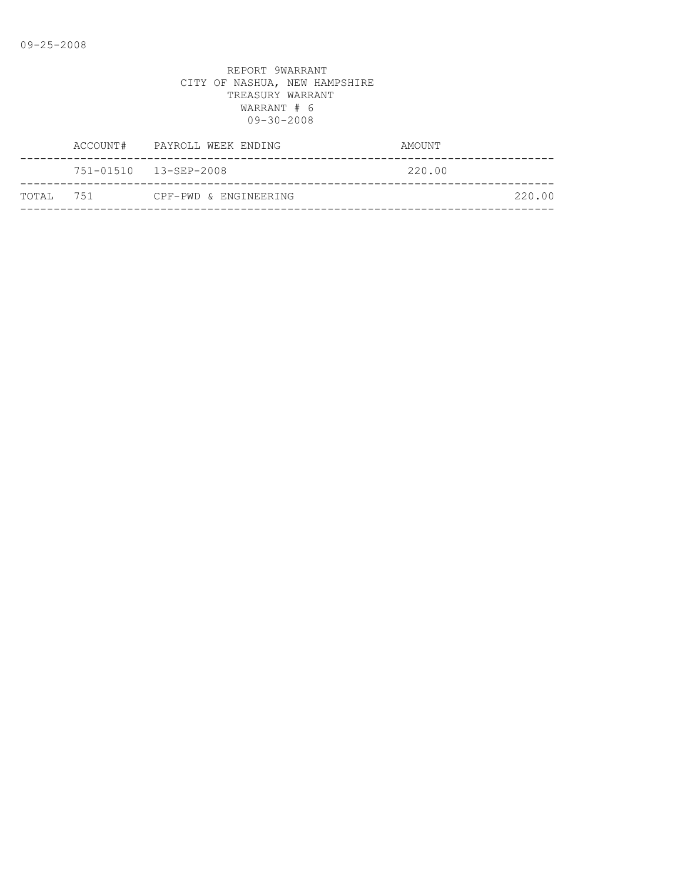REPORT 9WARRANT
CITY OF NASHUA, NEW HAMPSHIRE
TREASURY WARRANT
WARRANT # 6
09-30-2008

| | ACCOUNT# | PAYROLL WEEK ENDING | AMOUNT | |
|---|---|---|---|---|
| | 751-01510 | 13-SEP-2008 | 220.00 | |
| TOTAL | 751 | CPF-PWD & ENGINEERING | | 220.00 |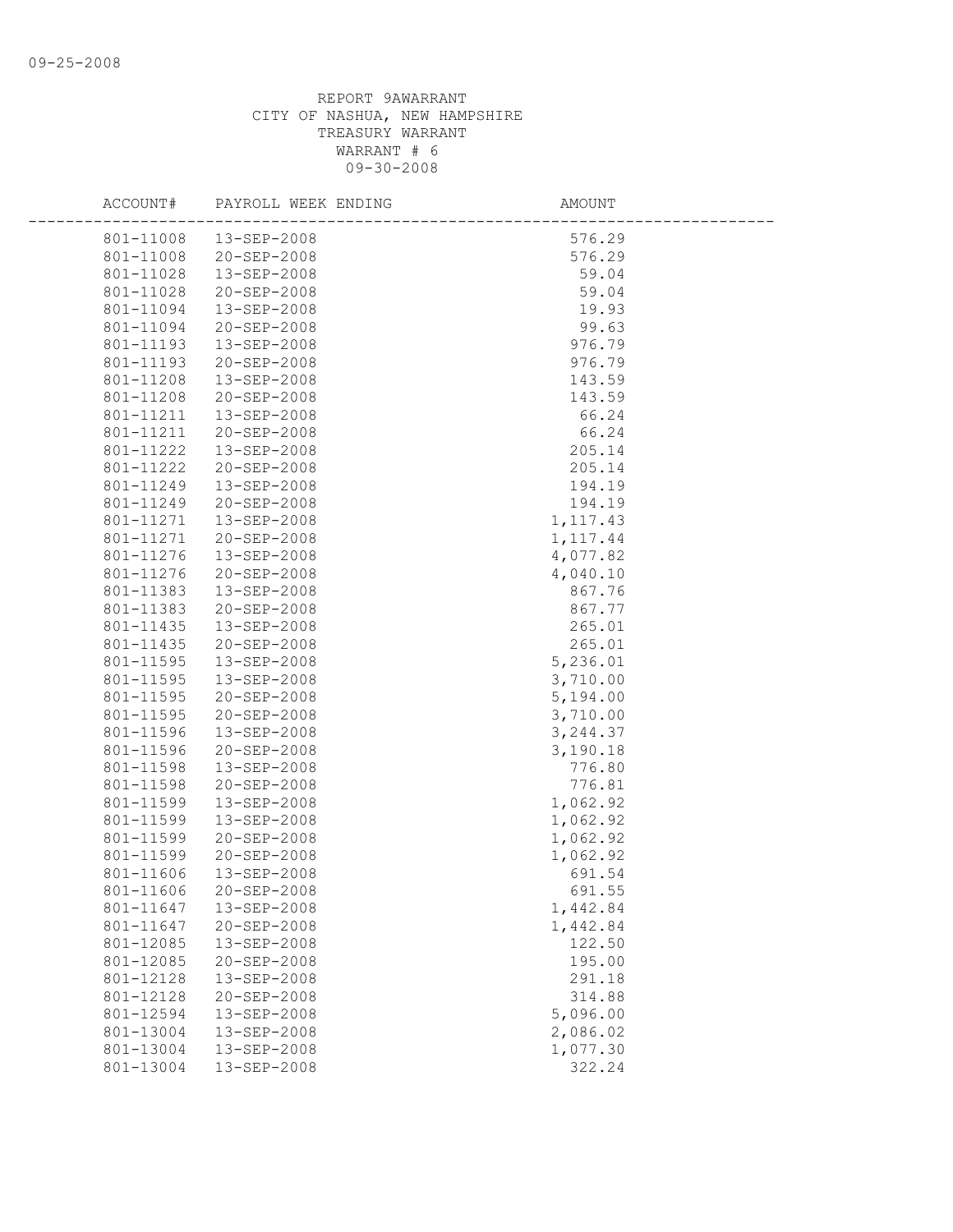REPORT 9AWARRANT
CITY OF NASHUA, NEW HAMPSHIRE
TREASURY WARRANT
WARRANT # 6
09-30-2008

| ACCOUNT# | PAYROLL WEEK ENDING | AMOUNT |
|---|---|---|
| 801-11008 | 13-SEP-2008 | 576.29 |
| 801-11008 | 20-SEP-2008 | 576.29 |
| 801-11028 | 13-SEP-2008 | 59.04 |
| 801-11028 | 20-SEP-2008 | 59.04 |
| 801-11094 | 13-SEP-2008 | 19.93 |
| 801-11094 | 20-SEP-2008 | 99.63 |
| 801-11193 | 13-SEP-2008 | 976.79 |
| 801-11193 | 20-SEP-2008 | 976.79 |
| 801-11208 | 13-SEP-2008 | 143.59 |
| 801-11208 | 20-SEP-2008 | 143.59 |
| 801-11211 | 13-SEP-2008 | 66.24 |
| 801-11211 | 20-SEP-2008 | 66.24 |
| 801-11222 | 13-SEP-2008 | 205.14 |
| 801-11222 | 20-SEP-2008 | 205.14 |
| 801-11249 | 13-SEP-2008 | 194.19 |
| 801-11249 | 20-SEP-2008 | 194.19 |
| 801-11271 | 13-SEP-2008 | 1,117.43 |
| 801-11271 | 20-SEP-2008 | 1,117.44 |
| 801-11276 | 13-SEP-2008 | 4,077.82 |
| 801-11276 | 20-SEP-2008 | 4,040.10 |
| 801-11383 | 13-SEP-2008 | 867.76 |
| 801-11383 | 20-SEP-2008 | 867.77 |
| 801-11435 | 13-SEP-2008 | 265.01 |
| 801-11435 | 20-SEP-2008 | 265.01 |
| 801-11595 | 13-SEP-2008 | 5,236.01 |
| 801-11595 | 13-SEP-2008 | 3,710.00 |
| 801-11595 | 20-SEP-2008 | 5,194.00 |
| 801-11595 | 20-SEP-2008 | 3,710.00 |
| 801-11596 | 13-SEP-2008 | 3,244.37 |
| 801-11596 | 20-SEP-2008 | 3,190.18 |
| 801-11598 | 13-SEP-2008 | 776.80 |
| 801-11598 | 20-SEP-2008 | 776.81 |
| 801-11599 | 13-SEP-2008 | 1,062.92 |
| 801-11599 | 13-SEP-2008 | 1,062.92 |
| 801-11599 | 20-SEP-2008 | 1,062.92 |
| 801-11599 | 20-SEP-2008 | 1,062.92 |
| 801-11606 | 13-SEP-2008 | 691.54 |
| 801-11606 | 20-SEP-2008 | 691.55 |
| 801-11647 | 13-SEP-2008 | 1,442.84 |
| 801-11647 | 20-SEP-2008 | 1,442.84 |
| 801-12085 | 13-SEP-2008 | 122.50 |
| 801-12085 | 20-SEP-2008 | 195.00 |
| 801-12128 | 13-SEP-2008 | 291.18 |
| 801-12128 | 20-SEP-2008 | 314.88 |
| 801-12594 | 13-SEP-2008 | 5,096.00 |
| 801-13004 | 13-SEP-2008 | 2,086.02 |
| 801-13004 | 13-SEP-2008 | 1,077.30 |
| 801-13004 | 13-SEP-2008 | 322.24 |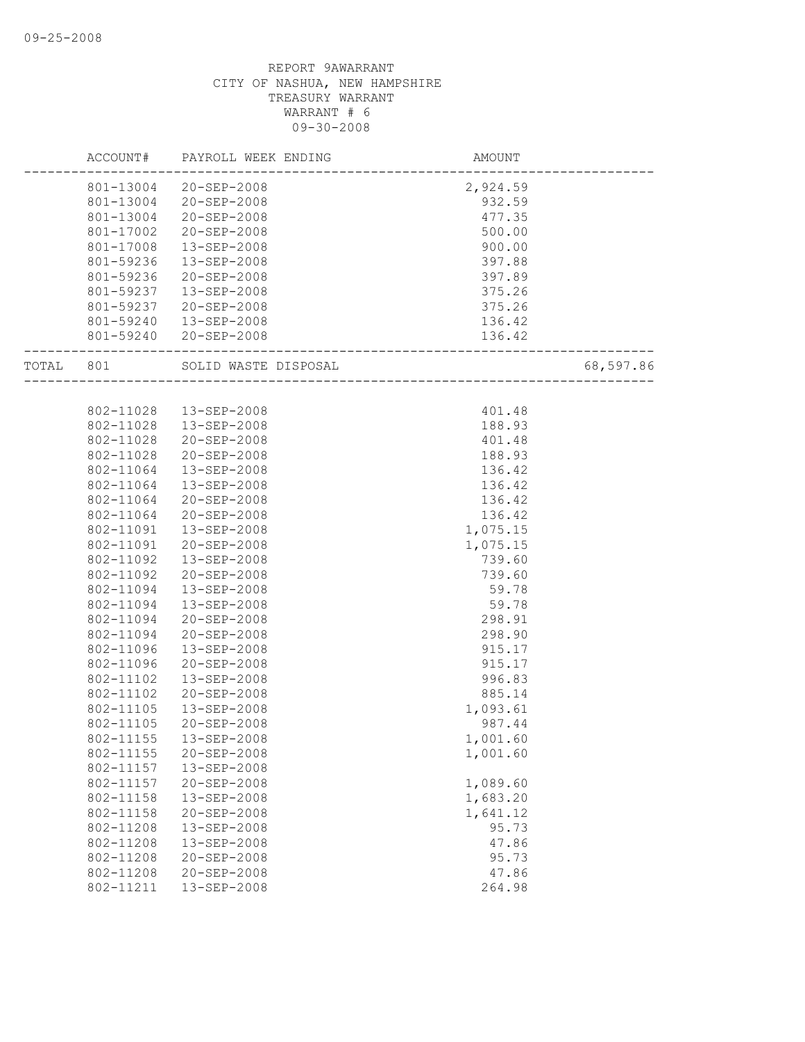REPORT 9AWARRANT
CITY OF NASHUA, NEW HAMPSHIRE
TREASURY WARRANT
WARRANT # 6
09-30-2008

| | ACCOUNT# | PAYROLL WEEK ENDING | AMOUNT | |
|---|---|---|---|---|
| | 801-13004 | 20-SEP-2008 | 2,924.59 | |
| | 801-13004 | 20-SEP-2008 | 932.59 | |
| | 801-13004 | 20-SEP-2008 | 477.35 | |
| | 801-17002 | 20-SEP-2008 | 500.00 | |
| | 801-17008 | 13-SEP-2008 | 900.00 | |
| | 801-59236 | 13-SEP-2008 | 397.88 | |
| | 801-59236 | 20-SEP-2008 | 397.89 | |
| | 801-59237 | 13-SEP-2008 | 375.26 | |
| | 801-59237 | 20-SEP-2008 | 375.26 | |
| | 801-59240 | 13-SEP-2008 | 136.42 | |
| | 801-59240 | 20-SEP-2008 | 136.42 | |
| TOTAL | 801 | SOLID WASTE DISPOSAL | | 68,597.86 |
| | 802-11028 | 13-SEP-2008 | 401.48 | |
| | 802-11028 | 13-SEP-2008 | 188.93 | |
| | 802-11028 | 20-SEP-2008 | 401.48 | |
| | 802-11028 | 20-SEP-2008 | 188.93 | |
| | 802-11064 | 13-SEP-2008 | 136.42 | |
| | 802-11064 | 13-SEP-2008 | 136.42 | |
| | 802-11064 | 20-SEP-2008 | 136.42 | |
| | 802-11064 | 20-SEP-2008 | 136.42 | |
| | 802-11091 | 13-SEP-2008 | 1,075.15 | |
| | 802-11091 | 20-SEP-2008 | 1,075.15 | |
| | 802-11092 | 13-SEP-2008 | 739.60 | |
| | 802-11092 | 20-SEP-2008 | 739.60 | |
| | 802-11094 | 13-SEP-2008 | 59.78 | |
| | 802-11094 | 13-SEP-2008 | 59.78 | |
| | 802-11094 | 20-SEP-2008 | 298.91 | |
| | 802-11094 | 20-SEP-2008 | 298.90 | |
| | 802-11096 | 13-SEP-2008 | 915.17 | |
| | 802-11096 | 20-SEP-2008 | 915.17 | |
| | 802-11102 | 13-SEP-2008 | 996.83 | |
| | 802-11102 | 20-SEP-2008 | 885.14 | |
| | 802-11105 | 13-SEP-2008 | 1,093.61 | |
| | 802-11105 | 20-SEP-2008 | 987.44 | |
| | 802-11155 | 13-SEP-2008 | 1,001.60 | |
| | 802-11155 | 20-SEP-2008 | 1,001.60 | |
| | 802-11157 | 13-SEP-2008 | | |
| | 802-11157 | 20-SEP-2008 | 1,089.60 | |
| | 802-11158 | 13-SEP-2008 | 1,683.20 | |
| | 802-11158 | 20-SEP-2008 | 1,641.12 | |
| | 802-11208 | 13-SEP-2008 | 95.73 | |
| | 802-11208 | 13-SEP-2008 | 47.86 | |
| | 802-11208 | 20-SEP-2008 | 95.73 | |
| | 802-11208 | 20-SEP-2008 | 47.86 | |
| | 802-11211 | 13-SEP-2008 | 264.98 | |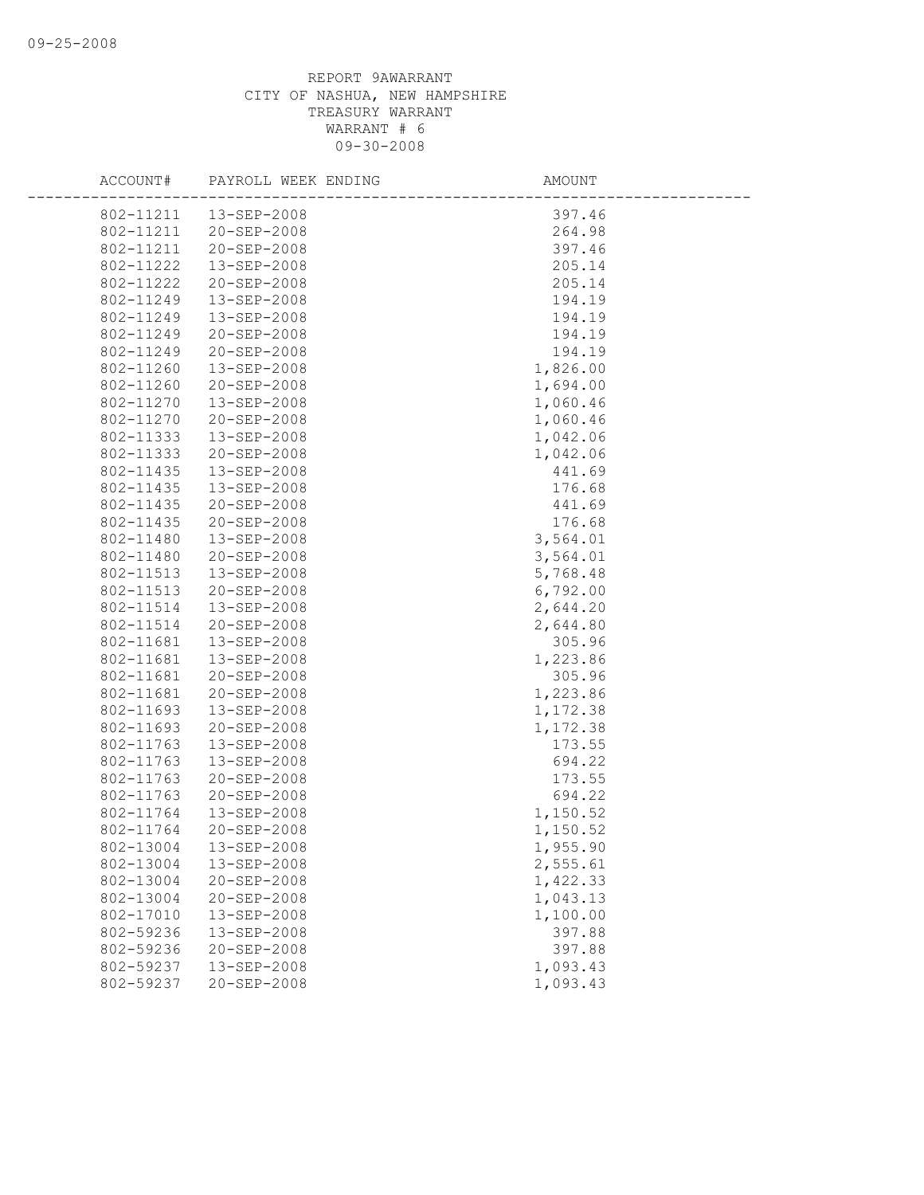REPORT 9AWARRANT
CITY OF NASHUA, NEW HAMPSHIRE
TREASURY WARRANT
WARRANT # 6
09-30-2008

| ACCOUNT# | PAYROLL WEEK ENDING | AMOUNT |
|---|---|---|
| 802-11211 | 13-SEP-2008 | 397.46 |
| 802-11211 | 20-SEP-2008 | 264.98 |
| 802-11211 | 20-SEP-2008 | 397.46 |
| 802-11222 | 13-SEP-2008 | 205.14 |
| 802-11222 | 20-SEP-2008 | 205.14 |
| 802-11249 | 13-SEP-2008 | 194.19 |
| 802-11249 | 13-SEP-2008 | 194.19 |
| 802-11249 | 20-SEP-2008 | 194.19 |
| 802-11249 | 20-SEP-2008 | 194.19 |
| 802-11260 | 13-SEP-2008 | 1,826.00 |
| 802-11260 | 20-SEP-2008 | 1,694.00 |
| 802-11270 | 13-SEP-2008 | 1,060.46 |
| 802-11270 | 20-SEP-2008 | 1,060.46 |
| 802-11333 | 13-SEP-2008 | 1,042.06 |
| 802-11333 | 20-SEP-2008 | 1,042.06 |
| 802-11435 | 13-SEP-2008 | 441.69 |
| 802-11435 | 13-SEP-2008 | 176.68 |
| 802-11435 | 20-SEP-2008 | 441.69 |
| 802-11435 | 20-SEP-2008 | 176.68 |
| 802-11480 | 13-SEP-2008 | 3,564.01 |
| 802-11480 | 20-SEP-2008 | 3,564.01 |
| 802-11513 | 13-SEP-2008 | 5,768.48 |
| 802-11513 | 20-SEP-2008 | 6,792.00 |
| 802-11514 | 13-SEP-2008 | 2,644.20 |
| 802-11514 | 20-SEP-2008 | 2,644.80 |
| 802-11681 | 13-SEP-2008 | 305.96 |
| 802-11681 | 13-SEP-2008 | 1,223.86 |
| 802-11681 | 20-SEP-2008 | 305.96 |
| 802-11681 | 20-SEP-2008 | 1,223.86 |
| 802-11693 | 13-SEP-2008 | 1,172.38 |
| 802-11693 | 20-SEP-2008 | 1,172.38 |
| 802-11763 | 13-SEP-2008 | 173.55 |
| 802-11763 | 13-SEP-2008 | 694.22 |
| 802-11763 | 20-SEP-2008 | 173.55 |
| 802-11763 | 20-SEP-2008 | 694.22 |
| 802-11764 | 13-SEP-2008 | 1,150.52 |
| 802-11764 | 20-SEP-2008 | 1,150.52 |
| 802-13004 | 13-SEP-2008 | 1,955.90 |
| 802-13004 | 13-SEP-2008 | 2,555.61 |
| 802-13004 | 20-SEP-2008 | 1,422.33 |
| 802-13004 | 20-SEP-2008 | 1,043.13 |
| 802-17010 | 13-SEP-2008 | 1,100.00 |
| 802-59236 | 13-SEP-2008 | 397.88 |
| 802-59236 | 20-SEP-2008 | 397.88 |
| 802-59237 | 13-SEP-2008 | 1,093.43 |
| 802-59237 | 20-SEP-2008 | 1,093.43 |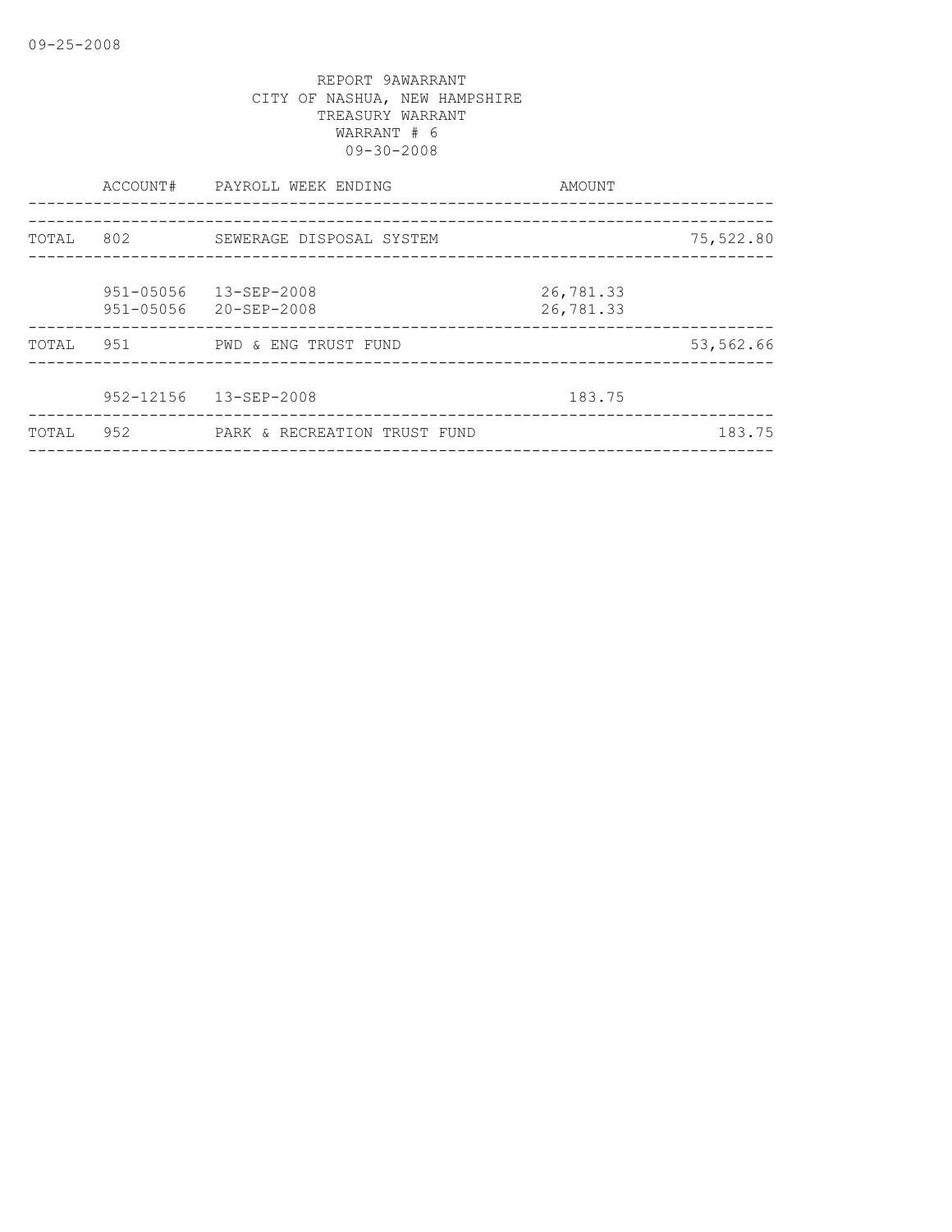09-25-2008

REPORT 9AWARRANT
CITY OF NASHUA, NEW HAMPSHIRE
TREASURY WARRANT
WARRANT # 6
09-30-2008

| | ACCOUNT# | PAYROLL WEEK ENDING | AMOUNT | |
|---|---|---|---|---|
| TOTAL | 802 | SEWERAGE DISPOSAL SYSTEM | | 75,522.80 |
| | 951-05056 | 13-SEP-2008 | 26,781.33 | |
| | 951-05056 | 20-SEP-2008 | 26,781.33 | |
| TOTAL | 951 | PWD & ENG TRUST FUND | | 53,562.66 |
| | 952-12156 | 13-SEP-2008 | 183.75 | |
| TOTAL | 952 | PARK & RECREATION TRUST FUND | | 183.75 |